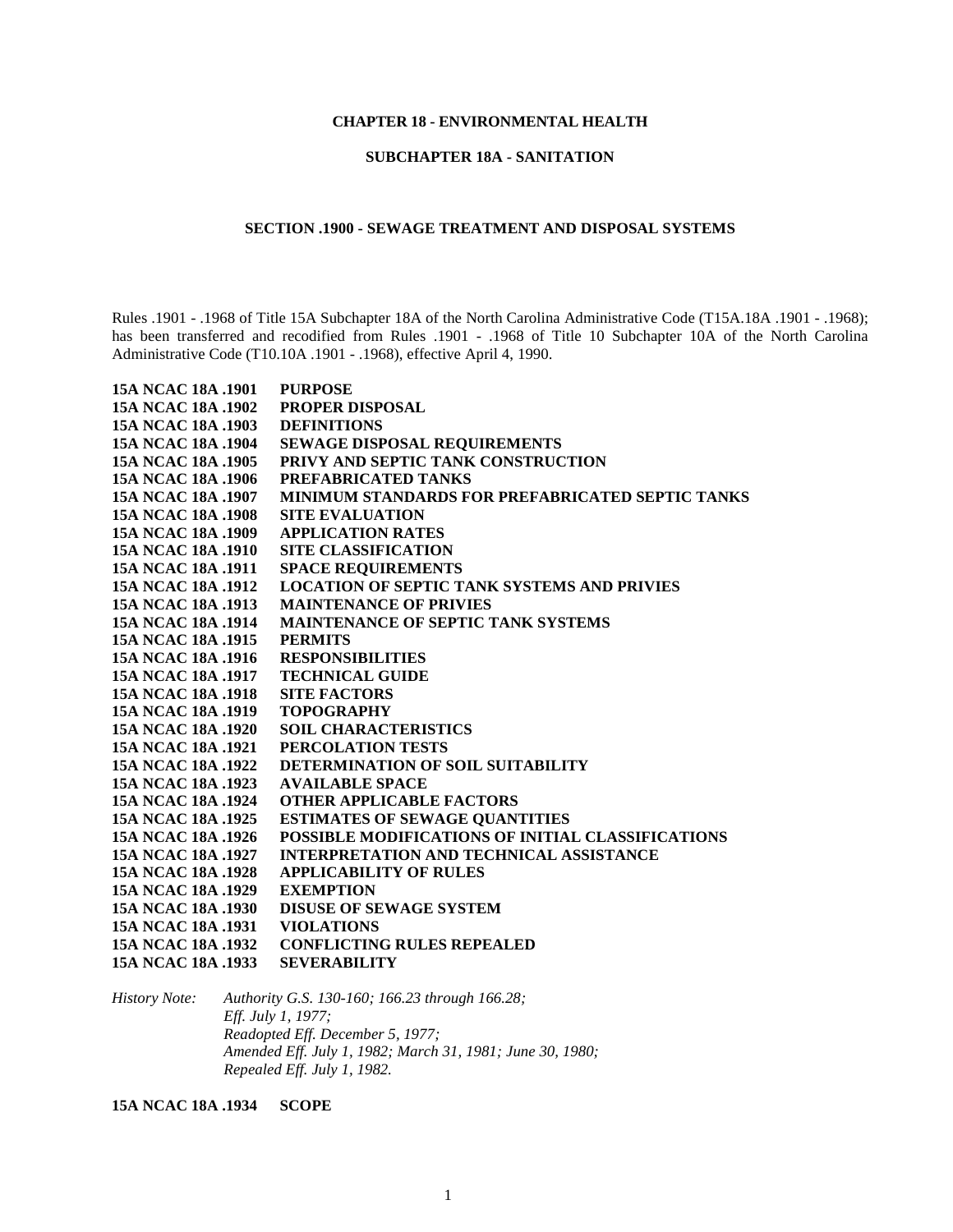**CHAPTER 18 - ENVIRONMENTAL HEALTH**

**SUBCHAPTER 18A - SANITATION**

**SECTION .1900 - SEWAGE TREATMENT AND DISPOSAL SYSTEMS**

Rules .1901 - .1968 of Title 15A Subchapter 18A of the North Carolina Administrative Code (T15A.18A .1901 - .1968); has been transferred and recodified from Rules .1901 - .1968 of Title 10 Subchapter 10A of the North Carolina Administrative Code (T10.10A .1901 - .1968), effective April 4, 1990.

**15A NCAC 18A .1901 PURPOSE**
**15A NCAC 18A .1902 PROPER DISPOSAL**
**15A NCAC 18A .1903 DEFINITIONS**
**15A NCAC 18A .1904 SEWAGE DISPOSAL REQUIREMENTS**
**15A NCAC 18A .1905 PRIVY AND SEPTIC TANK CONSTRUCTION**
**15A NCAC 18A .1906 PREFABRICATED TANKS**
**15A NCAC 18A .1907 MINIMUM STANDARDS FOR PREFABRICATED SEPTIC TANKS**
**15A NCAC 18A .1908 SITE EVALUATION**
**15A NCAC 18A .1909 APPLICATION RATES**
**15A NCAC 18A .1910 SITE CLASSIFICATION**
**15A NCAC 18A .1911 SPACE REQUIREMENTS**
**15A NCAC 18A .1912 LOCATION OF SEPTIC TANK SYSTEMS AND PRIVIES**
**15A NCAC 18A .1913 MAINTENANCE OF PRIVIES**
**15A NCAC 18A .1914 MAINTENANCE OF SEPTIC TANK SYSTEMS**
**15A NCAC 18A .1915 PERMITS**
**15A NCAC 18A .1916 RESPONSIBILITIES**
**15A NCAC 18A .1917 TECHNICAL GUIDE**
**15A NCAC 18A .1918 SITE FACTORS**
**15A NCAC 18A .1919 TOPOGRAPHY**
**15A NCAC 18A .1920 SOIL CHARACTERISTICS**
**15A NCAC 18A .1921 PERCOLATION TESTS**
**15A NCAC 18A .1922 DETERMINATION OF SOIL SUITABILITY**
**15A NCAC 18A .1923 AVAILABLE SPACE**
**15A NCAC 18A .1924 OTHER APPLICABLE FACTORS**
**15A NCAC 18A .1925 ESTIMATES OF SEWAGE QUANTITIES**
**15A NCAC 18A .1926 POSSIBLE MODIFICATIONS OF INITIAL CLASSIFICATIONS**
**15A NCAC 18A .1927 INTERPRETATION AND TECHNICAL ASSISTANCE**
**15A NCAC 18A .1928 APPLICABILITY OF RULES**
**15A NCAC 18A .1929 EXEMPTION**
**15A NCAC 18A .1930 DISUSE OF SEWAGE SYSTEM**
**15A NCAC 18A .1931 VIOLATIONS**
**15A NCAC 18A .1932 CONFLICTING RULES REPEALED**
**15A NCAC 18A .1933 SEVERABILITY**

*History Note: Authority G.S. 130-160; 166.23 through 166.28;*
*Eff. July 1, 1977;*
*Readopted Eff. December 5, 1977;*
*Amended Eff. July 1, 1982; March 31, 1981; June 30, 1980;*
*Repealed Eff. July 1, 1982.*

**15A NCAC 18A .1934 SCOPE**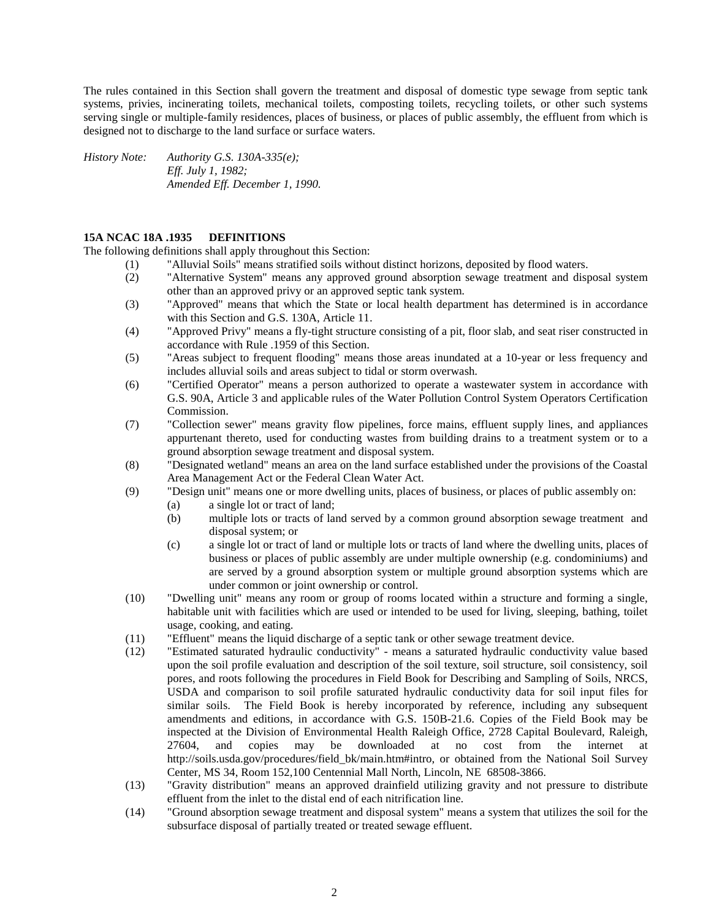The rules contained in this Section shall govern the treatment and disposal of domestic type sewage from septic tank systems, privies, incinerating toilets, mechanical toilets, composting toilets, recycling toilets, or other such systems serving single or multiple-family residences, places of business, or places of public assembly, the effluent from which is designed not to discharge to the land surface or surface waters.

*History Note: Authority G.S. 130A-335(e);*
*Eff. July 1, 1982;*
*Amended Eff. December 1, 1990.*

**15A NCAC 18A .1935 DEFINITIONS**

The following definitions shall apply throughout this Section:

(1) "Alluvial Soils" means stratified soils without distinct horizons, deposited by flood waters.

(2) "Alternative System" means any approved ground absorption sewage treatment and disposal system other than an approved privy or an approved septic tank system.

(3) "Approved" means that which the State or local health department has determined is in accordance with this Section and G.S. 130A, Article 11.

(4) "Approved Privy" means a fly-tight structure consisting of a pit, floor slab, and seat riser constructed in accordance with Rule .1959 of this Section.

(5) "Areas subject to frequent flooding" means those areas inundated at a 10-year or less frequency and includes alluvial soils and areas subject to tidal or storm overwash.

(6) "Certified Operator" means a person authorized to operate a wastewater system in accordance with G.S. 90A, Article 3 and applicable rules of the Water Pollution Control System Operators Certification Commission.

(7) "Collection sewer" means gravity flow pipelines, force mains, effluent supply lines, and appliances appurtenant thereto, used for conducting wastes from building drains to a treatment system or to a ground absorption sewage treatment and disposal system.

(8) "Designated wetland" means an area on the land surface established under the provisions of the Coastal Area Management Act or the Federal Clean Water Act.

(9) "Design unit" means one or more dwelling units, places of business, or places of public assembly on:

   (a) a single lot or tract of land;

   (b) multiple lots or tracts of land served by a common ground absorption sewage treatment and disposal system; or

   (c) a single lot or tract of land or multiple lots or tracts of land where the dwelling units, places of business or places of public assembly are under multiple ownership (e.g. condominiums) and are served by a ground absorption system or multiple ground absorption systems which are under common or joint ownership or control.

(10) "Dwelling unit" means any room or group of rooms located within a structure and forming a single, habitable unit with facilities which are used or intended to be used for living, sleeping, bathing, toilet usage, cooking, and eating.

(11) "Effluent" means the liquid discharge of a septic tank or other sewage treatment device.

(12) "Estimated saturated hydraulic conductivity" - means a saturated hydraulic conductivity value based upon the soil profile evaluation and description of the soil texture, soil structure, soil consistency, soil pores, and roots following the procedures in Field Book for Describing and Sampling of Soils, NRCS, USDA and comparison to soil profile saturated hydraulic conductivity data for soil input files for similar soils. The Field Book is hereby incorporated by reference, including any subsequent amendments and editions, in accordance with G.S. 150B-21.6. Copies of the Field Book may be inspected at the Division of Environmental Health Raleigh Office, 2728 Capital Boulevard, Raleigh, 27604, and copies may be downloaded at no cost from the internet at http://soils.usda.gov/procedures/field_bk/main.htm#intro, or obtained from the National Soil Survey Center, MS 34, Room 152,100 Centennial Mall North, Lincoln, NE 68508-3866.

(13) "Gravity distribution" means an approved drainfield utilizing gravity and not pressure to distribute effluent from the inlet to the distal end of each nitrification line.

(14) "Ground absorption sewage treatment and disposal system" means a system that utilizes the soil for the subsurface disposal of partially treated or treated sewage effluent.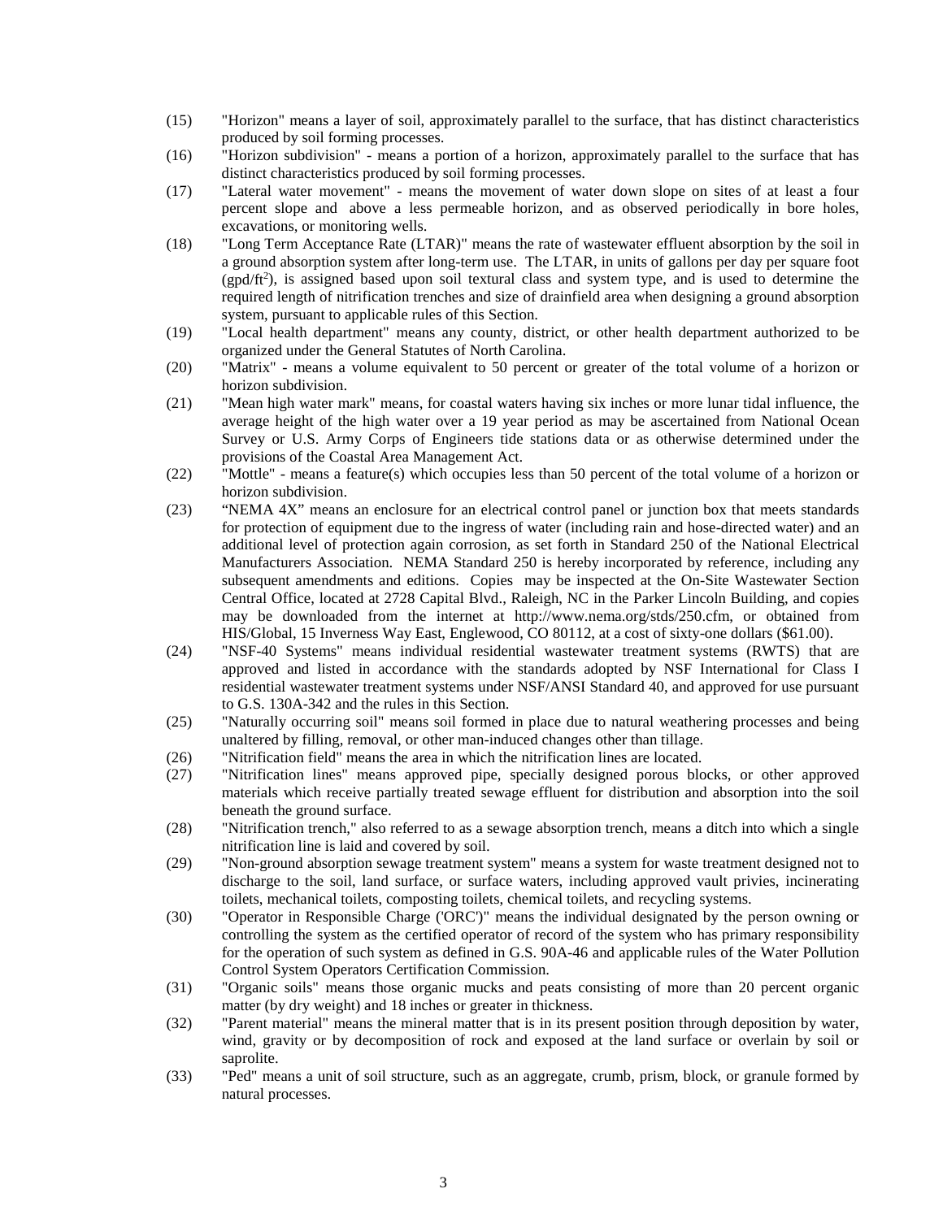(15) "Horizon" means a layer of soil, approximately parallel to the surface, that has distinct characteristics produced by soil forming processes.

(16) "Horizon subdivision" - means a portion of a horizon, approximately parallel to the surface that has distinct characteristics produced by soil forming processes.

(17) "Lateral water movement" - means the movement of water down slope on sites of at least a four percent slope and above a less permeable horizon, and as observed periodically in bore holes, excavations, or monitoring wells.

(18) "Long Term Acceptance Rate (LTAR)" means the rate of wastewater effluent absorption by the soil in a ground absorption system after long-term use. The LTAR, in units of gallons per day per square foot ($gpd/ft^2$), is assigned based upon soil textural class and system type, and is used to determine the required length of nitrification trenches and size of drainfield area when designing a ground absorption system, pursuant to applicable rules of this Section.

(19) "Local health department" means any county, district, or other health department authorized to be organized under the General Statutes of North Carolina.

(20) "Matrix" - means a volume equivalent to 50 percent or greater of the total volume of a horizon or horizon subdivision.

(21) "Mean high water mark" means, for coastal waters having six inches or more lunar tidal influence, the average height of the high water over a 19 year period as may be ascertained from National Ocean Survey or U.S. Army Corps of Engineers tide stations data or as otherwise determined under the provisions of the Coastal Area Management Act.

(22) "Mottle" - means a feature(s) which occupies less than 50 percent of the total volume of a horizon or horizon subdivision.

(23) "NEMA 4X" means an enclosure for an electrical control panel or junction box that meets standards for protection of equipment due to the ingress of water (including rain and hose-directed water) and an additional level of protection again corrosion, as set forth in Standard 250 of the National Electrical Manufacturers Association. NEMA Standard 250 is hereby incorporated by reference, including any subsequent amendments and editions. Copies may be inspected at the On-Site Wastewater Section Central Office, located at 2728 Capital Blvd., Raleigh, NC in the Parker Lincoln Building, and copies may be downloaded from the internet at http://www.nema.org/stds/250.cfm, or obtained from HIS/Global, 15 Inverness Way East, Englewood, CO 80112, at a cost of sixty-one dollars ($61.00).

(24) "NSF-40 Systems" means individual residential wastewater treatment systems (RWTS) that are approved and listed in accordance with the standards adopted by NSF International for Class I residential wastewater treatment systems under NSF/ANSI Standard 40, and approved for use pursuant to G.S. 130A-342 and the rules in this Section.

(25) "Naturally occurring soil" means soil formed in place due to natural weathering processes and being unaltered by filling, removal, or other man-induced changes other than tillage.

(26) "Nitrification field" means the area in which the nitrification lines are located.

(27) "Nitrification lines" means approved pipe, specially designed porous blocks, or other approved materials which receive partially treated sewage effluent for distribution and absorption into the soil beneath the ground surface.

(28) "Nitrification trench," also referred to as a sewage absorption trench, means a ditch into which a single nitrification line is laid and covered by soil.

(29) "Non-ground absorption sewage treatment system" means a system for waste treatment designed not to discharge to the soil, land surface, or surface waters, including approved vault privies, incinerating toilets, mechanical toilets, composting toilets, chemical toilets, and recycling systems.

(30) "Operator in Responsible Charge ('ORC')" means the individual designated by the person owning or controlling the system as the certified operator of record of the system who has primary responsibility for the operation of such system as defined in G.S. 90A-46 and applicable rules of the Water Pollution Control System Operators Certification Commission.

(31) "Organic soils" means those organic mucks and peats consisting of more than 20 percent organic matter (by dry weight) and 18 inches or greater in thickness.

(32) "Parent material" means the mineral matter that is in its present position through deposition by water, wind, gravity or by decomposition of rock and exposed at the land surface or overlain by soil or saprolite.

(33) "Ped" means a unit of soil structure, such as an aggregate, crumb, prism, block, or granule formed by natural processes.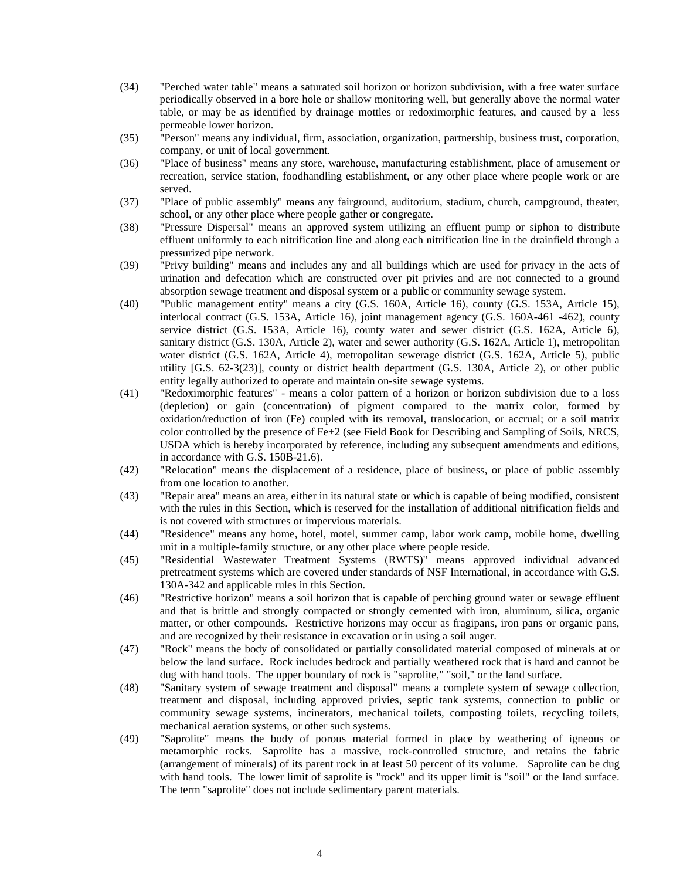(34) "Perched water table" means a saturated soil horizon or horizon subdivision, with a free water surface periodically observed in a bore hole or shallow monitoring well, but generally above the normal water table, or may be as identified by drainage mottles or redoximorphic features, and caused by a less permeable lower horizon.

(35) "Person" means any individual, firm, association, organization, partnership, business trust, corporation, company, or unit of local government.

(36) "Place of business" means any store, warehouse, manufacturing establishment, place of amusement or recreation, service station, foodhandling establishment, or any other place where people work or are served.

(37) "Place of public assembly" means any fairground, auditorium, stadium, church, campground, theater, school, or any other place where people gather or congregate.

(38) "Pressure Dispersal" means an approved system utilizing an effluent pump or siphon to distribute effluent uniformly to each nitrification line and along each nitrification line in the drainfield through a pressurized pipe network.

(39) "Privy building" means and includes any and all buildings which are used for privacy in the acts of urination and defecation which are constructed over pit privies and are not connected to a ground absorption sewage treatment and disposal system or a public or community sewage system.

(40) "Public management entity" means a city (G.S. 160A, Article 16), county (G.S. 153A, Article 15), interlocal contract (G.S. 153A, Article 16), joint management agency (G.S. 160A-461 -462), county service district (G.S. 153A, Article 16), county water and sewer district (G.S. 162A, Article 6), sanitary district (G.S. 130A, Article 2), water and sewer authority (G.S. 162A, Article 1), metropolitan water district (G.S. 162A, Article 4), metropolitan sewerage district (G.S. 162A, Article 5), public utility [G.S. 62-3(23)], county or district health department (G.S. 130A, Article 2), or other public entity legally authorized to operate and maintain on-site sewage systems.

(41) "Redoximorphic features" - means a color pattern of a horizon or horizon subdivision due to a loss (depletion) or gain (concentration) of pigment compared to the matrix color, formed by oxidation/reduction of iron (Fe) coupled with its removal, translocation, or accrual; or a soil matrix color controlled by the presence of $Fe^{+2}$ (see Field Book for Describing and Sampling of Soils, NRCS, USDA which is hereby incorporated by reference, including any subsequent amendments and editions, in accordance with G.S. 150B-21.6).

(42) "Relocation" means the displacement of a residence, place of business, or place of public assembly from one location to another.

(43) "Repair area" means an area, either in its natural state or which is capable of being modified, consistent with the rules in this Section, which is reserved for the installation of additional nitrification fields and is not covered with structures or impervious materials.

(44) "Residence" means any home, hotel, motel, summer camp, labor work camp, mobile home, dwelling unit in a multiple-family structure, or any other place where people reside.

(45) "Residential Wastewater Treatment Systems (RWTS)" means approved individual advanced pretreatment systems which are covered under standards of NSF International, in accordance with G.S. 130A-342 and applicable rules in this Section.

(46) "Restrictive horizon" means a soil horizon that is capable of perching ground water or sewage effluent and that is brittle and strongly compacted or strongly cemented with iron, aluminum, silica, organic matter, or other compounds. Restrictive horizons may occur as fragipans, iron pans or organic pans, and are recognized by their resistance in excavation or in using a soil auger.

(47) "Rock" means the body of consolidated or partially consolidated material composed of minerals at or below the land surface. Rock includes bedrock and partially weathered rock that is hard and cannot be dug with hand tools. The upper boundary of rock is "saprolite," "soil," or the land surface.

(48) "Sanitary system of sewage treatment and disposal" means a complete system of sewage collection, treatment and disposal, including approved privies, septic tank systems, connection to public or community sewage systems, incinerators, mechanical toilets, composting toilets, recycling toilets, mechanical aeration systems, or other such systems.

(49) "Saprolite" means the body of porous material formed in place by weathering of igneous or metamorphic rocks. Saprolite has a massive, rock-controlled structure, and retains the fabric (arrangement of minerals) of its parent rock in at least 50 percent of its volume. Saprolite can be dug with hand tools. The lower limit of saprolite is "rock" and its upper limit is "soil" or the land surface. The term "saprolite" does not include sedimentary parent materials.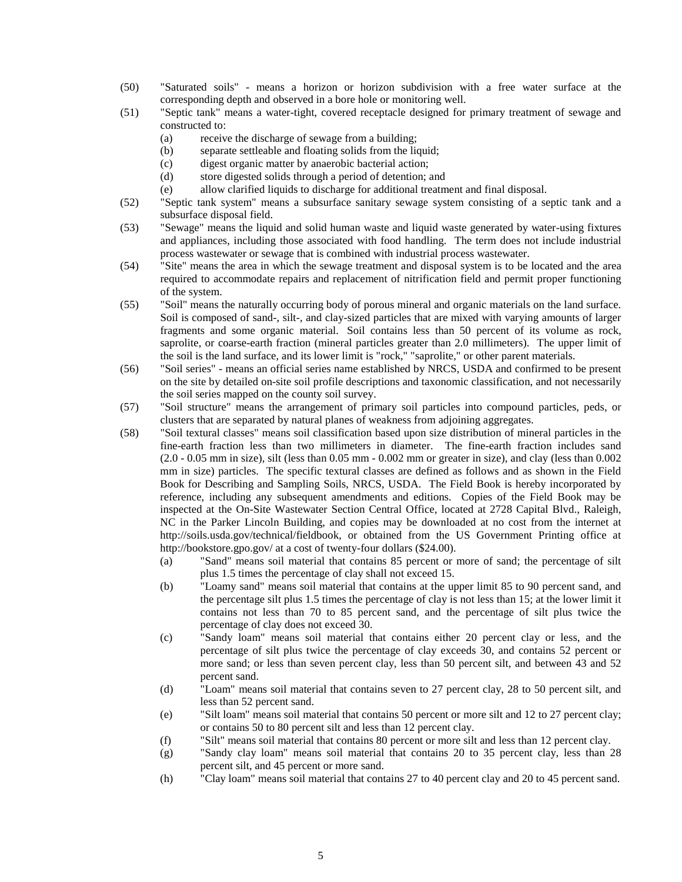(50) "Saturated soils" - means a horizon or horizon subdivision with a free water surface at the corresponding depth and observed in a bore hole or monitoring well.

(51) "Septic tank" means a water-tight, covered receptacle designed for primary treatment of sewage and constructed to:

- (a) receive the discharge of sewage from a building;
- (b) separate settleable and floating solids from the liquid;
- (c) digest organic matter by anaerobic bacterial action;
- (d) store digested solids through a period of detention; and
- (e) allow clarified liquids to discharge for additional treatment and final disposal.

(52) "Septic tank system" means a subsurface sanitary sewage system consisting of a septic tank and a subsurface disposal field.

(53) "Sewage" means the liquid and solid human waste and liquid waste generated by water-using fixtures and appliances, including those associated with food handling. The term does not include industrial process wastewater or sewage that is combined with industrial process wastewater.

(54) "Site" means the area in which the sewage treatment and disposal system is to be located and the area required to accommodate repairs and replacement of nitrification field and permit proper functioning of the system.

(55) "Soil" means the naturally occurring body of porous mineral and organic materials on the land surface. Soil is composed of sand-, silt-, and clay-sized particles that are mixed with varying amounts of larger fragments and some organic material. Soil contains less than 50 percent of its volume as rock, saprolite, or coarse-earth fraction (mineral particles greater than 2.0 millimeters). The upper limit of the soil is the land surface, and its lower limit is "rock," "saprolite," or other parent materials.

(56) "Soil series" - means an official series name established by NRCS, USDA and confirmed to be present on the site by detailed on-site soil profile descriptions and taxonomic classification, and not necessarily the soil series mapped on the county soil survey.

(57) "Soil structure" means the arrangement of primary soil particles into compound particles, peds, or clusters that are separated by natural planes of weakness from adjoining aggregates.

(58) "Soil textural classes" means soil classification based upon size distribution of mineral particles in the fine-earth fraction less than two millimeters in diameter. The fine-earth fraction includes sand (2.0 - 0.05 mm in size), silt (less than 0.05 mm - 0.002 mm or greater in size), and clay (less than 0.002 mm in size) particles. The specific textural classes are defined as follows and as shown in the Field Book for Describing and Sampling Soils, NRCS, USDA. The Field Book is hereby incorporated by reference, including any subsequent amendments and editions. Copies of the Field Book may be inspected at the On-Site Wastewater Section Central Office, located at 2728 Capital Blvd., Raleigh, NC in the Parker Lincoln Building, and copies may be downloaded at no cost from the internet at http://soils.usda.gov/technical/fieldbook, or obtained from the US Government Printing office at http://bookstore.gpo.gov/ at a cost of twenty-four dollars ($24.00).

- (a) "Sand" means soil material that contains 85 percent or more of sand; the percentage of silt plus 1.5 times the percentage of clay shall not exceed 15.
- (b) "Loamy sand" means soil material that contains at the upper limit 85 to 90 percent sand, and the percentage silt plus 1.5 times the percentage of clay is not less than 15; at the lower limit it contains not less than 70 to 85 percent sand, and the percentage of silt plus twice the percentage of clay does not exceed 30.
- (c) "Sandy loam" means soil material that contains either 20 percent clay or less, and the percentage of silt plus twice the percentage of clay exceeds 30, and contains 52 percent or more sand; or less than seven percent clay, less than 50 percent silt, and between 43 and 52 percent sand.
- (d) "Loam" means soil material that contains seven to 27 percent clay, 28 to 50 percent silt, and less than 52 percent sand.
- (e) "Silt loam" means soil material that contains 50 percent or more silt and 12 to 27 percent clay; or contains 50 to 80 percent silt and less than 12 percent clay.
- (f) "Silt" means soil material that contains 80 percent or more silt and less than 12 percent clay.
- (g) "Sandy clay loam" means soil material that contains 20 to 35 percent clay, less than 28 percent silt, and 45 percent or more sand.
- (h) "Clay loam" means soil material that contains 27 to 40 percent clay and 20 to 45 percent sand.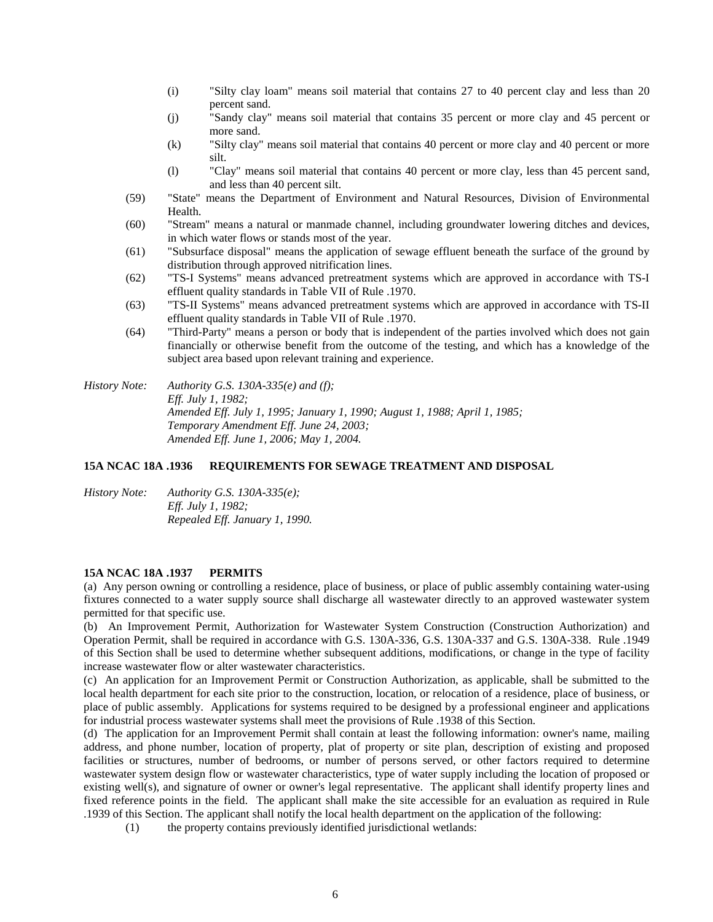(i) "Silty clay loam" means soil material that contains 27 to 40 percent clay and less than 20 percent sand.

(j) "Sandy clay" means soil material that contains 35 percent or more clay and 45 percent or more sand.

(k) "Silty clay" means soil material that contains 40 percent or more clay and 40 percent or more silt.

(l) "Clay" means soil material that contains 40 percent or more clay, less than 45 percent sand, and less than 40 percent silt.

(59) "State" means the Department of Environment and Natural Resources, Division of Environmental Health.

(60) "Stream" means a natural or manmade channel, including groundwater lowering ditches and devices, in which water flows or stands most of the year.

(61) "Subsurface disposal" means the application of sewage effluent beneath the surface of the ground by distribution through approved nitrification lines.

(62) "TS-I Systems" means advanced pretreatment systems which are approved in accordance with TS-I effluent quality standards in Table VII of Rule .1970.

(63) "TS-II Systems" means advanced pretreatment systems which are approved in accordance with TS-II effluent quality standards in Table VII of Rule .1970.

(64) "Third-Party" means a person or body that is independent of the parties involved which does not gain financially or otherwise benefit from the outcome of the testing, and which has a knowledge of the subject area based upon relevant training and experience.

*History Note: Authority G.S. 130A-335(e) and (f);*
*Eff. July 1, 1982;*
*Amended Eff. July 1, 1995; January 1, 1990; August 1, 1988; April 1, 1985;*
*Temporary Amendment Eff. June 24, 2003;*
*Amended Eff. June 1, 2006; May 1, 2004.*

**15A NCAC 18A .1936 REQUIREMENTS FOR SEWAGE TREATMENT AND DISPOSAL**

*History Note: Authority G.S. 130A-335(e);*
*Eff. July 1, 1982;*
*Repealed Eff. January 1, 1990.*

**15A NCAC 18A .1937 PERMITS**

(a) Any person owning or controlling a residence, place of business, or place of public assembly containing water-using fixtures connected to a water supply source shall discharge all wastewater directly to an approved wastewater system permitted for that specific use.

(b) An Improvement Permit, Authorization for Wastewater System Construction (Construction Authorization) and Operation Permit, shall be required in accordance with G.S. 130A-336, G.S. 130A-337 and G.S. 130A-338. Rule .1949 of this Section shall be used to determine whether subsequent additions, modifications, or change in the type of facility increase wastewater flow or alter wastewater characteristics.

(c) An application for an Improvement Permit or Construction Authorization, as applicable, shall be submitted to the local health department for each site prior to the construction, location, or relocation of a residence, place of business, or place of public assembly. Applications for systems required to be designed by a professional engineer and applications for industrial process wastewater systems shall meet the provisions of Rule .1938 of this Section.

(d) The application for an Improvement Permit shall contain at least the following information: owner's name, mailing address, and phone number, location of property, plat of property or site plan, description of existing and proposed facilities or structures, number of bedrooms, or number of persons served, or other factors required to determine wastewater system design flow or wastewater characteristics, type of water supply including the location of proposed or existing well(s), and signature of owner or owner's legal representative. The applicant shall identify property lines and fixed reference points in the field. The applicant shall make the site accessible for an evaluation as required in Rule .1939 of this Section. The applicant shall notify the local health department on the application of the following:

(1) the property contains previously identified jurisdictional wetlands: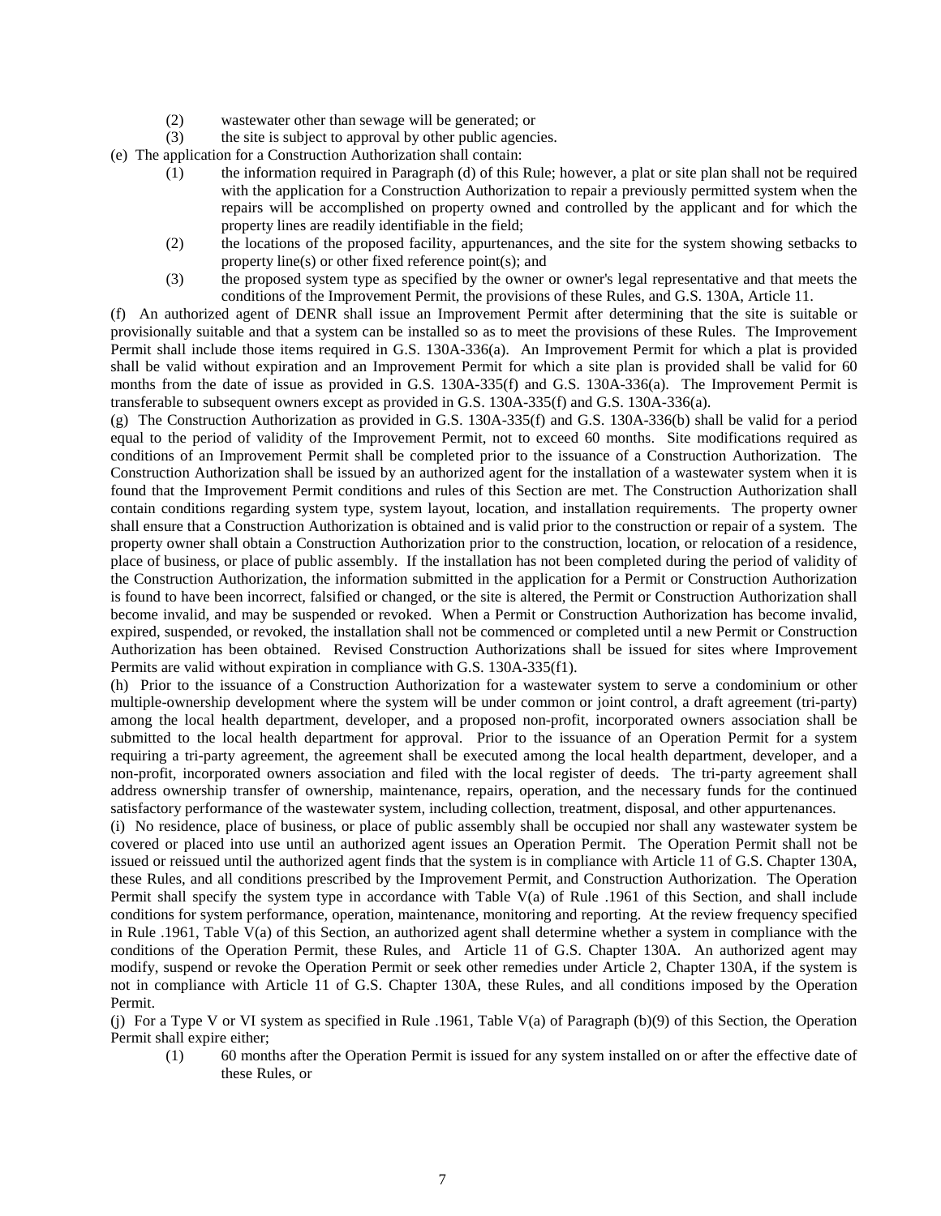(2) wastewater other than sewage will be generated; or

(3) the site is subject to approval by other public agencies.

(e) The application for a Construction Authorization shall contain:

(1) the information required in Paragraph (d) of this Rule; however, a plat or site plan shall not be required with the application for a Construction Authorization to repair a previously permitted system when the repairs will be accomplished on property owned and controlled by the applicant and for which the property lines are readily identifiable in the field;

(2) the locations of the proposed facility, appurtenances, and the site for the system showing setbacks to property line(s) or other fixed reference point(s); and

(3) the proposed system type as specified by the owner or owner's legal representative and that meets the conditions of the Improvement Permit, the provisions of these Rules, and G.S. 130A, Article 11.

(f) An authorized agent of DENR shall issue an Improvement Permit after determining that the site is suitable or provisionally suitable and that a system can be installed so as to meet the provisions of these Rules. The Improvement Permit shall include those items required in G.S. 130A-336(a). An Improvement Permit for which a plat is provided shall be valid without expiration and an Improvement Permit for which a site plan is provided shall be valid for 60 months from the date of issue as provided in G.S. 130A-335(f) and G.S. 130A-336(a). The Improvement Permit is transferable to subsequent owners except as provided in G.S. 130A-335(f) and G.S. 130A-336(a).

(g) The Construction Authorization as provided in G.S. 130A-335(f) and G.S. 130A-336(b) shall be valid for a period equal to the period of validity of the Improvement Permit, not to exceed 60 months. Site modifications required as conditions of an Improvement Permit shall be completed prior to the issuance of a Construction Authorization. The Construction Authorization shall be issued by an authorized agent for the installation of a wastewater system when it is found that the Improvement Permit conditions and rules of this Section are met. The Construction Authorization shall contain conditions regarding system type, system layout, location, and installation requirements. The property owner shall ensure that a Construction Authorization is obtained and is valid prior to the construction or repair of a system. The property owner shall obtain a Construction Authorization prior to the construction, location, or relocation of a residence, place of business, or place of public assembly. If the installation has not been completed during the period of validity of the Construction Authorization, the information submitted in the application for a Permit or Construction Authorization is found to have been incorrect, falsified or changed, or the site is altered, the Permit or Construction Authorization shall become invalid, and may be suspended or revoked. When a Permit or Construction Authorization has become invalid, expired, suspended, or revoked, the installation shall not be commenced or completed until a new Permit or Construction Authorization has been obtained. Revised Construction Authorizations shall be issued for sites where Improvement Permits are valid without expiration in compliance with G.S. 130A-335(f1).

(h) Prior to the issuance of a Construction Authorization for a wastewater system to serve a condominium or other multiple-ownership development where the system will be under common or joint control, a draft agreement (tri-party) among the local health department, developer, and a proposed non-profit, incorporated owners association shall be submitted to the local health department for approval. Prior to the issuance of an Operation Permit for a system requiring a tri-party agreement, the agreement shall be executed among the local health department, developer, and a non-profit, incorporated owners association and filed with the local register of deeds. The tri-party agreement shall address ownership transfer of ownership, maintenance, repairs, operation, and the necessary funds for the continued satisfactory performance of the wastewater system, including collection, treatment, disposal, and other appurtenances.

(i) No residence, place of business, or place of public assembly shall be occupied nor shall any wastewater system be covered or placed into use until an authorized agent issues an Operation Permit. The Operation Permit shall not be issued or reissued until the authorized agent finds that the system is in compliance with Article 11 of G.S. Chapter 130A, these Rules, and all conditions prescribed by the Improvement Permit, and Construction Authorization. The Operation Permit shall specify the system type in accordance with Table V(a) of Rule .1961 of this Section, and shall include conditions for system performance, operation, maintenance, monitoring and reporting. At the review frequency specified in Rule .1961, Table V(a) of this Section, an authorized agent shall determine whether a system in compliance with the conditions of the Operation Permit, these Rules, and Article 11 of G.S. Chapter 130A. An authorized agent may modify, suspend or revoke the Operation Permit or seek other remedies under Article 2, Chapter 130A, if the system is not in compliance with Article 11 of G.S. Chapter 130A, these Rules, and all conditions imposed by the Operation Permit.

(j) For a Type V or VI system as specified in Rule .1961, Table V(a) of Paragraph (b)(9) of this Section, the Operation Permit shall expire either;

(1) 60 months after the Operation Permit is issued for any system installed on or after the effective date of these Rules, or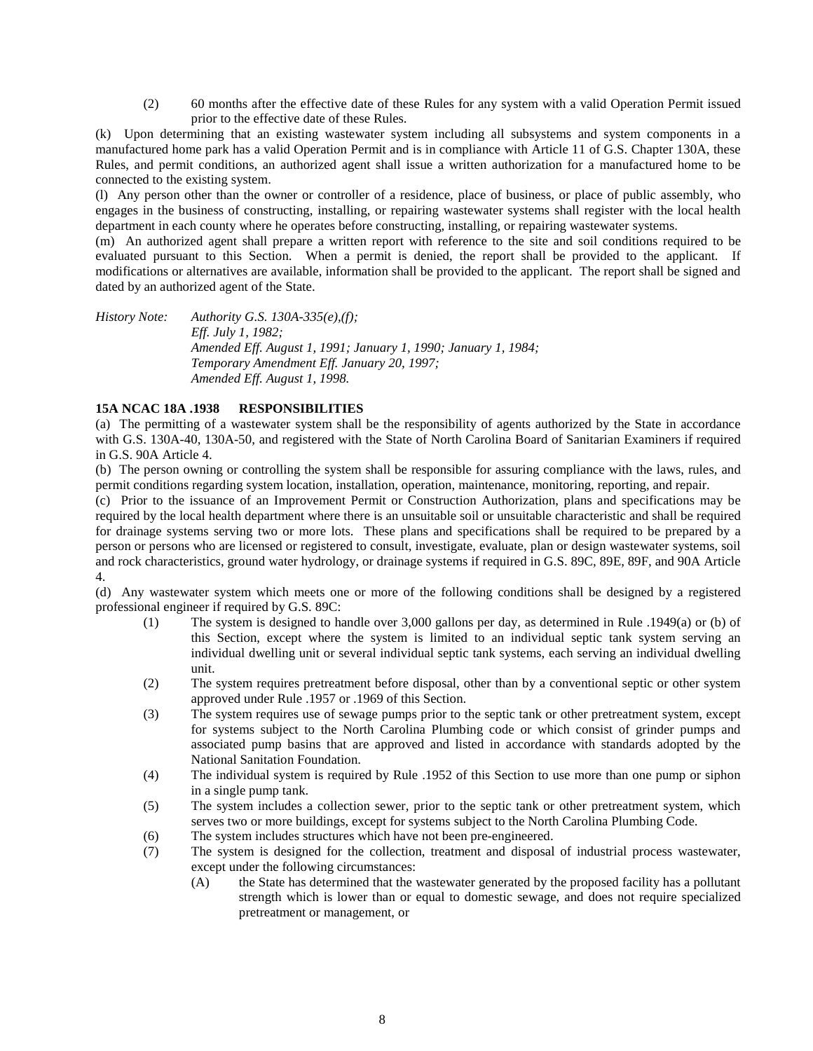(2) 60 months after the effective date of these Rules for any system with a valid Operation Permit issued prior to the effective date of these Rules.

(k) Upon determining that an existing wastewater system including all subsystems and system components in a manufactured home park has a valid Operation Permit and is in compliance with Article 11 of G.S. Chapter 130A, these Rules, and permit conditions, an authorized agent shall issue a written authorization for a manufactured home to be connected to the existing system.

(l) Any person other than the owner or controller of a residence, place of business, or place of public assembly, who engages in the business of constructing, installing, or repairing wastewater systems shall register with the local health department in each county where he operates before constructing, installing, or repairing wastewater systems.

(m) An authorized agent shall prepare a written report with reference to the site and soil conditions required to be evaluated pursuant to this Section. When a permit is denied, the report shall be provided to the applicant. If modifications or alternatives are available, information shall be provided to the applicant. The report shall be signed and dated by an authorized agent of the State.

*History Note: Authority G.S. 130A-335(e),(f);*
*Eff. July 1, 1982;*
*Amended Eff. August 1, 1991; January 1, 1990; January 1, 1984;*
*Temporary Amendment Eff. January 20, 1997;*
*Amended Eff. August 1, 1998.*

**15A NCAC 18A .1938 RESPONSIBILITIES**

(a) The permitting of a wastewater system shall be the responsibility of agents authorized by the State in accordance with G.S. 130A-40, 130A-50, and registered with the State of North Carolina Board of Sanitarian Examiners if required in G.S. 90A Article 4.

(b) The person owning or controlling the system shall be responsible for assuring compliance with the laws, rules, and permit conditions regarding system location, installation, operation, maintenance, monitoring, reporting, and repair.

(c) Prior to the issuance of an Improvement Permit or Construction Authorization, plans and specifications may be required by the local health department where there is an unsuitable soil or unsuitable characteristic and shall be required for drainage systems serving two or more lots. These plans and specifications shall be required to be prepared by a person or persons who are licensed or registered to consult, investigate, evaluate, plan or design wastewater systems, soil and rock characteristics, ground water hydrology, or drainage systems if required in G.S. 89C, 89E, 89F, and 90A Article 4.

(d) Any wastewater system which meets one or more of the following conditions shall be designed by a registered professional engineer if required by G.S. 89C:

(1) The system is designed to handle over 3,000 gallons per day, as determined in Rule .1949(a) or (b) of this Section, except where the system is limited to an individual septic tank system serving an individual dwelling unit or several individual septic tank systems, each serving an individual dwelling unit.

(2) The system requires pretreatment before disposal, other than by a conventional septic or other system approved under Rule .1957 or .1969 of this Section.

(3) The system requires use of sewage pumps prior to the septic tank or other pretreatment system, except for systems subject to the North Carolina Plumbing code or which consist of grinder pumps and associated pump basins that are approved and listed in accordance with standards adopted by the National Sanitation Foundation.

(4) The individual system is required by Rule .1952 of this Section to use more than one pump or siphon in a single pump tank.

(5) The system includes a collection sewer, prior to the septic tank or other pretreatment system, which serves two or more buildings, except for systems subject to the North Carolina Plumbing Code.

(6) The system includes structures which have not been pre-engineered.

(7) The system is designed for the collection, treatment and disposal of industrial process wastewater, except under the following circumstances:

   (A) the State has determined that the wastewater generated by the proposed facility has a pollutant strength which is lower than or equal to domestic sewage, and does not require specialized pretreatment or management, or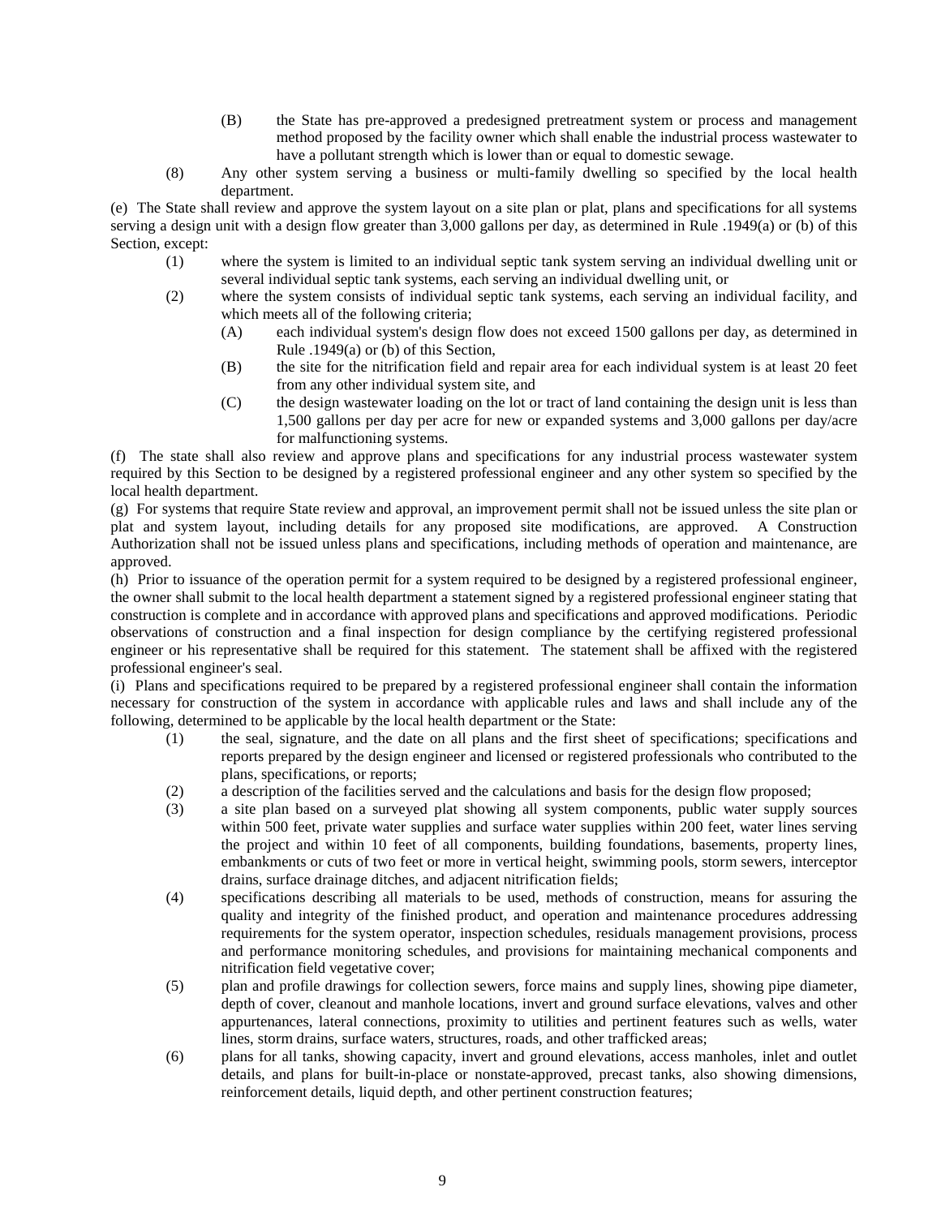(B) the State has pre-approved a predesigned pretreatment system or process and management method proposed by the facility owner which shall enable the industrial process wastewater to have a pollutant strength which is lower than or equal to domestic sewage.

(8) Any other system serving a business or multi-family dwelling so specified by the local health department.

(e) The State shall review and approve the system layout on a site plan or plat, plans and specifications for all systems serving a design unit with a design flow greater than 3,000 gallons per day, as determined in Rule .1949(a) or (b) of this Section, except:

(1) where the system is limited to an individual septic tank system serving an individual dwelling unit or several individual septic tank systems, each serving an individual dwelling unit, or

(2) where the system consists of individual septic tank systems, each serving an individual facility, and which meets all of the following criteria;

(A) each individual system's design flow does not exceed 1500 gallons per day, as determined in Rule .1949(a) or (b) of this Section,

(B) the site for the nitrification field and repair area for each individual system is at least 20 feet from any other individual system site, and

(C) the design wastewater loading on the lot or tract of land containing the design unit is less than 1,500 gallons per day per acre for new or expanded systems and 3,000 gallons per day/acre for malfunctioning systems.

(f) The state shall also review and approve plans and specifications for any industrial process wastewater system required by this Section to be designed by a registered professional engineer and any other system so specified by the local health department.

(g) For systems that require State review and approval, an improvement permit shall not be issued unless the site plan or plat and system layout, including details for any proposed site modifications, are approved. A Construction Authorization shall not be issued unless plans and specifications, including methods of operation and maintenance, are approved.

(h) Prior to issuance of the operation permit for a system required to be designed by a registered professional engineer, the owner shall submit to the local health department a statement signed by a registered professional engineer stating that construction is complete and in accordance with approved plans and specifications and approved modifications. Periodic observations of construction and a final inspection for design compliance by the certifying registered professional engineer or his representative shall be required for this statement. The statement shall be affixed with the registered professional engineer's seal.

(i) Plans and specifications required to be prepared by a registered professional engineer shall contain the information necessary for construction of the system in accordance with applicable rules and laws and shall include any of the following, determined to be applicable by the local health department or the State:

(1) the seal, signature, and the date on all plans and the first sheet of specifications; specifications and reports prepared by the design engineer and licensed or registered professionals who contributed to the plans, specifications, or reports;

(2) a description of the facilities served and the calculations and basis for the design flow proposed;

(3) a site plan based on a surveyed plat showing all system components, public water supply sources within 500 feet, private water supplies and surface water supplies within 200 feet, water lines serving the project and within 10 feet of all components, building foundations, basements, property lines, embankments or cuts of two feet or more in vertical height, swimming pools, storm sewers, interceptor drains, surface drainage ditches, and adjacent nitrification fields;

(4) specifications describing all materials to be used, methods of construction, means for assuring the quality and integrity of the finished product, and operation and maintenance procedures addressing requirements for the system operator, inspection schedules, residuals management provisions, process and performance monitoring schedules, and provisions for maintaining mechanical components and nitrification field vegetative cover;

(5) plan and profile drawings for collection sewers, force mains and supply lines, showing pipe diameter, depth of cover, cleanout and manhole locations, invert and ground surface elevations, valves and other appurtenances, lateral connections, proximity to utilities and pertinent features such as wells, water lines, storm drains, surface waters, structures, roads, and other trafficked areas;

(6) plans for all tanks, showing capacity, invert and ground elevations, access manholes, inlet and outlet details, and plans for built-in-place or nonstate-approved, precast tanks, also showing dimensions, reinforcement details, liquid depth, and other pertinent construction features;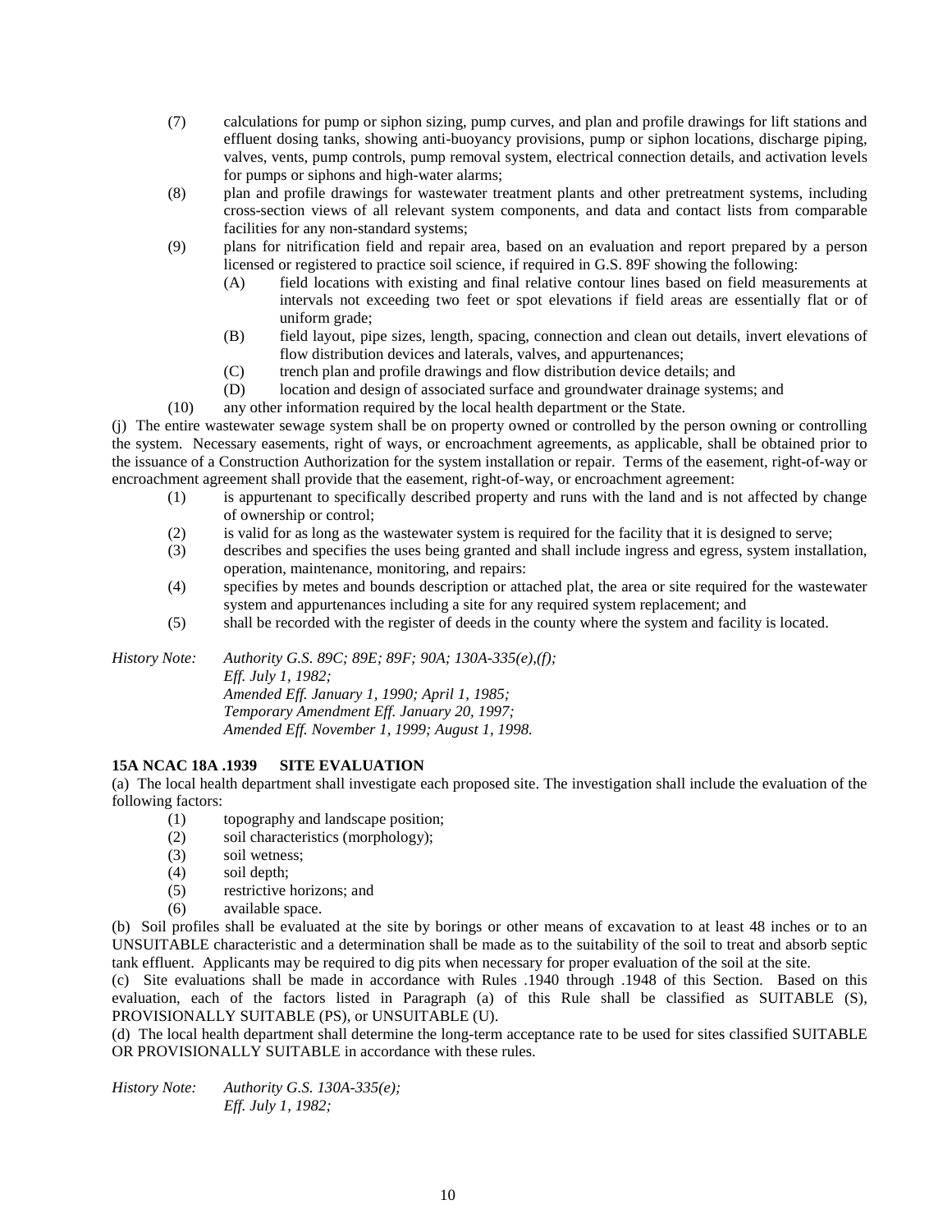(7) calculations for pump or siphon sizing, pump curves, and plan and profile drawings for lift stations and effluent dosing tanks, showing anti-buoyancy provisions, pump or siphon locations, discharge piping, valves, vents, pump controls, pump removal system, electrical connection details, and activation levels for pumps or siphons and high-water alarms;

(8) plan and profile drawings for wastewater treatment plants and other pretreatment systems, including cross-section views of all relevant system components, and data and contact lists from comparable facilities for any non-standard systems;

(9) plans for nitrification field and repair area, based on an evaluation and report prepared by a person licensed or registered to practice soil science, if required in G.S. 89F showing the following:

- (A) field locations with existing and final relative contour lines based on field measurements at intervals not exceeding two feet or spot elevations if field areas are essentially flat or of uniform grade;
- (B) field layout, pipe sizes, length, spacing, connection and clean out details, invert elevations of flow distribution devices and laterals, valves, and appurtenances;
- (C) trench plan and profile drawings and flow distribution device details; and
- (D) location and design of associated surface and groundwater drainage systems; and

(10) any other information required by the local health department or the State.

(j) The entire wastewater sewage system shall be on property owned or controlled by the person owning or controlling the system. Necessary easements, right of ways, or encroachment agreements, as applicable, shall be obtained prior to the issuance of a Construction Authorization for the system installation or repair. Terms of the easement, right-of-way or encroachment agreement shall provide that the easement, right-of-way, or encroachment agreement:

(1) is appurtenant to specifically described property and runs with the land and is not affected by change of ownership or control;

(2) is valid for as long as the wastewater system is required for the facility that it is designed to serve;

(3) describes and specifies the uses being granted and shall include ingress and egress, system installation, operation, maintenance, monitoring, and repairs:

(4) specifies by metes and bounds description or attached plat, the area or site required for the wastewater system and appurtenances including a site for any required system replacement; and

(5) shall be recorded with the register of deeds in the county where the system and facility is located.

*History Note: Authority G.S. 89C; 89E; 89F; 90A; 130A-335(e),(f);*
*Eff. July 1, 1982;*
*Amended Eff. January 1, 1990; April 1, 1985;*
*Temporary Amendment Eff. January 20, 1997;*
*Amended Eff. November 1, 1999; August 1, 1998.*

### 15A NCAC 18A .1939 SITE EVALUATION

(a) The local health department shall investigate each proposed site. The investigation shall include the evaluation of the following factors:

(1) topography and landscape position;
(2) soil characteristics (morphology);
(3) soil wetness;
(4) soil depth;
(5) restrictive horizons; and
(6) available space.

(b) Soil profiles shall be evaluated at the site by borings or other means of excavation to at least 48 inches or to an UNSUITABLE characteristic and a determination shall be made as to the suitability of the soil to treat and absorb septic tank effluent. Applicants may be required to dig pits when necessary for proper evaluation of the soil at the site.

(c) Site evaluations shall be made in accordance with Rules .1940 through .1948 of this Section. Based on this evaluation, each of the factors listed in Paragraph (a) of this Rule shall be classified as SUITABLE (S), PROVISIONALLY SUITABLE (PS), or UNSUITABLE (U).

(d) The local health department shall determine the long-term acceptance rate to be used for sites classified SUITABLE OR PROVISIONALLY SUITABLE in accordance with these rules.

*History Note: Authority G.S. 130A-335(e);*
*Eff. July 1, 1982;*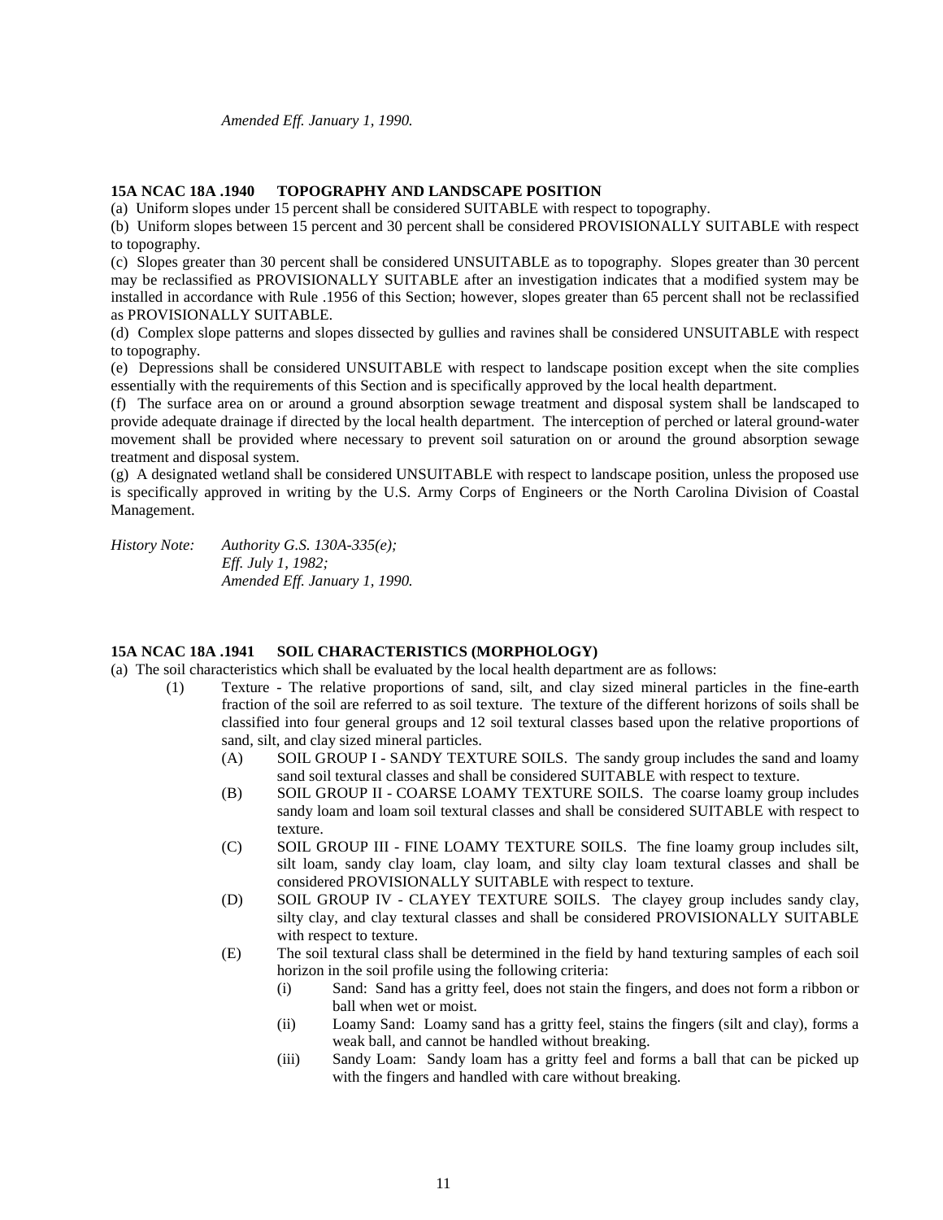*Amended Eff. January 1, 1990.*

### 15A NCAC 18A .1940 TOPOGRAPHY AND LANDSCAPE POSITION

(a) Uniform slopes under 15 percent shall be considered SUITABLE with respect to topography.

(b) Uniform slopes between 15 percent and 30 percent shall be considered PROVISIONALLY SUITABLE with respect to topography.

(c) Slopes greater than 30 percent shall be considered UNSUITABLE as to topography. Slopes greater than 30 percent may be reclassified as PROVISIONALLY SUITABLE after an investigation indicates that a modified system may be installed in accordance with Rule .1956 of this Section; however, slopes greater than 65 percent shall not be reclassified as PROVISIONALLY SUITABLE.

(d) Complex slope patterns and slopes dissected by gullies and ravines shall be considered UNSUITABLE with respect to topography.

(e) Depressions shall be considered UNSUITABLE with respect to landscape position except when the site complies essentially with the requirements of this Section and is specifically approved by the local health department.

(f) The surface area on or around a ground absorption sewage treatment and disposal system shall be landscaped to provide adequate drainage if directed by the local health department. The interception of perched or lateral ground-water movement shall be provided where necessary to prevent soil saturation on or around the ground absorption sewage treatment and disposal system.

(g) A designated wetland shall be considered UNSUITABLE with respect to landscape position, unless the proposed use is specifically approved in writing by the U.S. Army Corps of Engineers or the North Carolina Division of Coastal Management.

*History Note: Authority G.S. 130A-335(e);*
*Eff. July 1, 1982;*
*Amended Eff. January 1, 1990.*

### 15A NCAC 18A .1941 SOIL CHARACTERISTICS (MORPHOLOGY)

(a) The soil characteristics which shall be evaluated by the local health department are as follows:

- (1) Texture - The relative proportions of sand, silt, and clay sized mineral particles in the fine-earth fraction of the soil are referred to as soil texture. The texture of the different horizons of soils shall be classified into four general groups and 12 soil textural classes based upon the relative proportions of sand, silt, and clay sized mineral particles.
  - (A) SOIL GROUP I - SANDY TEXTURE SOILS. The sandy group includes the sand and loamy sand soil textural classes and shall be considered SUITABLE with respect to texture.
  - (B) SOIL GROUP II - COARSE LOAMY TEXTURE SOILS. The coarse loamy group includes sandy loam and loam soil textural classes and shall be considered SUITABLE with respect to texture.
  - (C) SOIL GROUP III - FINE LOAMY TEXTURE SOILS. The fine loamy group includes silt, silt loam, sandy clay loam, clay loam, and silty clay loam textural classes and shall be considered PROVISIONALLY SUITABLE with respect to texture.
  - (D) SOIL GROUP IV - CLAYEY TEXTURE SOILS. The clayey group includes sandy clay, silty clay, and clay textural classes and shall be considered PROVISIONALLY SUITABLE with respect to texture.
  - (E) The soil textural class shall be determined in the field by hand texturing samples of each soil horizon in the soil profile using the following criteria:
    - (i) Sand: Sand has a gritty feel, does not stain the fingers, and does not form a ribbon or ball when wet or moist.
    - (ii) Loamy Sand: Loamy sand has a gritty feel, stains the fingers (silt and clay), forms a weak ball, and cannot be handled without breaking.
    - (iii) Sandy Loam: Sandy loam has a gritty feel and forms a ball that can be picked up with the fingers and handled with care without breaking.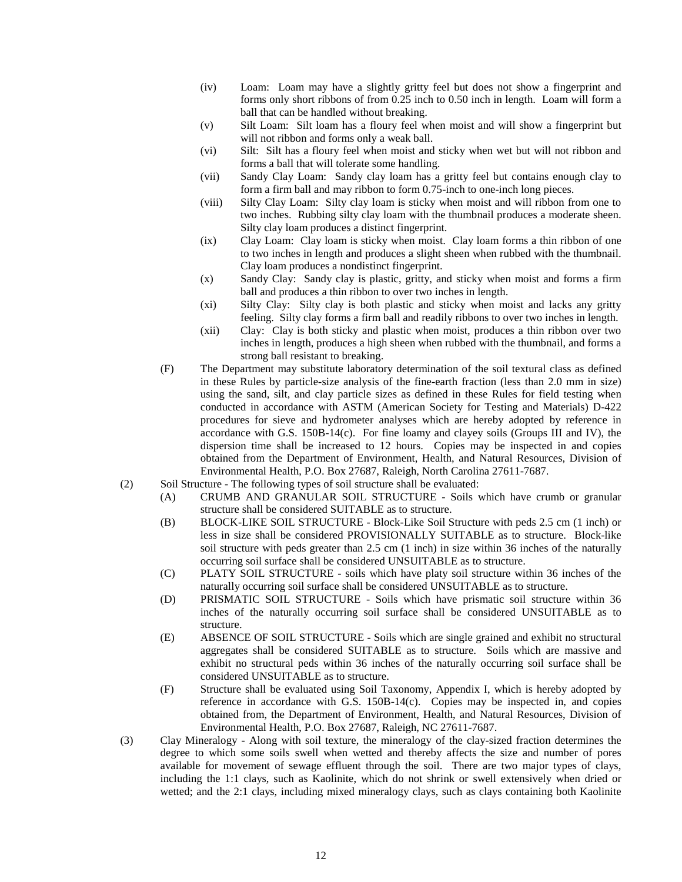(iv) Loam: Loam may have a slightly gritty feel but does not show a fingerprint and forms only short ribbons of from 0.25 inch to 0.50 inch in length. Loam will form a ball that can be handled without breaking.

(v) Silt Loam: Silt loam has a floury feel when moist and will show a fingerprint but will not ribbon and forms only a weak ball.

(vi) Silt: Silt has a floury feel when moist and sticky when wet but will not ribbon and forms a ball that will tolerate some handling.

(vii) Sandy Clay Loam: Sandy clay loam has a gritty feel but contains enough clay to form a firm ball and may ribbon to form 0.75-inch to one-inch long pieces.

(viii) Silty Clay Loam: Silty clay loam is sticky when moist and will ribbon from one to two inches. Rubbing silty clay loam with the thumbnail produces a moderate sheen. Silty clay loam produces a distinct fingerprint.

(ix) Clay Loam: Clay loam is sticky when moist. Clay loam forms a thin ribbon of one to two inches in length and produces a slight sheen when rubbed with the thumbnail. Clay loam produces a nondistinct fingerprint.

(x) Sandy Clay: Sandy clay is plastic, gritty, and sticky when moist and forms a firm ball and produces a thin ribbon to over two inches in length.

(xi) Silty Clay: Silty clay is both plastic and sticky when moist and lacks any gritty feeling. Silty clay forms a firm ball and readily ribbons to over two inches in length.

(xii) Clay: Clay is both sticky and plastic when moist, produces a thin ribbon over two inches in length, produces a high sheen when rubbed with the thumbnail, and forms a strong ball resistant to breaking.

(F) The Department may substitute laboratory determination of the soil textural class as defined in these Rules by particle-size analysis of the fine-earth fraction (less than 2.0 mm in size) using the sand, silt, and clay particle sizes as defined in these Rules for field testing when conducted in accordance with ASTM (American Society for Testing and Materials) D-422 procedures for sieve and hydrometer analyses which are hereby adopted by reference in accordance with G.S. 150B-14(c). For fine loamy and clayey soils (Groups III and IV), the dispersion time shall be increased to 12 hours. Copies may be inspected in and copies obtained from the Department of Environment, Health, and Natural Resources, Division of Environmental Health, P.O. Box 27687, Raleigh, North Carolina 27611-7687.

(2) Soil Structure - The following types of soil structure shall be evaluated:

(A) CRUMB AND GRANULAR SOIL STRUCTURE - Soils which have crumb or granular structure shall be considered SUITABLE as to structure.

(B) BLOCK-LIKE SOIL STRUCTURE - Block-Like Soil Structure with peds 2.5 cm (1 inch) or less in size shall be considered PROVISIONALLY SUITABLE as to structure. Block-like soil structure with peds greater than 2.5 cm (1 inch) in size within 36 inches of the naturally occurring soil surface shall be considered UNSUITABLE as to structure.

(C) PLATY SOIL STRUCTURE - soils which have platy soil structure within 36 inches of the naturally occurring soil surface shall be considered UNSUITABLE as to structure.

(D) PRISMATIC SOIL STRUCTURE - Soils which have prismatic soil structure within 36 inches of the naturally occurring soil surface shall be considered UNSUITABLE as to structure.

(E) ABSENCE OF SOIL STRUCTURE - Soils which are single grained and exhibit no structural aggregates shall be considered SUITABLE as to structure. Soils which are massive and exhibit no structural peds within 36 inches of the naturally occurring soil surface shall be considered UNSUITABLE as to structure.

(F) Structure shall be evaluated using Soil Taxonomy, Appendix I, which is hereby adopted by reference in accordance with G.S. 150B-14(c). Copies may be inspected in, and copies obtained from, the Department of Environment, Health, and Natural Resources, Division of Environmental Health, P.O. Box 27687, Raleigh, NC 27611-7687.

(3) Clay Mineralogy - Along with soil texture, the mineralogy of the clay-sized fraction determines the degree to which some soils swell when wetted and thereby affects the size and number of pores available for movement of sewage effluent through the soil. There are two major types of clays, including the 1:1 clays, such as Kaolinite, which do not shrink or swell extensively when dried or wetted; and the 2:1 clays, including mixed mineralogy clays, such as clays containing both Kaolinite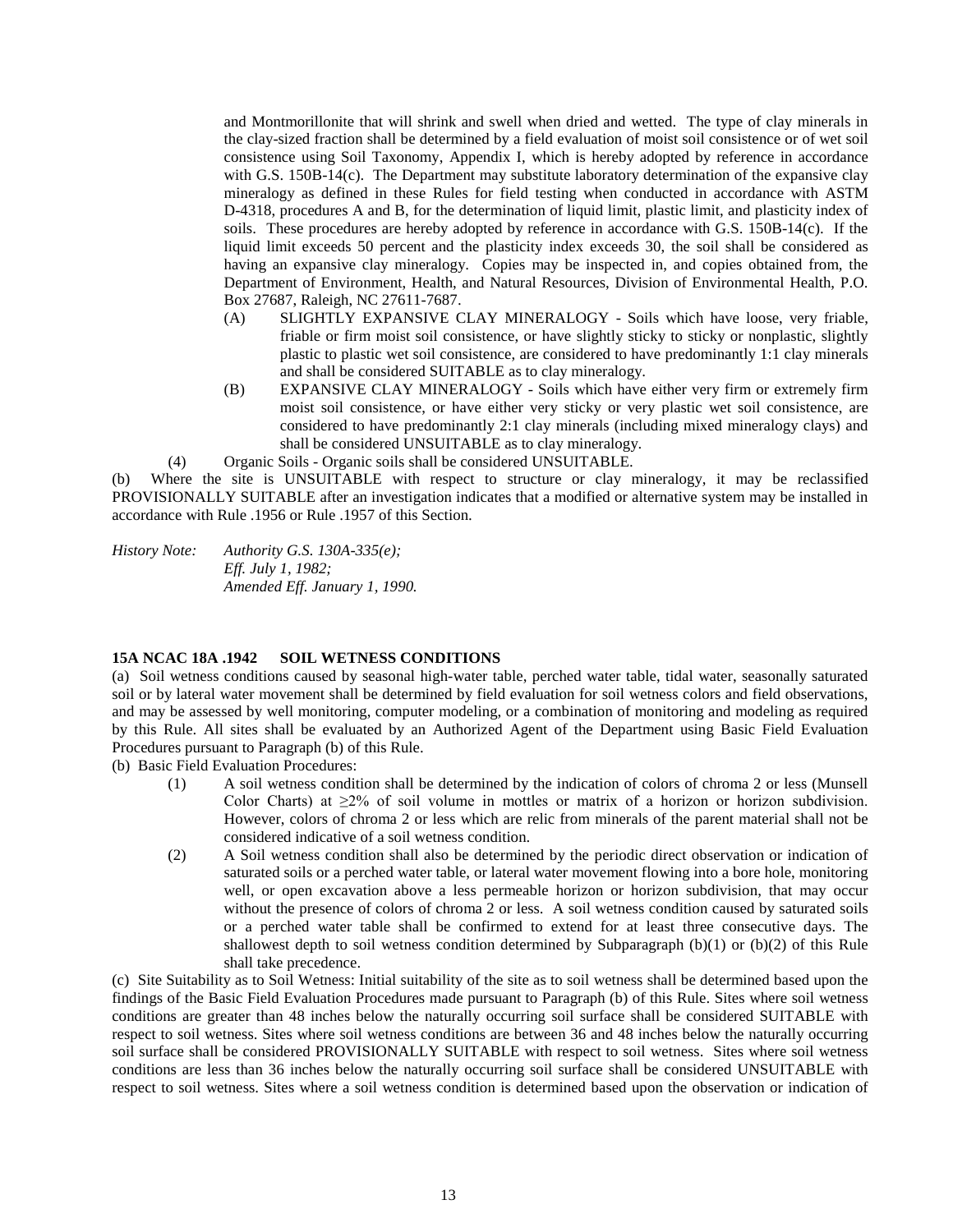and Montmorillonite that will shrink and swell when dried and wetted. The type of clay minerals in the clay-sized fraction shall be determined by a field evaluation of moist soil consistence or of wet soil consistence using Soil Taxonomy, Appendix I, which is hereby adopted by reference in accordance with G.S. 150B-14(c). The Department may substitute laboratory determination of the expansive clay mineralogy as defined in these Rules for field testing when conducted in accordance with ASTM D-4318, procedures A and B, for the determination of liquid limit, plastic limit, and plasticity index of soils. These procedures are hereby adopted by reference in accordance with G.S. 150B-14(c). If the liquid limit exceeds 50 percent and the plasticity index exceeds 30, the soil shall be considered as having an expansive clay mineralogy. Copies may be inspected in, and copies obtained from, the Department of Environment, Health, and Natural Resources, Division of Environmental Health, P.O. Box 27687, Raleigh, NC 27611-7687.

- (A) SLIGHTLY EXPANSIVE CLAY MINERALOGY - Soils which have loose, very friable, friable or firm moist soil consistence, or have slightly sticky to sticky or nonplastic, slightly plastic to plastic wet soil consistence, are considered to have predominantly 1:1 clay minerals and shall be considered SUITABLE as to clay mineralogy.
- (B) EXPANSIVE CLAY MINERALOGY - Soils which have either very firm or extremely firm moist soil consistence, or have either very sticky or very plastic wet soil consistence, are considered to have predominantly 2:1 clay minerals (including mixed mineralogy clays) and shall be considered UNSUITABLE as to clay mineralogy.

(4) Organic Soils - Organic soils shall be considered UNSUITABLE.

(b) Where the site is UNSUITABLE with respect to structure or clay mineralogy, it may be reclassified PROVISIONALLY SUITABLE after an investigation indicates that a modified or alternative system may be installed in accordance with Rule .1956 or Rule .1957 of this Section.

*History Note: Authority G.S. 130A-335(e);*
*Eff. July 1, 1982;*
*Amended Eff. January 1, 1990.*

### 15A NCAC 18A .1942 SOIL WETNESS CONDITIONS

(a) Soil wetness conditions caused by seasonal high-water table, perched water table, tidal water, seasonally saturated soil or by lateral water movement shall be determined by field evaluation for soil wetness colors and field observations, and may be assessed by well monitoring, computer modeling, or a combination of monitoring and modeling as required by this Rule. All sites shall be evaluated by an Authorized Agent of the Department using Basic Field Evaluation Procedures pursuant to Paragraph (b) of this Rule.

(b) Basic Field Evaluation Procedures:

- (1) A soil wetness condition shall be determined by the indication of colors of chroma 2 or less (Munsell Color Charts) at ≥2% of soil volume in mottles or matrix of a horizon or horizon subdivision. However, colors of chroma 2 or less which are relic from minerals of the parent material shall not be considered indicative of a soil wetness condition.
- (2) A Soil wetness condition shall also be determined by the periodic direct observation or indication of saturated soils or a perched water table, or lateral water movement flowing into a bore hole, monitoring well, or open excavation above a less permeable horizon or horizon subdivision, that may occur without the presence of colors of chroma 2 or less. A soil wetness condition caused by saturated soils or a perched water table shall be confirmed to extend for at least three consecutive days. The shallowest depth to soil wetness condition determined by Subparagraph (b)(1) or (b)(2) of this Rule shall take precedence.

(c) Site Suitability as to Soil Wetness: Initial suitability of the site as to soil wetness shall be determined based upon the findings of the Basic Field Evaluation Procedures made pursuant to Paragraph (b) of this Rule. Sites where soil wetness conditions are greater than 48 inches below the naturally occurring soil surface shall be considered SUITABLE with respect to soil wetness. Sites where soil wetness conditions are between 36 and 48 inches below the naturally occurring soil surface shall be considered PROVISIONALLY SUITABLE with respect to soil wetness. Sites where soil wetness conditions are less than 36 inches below the naturally occurring soil surface shall be considered UNSUITABLE with respect to soil wetness. Sites where a soil wetness condition is determined based upon the observation or indication of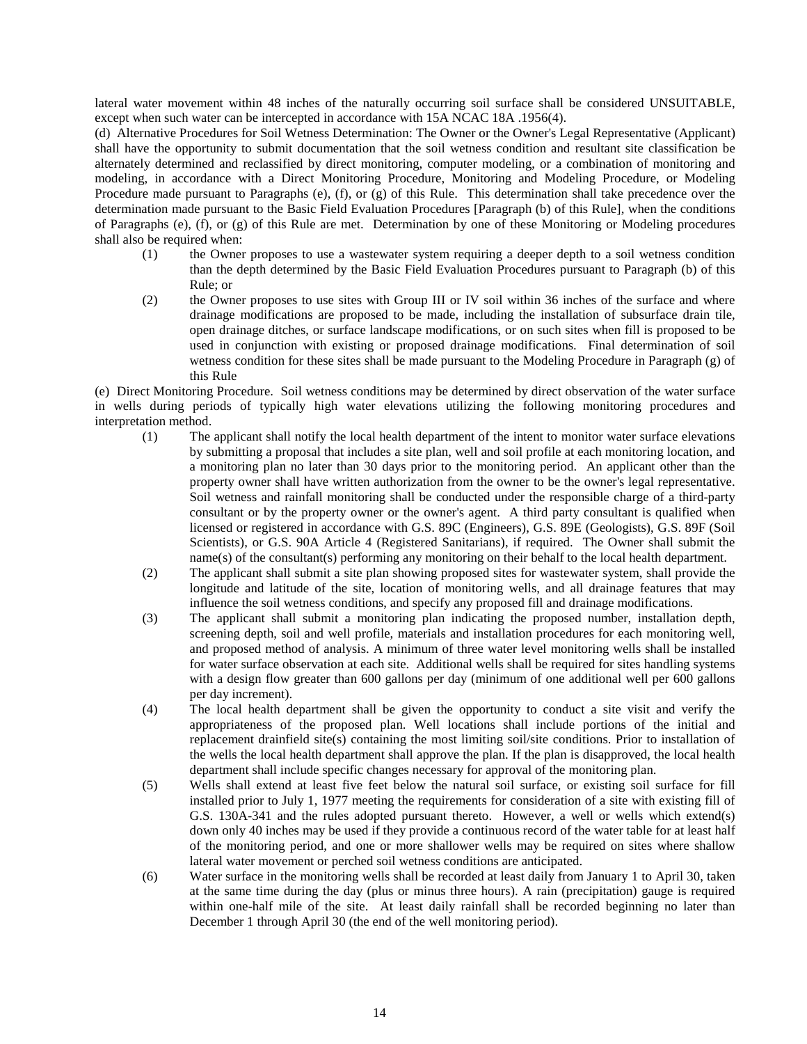lateral water movement within 48 inches of the naturally occurring soil surface shall be considered UNSUITABLE, except when such water can be intercepted in accordance with 15A NCAC 18A .1956(4).

(d) Alternative Procedures for Soil Wetness Determination: The Owner or the Owner's Legal Representative (Applicant) shall have the opportunity to submit documentation that the soil wetness condition and resultant site classification be alternately determined and reclassified by direct monitoring, computer modeling, or a combination of monitoring and modeling, in accordance with a Direct Monitoring Procedure, Monitoring and Modeling Procedure, or Modeling Procedure made pursuant to Paragraphs (e), (f), or (g) of this Rule. This determination shall take precedence over the determination made pursuant to the Basic Field Evaluation Procedures [Paragraph (b) of this Rule], when the conditions of Paragraphs (e), (f), or (g) of this Rule are met. Determination by one of these Monitoring or Modeling procedures shall also be required when:

(1) the Owner proposes to use a wastewater system requiring a deeper depth to a soil wetness condition than the depth determined by the Basic Field Evaluation Procedures pursuant to Paragraph (b) of this Rule; or

(2) the Owner proposes to use sites with Group III or IV soil within 36 inches of the surface and where drainage modifications are proposed to be made, including the installation of subsurface drain tile, open drainage ditches, or surface landscape modifications, or on such sites when fill is proposed to be used in conjunction with existing or proposed drainage modifications. Final determination of soil wetness condition for these sites shall be made pursuant to the Modeling Procedure in Paragraph (g) of this Rule

(e) Direct Monitoring Procedure. Soil wetness conditions may be determined by direct observation of the water surface in wells during periods of typically high water elevations utilizing the following monitoring procedures and interpretation method.

(1) The applicant shall notify the local health department of the intent to monitor water surface elevations by submitting a proposal that includes a site plan, well and soil profile at each monitoring location, and a monitoring plan no later than 30 days prior to the monitoring period. An applicant other than the property owner shall have written authorization from the owner to be the owner's legal representative. Soil wetness and rainfall monitoring shall be conducted under the responsible charge of a third-party consultant or by the property owner or the owner's agent. A third party consultant is qualified when licensed or registered in accordance with G.S. 89C (Engineers), G.S. 89E (Geologists), G.S. 89F (Soil Scientists), or G.S. 90A Article 4 (Registered Sanitarians), if required. The Owner shall submit the name(s) of the consultant(s) performing any monitoring on their behalf to the local health department.

(2) The applicant shall submit a site plan showing proposed sites for wastewater system, shall provide the longitude and latitude of the site, location of monitoring wells, and all drainage features that may influence the soil wetness conditions, and specify any proposed fill and drainage modifications.

(3) The applicant shall submit a monitoring plan indicating the proposed number, installation depth, screening depth, soil and well profile, materials and installation procedures for each monitoring well, and proposed method of analysis. A minimum of three water level monitoring wells shall be installed for water surface observation at each site. Additional wells shall be required for sites handling systems with a design flow greater than 600 gallons per day (minimum of one additional well per 600 gallons per day increment).

(4) The local health department shall be given the opportunity to conduct a site visit and verify the appropriateness of the proposed plan. Well locations shall include portions of the initial and replacement drainfield site(s) containing the most limiting soil/site conditions. Prior to installation of the wells the local health department shall approve the plan. If the plan is disapproved, the local health department shall include specific changes necessary for approval of the monitoring plan.

(5) Wells shall extend at least five feet below the natural soil surface, or existing soil surface for fill installed prior to July 1, 1977 meeting the requirements for consideration of a site with existing fill of G.S. 130A-341 and the rules adopted pursuant thereto. However, a well or wells which extend(s) down only 40 inches may be used if they provide a continuous record of the water table for at least half of the monitoring period, and one or more shallower wells may be required on sites where shallow lateral water movement or perched soil wetness conditions are anticipated.

(6) Water surface in the monitoring wells shall be recorded at least daily from January 1 to April 30, taken at the same time during the day (plus or minus three hours). A rain (precipitation) gauge is required within one-half mile of the site. At least daily rainfall shall be recorded beginning no later than December 1 through April 30 (the end of the well monitoring period).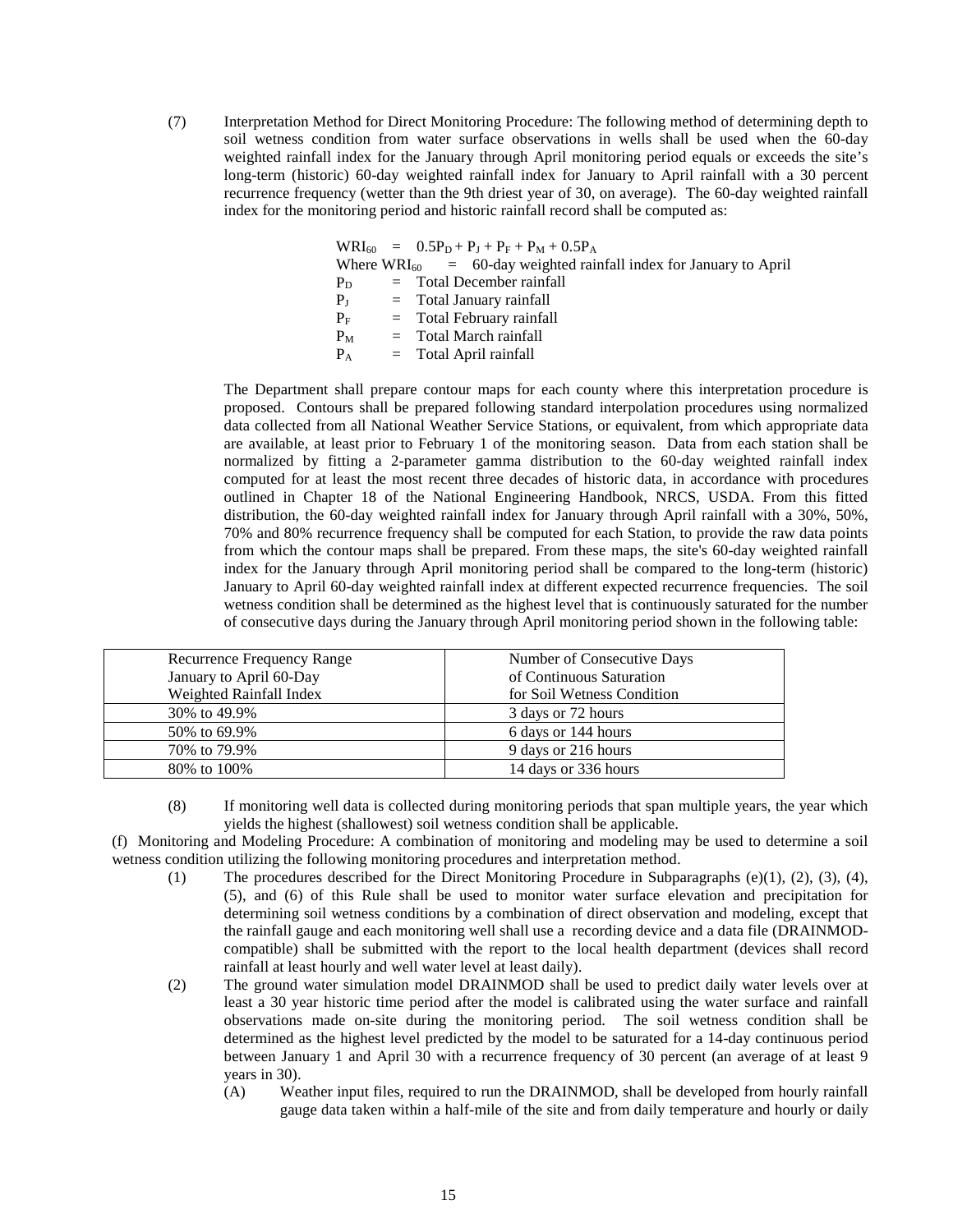(7) Interpretation Method for Direct Monitoring Procedure: The following method of determining depth to soil wetness condition from water surface observations in wells shall be used when the 60-day weighted rainfall index for the January through April monitoring period equals or exceeds the site's long-term (historic) 60-day weighted rainfall index for January to April rainfall with a 30 percent recurrence frequency (wetter than the 9th driest year of 30, on average). The 60-day weighted rainfall index for the monitoring period and historic rainfall record shall be computed as:

$$WRI_{60} = 0.5P_D + P_J + P_F + P_M + 0.5P_A$$

Where $WRI_{60}$ = 60-day weighted rainfall index for January to April
$P_D$ = Total December rainfall
$P_J$ = Total January rainfall
$P_F$ = Total February rainfall
$P_M$ = Total March rainfall
$P_A$ = Total April rainfall

The Department shall prepare contour maps for each county where this interpretation procedure is proposed. Contours shall be prepared following standard interpolation procedures using normalized data collected from all National Weather Service Stations, or equivalent, from which appropriate data are available, at least prior to February 1 of the monitoring season. Data from each station shall be normalized by fitting a 2-parameter gamma distribution to the 60-day weighted rainfall index computed for at least the most recent three decades of historic data, in accordance with procedures outlined in Chapter 18 of the National Engineering Handbook, NRCS, USDA. From this fitted distribution, the 60-day weighted rainfall index for January through April rainfall with a 30%, 50%, 70% and 80% recurrence frequency shall be computed for each Station, to provide the raw data points from which the contour maps shall be prepared. From these maps, the site's 60-day weighted rainfall index for the January through April monitoring period shall be compared to the long-term (historic) January to April 60-day weighted rainfall index at different expected recurrence frequencies. The soil wetness condition shall be determined as the highest level that is continuously saturated for the number of consecutive days during the January through April monitoring period shown in the following table:

| Recurrence Frequency Range January to April 60-Day Weighted Rainfall Index | Number of Consecutive Days of Continuous Saturation for Soil Wetness Condition |
|---|---|
| 30% to 49.9% | 3 days or 72 hours |
| 50% to 69.9% | 6 days or 144 hours |
| 70% to 79.9% | 9 days or 216 hours |
| 80% to 100% | 14 days or 336 hours |

(8) If monitoring well data is collected during monitoring periods that span multiple years, the year which yields the highest (shallowest) soil wetness condition shall be applicable.

(f) Monitoring and Modeling Procedure: A combination of monitoring and modeling may be used to determine a soil wetness condition utilizing the following monitoring procedures and interpretation method.

(1) The procedures described for the Direct Monitoring Procedure in Subparagraphs (e)(1), (2), (3), (4), (5), and (6) of this Rule shall be used to monitor water surface elevation and precipitation for determining soil wetness conditions by a combination of direct observation and modeling, except that the rainfall gauge and each monitoring well shall use a recording device and a data file (DRAINMOD-compatible) shall be submitted with the report to the local health department (devices shall record rainfall at least hourly and well water level at least daily).

(2) The ground water simulation model DRAINMOD shall be used to predict daily water levels over at least a 30 year historic time period after the model is calibrated using the water surface and rainfall observations made on-site during the monitoring period. The soil wetness condition shall be determined as the highest level predicted by the model to be saturated for a 14-day continuous period between January 1 and April 30 with a recurrence frequency of 30 percent (an average of at least 9 years in 30).

(A) Weather input files, required to run the DRAINMOD, shall be developed from hourly rainfall gauge data taken within a half-mile of the site and from daily temperature and hourly or daily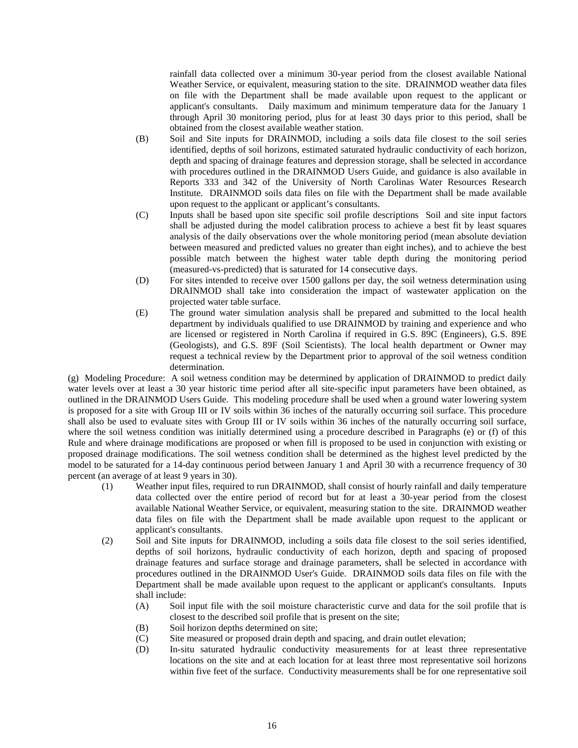rainfall data collected over a minimum 30-year period from the closest available National Weather Service, or equivalent, measuring station to the site. DRAINMOD weather data files on file with the Department shall be made available upon request to the applicant or applicant's consultants. Daily maximum and minimum temperature data for the January 1 through April 30 monitoring period, plus for at least 30 days prior to this period, shall be obtained from the closest available weather station.

(B) Soil and Site inputs for DRAINMOD, including a soils data file closest to the soil series identified, depths of soil horizons, estimated saturated hydraulic conductivity of each horizon, depth and spacing of drainage features and depression storage, shall be selected in accordance with procedures outlined in the DRAINMOD Users Guide, and guidance is also available in Reports 333 and 342 of the University of North Carolinas Water Resources Research Institute. DRAINMOD soils data files on file with the Department shall be made available upon request to the applicant or applicant's consultants.

(C) Inputs shall be based upon site specific soil profile descriptions Soil and site input factors shall be adjusted during the model calibration process to achieve a best fit by least squares analysis of the daily observations over the whole monitoring period (mean absolute deviation between measured and predicted values no greater than eight inches), and to achieve the best possible match between the highest water table depth during the monitoring period (measured-vs-predicted) that is saturated for 14 consecutive days.

(D) For sites intended to receive over 1500 gallons per day, the soil wetness determination using DRAINMOD shall take into consideration the impact of wastewater application on the projected water table surface.

(E) The ground water simulation analysis shall be prepared and submitted to the local health department by individuals qualified to use DRAINMOD by training and experience and who are licensed or registered in North Carolina if required in G.S. 89C (Engineers), G.S. 89E (Geologists), and G.S. 89F (Soil Scientists). The local health department or Owner may request a technical review by the Department prior to approval of the soil wetness condition determination.

(g) Modeling Procedure: A soil wetness condition may be determined by application of DRAINMOD to predict daily water levels over at least a 30 year historic time period after all site-specific input parameters have been obtained, as outlined in the DRAINMOD Users Guide. This modeling procedure shall be used when a ground water lowering system is proposed for a site with Group III or IV soils within 36 inches of the naturally occurring soil surface. This procedure shall also be used to evaluate sites with Group III or IV soils within 36 inches of the naturally occurring soil surface, where the soil wetness condition was initially determined using a procedure described in Paragraphs (e) or (f) of this Rule and where drainage modifications are proposed or when fill is proposed to be used in conjunction with existing or proposed drainage modifications. The soil wetness condition shall be determined as the highest level predicted by the model to be saturated for a 14-day continuous period between January 1 and April 30 with a recurrence frequency of 30 percent (an average of at least 9 years in 30).

(1) Weather input files, required to run DRAINMOD, shall consist of hourly rainfall and daily temperature data collected over the entire period of record but for at least a 30-year period from the closest available National Weather Service, or equivalent, measuring station to the site. DRAINMOD weather data files on file with the Department shall be made available upon request to the applicant or applicant's consultants.

(2) Soil and Site inputs for DRAINMOD, including a soils data file closest to the soil series identified, depths of soil horizons, hydraulic conductivity of each horizon, depth and spacing of proposed drainage features and surface storage and drainage parameters, shall be selected in accordance with procedures outlined in the DRAINMOD User's Guide. DRAINMOD soils data files on file with the Department shall be made available upon request to the applicant or applicant's consultants. Inputs shall include:

(A) Soil input file with the soil moisture characteristic curve and data for the soil profile that is closest to the described soil profile that is present on the site;

(B) Soil horizon depths determined on site;

(C) Site measured or proposed drain depth and spacing, and drain outlet elevation;

(D) In-situ saturated hydraulic conductivity measurements for at least three representative locations on the site and at each location for at least three most representative soil horizons within five feet of the surface. Conductivity measurements shall be for one representative soil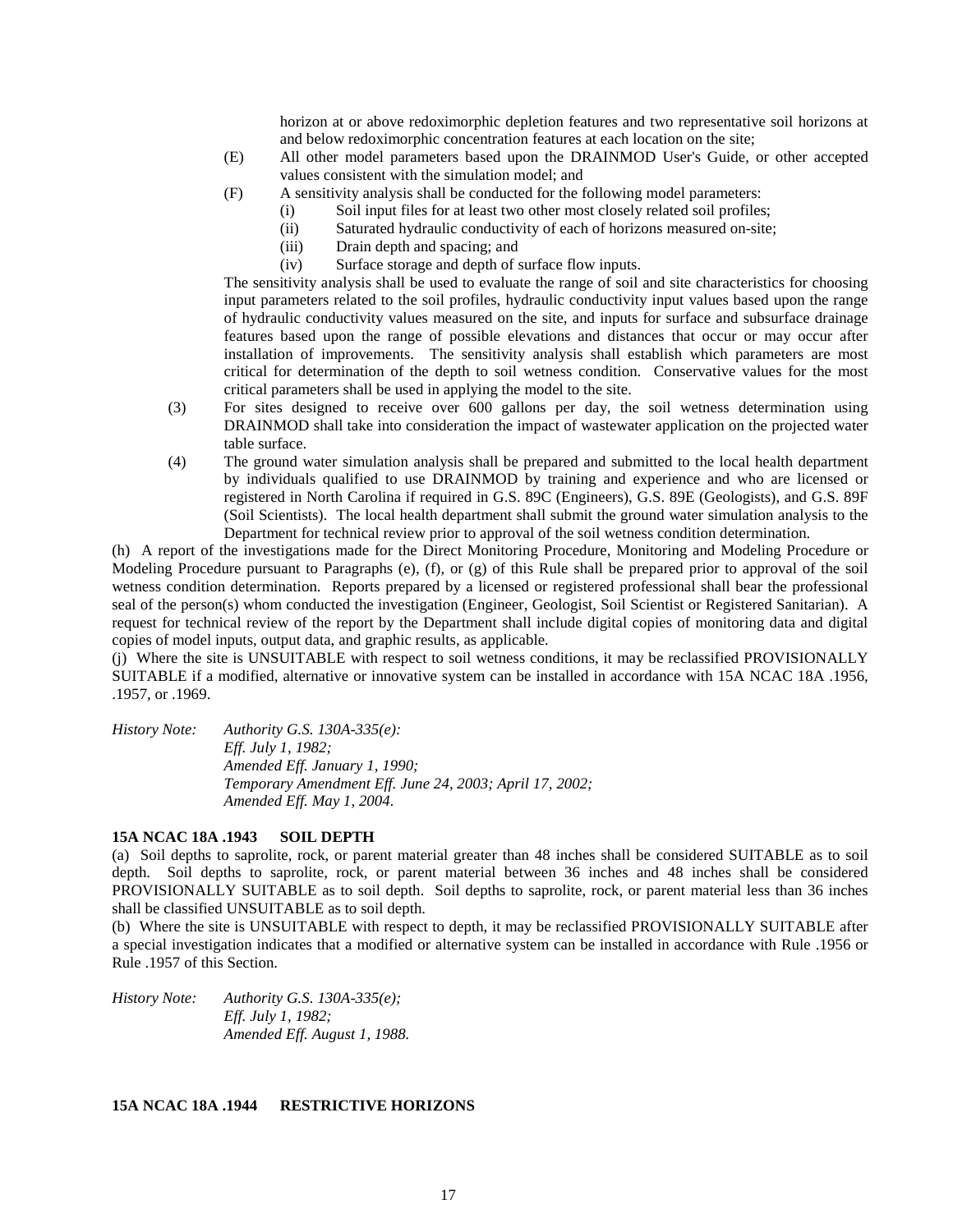horizon at or above redoximorphic depletion features and two representative soil horizons at and below redoximorphic concentration features at each location on the site;

(E) All other model parameters based upon the DRAINMOD User's Guide, or other accepted values consistent with the simulation model; and

(F) A sensitivity analysis shall be conducted for the following model parameters:
   - (i) Soil input files for at least two other most closely related soil profiles;
   - (ii) Saturated hydraulic conductivity of each of horizons measured on-site;
   - (iii) Drain depth and spacing; and
   - (iv) Surface storage and depth of surface flow inputs.

The sensitivity analysis shall be used to evaluate the range of soil and site characteristics for choosing input parameters related to the soil profiles, hydraulic conductivity input values based upon the range of hydraulic conductivity values measured on the site, and inputs for surface and subsurface drainage features based upon the range of possible elevations and distances that occur or may occur after installation of improvements. The sensitivity analysis shall establish which parameters are most critical for determination of the depth to soil wetness condition. Conservative values for the most critical parameters shall be used in applying the model to the site.

(3) For sites designed to receive over 600 gallons per day, the soil wetness determination using DRAINMOD shall take into consideration the impact of wastewater application on the projected water table surface.

(4) The ground water simulation analysis shall be prepared and submitted to the local health department by individuals qualified to use DRAINMOD by training and experience and who are licensed or registered in North Carolina if required in G.S. 89C (Engineers), G.S. 89E (Geologists), and G.S. 89F (Soil Scientists). The local health department shall submit the ground water simulation analysis to the Department for technical review prior to approval of the soil wetness condition determination.

(h) A report of the investigations made for the Direct Monitoring Procedure, Monitoring and Modeling Procedure or Modeling Procedure pursuant to Paragraphs (e), (f), or (g) of this Rule shall be prepared prior to approval of the soil wetness condition determination. Reports prepared by a licensed or registered professional shall bear the professional seal of the person(s) whom conducted the investigation (Engineer, Geologist, Soil Scientist or Registered Sanitarian). A request for technical review of the report by the Department shall include digital copies of monitoring data and digital copies of model inputs, output data, and graphic results, as applicable.

(j) Where the site is UNSUITABLE with respect to soil wetness conditions, it may be reclassified PROVISIONALLY SUITABLE if a modified, alternative or innovative system can be installed in accordance with 15A NCAC 18A .1956, .1957, or .1969.

*History Note: Authority G.S. 130A-335(e):*
*Eff. July 1, 1982;*
*Amended Eff. January 1, 1990;*
*Temporary Amendment Eff. June 24, 2003; April 17, 2002;*
*Amended Eff. May 1, 2004.*

**15A NCAC 18A .1943 SOIL DEPTH**

(a) Soil depths to saprolite, rock, or parent material greater than 48 inches shall be considered SUITABLE as to soil depth. Soil depths to saprolite, rock, or parent material between 36 inches and 48 inches shall be considered PROVISIONALLY SUITABLE as to soil depth. Soil depths to saprolite, rock, or parent material less than 36 inches shall be classified UNSUITABLE as to soil depth.

(b) Where the site is UNSUITABLE with respect to depth, it may be reclassified PROVISIONALLY SUITABLE after a special investigation indicates that a modified or alternative system can be installed in accordance with Rule .1956 or Rule .1957 of this Section.

*History Note: Authority G.S. 130A-335(e);*
*Eff. July 1, 1982;*
*Amended Eff. August 1, 1988.*

**15A NCAC 18A .1944 RESTRICTIVE HORIZONS**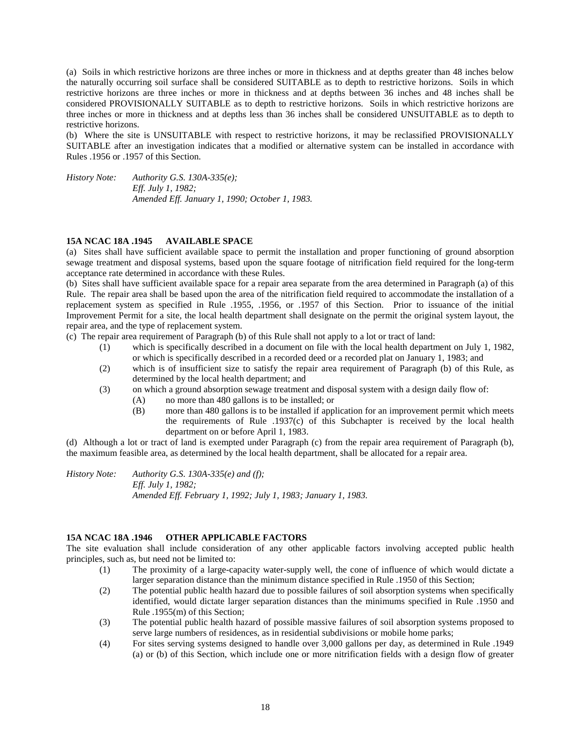(a) Soils in which restrictive horizons are three inches or more in thickness and at depths greater than 48 inches below the naturally occurring soil surface shall be considered SUITABLE as to depth to restrictive horizons. Soils in which restrictive horizons are three inches or more in thickness and at depths between 36 inches and 48 inches shall be considered PROVISIONALLY SUITABLE as to depth to restrictive horizons. Soils in which restrictive horizons are three inches or more in thickness and at depths less than 36 inches shall be considered UNSUITABLE as to depth to restrictive horizons.

(b) Where the site is UNSUITABLE with respect to restrictive horizons, it may be reclassified PROVISIONALLY SUITABLE after an investigation indicates that a modified or alternative system can be installed in accordance with Rules .1956 or .1957 of this Section.

*History Note: Authority G.S. 130A-335(e);*
*Eff. July 1, 1982;*
*Amended Eff. January 1, 1990; October 1, 1983.*

### 15A NCAC 18A .1945 AVAILABLE SPACE

(a) Sites shall have sufficient available space to permit the installation and proper functioning of ground absorption sewage treatment and disposal systems, based upon the square footage of nitrification field required for the long-term acceptance rate determined in accordance with these Rules.

(b) Sites shall have sufficient available space for a repair area separate from the area determined in Paragraph (a) of this Rule. The repair area shall be based upon the area of the nitrification field required to accommodate the installation of a replacement system as specified in Rule .1955, .1956, or .1957 of this Section. Prior to issuance of the initial Improvement Permit for a site, the local health department shall designate on the permit the original system layout, the repair area, and the type of replacement system.

(c) The repair area requirement of Paragraph (b) of this Rule shall not apply to a lot or tract of land:

- (1) which is specifically described in a document on file with the local health department on July 1, 1982, or which is specifically described in a recorded deed or a recorded plat on January 1, 1983; and
- (2) which is of insufficient size to satisfy the repair area requirement of Paragraph (b) of this Rule, as determined by the local health department; and
- (3) on which a ground absorption sewage treatment and disposal system with a design daily flow of:
  - (A) no more than 480 gallons is to be installed; or
  - (B) more than 480 gallons is to be installed if application for an improvement permit which meets the requirements of Rule .1937(c) of this Subchapter is received by the local health department on or before April 1, 1983.

(d) Although a lot or tract of land is exempted under Paragraph (c) from the repair area requirement of Paragraph (b), the maximum feasible area, as determined by the local health department, shall be allocated for a repair area.

*History Note: Authority G.S. 130A-335(e) and (f);*
*Eff. July 1, 1982;*
*Amended Eff. February 1, 1992; July 1, 1983; January 1, 1983.*

### 15A NCAC 18A .1946 OTHER APPLICABLE FACTORS

The site evaluation shall include consideration of any other applicable factors involving accepted public health principles, such as, but need not be limited to:

- (1) The proximity of a large-capacity water-supply well, the cone of influence of which would dictate a larger separation distance than the minimum distance specified in Rule .1950 of this Section;
- (2) The potential public health hazard due to possible failures of soil absorption systems when specifically identified, would dictate larger separation distances than the minimums specified in Rule .1950 and Rule .1955(m) of this Section;
- (3) The potential public health hazard of possible massive failures of soil absorption systems proposed to serve large numbers of residences, as in residential subdivisions or mobile home parks;
- (4) For sites serving systems designed to handle over 3,000 gallons per day, as determined in Rule .1949 (a) or (b) of this Section, which include one or more nitrification fields with a design flow of greater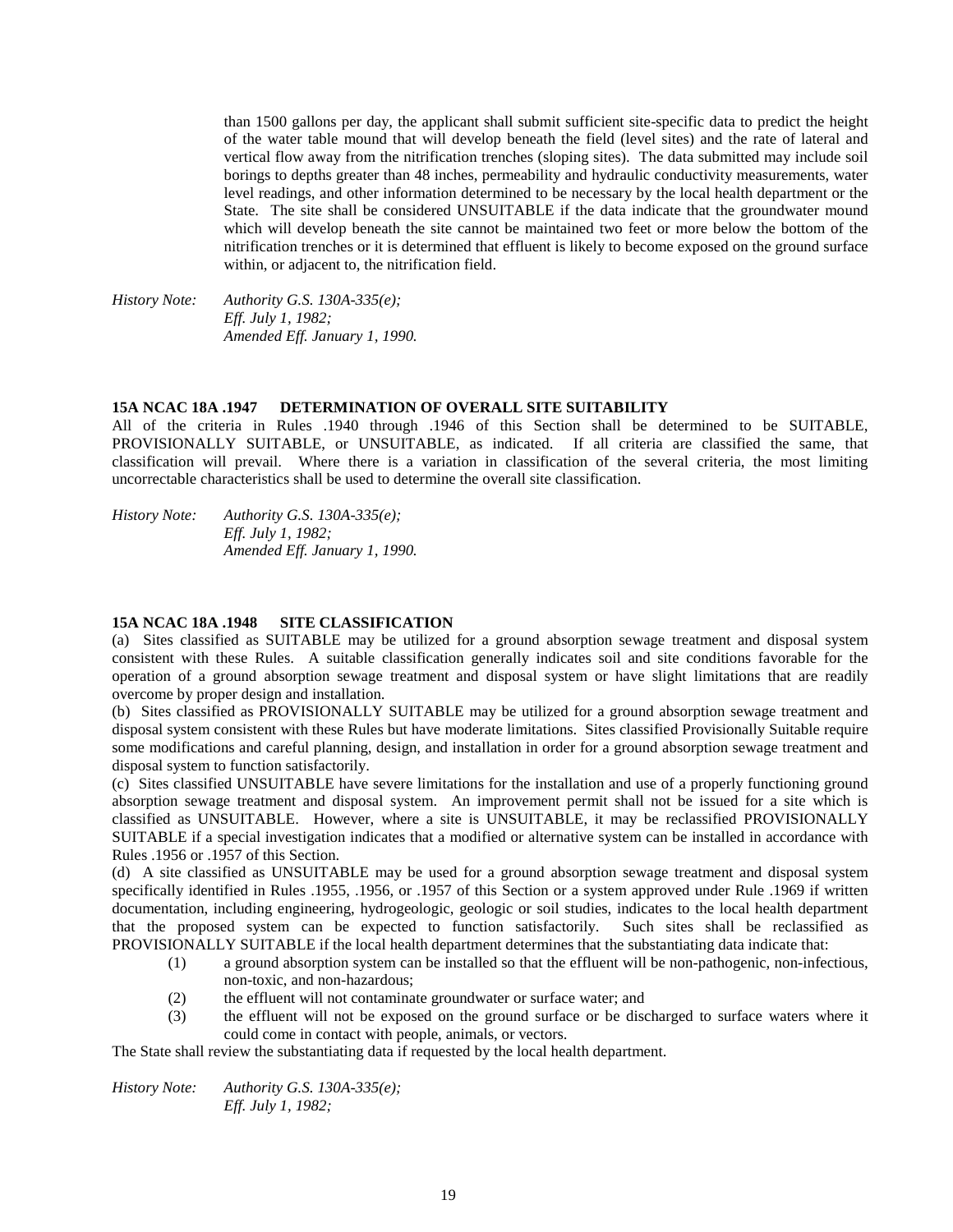than 1500 gallons per day, the applicant shall submit sufficient site-specific data to predict the height of the water table mound that will develop beneath the field (level sites) and the rate of lateral and vertical flow away from the nitrification trenches (sloping sites). The data submitted may include soil borings to depths greater than 48 inches, permeability and hydraulic conductivity measurements, water level readings, and other information determined to be necessary by the local health department or the State. The site shall be considered UNSUITABLE if the data indicate that the groundwater mound which will develop beneath the site cannot be maintained two feet or more below the bottom of the nitrification trenches or it is determined that effluent is likely to become exposed on the ground surface within, or adjacent to, the nitrification field.

*History Note: Authority G.S. 130A-335(e);*
*Eff. July 1, 1982;*
*Amended Eff. January 1, 1990.*

### 15A NCAC 18A .1947 DETERMINATION OF OVERALL SITE SUITABILITY

All of the criteria in Rules .1940 through .1946 of this Section shall be determined to be SUITABLE, PROVISIONALLY SUITABLE, or UNSUITABLE, as indicated. If all criteria are classified the same, that classification will prevail. Where there is a variation in classification of the several criteria, the most limiting uncorrectable characteristics shall be used to determine the overall site classification.

*History Note: Authority G.S. 130A-335(e);*
*Eff. July 1, 1982;*
*Amended Eff. January 1, 1990.*

### 15A NCAC 18A .1948 SITE CLASSIFICATION

(a) Sites classified as SUITABLE may be utilized for a ground absorption sewage treatment and disposal system consistent with these Rules. A suitable classification generally indicates soil and site conditions favorable for the operation of a ground absorption sewage treatment and disposal system or have slight limitations that are readily overcome by proper design and installation.

(b) Sites classified as PROVISIONALLY SUITABLE may be utilized for a ground absorption sewage treatment and disposal system consistent with these Rules but have moderate limitations. Sites classified Provisionally Suitable require some modifications and careful planning, design, and installation in order for a ground absorption sewage treatment and disposal system to function satisfactorily.

(c) Sites classified UNSUITABLE have severe limitations for the installation and use of a properly functioning ground absorption sewage treatment and disposal system. An improvement permit shall not be issued for a site which is classified as UNSUITABLE. However, where a site is UNSUITABLE, it may be reclassified PROVISIONALLY SUITABLE if a special investigation indicates that a modified or alternative system can be installed in accordance with Rules .1956 or .1957 of this Section.

(d) A site classified as UNSUITABLE may be used for a ground absorption sewage treatment and disposal system specifically identified in Rules .1955, .1956, or .1957 of this Section or a system approved under Rule .1969 if written documentation, including engineering, hydrogeologic, geologic or soil studies, indicates to the local health department that the proposed system can be expected to function satisfactorily. Such sites shall be reclassified as PROVISIONALLY SUITABLE if the local health department determines that the substantiating data indicate that:

- (1) a ground absorption system can be installed so that the effluent will be non-pathogenic, non-infectious, non-toxic, and non-hazardous;
- (2) the effluent will not contaminate groundwater or surface water; and
- (3) the effluent will not be exposed on the ground surface or be discharged to surface waters where it could come in contact with people, animals, or vectors.

The State shall review the substantiating data if requested by the local health department.

*History Note: Authority G.S. 130A-335(e);*
*Eff. July 1, 1982;*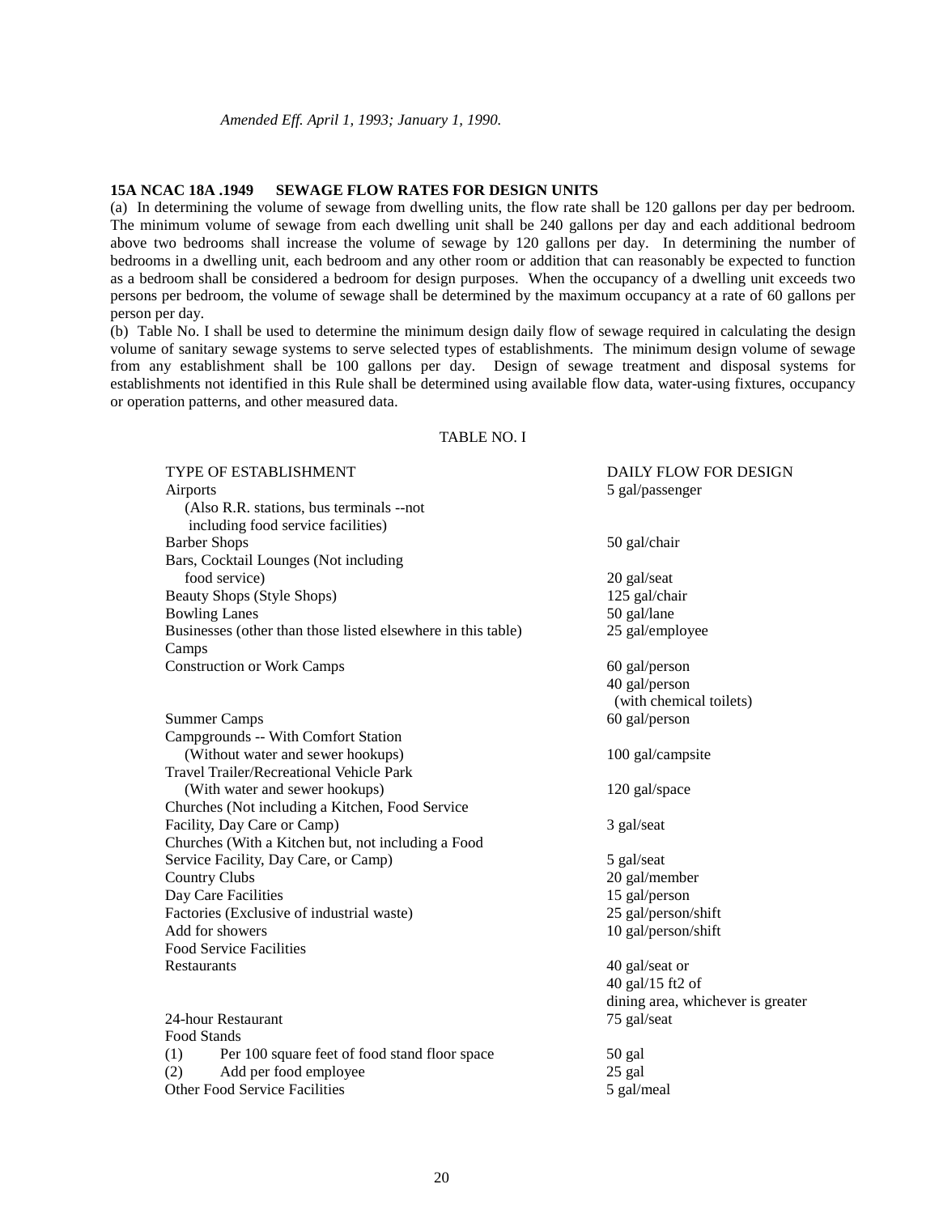*Amended Eff. April 1, 1993; January 1, 1990.*

### 15A NCAC 18A .1949 SEWAGE FLOW RATES FOR DESIGN UNITS

(a) In determining the volume of sewage from dwelling units, the flow rate shall be 120 gallons per day per bedroom. The minimum volume of sewage from each dwelling unit shall be 240 gallons per day and each additional bedroom above two bedrooms shall increase the volume of sewage by 120 gallons per day. In determining the number of bedrooms in a dwelling unit, each bedroom and any other room or addition that can reasonably be expected to function as a bedroom shall be considered a bedroom for design purposes. When the occupancy of a dwelling unit exceeds two persons per bedroom, the volume of sewage shall be determined by the maximum occupancy at a rate of 60 gallons per person per day.

(b) Table No. I shall be used to determine the minimum design daily flow of sewage required in calculating the design volume of sanitary sewage systems to serve selected types of establishments. The minimum design volume of sewage from any establishment shall be 100 gallons per day. Design of sewage treatment and disposal systems for establishments not identified in this Rule shall be determined using available flow data, water-using fixtures, occupancy or operation patterns, and other measured data.

TABLE NO. I

| TYPE OF ESTABLISHMENT | DAILY FLOW FOR DESIGN |
|---|---|
| Airports (Also R.R. stations, bus terminals --not including food service facilities) | 5 gal/passenger |
| Barber Shops | 50 gal/chair |
| Bars, Cocktail Lounges (Not including food service) | 20 gal/seat |
| Beauty Shops (Style Shops) | 125 gal/chair |
| Bowling Lanes | 50 gal/lane |
| Businesses (other than those listed elsewhere in this table) | 25 gal/employee |
| Camps | |
| Construction or Work Camps | 60 gal/person |
| | 40 gal/person (with chemical toilets) |
| Summer Camps | 60 gal/person |
| Campgrounds -- With Comfort Station (Without water and sewer hookups) | 100 gal/campsite |
| Travel Trailer/Recreational Vehicle Park (With water and sewer hookups) | 120 gal/space |
| Churches (Not including a Kitchen, Food Service Facility, Day Care or Camp) | 3 gal/seat |
| Churches (With a Kitchen but, not including a Food Service Facility, Day Care, or Camp) | 5 gal/seat |
| Country Clubs | 20 gal/member |
| Day Care Facilities | 15 gal/person |
| Factories (Exclusive of industrial waste) | 25 gal/person/shift |
| Add for showers | 10 gal/person/shift |
| Food Service Facilities | |
| Restaurants | 40 gal/seat or 40 gal/15 ft2 of dining area, whichever is greater |
| 24-hour Restaurant | 75 gal/seat |
| Food Stands | |
| (1) Per 100 square feet of food stand floor space | 50 gal |
| (2) Add per food employee | 25 gal |
| Other Food Service Facilities | 5 gal/meal |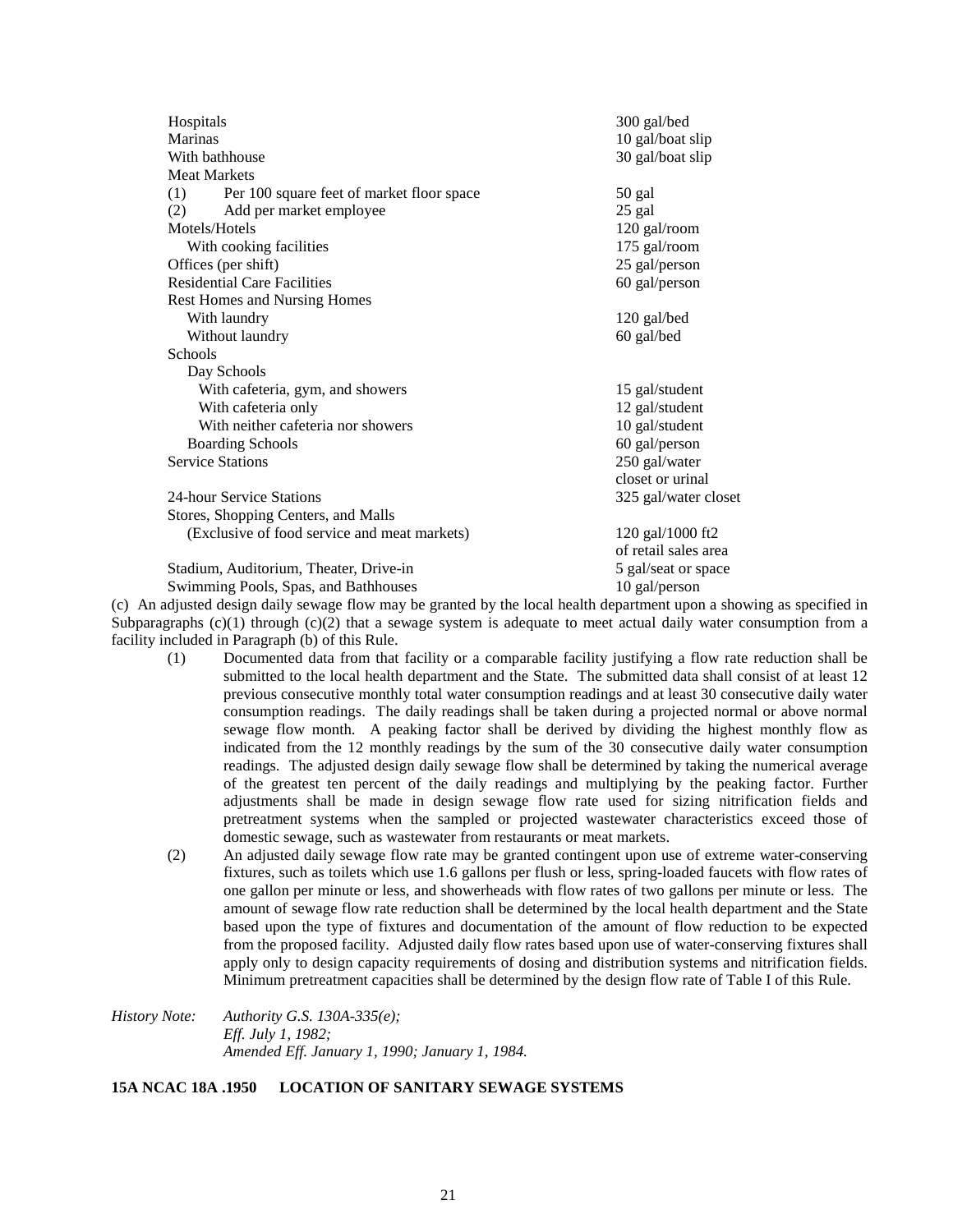| | |
|---|---|
| Hospitals | 300 gal/bed |
| Marinas | 10 gal/boat slip |
| With bathhouse | 30 gal/boat slip |
| Meat Markets | |
| (1) Per 100 square feet of market floor space | 50 gal |
| (2) Add per market employee | 25 gal |
| Motels/Hotels | 120 gal/room |
| With cooking facilities | 175 gal/room |
| Offices (per shift) | 25 gal/person |
| Residential Care Facilities | 60 gal/person |
| Rest Homes and Nursing Homes | |
| With laundry | 120 gal/bed |
| Without laundry | 60 gal/bed |
| Schools | |
| Day Schools | |
| With cafeteria, gym, and showers | 15 gal/student |
| With cafeteria only | 12 gal/student |
| With neither cafeteria nor showers | 10 gal/student |
| Boarding Schools | 60 gal/person |
| Service Stations | 250 gal/water closet or urinal |
| 24-hour Service Stations | 325 gal/water closet |
| Stores, Shopping Centers, and Malls | |
| (Exclusive of food service and meat markets) | 120 gal/1000 ft2 of retail sales area |
| Stadium, Auditorium, Theater, Drive-in | 5 gal/seat or space |
| Swimming Pools, Spas, and Bathhouses | 10 gal/person |

(c) An adjusted design daily sewage flow may be granted by the local health department upon a showing as specified in Subparagraphs (c)(1) through (c)(2) that a sewage system is adequate to meet actual daily water consumption from a facility included in Paragraph (b) of this Rule.

(1) Documented data from that facility or a comparable facility justifying a flow rate reduction shall be submitted to the local health department and the State. The submitted data shall consist of at least 12 previous consecutive monthly total water consumption readings and at least 30 consecutive daily water consumption readings. The daily readings shall be taken during a projected normal or above normal sewage flow month. A peaking factor shall be derived by dividing the highest monthly flow as indicated from the 12 monthly readings by the sum of the 30 consecutive daily water consumption readings. The adjusted design daily sewage flow shall be determined by taking the numerical average of the greatest ten percent of the daily readings and multiplying by the peaking factor. Further adjustments shall be made in design sewage flow rate used for sizing nitrification fields and pretreatment systems when the sampled or projected wastewater characteristics exceed those of domestic sewage, such as wastewater from restaurants or meat markets.

(2) An adjusted daily sewage flow rate may be granted contingent upon use of extreme water-conserving fixtures, such as toilets which use 1.6 gallons per flush or less, spring-loaded faucets with flow rates of one gallon per minute or less, and showerheads with flow rates of two gallons per minute or less. The amount of sewage flow rate reduction shall be determined by the local health department and the State based upon the type of fixtures and documentation of the amount of flow reduction to be expected from the proposed facility. Adjusted daily flow rates based upon use of water-conserving fixtures shall apply only to design capacity requirements of dosing and distribution systems and nitrification fields. Minimum pretreatment capacities shall be determined by the design flow rate of Table I of this Rule.

*History Note: Authority G.S. 130A-335(e);*
*Eff. July 1, 1982;*
*Amended Eff. January 1, 1990; January 1, 1984.*

**15A NCAC 18A .1950 LOCATION OF SANITARY SEWAGE SYSTEMS**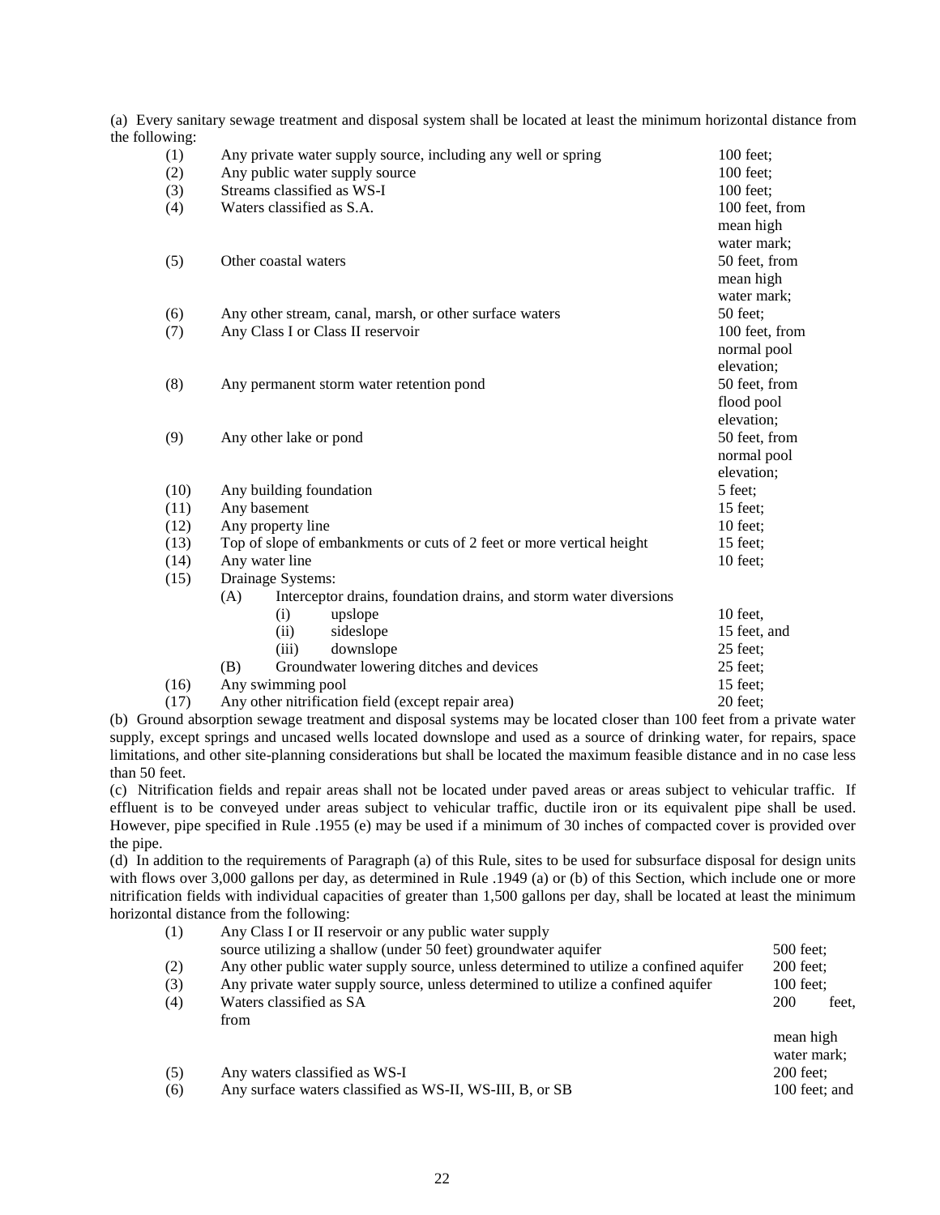(a) Every sanitary sewage treatment and disposal system shall be located at least the minimum horizontal distance from the following:

| | | |
|---|---|---|
| (1) | Any private water supply source, including any well or spring | 100 feet; |
| (2) | Any public water supply source | 100 feet; |
| (3) | Streams classified as WS-I | 100 feet; |
| (4) | Waters classified as S.A. | 100 feet, from mean high water mark; |
| (5) | Other coastal waters | 50 feet, from mean high water mark; |
| (6) | Any other stream, canal, marsh, or other surface waters | 50 feet; |
| (7) | Any Class I or Class II reservoir | 100 feet, from normal pool elevation; |
| (8) | Any permanent storm water retention pond | 50 feet, from flood pool elevation; |
| (9) | Any other lake or pond | 50 feet, from normal pool elevation; |
| (10) | Any building foundation | 5 feet; |
| (11) | Any basement | 15 feet; |
| (12) | Any property line | 10 feet; |
| (13) | Top of slope of embankments or cuts of 2 feet or more vertical height | 15 feet; |
| (14) | Any water line | 10 feet; |
| (15) | Drainage Systems: | |
| | (A) Interceptor drains, foundation drains, and storm water diversions | |
| | (i) upslope | 10 feet, |
| | (ii) sideslope | 15 feet, and |
| | (iii) downslope | 25 feet; |
| | (B) Groundwater lowering ditches and devices | 25 feet; |
| (16) | Any swimming pool | 15 feet; |
| (17) | Any other nitrification field (except repair area) | 20 feet; |

(b) Ground absorption sewage treatment and disposal systems may be located closer than 100 feet from a private water supply, except springs and uncased wells located downslope and used as a source of drinking water, for repairs, space limitations, and other site-planning considerations but shall be located the maximum feasible distance and in no case less than 50 feet.

(c) Nitrification fields and repair areas shall not be located under paved areas or areas subject to vehicular traffic. If effluent is to be conveyed under areas subject to vehicular traffic, ductile iron or its equivalent pipe shall be used. However, pipe specified in Rule .1955 (e) may be used if a minimum of 30 inches of compacted cover is provided over the pipe.

(d) In addition to the requirements of Paragraph (a) of this Rule, sites to be used for subsurface disposal for design units with flows over 3,000 gallons per day, as determined in Rule .1949 (a) or (b) of this Section, which include one or more nitrification fields with individual capacities of greater than 1,500 gallons per day, shall be located at least the minimum horizontal distance from the following:

| | | |
|---|---|---|
| (1) | Any Class I or II reservoir or any public water supply source utilizing a shallow (under 50 feet) groundwater aquifer | 500 feet; |
| (2) | Any other public water supply source, unless determined to utilize a confined aquifer | 200 feet; |
| (3) | Any private water supply source, unless determined to utilize a confined aquifer | 100 feet; |
| (4) | Waters classified as SA | 200 feet, from mean high water mark; |
| (5) | Any waters classified as WS-I | 200 feet; |
| (6) | Any surface waters classified as WS-II, WS-III, B, or SB | 100 feet; and |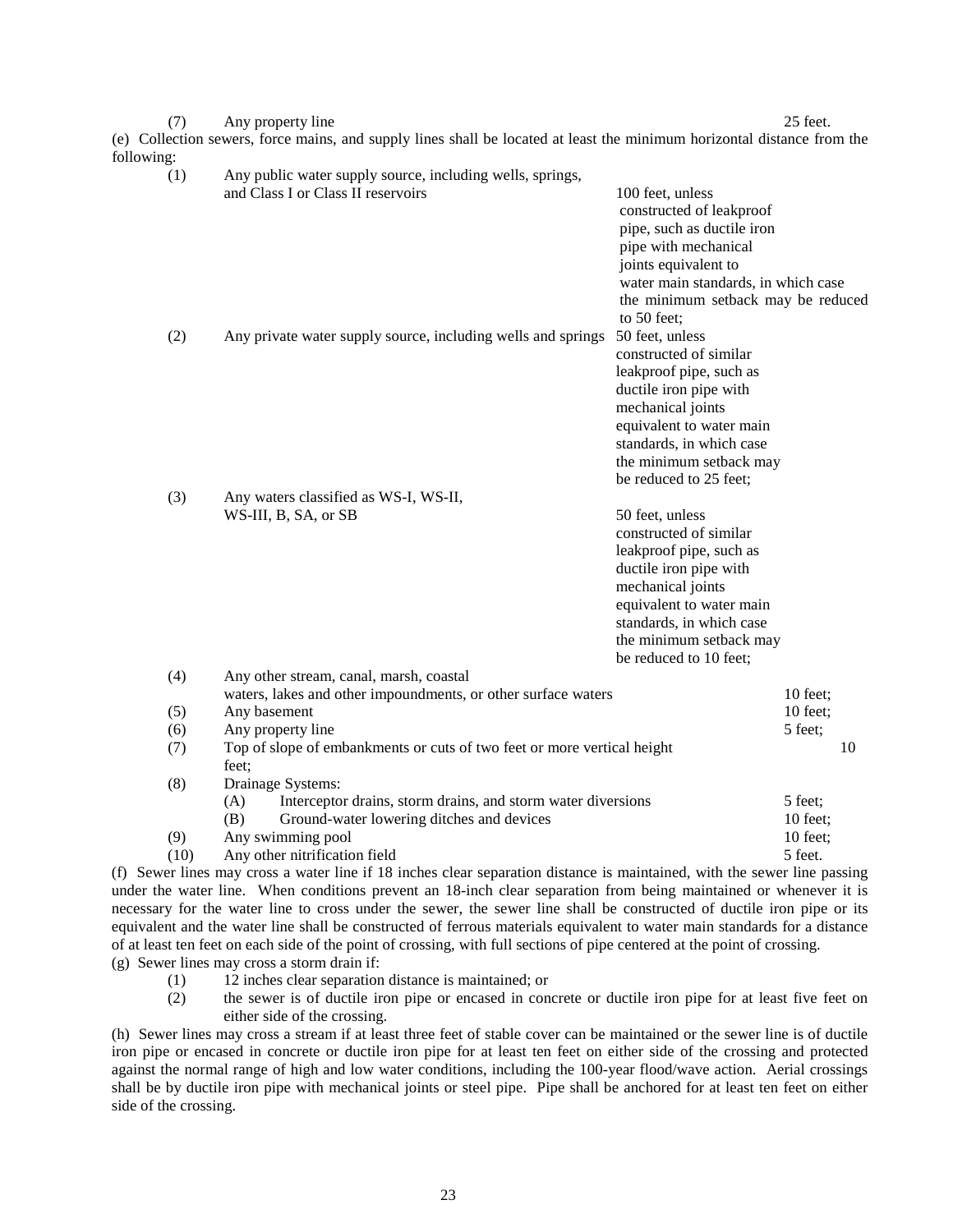(7) Any property line 25 feet.

(e) Collection sewers, force mains, and supply lines shall be located at least the minimum horizontal distance from the following:

| | | |
|---|---|---|
| (1) | Any public water supply source, including wells, springs, and Class I or Class II reservoirs | 100 feet, unless constructed of leakproof pipe, such as ductile iron pipe with mechanical joints equivalent to water main standards, in which case the minimum setback may be reduced to 50 feet; |
| (2) | Any private water supply source, including wells and springs | 50 feet, unless constructed of similar leakproof pipe, such as ductile iron pipe with mechanical joints equivalent to water main standards, in which case the minimum setback may be reduced to 25 feet; |
| (3) | Any waters classified as WS-I, WS-II, WS-III, B, SA, or SB | 50 feet, unless constructed of similar leakproof pipe, such as ductile iron pipe with mechanical joints equivalent to water main standards, in which case the minimum setback may be reduced to 10 feet; |
| (4) | Any other stream, canal, marsh, coastal waters, lakes and other impoundments, or other surface waters | 10 feet; |
| (5) | Any basement | 10 feet; |
| (6) | Any property line | 5 feet; |
| (7) | Top of slope of embankments or cuts of two feet or more vertical height | 10 feet; |
| (8) | Drainage Systems: | |
| | (A) Interceptor drains, storm drains, and storm water diversions | 5 feet; |
| | (B) Ground-water lowering ditches and devices | 10 feet; |
| (9) | Any swimming pool | 10 feet; |
| (10) | Any other nitrification field | 5 feet. |

(f) Sewer lines may cross a water line if 18 inches clear separation distance is maintained, with the sewer line passing under the water line. When conditions prevent an 18-inch clear separation from being maintained or whenever it is necessary for the water line to cross under the sewer, the sewer line shall be constructed of ductile iron pipe or its equivalent and the water line shall be constructed of ferrous materials equivalent to water main standards for a distance of at least ten feet on each side of the point of crossing, with full sections of pipe centered at the point of crossing.

(g) Sewer lines may cross a storm drain if:

(1) 12 inches clear separation distance is maintained; or

(2) the sewer is of ductile iron pipe or encased in concrete or ductile iron pipe for at least five feet on either side of the crossing.

(h) Sewer lines may cross a stream if at least three feet of stable cover can be maintained or the sewer line is of ductile iron pipe or encased in concrete or ductile iron pipe for at least ten feet on either side of the crossing and protected against the normal range of high and low water conditions, including the 100-year flood/wave action. Aerial crossings shall be by ductile iron pipe with mechanical joints or steel pipe. Pipe shall be anchored for at least ten feet on either side of the crossing.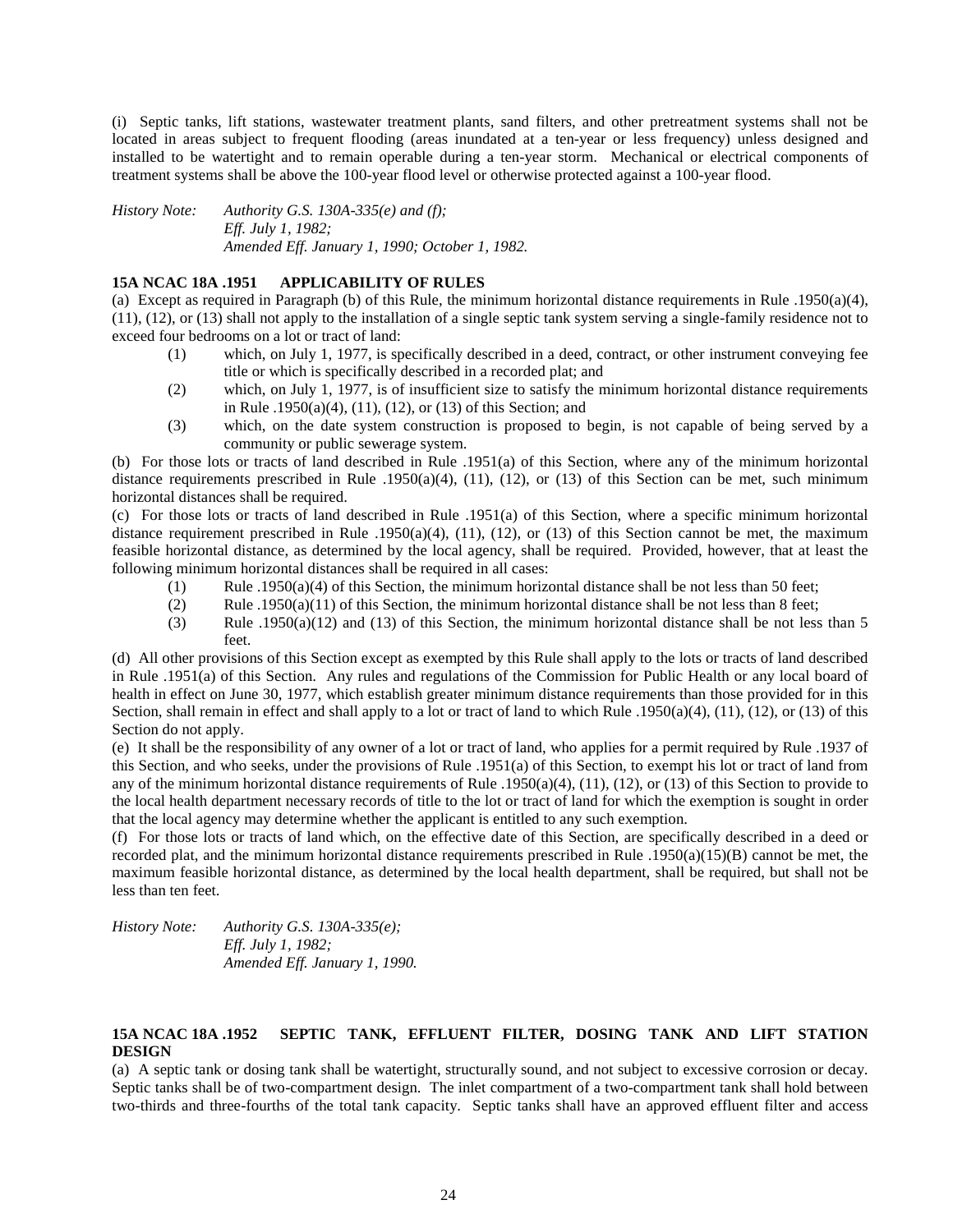(i) Septic tanks, lift stations, wastewater treatment plants, sand filters, and other pretreatment systems shall not be located in areas subject to frequent flooding (areas inundated at a ten-year or less frequency) unless designed and installed to be watertight and to remain operable during a ten-year storm. Mechanical or electrical components of treatment systems shall be above the 100-year flood level or otherwise protected against a 100-year flood.

*History Note: Authority G.S. 130A-335(e) and (f);*
*Eff. July 1, 1982;*
*Amended Eff. January 1, 1990; October 1, 1982.*

### 15A NCAC 18A .1951 APPLICABILITY OF RULES

(a) Except as required in Paragraph (b) of this Rule, the minimum horizontal distance requirements in Rule .1950(a)(4), (11), (12), or (13) shall not apply to the installation of a single septic tank system serving a single-family residence not to exceed four bedrooms on a lot or tract of land:

- (1) which, on July 1, 1977, is specifically described in a deed, contract, or other instrument conveying fee title or which is specifically described in a recorded plat; and
- (2) which, on July 1, 1977, is of insufficient size to satisfy the minimum horizontal distance requirements in Rule .1950(a)(4), (11), (12), or (13) of this Section; and
- (3) which, on the date system construction is proposed to begin, is not capable of being served by a community or public sewerage system.

(b) For those lots or tracts of land described in Rule .1951(a) of this Section, where any of the minimum horizontal distance requirements prescribed in Rule .1950(a)(4), (11), (12), or (13) of this Section can be met, such minimum horizontal distances shall be required.

(c) For those lots or tracts of land described in Rule .1951(a) of this Section, where a specific minimum horizontal distance requirement prescribed in Rule .1950(a)(4), (11), (12), or (13) of this Section cannot be met, the maximum feasible horizontal distance, as determined by the local agency, shall be required. Provided, however, that at least the following minimum horizontal distances shall be required in all cases:

- (1) Rule .1950(a)(4) of this Section, the minimum horizontal distance shall be not less than 50 feet;
- (2) Rule .1950(a)(11) of this Section, the minimum horizontal distance shall be not less than 8 feet;
- (3) Rule .1950(a)(12) and (13) of this Section, the minimum horizontal distance shall be not less than 5 feet.

(d) All other provisions of this Section except as exempted by this Rule shall apply to the lots or tracts of land described in Rule .1951(a) of this Section. Any rules and regulations of the Commission for Public Health or any local board of health in effect on June 30, 1977, which establish greater minimum distance requirements than those provided for in this Section, shall remain in effect and shall apply to a lot or tract of land to which Rule .1950(a)(4), (11), (12), or (13) of this Section do not apply.

(e) It shall be the responsibility of any owner of a lot or tract of land, who applies for a permit required by Rule .1937 of this Section, and who seeks, under the provisions of Rule .1951(a) of this Section, to exempt his lot or tract of land from any of the minimum horizontal distance requirements of Rule .1950(a)(4), (11), (12), or (13) of this Section to provide to the local health department necessary records of title to the lot or tract of land for which the exemption is sought in order that the local agency may determine whether the applicant is entitled to any such exemption.

(f) For those lots or tracts of land which, on the effective date of this Section, are specifically described in a deed or recorded plat, and the minimum horizontal distance requirements prescribed in Rule .1950(a)(15)(B) cannot be met, the maximum feasible horizontal distance, as determined by the local health department, shall be required, but shall not be less than ten feet.

*History Note: Authority G.S. 130A-335(e);*
*Eff. July 1, 1982;*
*Amended Eff. January 1, 1990.*

### 15A NCAC 18A .1952 SEPTIC TANK, EFFLUENT FILTER, DOSING TANK AND LIFT STATION DESIGN

(a) A septic tank or dosing tank shall be watertight, structurally sound, and not subject to excessive corrosion or decay. Septic tanks shall be of two-compartment design. The inlet compartment of a two-compartment tank shall hold between two-thirds and three-fourths of the total tank capacity. Septic tanks shall have an approved effluent filter and access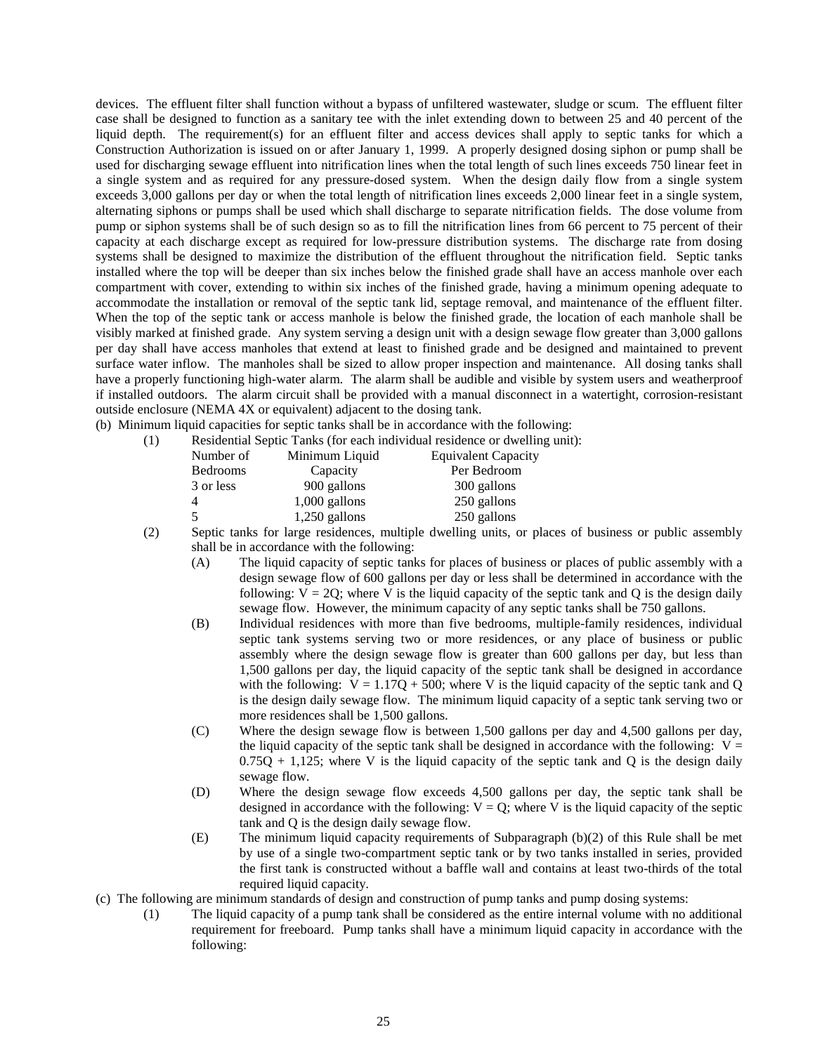devices. The effluent filter shall function without a bypass of unfiltered wastewater, sludge or scum. The effluent filter case shall be designed to function as a sanitary tee with the inlet extending down to between 25 and 40 percent of the liquid depth. The requirement(s) for an effluent filter and access devices shall apply to septic tanks for which a Construction Authorization is issued on or after January 1, 1999. A properly designed dosing siphon or pump shall be used for discharging sewage effluent into nitrification lines when the total length of such lines exceeds 750 linear feet in a single system and as required for any pressure-dosed system. When the design daily flow from a single system exceeds 3,000 gallons per day or when the total length of nitrification lines exceeds 2,000 linear feet in a single system, alternating siphons or pumps shall be used which shall discharge to separate nitrification fields. The dose volume from pump or siphon systems shall be of such design so as to fill the nitrification lines from 66 percent to 75 percent of their capacity at each discharge except as required for low-pressure distribution systems. The discharge rate from dosing systems shall be designed to maximize the distribution of the effluent throughout the nitrification field. Septic tanks installed where the top will be deeper than six inches below the finished grade shall have an access manhole over each compartment with cover, extending to within six inches of the finished grade, having a minimum opening adequate to accommodate the installation or removal of the septic tank lid, septage removal, and maintenance of the effluent filter. When the top of the septic tank or access manhole is below the finished grade, the location of each manhole shall be visibly marked at finished grade. Any system serving a design unit with a design sewage flow greater than 3,000 gallons per day shall have access manholes that extend at least to finished grade and be designed and maintained to prevent surface water inflow. The manholes shall be sized to allow proper inspection and maintenance. All dosing tanks shall have a properly functioning high-water alarm. The alarm shall be audible and visible by system users and weatherproof if installed outdoors. The alarm circuit shall be provided with a manual disconnect in a watertight, corrosion-resistant outside enclosure (NEMA 4X or equivalent) adjacent to the dosing tank.

(b) Minimum liquid capacities for septic tanks shall be in accordance with the following:

(1) Residential Septic Tanks (for each individual residence or dwelling unit):

| Number of Bedrooms | Minimum Liquid Capacity | Equivalent Capacity Per Bedroom |
|---|---|---|
| 3 or less | 900 gallons | 300 gallons |
| 4 | 1,000 gallons | 250 gallons |
| 5 | 1,250 gallons | 250 gallons |

(2) Septic tanks for large residences, multiple dwelling units, or places of business or public assembly shall be in accordance with the following:

(A) The liquid capacity of septic tanks for places of business or places of public assembly with a design sewage flow of 600 gallons per day or less shall be determined in accordance with the following: $V = 2Q$; where V is the liquid capacity of the septic tank and Q is the design daily sewage flow. However, the minimum capacity of any septic tanks shall be 750 gallons.

(B) Individual residences with more than five bedrooms, multiple-family residences, individual septic tank systems serving two or more residences, or any place of business or public assembly where the design sewage flow is greater than 600 gallons per day, but less than 1,500 gallons per day, the liquid capacity of the septic tank shall be designed in accordance with the following: $V = 1.17Q + 500$; where V is the liquid capacity of the septic tank and Q is the design daily sewage flow. The minimum liquid capacity of a septic tank serving two or more residences shall be 1,500 gallons.

(C) Where the design sewage flow is between 1,500 gallons per day and 4,500 gallons per day, the liquid capacity of the septic tank shall be designed in accordance with the following: $V = 0.75Q + 1{,}125$; where V is the liquid capacity of the septic tank and Q is the design daily sewage flow.

(D) Where the design sewage flow exceeds 4,500 gallons per day, the septic tank shall be designed in accordance with the following: $V = Q$; where V is the liquid capacity of the septic tank and Q is the design daily sewage flow.

(E) The minimum liquid capacity requirements of Subparagraph (b)(2) of this Rule shall be met by use of a single two-compartment septic tank or by two tanks installed in series, provided the first tank is constructed without a baffle wall and contains at least two-thirds of the total required liquid capacity.

(c) The following are minimum standards of design and construction of pump tanks and pump dosing systems:

(1) The liquid capacity of a pump tank shall be considered as the entire internal volume with no additional requirement for freeboard. Pump tanks shall have a minimum liquid capacity in accordance with the following: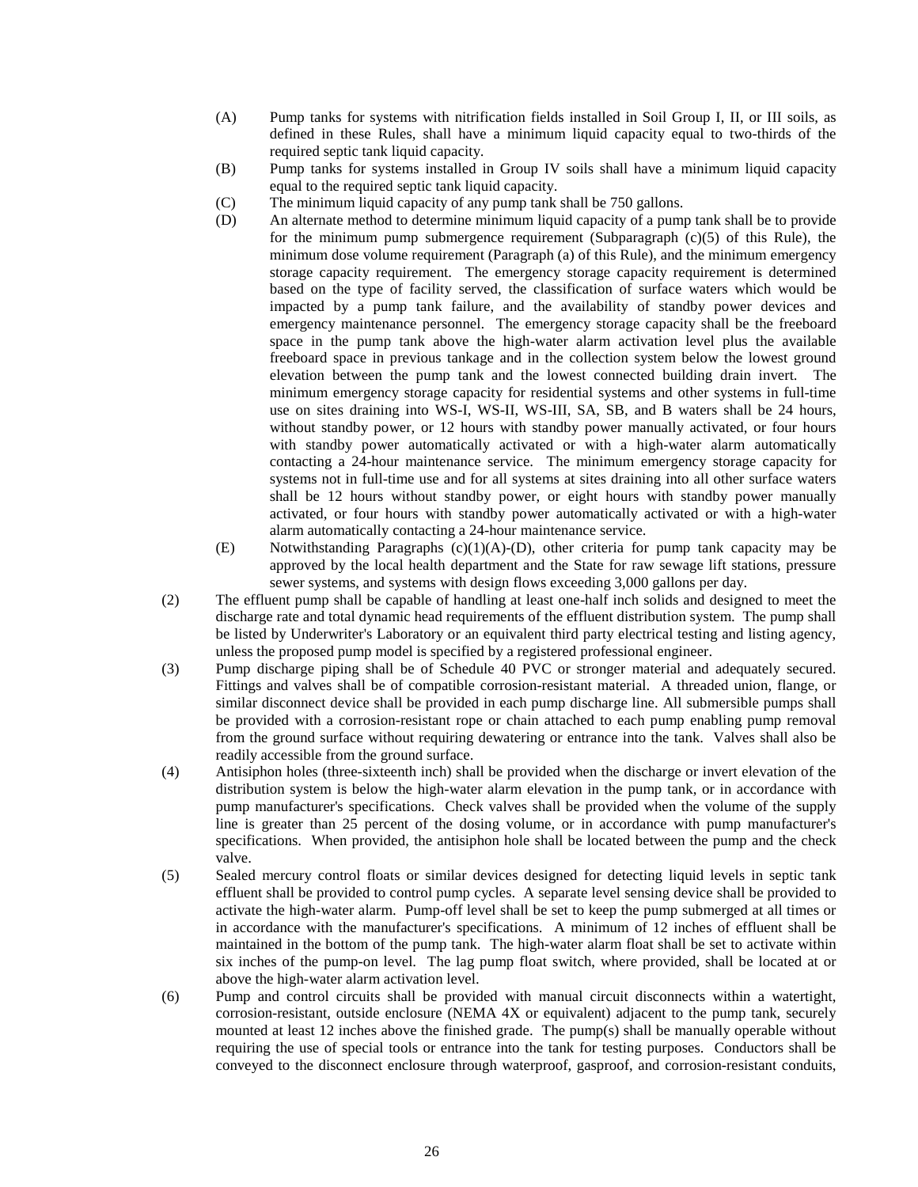- (A) Pump tanks for systems with nitrification fields installed in Soil Group I, II, or III soils, as defined in these Rules, shall have a minimum liquid capacity equal to two-thirds of the required septic tank liquid capacity.
- (B) Pump tanks for systems installed in Group IV soils shall have a minimum liquid capacity equal to the required septic tank liquid capacity.
- (C) The minimum liquid capacity of any pump tank shall be 750 gallons.
- (D) An alternate method to determine minimum liquid capacity of a pump tank shall be to provide for the minimum pump submergence requirement (Subparagraph (c)(5) of this Rule), the minimum dose volume requirement (Paragraph (a) of this Rule), and the minimum emergency storage capacity requirement. The emergency storage capacity requirement is determined based on the type of facility served, the classification of surface waters which would be impacted by a pump tank failure, and the availability of standby power devices and emergency maintenance personnel. The emergency storage capacity shall be the freeboard space in the pump tank above the high-water alarm activation level plus the available freeboard space in previous tankage and in the collection system below the lowest ground elevation between the pump tank and the lowest connected building drain invert. The minimum emergency storage capacity for residential systems and other systems in full-time use on sites draining into WS-I, WS-II, WS-III, SA, SB, and B waters shall be 24 hours, without standby power, or 12 hours with standby power manually activated, or four hours with standby power automatically activated or with a high-water alarm automatically contacting a 24-hour maintenance service. The minimum emergency storage capacity for systems not in full-time use and for all systems at sites draining into all other surface waters shall be 12 hours without standby power, or eight hours with standby power manually activated, or four hours with standby power automatically activated or with a high-water alarm automatically contacting a 24-hour maintenance service.
- (E) Notwithstanding Paragraphs (c)(1)(A)-(D), other criteria for pump tank capacity may be approved by the local health department and the State for raw sewage lift stations, pressure sewer systems, and systems with design flows exceeding 3,000 gallons per day.

(2) The effluent pump shall be capable of handling at least one-half inch solids and designed to meet the discharge rate and total dynamic head requirements of the effluent distribution system. The pump shall be listed by Underwriter's Laboratory or an equivalent third party electrical testing and listing agency, unless the proposed pump model is specified by a registered professional engineer.

(3) Pump discharge piping shall be of Schedule 40 PVC or stronger material and adequately secured. Fittings and valves shall be of compatible corrosion-resistant material. A threaded union, flange, or similar disconnect device shall be provided in each pump discharge line. All submersible pumps shall be provided with a corrosion-resistant rope or chain attached to each pump enabling pump removal from the ground surface without requiring dewatering or entrance into the tank. Valves shall also be readily accessible from the ground surface.

(4) Antisiphon holes (three-sixteenth inch) shall be provided when the discharge or invert elevation of the distribution system is below the high-water alarm elevation in the pump tank, or in accordance with pump manufacturer's specifications. Check valves shall be provided when the volume of the supply line is greater than 25 percent of the dosing volume, or in accordance with pump manufacturer's specifications. When provided, the antisiphon hole shall be located between the pump and the check valve.

(5) Sealed mercury control floats or similar devices designed for detecting liquid levels in septic tank effluent shall be provided to control pump cycles. A separate level sensing device shall be provided to activate the high-water alarm. Pump-off level shall be set to keep the pump submerged at all times or in accordance with the manufacturer's specifications. A minimum of 12 inches of effluent shall be maintained in the bottom of the pump tank. The high-water alarm float shall be set to activate within six inches of the pump-on level. The lag pump float switch, where provided, shall be located at or above the high-water alarm activation level.

(6) Pump and control circuits shall be provided with manual circuit disconnects within a watertight, corrosion-resistant, outside enclosure (NEMA 4X or equivalent) adjacent to the pump tank, securely mounted at least 12 inches above the finished grade. The pump(s) shall be manually operable without requiring the use of special tools or entrance into the tank for testing purposes. Conductors shall be conveyed to the disconnect enclosure through waterproof, gasproof, and corrosion-resistant conduits,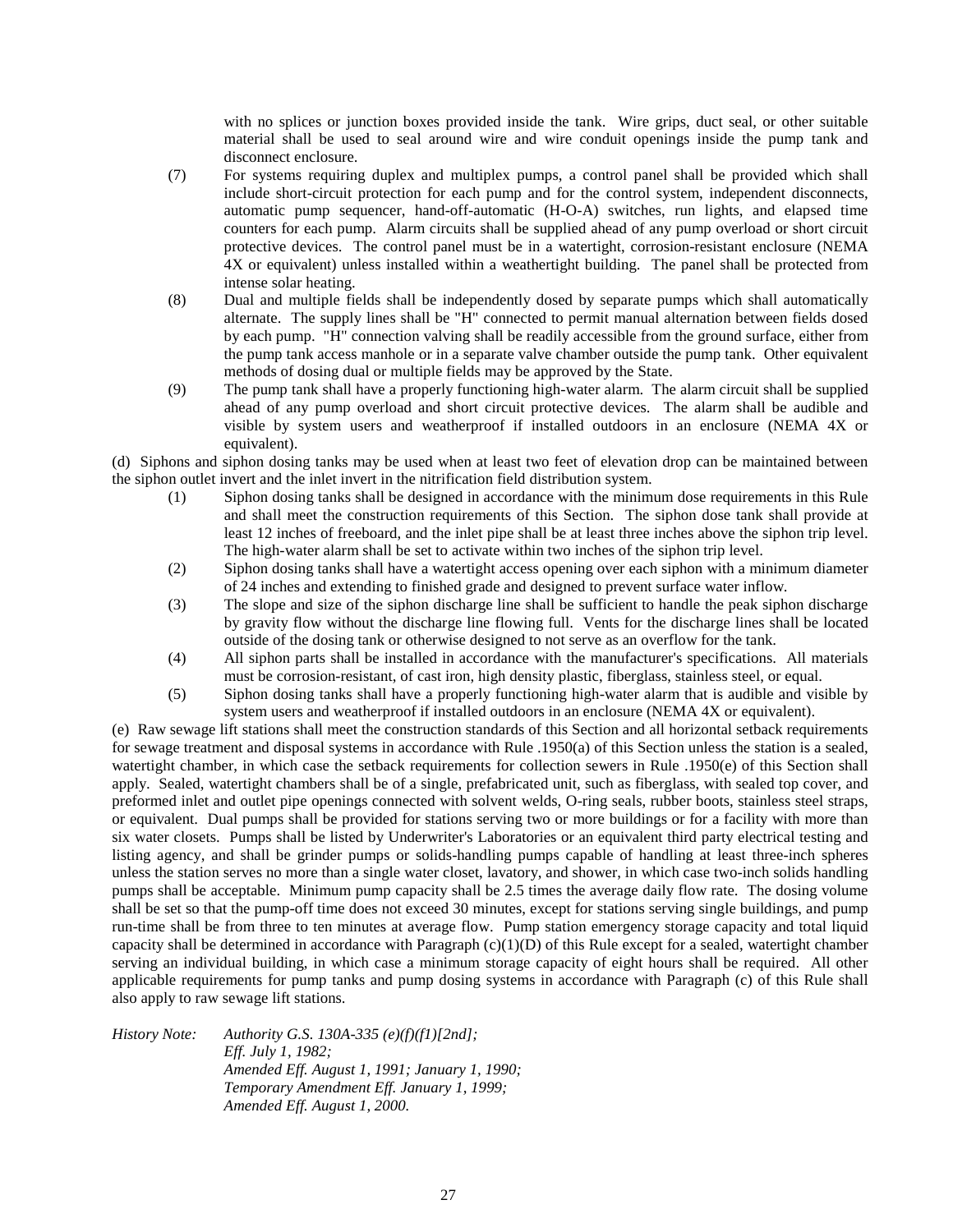with no splices or junction boxes provided inside the tank. Wire grips, duct seal, or other suitable material shall be used to seal around wire and wire conduit openings inside the pump tank and disconnect enclosure.

(7) For systems requiring duplex and multiplex pumps, a control panel shall be provided which shall include short-circuit protection for each pump and for the control system, independent disconnects, automatic pump sequencer, hand-off-automatic (H-O-A) switches, run lights, and elapsed time counters for each pump. Alarm circuits shall be supplied ahead of any pump overload or short circuit protective devices. The control panel must be in a watertight, corrosion-resistant enclosure (NEMA 4X or equivalent) unless installed within a weathertight building. The panel shall be protected from intense solar heating.

(8) Dual and multiple fields shall be independently dosed by separate pumps which shall automatically alternate. The supply lines shall be "H" connected to permit manual alternation between fields dosed by each pump. "H" connection valving shall be readily accessible from the ground surface, either from the pump tank access manhole or in a separate valve chamber outside the pump tank. Other equivalent methods of dosing dual or multiple fields may be approved by the State.

(9) The pump tank shall have a properly functioning high-water alarm. The alarm circuit shall be supplied ahead of any pump overload and short circuit protective devices. The alarm shall be audible and visible by system users and weatherproof if installed outdoors in an enclosure (NEMA 4X or equivalent).

(d) Siphons and siphon dosing tanks may be used when at least two feet of elevation drop can be maintained between the siphon outlet invert and the inlet invert in the nitrification field distribution system.

(1) Siphon dosing tanks shall be designed in accordance with the minimum dose requirements in this Rule and shall meet the construction requirements of this Section. The siphon dose tank shall provide at least 12 inches of freeboard, and the inlet pipe shall be at least three inches above the siphon trip level. The high-water alarm shall be set to activate within two inches of the siphon trip level.

(2) Siphon dosing tanks shall have a watertight access opening over each siphon with a minimum diameter of 24 inches and extending to finished grade and designed to prevent surface water inflow.

(3) The slope and size of the siphon discharge line shall be sufficient to handle the peak siphon discharge by gravity flow without the discharge line flowing full. Vents for the discharge lines shall be located outside of the dosing tank or otherwise designed to not serve as an overflow for the tank.

(4) All siphon parts shall be installed in accordance with the manufacturer's specifications. All materials must be corrosion-resistant, of cast iron, high density plastic, fiberglass, stainless steel, or equal.

(5) Siphon dosing tanks shall have a properly functioning high-water alarm that is audible and visible by system users and weatherproof if installed outdoors in an enclosure (NEMA 4X or equivalent).

(e) Raw sewage lift stations shall meet the construction standards of this Section and all horizontal setback requirements for sewage treatment and disposal systems in accordance with Rule .1950(a) of this Section unless the station is a sealed, watertight chamber, in which case the setback requirements for collection sewers in Rule .1950(e) of this Section shall apply. Sealed, watertight chambers shall be of a single, prefabricated unit, such as fiberglass, with sealed top cover, and preformed inlet and outlet pipe openings connected with solvent welds, O-ring seals, rubber boots, stainless steel straps, or equivalent. Dual pumps shall be provided for stations serving two or more buildings or for a facility with more than six water closets. Pumps shall be listed by Underwriter's Laboratories or an equivalent third party electrical testing and listing agency, and shall be grinder pumps or solids-handling pumps capable of handling at least three-inch spheres unless the station serves no more than a single water closet, lavatory, and shower, in which case two-inch solids handling pumps shall be acceptable. Minimum pump capacity shall be 2.5 times the average daily flow rate. The dosing volume shall be set so that the pump-off time does not exceed 30 minutes, except for stations serving single buildings, and pump run-time shall be from three to ten minutes at average flow. Pump station emergency storage capacity and total liquid capacity shall be determined in accordance with Paragraph (c)(1)(D) of this Rule except for a sealed, watertight chamber serving an individual building, in which case a minimum storage capacity of eight hours shall be required. All other applicable requirements for pump tanks and pump dosing systems in accordance with Paragraph (c) of this Rule shall also apply to raw sewage lift stations.

*History Note: Authority G.S. 130A-335 (e)(f)(f1)[2nd];*
*Eff. July 1, 1982;*
*Amended Eff. August 1, 1991; January 1, 1990;*
*Temporary Amendment Eff. January 1, 1999;*
*Amended Eff. August 1, 2000.*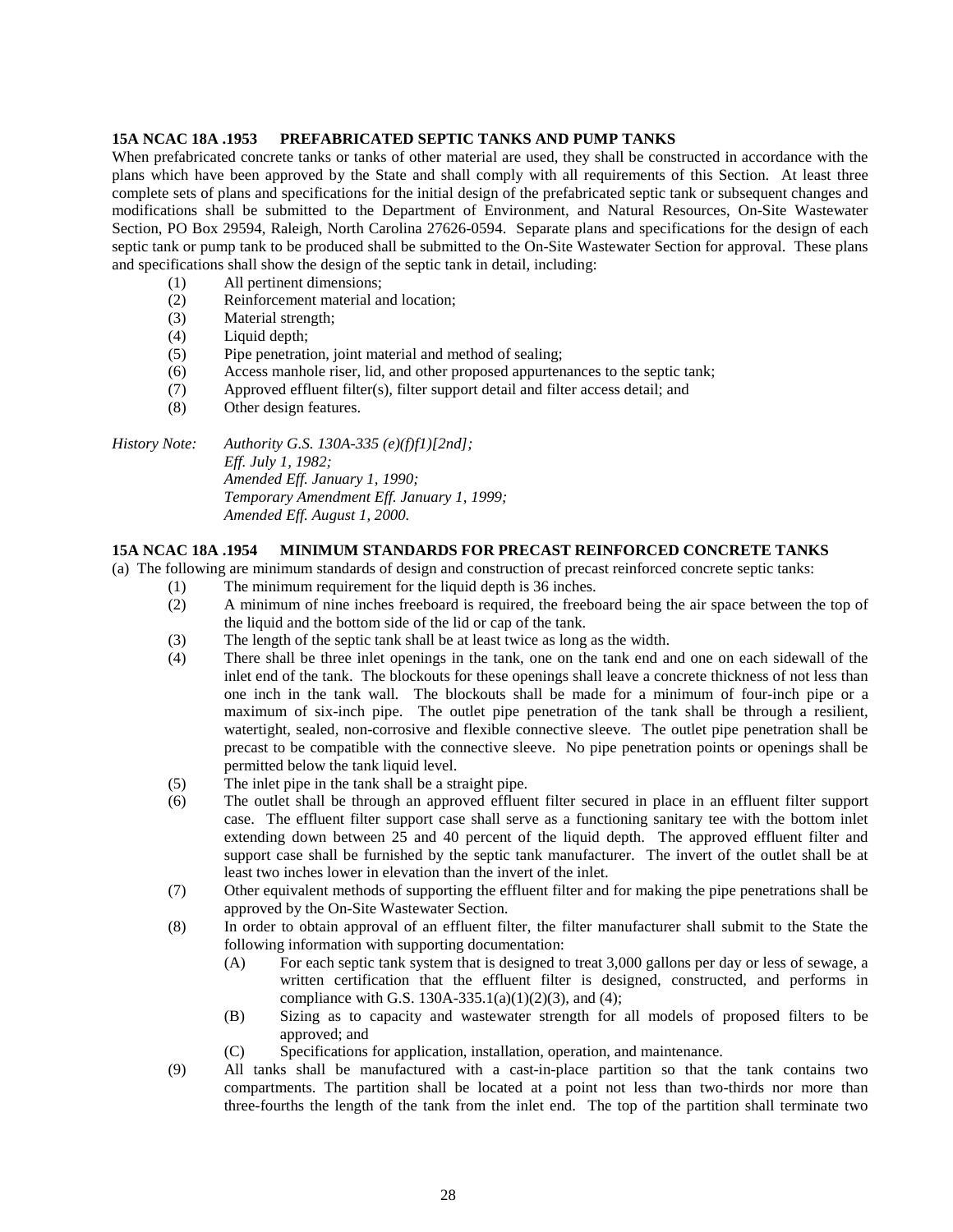### 15A NCAC 18A .1953 PREFABRICATED SEPTIC TANKS AND PUMP TANKS

When prefabricated concrete tanks or tanks of other material are used, they shall be constructed in accordance with the plans which have been approved by the State and shall comply with all requirements of this Section. At least three complete sets of plans and specifications for the initial design of the prefabricated septic tank or subsequent changes and modifications shall be submitted to the Department of Environment, and Natural Resources, On-Site Wastewater Section, PO Box 29594, Raleigh, North Carolina 27626-0594. Separate plans and specifications for the design of each septic tank or pump tank to be produced shall be submitted to the On-Site Wastewater Section for approval. These plans and specifications shall show the design of the septic tank in detail, including:

(1) All pertinent dimensions;
(2) Reinforcement material and location;
(3) Material strength;
(4) Liquid depth;
(5) Pipe penetration, joint material and method of sealing;
(6) Access manhole riser, lid, and other proposed appurtenances to the septic tank;
(7) Approved effluent filter(s), filter support detail and filter access detail; and
(8) Other design features.

*History Note: Authority G.S. 130A-335 (e)(f)f1)[2nd];*
*Eff. July 1, 1982;*
*Amended Eff. January 1, 1990;*
*Temporary Amendment Eff. January 1, 1999;*
*Amended Eff. August 1, 2000.*

### 15A NCAC 18A .1954 MINIMUM STANDARDS FOR PRECAST REINFORCED CONCRETE TANKS

(a) The following are minimum standards of design and construction of precast reinforced concrete septic tanks:

(1) The minimum requirement for the liquid depth is 36 inches.
(2) A minimum of nine inches freeboard is required, the freeboard being the air space between the top of the liquid and the bottom side of the lid or cap of the tank.
(3) The length of the septic tank shall be at least twice as long as the width.
(4) There shall be three inlet openings in the tank, one on the tank end and one on each sidewall of the inlet end of the tank. The blockouts for these openings shall leave a concrete thickness of not less than one inch in the tank wall. The blockouts shall be made for a minimum of four-inch pipe or a maximum of six-inch pipe. The outlet pipe penetration of the tank shall be through a resilient, watertight, sealed, non-corrosive and flexible connective sleeve. The outlet pipe penetration shall be precast to be compatible with the connective sleeve. No pipe penetration points or openings shall be permitted below the tank liquid level.
(5) The inlet pipe in the tank shall be a straight pipe.
(6) The outlet shall be through an approved effluent filter secured in place in an effluent filter support case. The effluent filter support case shall serve as a functioning sanitary tee with the bottom inlet extending down between 25 and 40 percent of the liquid depth. The approved effluent filter and support case shall be furnished by the septic tank manufacturer. The invert of the outlet shall be at least two inches lower in elevation than the invert of the inlet.
(7) Other equivalent methods of supporting the effluent filter and for making the pipe penetrations shall be approved by the On-Site Wastewater Section.
(8) In order to obtain approval of an effluent filter, the filter manufacturer shall submit to the State the following information with supporting documentation:
    (A) For each septic tank system that is designed to treat 3,000 gallons per day or less of sewage, a written certification that the effluent filter is designed, constructed, and performs in compliance with G.S. 130A-335.1(a)(1)(2)(3), and (4);
    (B) Sizing as to capacity and wastewater strength for all models of proposed filters to be approved; and
    (C) Specifications for application, installation, operation, and maintenance.
(9) All tanks shall be manufactured with a cast-in-place partition so that the tank contains two compartments. The partition shall be located at a point not less than two-thirds nor more than three-fourths the length of the tank from the inlet end. The top of the partition shall terminate two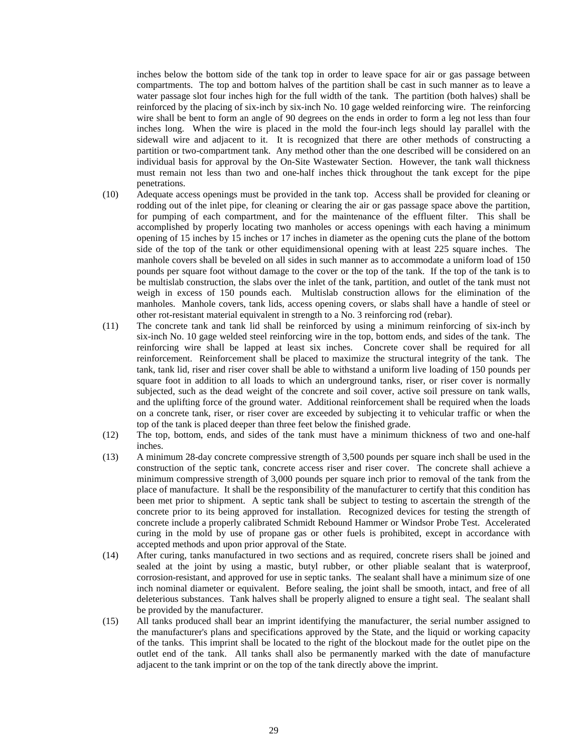inches below the bottom side of the tank top in order to leave space for air or gas passage between compartments. The top and bottom halves of the partition shall be cast in such manner as to leave a water passage slot four inches high for the full width of the tank. The partition (both halves) shall be reinforced by the placing of six-inch by six-inch No. 10 gage welded reinforcing wire. The reinforcing wire shall be bent to form an angle of 90 degrees on the ends in order to form a leg not less than four inches long. When the wire is placed in the mold the four-inch legs should lay parallel with the sidewall wire and adjacent to it. It is recognized that there are other methods of constructing a partition or two-compartment tank. Any method other than the one described will be considered on an individual basis for approval by the On-Site Wastewater Section. However, the tank wall thickness must remain not less than two and one-half inches thick throughout the tank except for the pipe penetrations.

(10) Adequate access openings must be provided in the tank top. Access shall be provided for cleaning or rodding out of the inlet pipe, for cleaning or clearing the air or gas passage space above the partition, for pumping of each compartment, and for the maintenance of the effluent filter. This shall be accomplished by properly locating two manholes or access openings with each having a minimum opening of 15 inches by 15 inches or 17 inches in diameter as the opening cuts the plane of the bottom side of the top of the tank or other equidimensional opening with at least 225 square inches. The manhole covers shall be beveled on all sides in such manner as to accommodate a uniform load of 150 pounds per square foot without damage to the cover or the top of the tank. If the top of the tank is to be multislab construction, the slabs over the inlet of the tank, partition, and outlet of the tank must not weigh in excess of 150 pounds each. Multislab construction allows for the elimination of the manholes. Manhole covers, tank lids, access opening covers, or slabs shall have a handle of steel or other rot-resistant material equivalent in strength to a No. 3 reinforcing rod (rebar).

(11) The concrete tank and tank lid shall be reinforced by using a minimum reinforcing of six-inch by six-inch No. 10 gage welded steel reinforcing wire in the top, bottom ends, and sides of the tank. The reinforcing wire shall be lapped at least six inches. Concrete cover shall be required for all reinforcement. Reinforcement shall be placed to maximize the structural integrity of the tank. The tank, tank lid, riser and riser cover shall be able to withstand a uniform live loading of 150 pounds per square foot in addition to all loads to which an underground tanks, riser, or riser cover is normally subjected, such as the dead weight of the concrete and soil cover, active soil pressure on tank walls, and the uplifting force of the ground water. Additional reinforcement shall be required when the loads on a concrete tank, riser, or riser cover are exceeded by subjecting it to vehicular traffic or when the top of the tank is placed deeper than three feet below the finished grade.

(12) The top, bottom, ends, and sides of the tank must have a minimum thickness of two and one-half inches.

(13) A minimum 28-day concrete compressive strength of 3,500 pounds per square inch shall be used in the construction of the septic tank, concrete access riser and riser cover. The concrete shall achieve a minimum compressive strength of 3,000 pounds per square inch prior to removal of the tank from the place of manufacture. It shall be the responsibility of the manufacturer to certify that this condition has been met prior to shipment. A septic tank shall be subject to testing to ascertain the strength of the concrete prior to its being approved for installation. Recognized devices for testing the strength of concrete include a properly calibrated Schmidt Rebound Hammer or Windsor Probe Test. Accelerated curing in the mold by use of propane gas or other fuels is prohibited, except in accordance with accepted methods and upon prior approval of the State.

(14) After curing, tanks manufactured in two sections and as required, concrete risers shall be joined and sealed at the joint by using a mastic, butyl rubber, or other pliable sealant that is waterproof, corrosion-resistant, and approved for use in septic tanks. The sealant shall have a minimum size of one inch nominal diameter or equivalent. Before sealing, the joint shall be smooth, intact, and free of all deleterious substances. Tank halves shall be properly aligned to ensure a tight seal. The sealant shall be provided by the manufacturer.

(15) All tanks produced shall bear an imprint identifying the manufacturer, the serial number assigned to the manufacturer's plans and specifications approved by the State, and the liquid or working capacity of the tanks. This imprint shall be located to the right of the blockout made for the outlet pipe on the outlet end of the tank. All tanks shall also be permanently marked with the date of manufacture adjacent to the tank imprint or on the top of the tank directly above the imprint.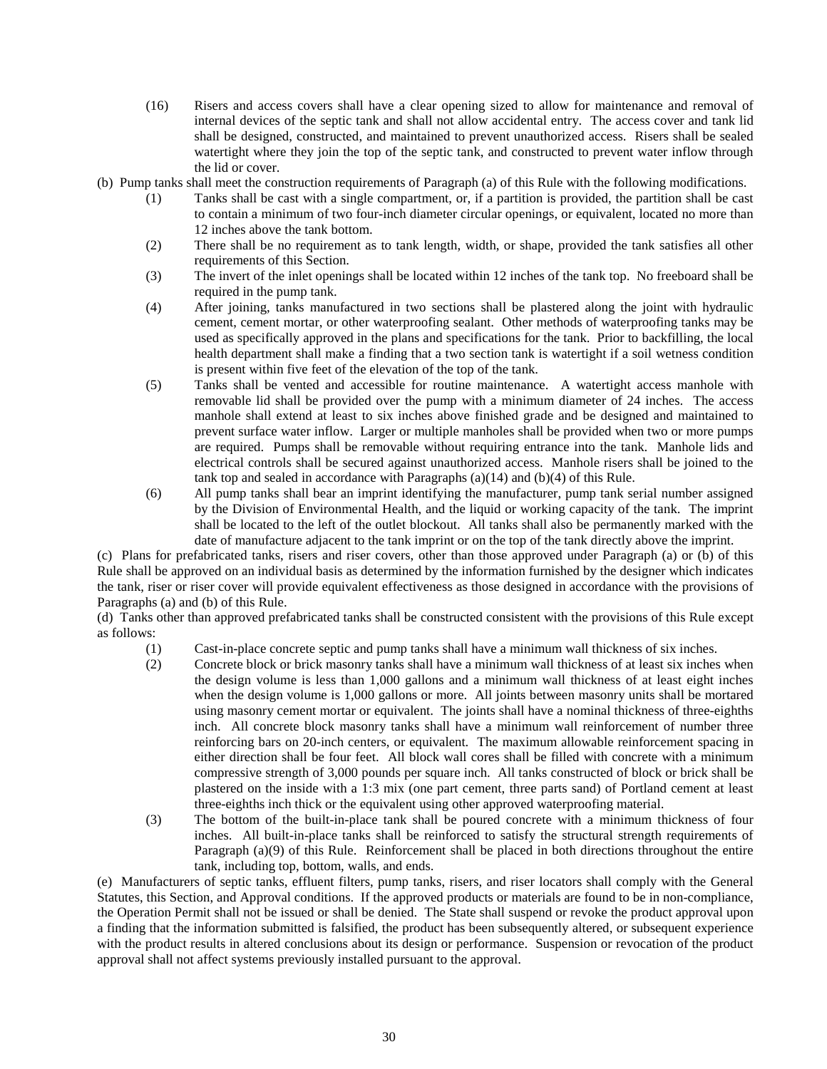(16) Risers and access covers shall have a clear opening sized to allow for maintenance and removal of internal devices of the septic tank and shall not allow accidental entry. The access cover and tank lid shall be designed, constructed, and maintained to prevent unauthorized access. Risers shall be sealed watertight where they join the top of the septic tank, and constructed to prevent water inflow through the lid or cover.

(b) Pump tanks shall meet the construction requirements of Paragraph (a) of this Rule with the following modifications.

(1) Tanks shall be cast with a single compartment, or, if a partition is provided, the partition shall be cast to contain a minimum of two four-inch diameter circular openings, or equivalent, located no more than 12 inches above the tank bottom.

(2) There shall be no requirement as to tank length, width, or shape, provided the tank satisfies all other requirements of this Section.

(3) The invert of the inlet openings shall be located within 12 inches of the tank top. No freeboard shall be required in the pump tank.

(4) After joining, tanks manufactured in two sections shall be plastered along the joint with hydraulic cement, cement mortar, or other waterproofing sealant. Other methods of waterproofing tanks may be used as specifically approved in the plans and specifications for the tank. Prior to backfilling, the local health department shall make a finding that a two section tank is watertight if a soil wetness condition is present within five feet of the elevation of the top of the tank.

(5) Tanks shall be vented and accessible for routine maintenance. A watertight access manhole with removable lid shall be provided over the pump with a minimum diameter of 24 inches. The access manhole shall extend at least to six inches above finished grade and be designed and maintained to prevent surface water inflow. Larger or multiple manholes shall be provided when two or more pumps are required. Pumps shall be removable without requiring entrance into the tank. Manhole lids and electrical controls shall be secured against unauthorized access. Manhole risers shall be joined to the tank top and sealed in accordance with Paragraphs (a)(14) and (b)(4) of this Rule.

(6) All pump tanks shall bear an imprint identifying the manufacturer, pump tank serial number assigned by the Division of Environmental Health, and the liquid or working capacity of the tank. The imprint shall be located to the left of the outlet blockout. All tanks shall also be permanently marked with the date of manufacture adjacent to the tank imprint or on the top of the tank directly above the imprint.

(c) Plans for prefabricated tanks, risers and riser covers, other than those approved under Paragraph (a) or (b) of this Rule shall be approved on an individual basis as determined by the information furnished by the designer which indicates the tank, riser or riser cover will provide equivalent effectiveness as those designed in accordance with the provisions of Paragraphs (a) and (b) of this Rule.

(d) Tanks other than approved prefabricated tanks shall be constructed consistent with the provisions of this Rule except as follows:

(1) Cast-in-place concrete septic and pump tanks shall have a minimum wall thickness of six inches.

(2) Concrete block or brick masonry tanks shall have a minimum wall thickness of at least six inches when the design volume is less than 1,000 gallons and a minimum wall thickness of at least eight inches when the design volume is 1,000 gallons or more. All joints between masonry units shall be mortared using masonry cement mortar or equivalent. The joints shall have a nominal thickness of three-eighths inch. All concrete block masonry tanks shall have a minimum wall reinforcement of number three reinforcing bars on 20-inch centers, or equivalent. The maximum allowable reinforcement spacing in either direction shall be four feet. All block wall cores shall be filled with concrete with a minimum compressive strength of 3,000 pounds per square inch. All tanks constructed of block or brick shall be plastered on the inside with a 1:3 mix (one part cement, three parts sand) of Portland cement at least three-eighths inch thick or the equivalent using other approved waterproofing material.

(3) The bottom of the built-in-place tank shall be poured concrete with a minimum thickness of four inches. All built-in-place tanks shall be reinforced to satisfy the structural strength requirements of Paragraph (a)(9) of this Rule. Reinforcement shall be placed in both directions throughout the entire tank, including top, bottom, walls, and ends.

(e) Manufacturers of septic tanks, effluent filters, pump tanks, risers, and riser locators shall comply with the General Statutes, this Section, and Approval conditions. If the approved products or materials are found to be in non-compliance, the Operation Permit shall not be issued or shall be denied. The State shall suspend or revoke the product approval upon a finding that the information submitted is falsified, the product has been subsequently altered, or subsequent experience with the product results in altered conclusions about its design or performance. Suspension or revocation of the product approval shall not affect systems previously installed pursuant to the approval.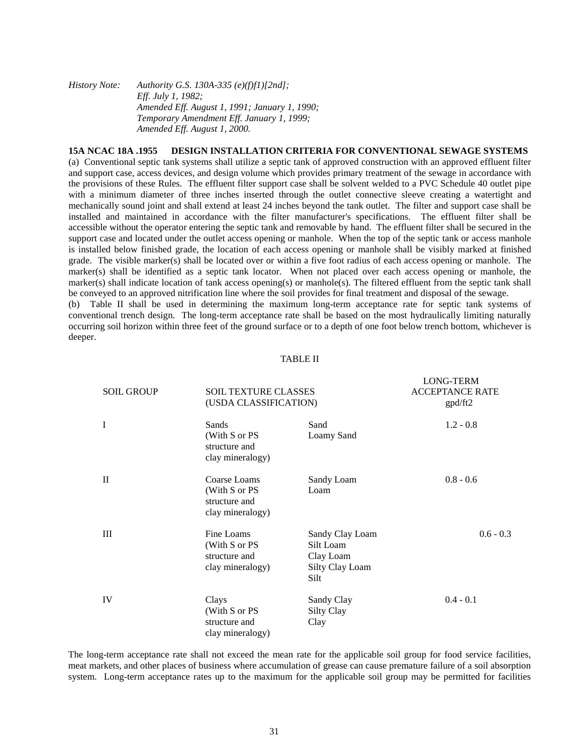*History Note: Authority G.S. 130A-335 (e)(f)f1)[2nd];*
*Eff. July 1, 1982;*
*Amended Eff. August 1, 1991; January 1, 1990;*
*Temporary Amendment Eff. January 1, 1999;*
*Amended Eff. August 1, 2000.*

**15A NCAC 18A .1955 DESIGN INSTALLATION CRITERIA FOR CONVENTIONAL SEWAGE SYSTEMS**

(a) Conventional septic tank systems shall utilize a septic tank of approved construction with an approved effluent filter and support case, access devices, and design volume which provides primary treatment of the sewage in accordance with the provisions of these Rules. The effluent filter support case shall be solvent welded to a PVC Schedule 40 outlet pipe with a minimum diameter of three inches inserted through the outlet connective sleeve creating a watertight and mechanically sound joint and shall extend at least 24 inches beyond the tank outlet. The filter and support case shall be installed and maintained in accordance with the filter manufacturer's specifications. The effluent filter shall be accessible without the operator entering the septic tank and removable by hand. The effluent filter shall be secured in the support case and located under the outlet access opening or manhole. When the top of the septic tank or access manhole is installed below finished grade, the location of each access opening or manhole shall be visibly marked at finished grade. The visible marker(s) shall be located over or within a five foot radius of each access opening or manhole. The marker(s) shall be identified as a septic tank locator. When not placed over each access opening or manhole, the marker(s) shall indicate location of tank access opening(s) or manhole(s). The filtered effluent from the septic tank shall be conveyed to an approved nitrification line where the soil provides for final treatment and disposal of the sewage.

(b) Table II shall be used in determining the maximum long-term acceptance rate for septic tank systems of conventional trench design. The long-term acceptance rate shall be based on the most hydraulically limiting naturally occurring soil horizon within three feet of the ground surface or to a depth of one foot below trench bottom, whichever is deeper.

TABLE II

| SOIL GROUP | SOIL TEXTURE CLASSES (USDA CLASSIFICATION) | | LONG-TERM ACCEPTANCE RATE gpd/ft2 |
|---|---|---|---|
| I | Sands (With S or PS structure and clay mineralogy) | Sand<br>Loamy Sand | 1.2 - 0.8 |
| II | Coarse Loams (With S or PS structure and clay mineralogy) | Sandy Loam<br>Loam | 0.8 - 0.6 |
| III | Fine Loams (With S or PS structure and clay mineralogy) | Sandy Clay Loam<br>Silt Loam<br>Clay Loam<br>Silty Clay Loam<br>Silt | 0.6 - 0.3 |
| IV | Clays (With S or PS structure and clay mineralogy) | Sandy Clay<br>Silty Clay<br>Clay | 0.4 - 0.1 |

The long-term acceptance rate shall not exceed the mean rate for the applicable soil group for food service facilities, meat markets, and other places of business where accumulation of grease can cause premature failure of a soil absorption system. Long-term acceptance rates up to the maximum for the applicable soil group may be permitted for facilities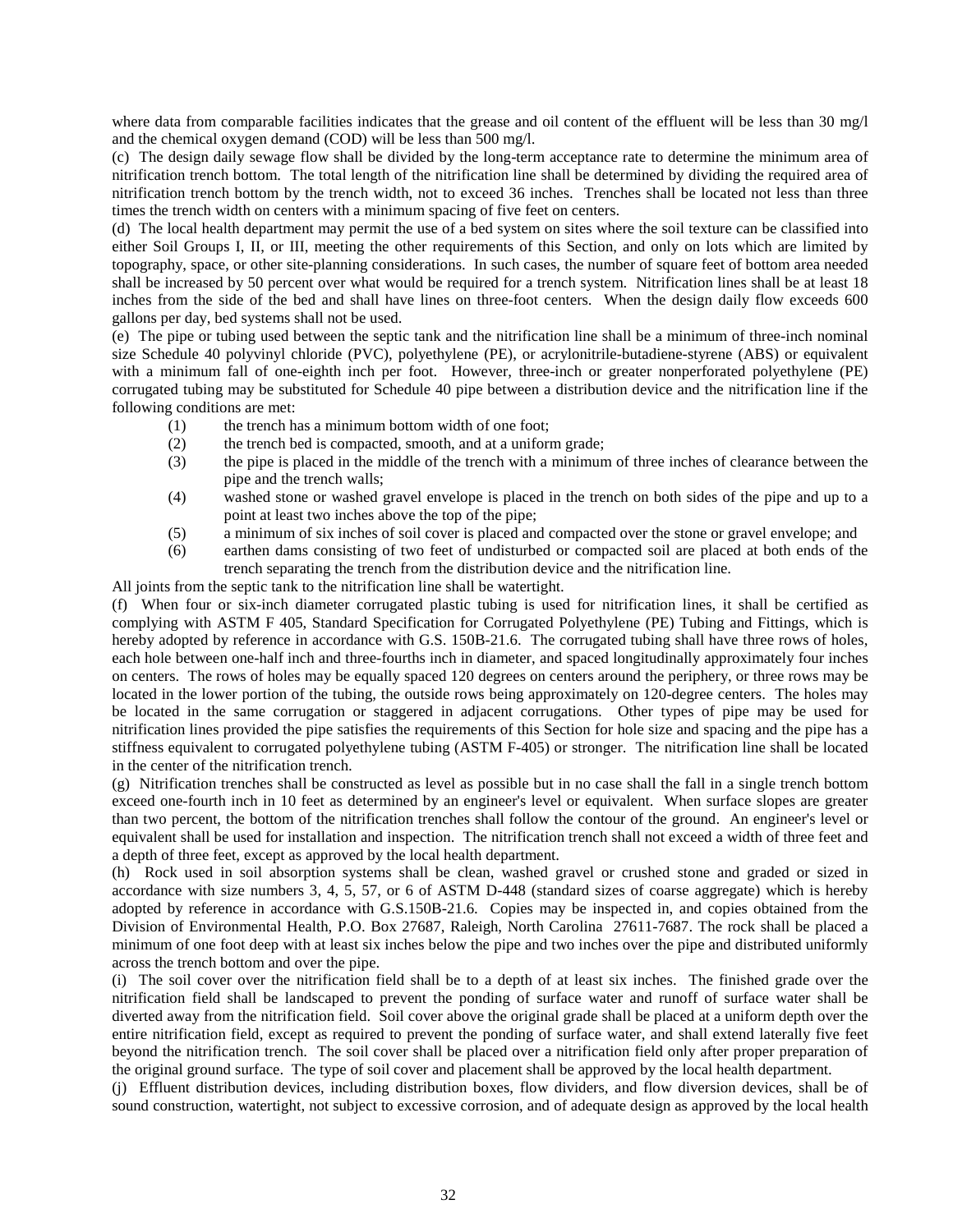where data from comparable facilities indicates that the grease and oil content of the effluent will be less than 30 mg/l and the chemical oxygen demand (COD) will be less than 500 mg/l.

(c) The design daily sewage flow shall be divided by the long-term acceptance rate to determine the minimum area of nitrification trench bottom. The total length of the nitrification line shall be determined by dividing the required area of nitrification trench bottom by the trench width, not to exceed 36 inches. Trenches shall be located not less than three times the trench width on centers with a minimum spacing of five feet on centers.

(d) The local health department may permit the use of a bed system on sites where the soil texture can be classified into either Soil Groups I, II, or III, meeting the other requirements of this Section, and only on lots which are limited by topography, space, or other site-planning considerations. In such cases, the number of square feet of bottom area needed shall be increased by 50 percent over what would be required for a trench system. Nitrification lines shall be at least 18 inches from the side of the bed and shall have lines on three-foot centers. When the design daily flow exceeds 600 gallons per day, bed systems shall not be used.

(e) The pipe or tubing used between the septic tank and the nitrification line shall be a minimum of three-inch nominal size Schedule 40 polyvinyl chloride (PVC), polyethylene (PE), or acrylonitrile-butadiene-styrene (ABS) or equivalent with a minimum fall of one-eighth inch per foot. However, three-inch or greater nonperforated polyethylene (PE) corrugated tubing may be substituted for Schedule 40 pipe between a distribution device and the nitrification line if the following conditions are met:

(1) the trench has a minimum bottom width of one foot;
(2) the trench bed is compacted, smooth, and at a uniform grade;
(3) the pipe is placed in the middle of the trench with a minimum of three inches of clearance between the pipe and the trench walls;
(4) washed stone or washed gravel envelope is placed in the trench on both sides of the pipe and up to a point at least two inches above the top of the pipe;
(5) a minimum of six inches of soil cover is placed and compacted over the stone or gravel envelope; and
(6) earthen dams consisting of two feet of undisturbed or compacted soil are placed at both ends of the trench separating the trench from the distribution device and the nitrification line.

All joints from the septic tank to the nitrification line shall be watertight.

(f) When four or six-inch diameter corrugated plastic tubing is used for nitrification lines, it shall be certified as complying with ASTM F 405, Standard Specification for Corrugated Polyethylene (PE) Tubing and Fittings, which is hereby adopted by reference in accordance with G.S. 150B-21.6. The corrugated tubing shall have three rows of holes, each hole between one-half inch and three-fourths inch in diameter, and spaced longitudinally approximately four inches on centers. The rows of holes may be equally spaced 120 degrees on centers around the periphery, or three rows may be located in the lower portion of the tubing, the outside rows being approximately on 120-degree centers. The holes may be located in the same corrugation or staggered in adjacent corrugations. Other types of pipe may be used for nitrification lines provided the pipe satisfies the requirements of this Section for hole size and spacing and the pipe has a stiffness equivalent to corrugated polyethylene tubing (ASTM F-405) or stronger. The nitrification line shall be located in the center of the nitrification trench.

(g) Nitrification trenches shall be constructed as level as possible but in no case shall the fall in a single trench bottom exceed one-fourth inch in 10 feet as determined by an engineer's level or equivalent. When surface slopes are greater than two percent, the bottom of the nitrification trenches shall follow the contour of the ground. An engineer's level or equivalent shall be used for installation and inspection. The nitrification trench shall not exceed a width of three feet and a depth of three feet, except as approved by the local health department.

(h) Rock used in soil absorption systems shall be clean, washed gravel or crushed stone and graded or sized in accordance with size numbers 3, 4, 5, 57, or 6 of ASTM D-448 (standard sizes of coarse aggregate) which is hereby adopted by reference in accordance with G.S.150B-21.6. Copies may be inspected in, and copies obtained from the Division of Environmental Health, P.O. Box 27687, Raleigh, North Carolina 27611-7687. The rock shall be placed a minimum of one foot deep with at least six inches below the pipe and two inches over the pipe and distributed uniformly across the trench bottom and over the pipe.

(i) The soil cover over the nitrification field shall be to a depth of at least six inches. The finished grade over the nitrification field shall be landscaped to prevent the ponding of surface water and runoff of surface water shall be diverted away from the nitrification field. Soil cover above the original grade shall be placed at a uniform depth over the entire nitrification field, except as required to prevent the ponding of surface water, and shall extend laterally five feet beyond the nitrification trench. The soil cover shall be placed over a nitrification field only after proper preparation of the original ground surface. The type of soil cover and placement shall be approved by the local health department.

(j) Effluent distribution devices, including distribution boxes, flow dividers, and flow diversion devices, shall be of sound construction, watertight, not subject to excessive corrosion, and of adequate design as approved by the local health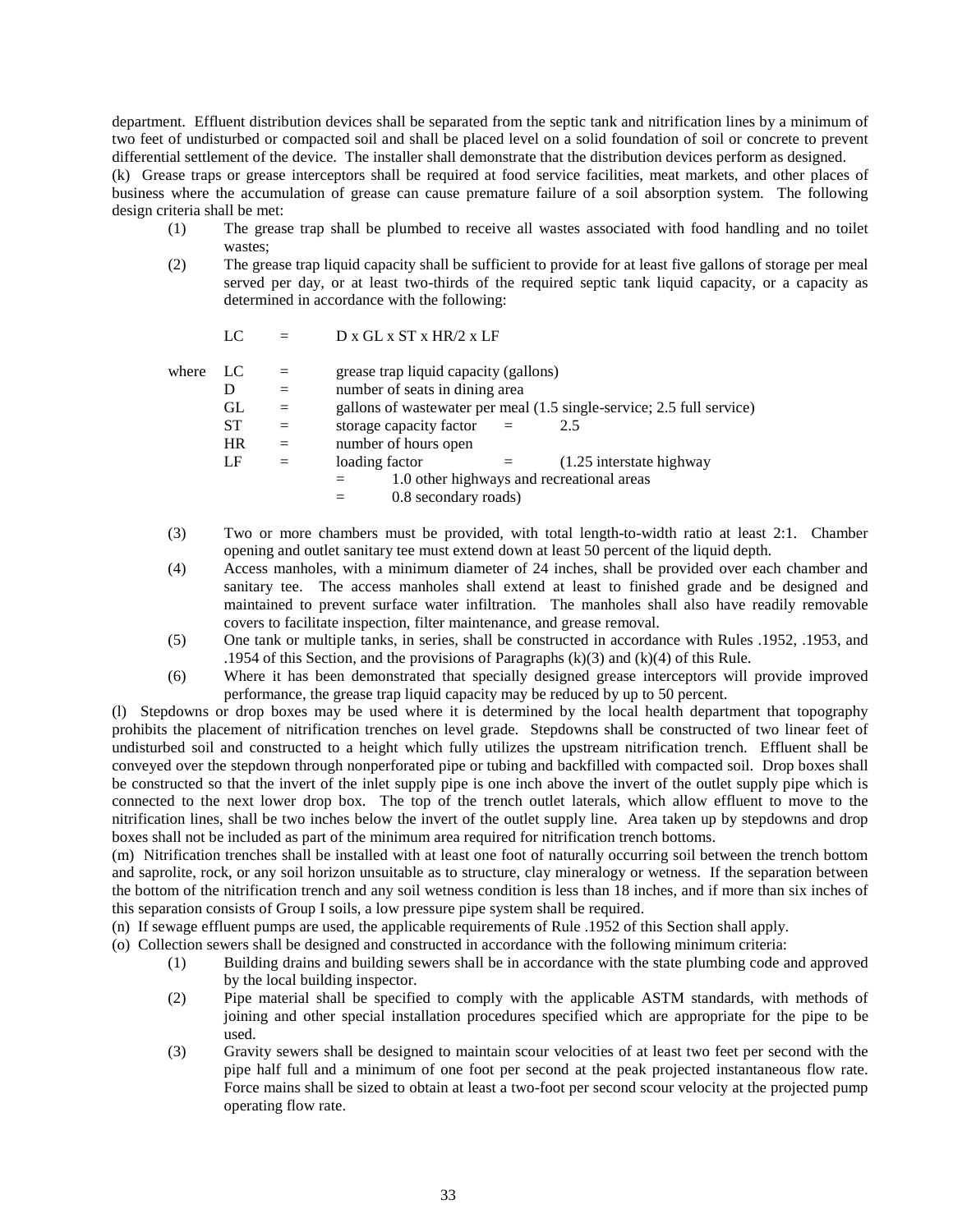department. Effluent distribution devices shall be separated from the septic tank and nitrification lines by a minimum of two feet of undisturbed or compacted soil and shall be placed level on a solid foundation of soil or concrete to prevent differential settlement of the device. The installer shall demonstrate that the distribution devices perform as designed.

(k) Grease traps or grease interceptors shall be required at food service facilities, meat markets, and other places of business where the accumulation of grease can cause premature failure of a soil absorption system. The following design criteria shall be met:

(1) The grease trap shall be plumbed to receive all wastes associated with food handling and no toilet wastes;

(2) The grease trap liquid capacity shall be sufficient to provide for at least five gallons of storage per meal served per day, or at least two-thirds of the required septic tank liquid capacity, or a capacity as determined in accordance with the following:

$$LC = D \times GL \times ST \times HR/2 \times LF$$

where LC = grease trap liquid capacity (gallons)
D = number of seats in dining area
GL = gallons of wastewater per meal (1.5 single-service; 2.5 full service)
ST = storage capacity factor = 2.5
HR = number of hours open
LF = loading factor = (1.25 interstate highway
= 1.0 other highways and recreational areas
= 0.8 secondary roads)

(3) Two or more chambers must be provided, with total length-to-width ratio at least 2:1. Chamber opening and outlet sanitary tee must extend down at least 50 percent of the liquid depth.

(4) Access manholes, with a minimum diameter of 24 inches, shall be provided over each chamber and sanitary tee. The access manholes shall extend at least to finished grade and be designed and maintained to prevent surface water infiltration. The manholes shall also have readily removable covers to facilitate inspection, filter maintenance, and grease removal.

(5) One tank or multiple tanks, in series, shall be constructed in accordance with Rules .1952, .1953, and .1954 of this Section, and the provisions of Paragraphs (k)(3) and (k)(4) of this Rule.

(6) Where it has been demonstrated that specially designed grease interceptors will provide improved performance, the grease trap liquid capacity may be reduced by up to 50 percent.

(l) Stepdowns or drop boxes may be used where it is determined by the local health department that topography prohibits the placement of nitrification trenches on level grade. Stepdowns shall be constructed of two linear feet of undisturbed soil and constructed to a height which fully utilizes the upstream nitrification trench. Effluent shall be conveyed over the stepdown through nonperforated pipe or tubing and backfilled with compacted soil. Drop boxes shall be constructed so that the invert of the inlet supply pipe is one inch above the invert of the outlet supply pipe which is connected to the next lower drop box. The top of the trench outlet laterals, which allow effluent to move to the nitrification lines, shall be two inches below the invert of the outlet supply line. Area taken up by stepdowns and drop boxes shall not be included as part of the minimum area required for nitrification trench bottoms.

(m) Nitrification trenches shall be installed with at least one foot of naturally occurring soil between the trench bottom and saprolite, rock, or any soil horizon unsuitable as to structure, clay mineralogy or wetness. If the separation between the bottom of the nitrification trench and any soil wetness condition is less than 18 inches, and if more than six inches of this separation consists of Group I soils, a low pressure pipe system shall be required.

(n) If sewage effluent pumps are used, the applicable requirements of Rule .1952 of this Section shall apply.

(o) Collection sewers shall be designed and constructed in accordance with the following minimum criteria:

(1) Building drains and building sewers shall be in accordance with the state plumbing code and approved by the local building inspector.

(2) Pipe material shall be specified to comply with the applicable ASTM standards, with methods of joining and other special installation procedures specified which are appropriate for the pipe to be used.

(3) Gravity sewers shall be designed to maintain scour velocities of at least two feet per second with the pipe half full and a minimum of one foot per second at the peak projected instantaneous flow rate. Force mains shall be sized to obtain at least a two-foot per second scour velocity at the projected pump operating flow rate.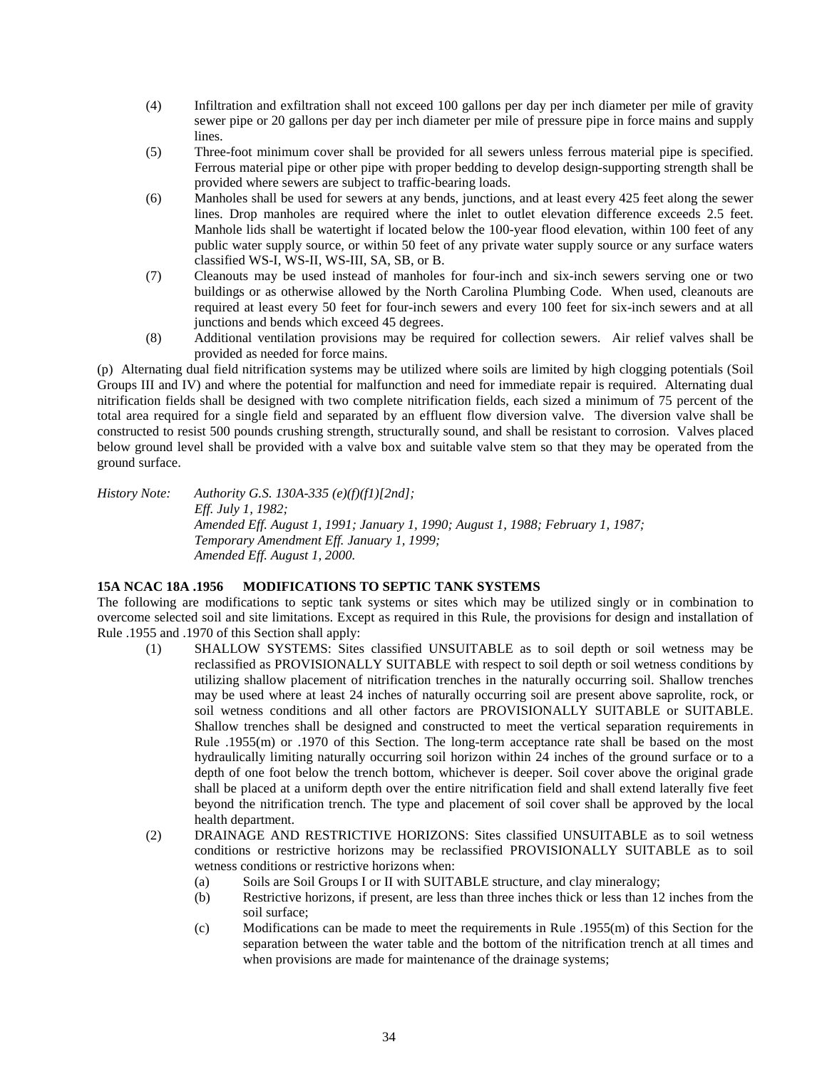(4) Infiltration and exfiltration shall not exceed 100 gallons per day per inch diameter per mile of gravity sewer pipe or 20 gallons per day per inch diameter per mile of pressure pipe in force mains and supply lines.

(5) Three-foot minimum cover shall be provided for all sewers unless ferrous material pipe is specified. Ferrous material pipe or other pipe with proper bedding to develop design-supporting strength shall be provided where sewers are subject to traffic-bearing loads.

(6) Manholes shall be used for sewers at any bends, junctions, and at least every 425 feet along the sewer lines. Drop manholes are required where the inlet to outlet elevation difference exceeds 2.5 feet. Manhole lids shall be watertight if located below the 100-year flood elevation, within 100 feet of any public water supply source, or within 50 feet of any private water supply source or any surface waters classified WS-I, WS-II, WS-III, SA, SB, or B.

(7) Cleanouts may be used instead of manholes for four-inch and six-inch sewers serving one or two buildings or as otherwise allowed by the North Carolina Plumbing Code. When used, cleanouts are required at least every 50 feet for four-inch sewers and every 100 feet for six-inch sewers and at all junctions and bends which exceed 45 degrees.

(8) Additional ventilation provisions may be required for collection sewers. Air relief valves shall be provided as needed for force mains.

(p) Alternating dual field nitrification systems may be utilized where soils are limited by high clogging potentials (Soil Groups III and IV) and where the potential for malfunction and need for immediate repair is required. Alternating dual nitrification fields shall be designed with two complete nitrification fields, each sized a minimum of 75 percent of the total area required for a single field and separated by an effluent flow diversion valve. The diversion valve shall be constructed to resist 500 pounds crushing strength, structurally sound, and shall be resistant to corrosion. Valves placed below ground level shall be provided with a valve box and suitable valve stem so that they may be operated from the ground surface.

*History Note: Authority G.S. 130A-335 (e)(f)(f1)[2nd];*
*Eff. July 1, 1982;*
*Amended Eff. August 1, 1991; January 1, 1990; August 1, 1988; February 1, 1987;*
*Temporary Amendment Eff. January 1, 1999;*
*Amended Eff. August 1, 2000.*

### 15A NCAC 18A .1956 MODIFICATIONS TO SEPTIC TANK SYSTEMS

The following are modifications to septic tank systems or sites which may be utilized singly or in combination to overcome selected soil and site limitations. Except as required in this Rule, the provisions for design and installation of Rule .1955 and .1970 of this Section shall apply:

(1) SHALLOW SYSTEMS: Sites classified UNSUITABLE as to soil depth or soil wetness may be reclassified as PROVISIONALLY SUITABLE with respect to soil depth or soil wetness conditions by utilizing shallow placement of nitrification trenches in the naturally occurring soil. Shallow trenches may be used where at least 24 inches of naturally occurring soil are present above saprolite, rock, or soil wetness conditions and all other factors are PROVISIONALLY SUITABLE or SUITABLE. Shallow trenches shall be designed and constructed to meet the vertical separation requirements in Rule .1955(m) or .1970 of this Section. The long-term acceptance rate shall be based on the most hydraulically limiting naturally occurring soil horizon within 24 inches of the ground surface or to a depth of one foot below the trench bottom, whichever is deeper. Soil cover above the original grade shall be placed at a uniform depth over the entire nitrification field and shall extend laterally five feet beyond the nitrification trench. The type and placement of soil cover shall be approved by the local health department.

(2) DRAINAGE AND RESTRICTIVE HORIZONS: Sites classified UNSUITABLE as to soil wetness conditions or restrictive horizons may be reclassified PROVISIONALLY SUITABLE as to soil wetness conditions or restrictive horizons when:

   (a) Soils are Soil Groups I or II with SUITABLE structure, and clay mineralogy;
   (b) Restrictive horizons, if present, are less than three inches thick or less than 12 inches from the soil surface;
   (c) Modifications can be made to meet the requirements in Rule .1955(m) of this Section for the separation between the water table and the bottom of the nitrification trench at all times and when provisions are made for maintenance of the drainage systems;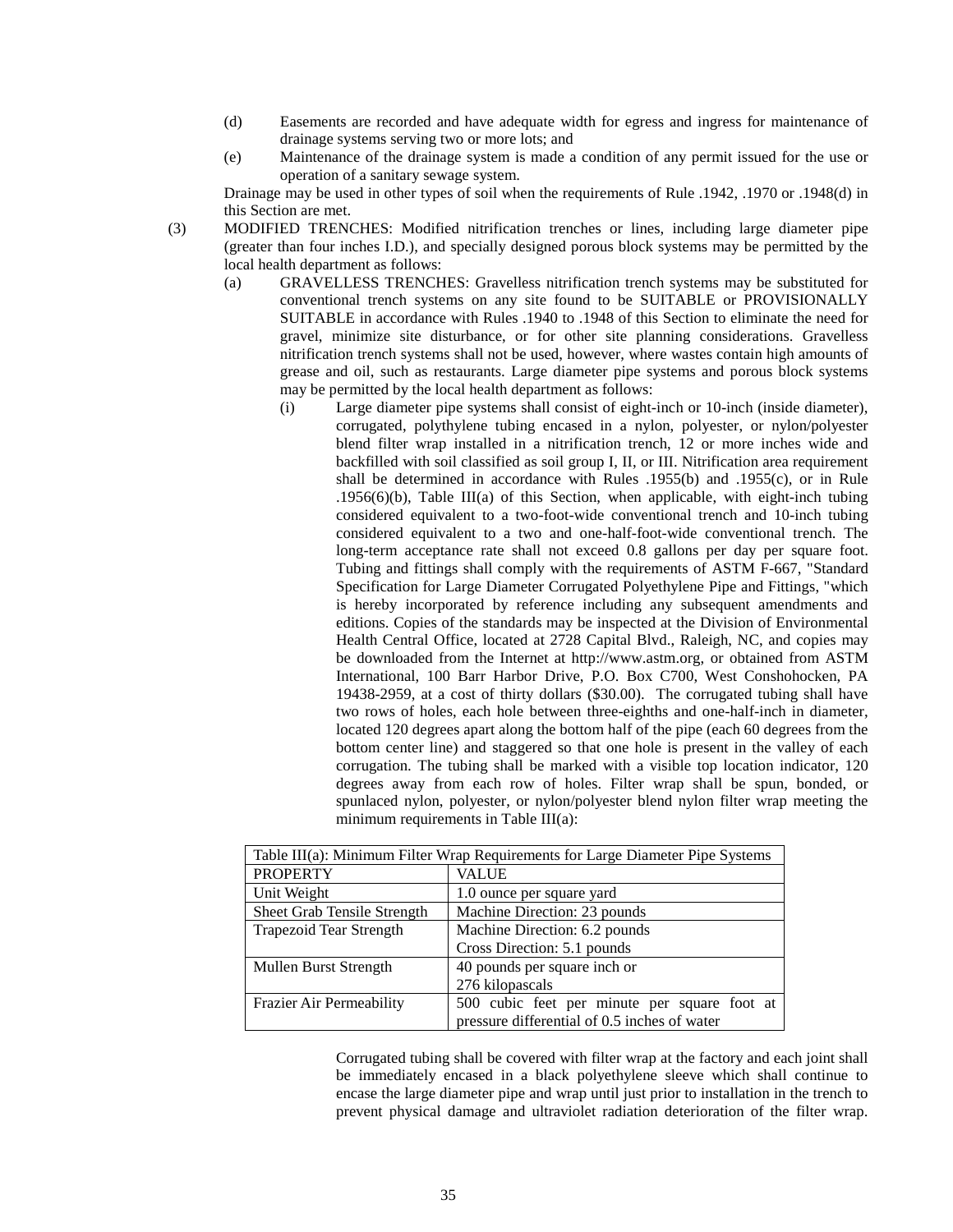(d) Easements are recorded and have adequate width for egress and ingress for maintenance of drainage systems serving two or more lots; and

(e) Maintenance of the drainage system is made a condition of any permit issued for the use or operation of a sanitary sewage system.

Drainage may be used in other types of soil when the requirements of Rule .1942, .1970 or .1948(d) in this Section are met.

(3) MODIFIED TRENCHES: Modified nitrification trenches or lines, including large diameter pipe (greater than four inches I.D.), and specially designed porous block systems may be permitted by the local health department as follows:

(a) GRAVELLESS TRENCHES: Gravelless nitrification trench systems may be substituted for conventional trench systems on any site found to be SUITABLE or PROVISIONALLY SUITABLE in accordance with Rules .1940 to .1948 of this Section to eliminate the need for gravel, minimize site disturbance, or for other site planning considerations. Gravelless nitrification trench systems shall not be used, however, where wastes contain high amounts of grease and oil, such as restaurants. Large diameter pipe systems and porous block systems may be permitted by the local health department as follows:

(i) Large diameter pipe systems shall consist of eight-inch or 10-inch (inside diameter), corrugated, polythylene tubing encased in a nylon, polyester, or nylon/polyester blend filter wrap installed in a nitrification trench, 12 or more inches wide and backfilled with soil classified as soil group I, II, or III. Nitrification area requirement shall be determined in accordance with Rules .1955(b) and .1955(c), or in Rule .1956(6)(b), Table III(a) of this Section, when applicable, with eight-inch tubing considered equivalent to a two-foot-wide conventional trench and 10-inch tubing considered equivalent to a two and one-half-foot-wide conventional trench. The long-term acceptance rate shall not exceed 0.8 gallons per day per square foot. Tubing and fittings shall comply with the requirements of ASTM F-667, "Standard Specification for Large Diameter Corrugated Polyethylene Pipe and Fittings, "which is hereby incorporated by reference including any subsequent amendments and editions. Copies of the standards may be inspected at the Division of Environmental Health Central Office, located at 2728 Capital Blvd., Raleigh, NC, and copies may be downloaded from the Internet at http://www.astm.org, or obtained from ASTM International, 100 Barr Harbor Drive, P.O. Box C700, West Conshohocken, PA 19438-2959, at a cost of thirty dollars ($30.00). The corrugated tubing shall have two rows of holes, each hole between three-eighths and one-half-inch in diameter, located 120 degrees apart along the bottom half of the pipe (each 60 degrees from the bottom center line) and staggered so that one hole is present in the valley of each corrugation. The tubing shall be marked with a visible top location indicator, 120 degrees away from each row of holes. Filter wrap shall be spun, bonded, or spunlaced nylon, polyester, or nylon/polyester blend nylon filter wrap meeting the minimum requirements in Table III(a):

| Table III(a): Minimum Filter Wrap Requirements for Large Diameter Pipe Systems | |
|---|---|
| PROPERTY | VALUE |
| Unit Weight | 1.0 ounce per square yard |
| Sheet Grab Tensile Strength | Machine Direction: 23 pounds |
| Trapezoid Tear Strength | Machine Direction: 6.2 pounds<br>Cross Direction: 5.1 pounds |
| Mullen Burst Strength | 40 pounds per square inch or<br>276 kilopascals |
| Frazier Air Permeability | 500 cubic feet per minute per square foot at pressure differential of 0.5 inches of water |

Corrugated tubing shall be covered with filter wrap at the factory and each joint shall be immediately encased in a black polyethylene sleeve which shall continue to encase the large diameter pipe and wrap until just prior to installation in the trench to prevent physical damage and ultraviolet radiation deterioration of the filter wrap.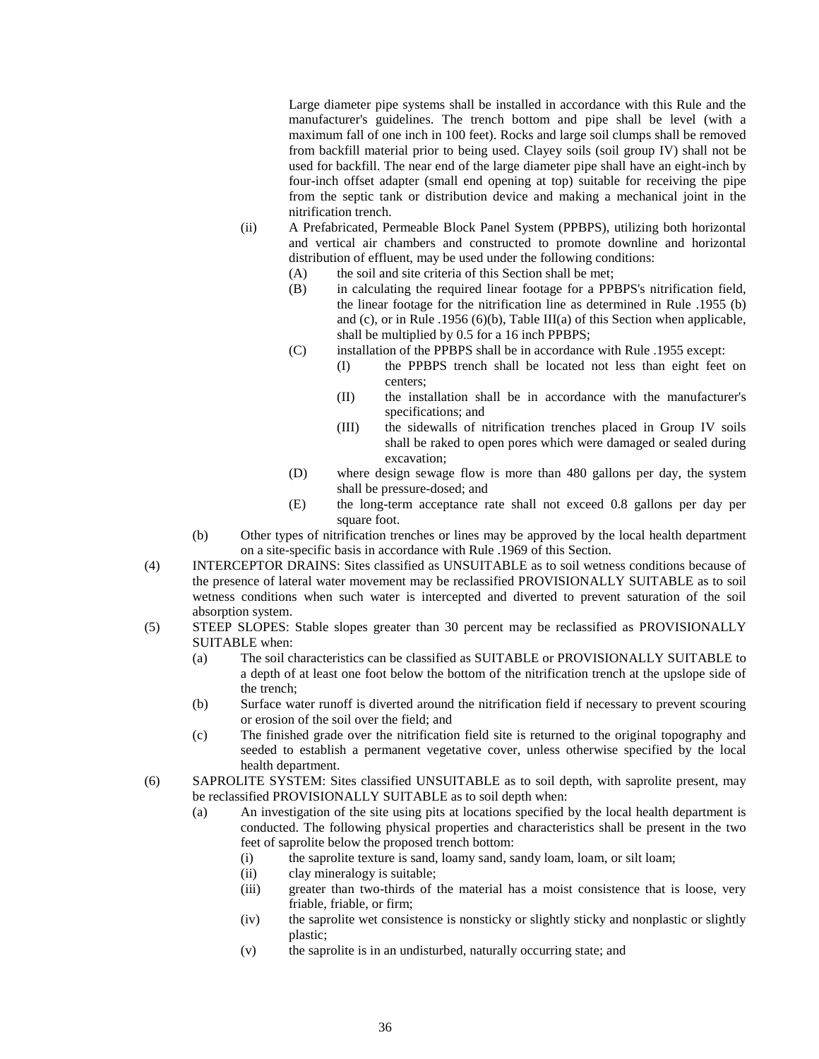Large diameter pipe systems shall be installed in accordance with this Rule and the manufacturer's guidelines. The trench bottom and pipe shall be level (with a maximum fall of one inch in 100 feet). Rocks and large soil clumps shall be removed from backfill material prior to being used. Clayey soils (soil group IV) shall not be used for backfill. The near end of the large diameter pipe shall have an eight-inch by four-inch offset adapter (small end opening at top) suitable for receiving the pipe from the septic tank or distribution device and making a mechanical joint in the nitrification trench.

(ii) A Prefabricated, Permeable Block Panel System (PPBPS), utilizing both horizontal and vertical air chambers and constructed to promote downline and horizontal distribution of effluent, may be used under the following conditions:

(A) the soil and site criteria of this Section shall be met;

(B) in calculating the required linear footage for a PPBPS's nitrification field, the linear footage for the nitrification line as determined in Rule .1955 (b) and (c), or in Rule .1956 (6)(b), Table III(a) of this Section when applicable, shall be multiplied by 0.5 for a 16 inch PPBPS;

(C) installation of the PPBPS shall be in accordance with Rule .1955 except:

(I) the PPBPS trench shall be located not less than eight feet on centers;

(II) the installation shall be in accordance with the manufacturer's specifications; and

(III) the sidewalls of nitrification trenches placed in Group IV soils shall be raked to open pores which were damaged or sealed during excavation;

(D) where design sewage flow is more than 480 gallons per day, the system shall be pressure-dosed; and

(E) the long-term acceptance rate shall not exceed 0.8 gallons per day per square foot.

(b) Other types of nitrification trenches or lines may be approved by the local health department on a site-specific basis in accordance with Rule .1969 of this Section.

(4) INTERCEPTOR DRAINS: Sites classified as UNSUITABLE as to soil wetness conditions because of the presence of lateral water movement may be reclassified PROVISIONALLY SUITABLE as to soil wetness conditions when such water is intercepted and diverted to prevent saturation of the soil absorption system.

(5) STEEP SLOPES: Stable slopes greater than 30 percent may be reclassified as PROVISIONALLY SUITABLE when:

(a) The soil characteristics can be classified as SUITABLE or PROVISIONALLY SUITABLE to a depth of at least one foot below the bottom of the nitrification trench at the upslope side of the trench;

(b) Surface water runoff is diverted around the nitrification field if necessary to prevent scouring or erosion of the soil over the field; and

(c) The finished grade over the nitrification field site is returned to the original topography and seeded to establish a permanent vegetative cover, unless otherwise specified by the local health department.

(6) SAPROLITE SYSTEM: Sites classified UNSUITABLE as to soil depth, with saprolite present, may be reclassified PROVISIONALLY SUITABLE as to soil depth when:

(a) An investigation of the site using pits at locations specified by the local health department is conducted. The following physical properties and characteristics shall be present in the two feet of saprolite below the proposed trench bottom:

(i) the saprolite texture is sand, loamy sand, sandy loam, loam, or silt loam;

(ii) clay mineralogy is suitable;

(iii) greater than two-thirds of the material has a moist consistence that is loose, very friable, friable, or firm;

(iv) the saprolite wet consistence is nonsticky or slightly sticky and nonplastic or slightly plastic;

(v) the saprolite is in an undisturbed, naturally occurring state; and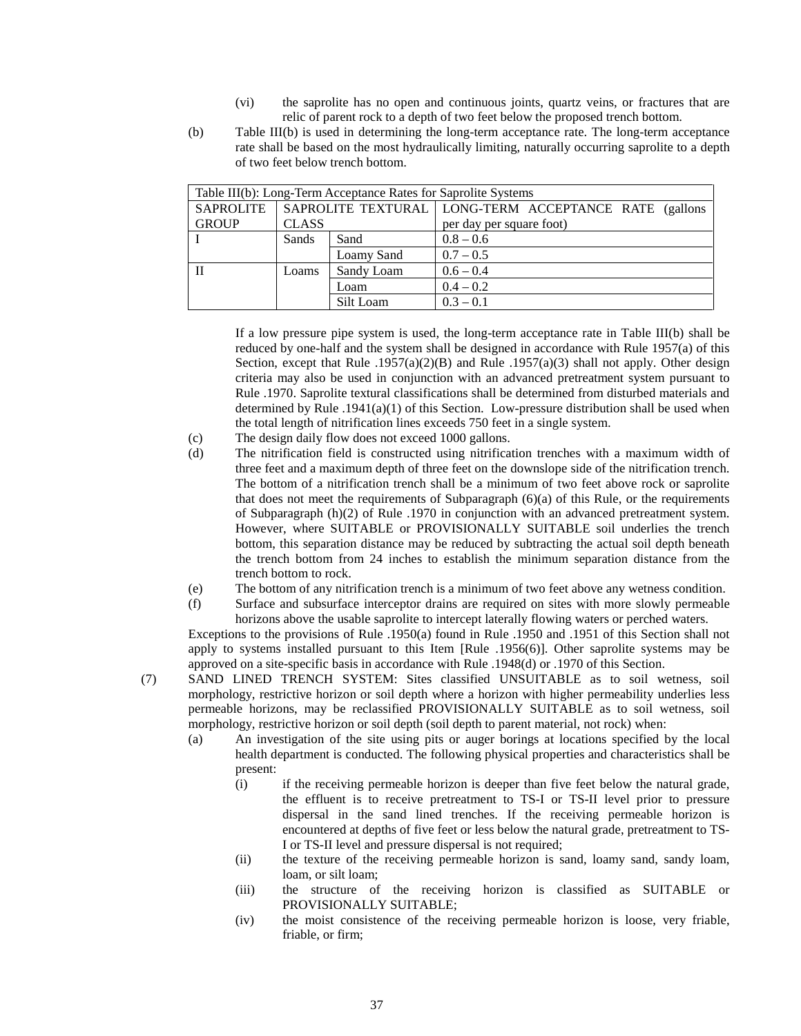(vi) the saprolite has no open and continuous joints, quartz veins, or fractures that are relic of parent rock to a depth of two feet below the proposed trench bottom.

(b) Table III(b) is used in determining the long-term acceptance rate. The long-term acceptance rate shall be based on the most hydraulically limiting, naturally occurring saprolite to a depth of two feet below trench bottom.

| Table III(b): Long-Term Acceptance Rates for Saprolite Systems | | | |
|---|---|---|---|
| SAPROLITE GROUP | SAPROLITE TEXTURAL CLASS | | LONG-TERM ACCEPTANCE RATE (gallons per day per square foot) |
| I | Sands | Sand | 0.8 – 0.6 |
| | | Loamy Sand | 0.7 – 0.5 |
| II | Loams | Sandy Loam | 0.6 – 0.4 |
| | | Loam | 0.4 – 0.2 |
| | | Silt Loam | 0.3 – 0.1 |

If a low pressure pipe system is used, the long-term acceptance rate in Table III(b) shall be reduced by one-half and the system shall be designed in accordance with Rule 1957(a) of this Section, except that Rule .1957(a)(2)(B) and Rule .1957(a)(3) shall not apply. Other design criteria may also be used in conjunction with an advanced pretreatment system pursuant to Rule .1970. Saprolite textural classifications shall be determined from disturbed materials and determined by Rule .1941(a)(1) of this Section. Low-pressure distribution shall be used when the total length of nitrification lines exceeds 750 feet in a single system.

(c) The design daily flow does not exceed 1000 gallons.

(d) The nitrification field is constructed using nitrification trenches with a maximum width of three feet and a maximum depth of three feet on the downslope side of the nitrification trench. The bottom of a nitrification trench shall be a minimum of two feet above rock or saprolite that does not meet the requirements of Subparagraph (6)(a) of this Rule, or the requirements of Subparagraph (h)(2) of Rule .1970 in conjunction with an advanced pretreatment system. However, where SUITABLE or PROVISIONALLY SUITABLE soil underlies the trench bottom, this separation distance may be reduced by subtracting the actual soil depth beneath the trench bottom from 24 inches to establish the minimum separation distance from the trench bottom to rock.

(e) The bottom of any nitrification trench is a minimum of two feet above any wetness condition.

(f) Surface and subsurface interceptor drains are required on sites with more slowly permeable horizons above the usable saprolite to intercept laterally flowing waters or perched waters.

Exceptions to the provisions of Rule .1950(a) found in Rule .1950 and .1951 of this Section shall not apply to systems installed pursuant to this Item [Rule .1956(6)]. Other saprolite systems may be approved on a site-specific basis in accordance with Rule .1948(d) or .1970 of this Section.

(7) SAND LINED TRENCH SYSTEM: Sites classified UNSUITABLE as to soil wetness, soil morphology, restrictive horizon or soil depth where a horizon with higher permeability underlies less permeable horizons, may be reclassified PROVISIONALLY SUITABLE as to soil wetness, soil morphology, restrictive horizon or soil depth (soil depth to parent material, not rock) when:

(a) An investigation of the site using pits or auger borings at locations specified by the local health department is conducted. The following physical properties and characteristics shall be present:

(i) if the receiving permeable horizon is deeper than five feet below the natural grade, the effluent is to receive pretreatment to TS-I or TS-II level prior to pressure dispersal in the sand lined trenches. If the receiving permeable horizon is encountered at depths of five feet or less below the natural grade, pretreatment to TS-I or TS-II level and pressure dispersal is not required;

(ii) the texture of the receiving permeable horizon is sand, loamy sand, sandy loam, loam, or silt loam;

(iii) the structure of the receiving horizon is classified as SUITABLE or PROVISIONALLY SUITABLE;

(iv) the moist consistence of the receiving permeable horizon is loose, very friable, friable, or firm;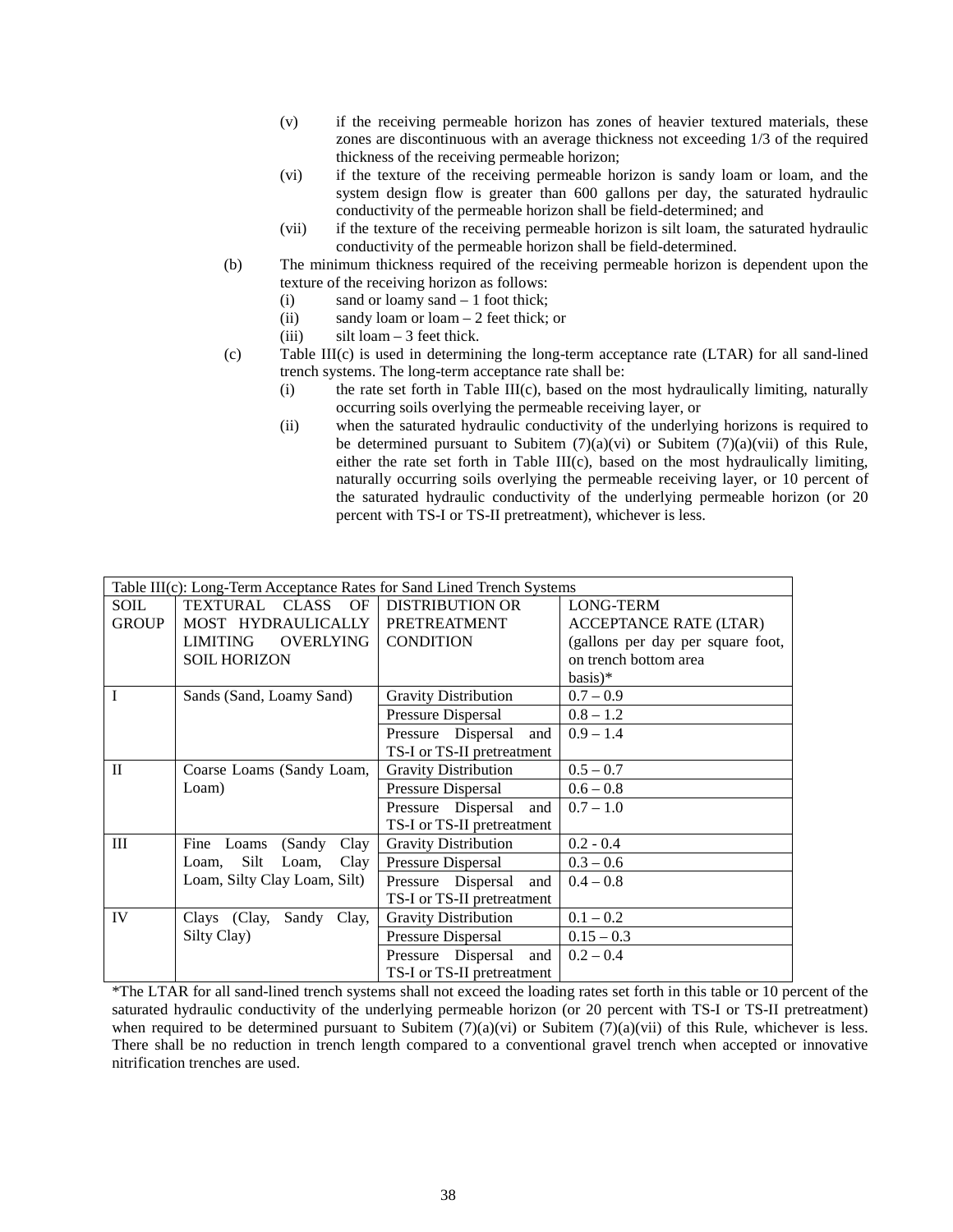(v) if the receiving permeable horizon has zones of heavier textured materials, these zones are discontinuous with an average thickness not exceeding 1/3 of the required thickness of the receiving permeable horizon;

(vi) if the texture of the receiving permeable horizon is sandy loam or loam, and the system design flow is greater than 600 gallons per day, the saturated hydraulic conductivity of the permeable horizon shall be field-determined; and

(vii) if the texture of the receiving permeable horizon is silt loam, the saturated hydraulic conductivity of the permeable horizon shall be field-determined.

(b) The minimum thickness required of the receiving permeable horizon is dependent upon the texture of the receiving horizon as follows:

(i) sand or loamy sand – 1 foot thick;

(ii) sandy loam or loam – 2 feet thick; or

(iii) silt loam – 3 feet thick.

(c) Table III(c) is used in determining the long-term acceptance rate (LTAR) for all sand-lined trench systems. The long-term acceptance rate shall be:

(i) the rate set forth in Table III(c), based on the most hydraulically limiting, naturally occurring soils overlying the permeable receiving layer, or

(ii) when the saturated hydraulic conductivity of the underlying horizons is required to be determined pursuant to Subitem (7)(a)(vi) or Subitem (7)(a)(vii) of this Rule, either the rate set forth in Table III(c), based on the most hydraulically limiting, naturally occurring soils overlying the permeable receiving layer, or 10 percent of the saturated hydraulic conductivity of the underlying permeable horizon (or 20 percent with TS-I or TS-II pretreatment), whichever is less.

Table III(c): Long-Term Acceptance Rates for Sand Lined Trench Systems

| SOIL GROUP | TEXTURAL CLASS OF MOST HYDRAULICALLY LIMITING OVERLYING SOIL HORIZON | DISTRIBUTION OR PRETREATMENT CONDITION | LONG-TERM ACCEPTANCE RATE (LTAR) (gallons per day per square foot, on trench bottom area basis)* |
|---|---|---|---|
| I | Sands (Sand, Loamy Sand) | Gravity Distribution | 0.7 – 0.9 |
| | | Pressure Dispersal | 0.8 – 1.2 |
| | | Pressure Dispersal and TS-I or TS-II pretreatment | 0.9 – 1.4 |
| II | Coarse Loams (Sandy Loam, Loam) | Gravity Distribution | 0.5 – 0.7 |
| | | Pressure Dispersal | 0.6 – 0.8 |
| | | Pressure Dispersal and TS-I or TS-II pretreatment | 0.7 – 1.0 |
| III | Fine Loams (Sandy Clay Loam, Silt Loam, Clay Loam, Silty Clay Loam, Silt) | Gravity Distribution | 0.2 - 0.4 |
| | | Pressure Dispersal | 0.3 – 0.6 |
| | | Pressure Dispersal and TS-I or TS-II pretreatment | 0.4 – 0.8 |
| IV | Clays (Clay, Sandy Clay, Silty Clay) | Gravity Distribution | 0.1 – 0.2 |
| | | Pressure Dispersal | 0.15 – 0.3 |
| | | Pressure Dispersal and TS-I or TS-II pretreatment | 0.2 – 0.4 |

*The LTAR for all sand-lined trench systems shall not exceed the loading rates set forth in this table or 10 percent of the saturated hydraulic conductivity of the underlying permeable horizon (or 20 percent with TS-I or TS-II pretreatment) when required to be determined pursuant to Subitem (7)(a)(vi) or Subitem (7)(a)(vii) of this Rule, whichever is less. There shall be no reduction in trench length compared to a conventional gravel trench when accepted or innovative nitrification trenches are used.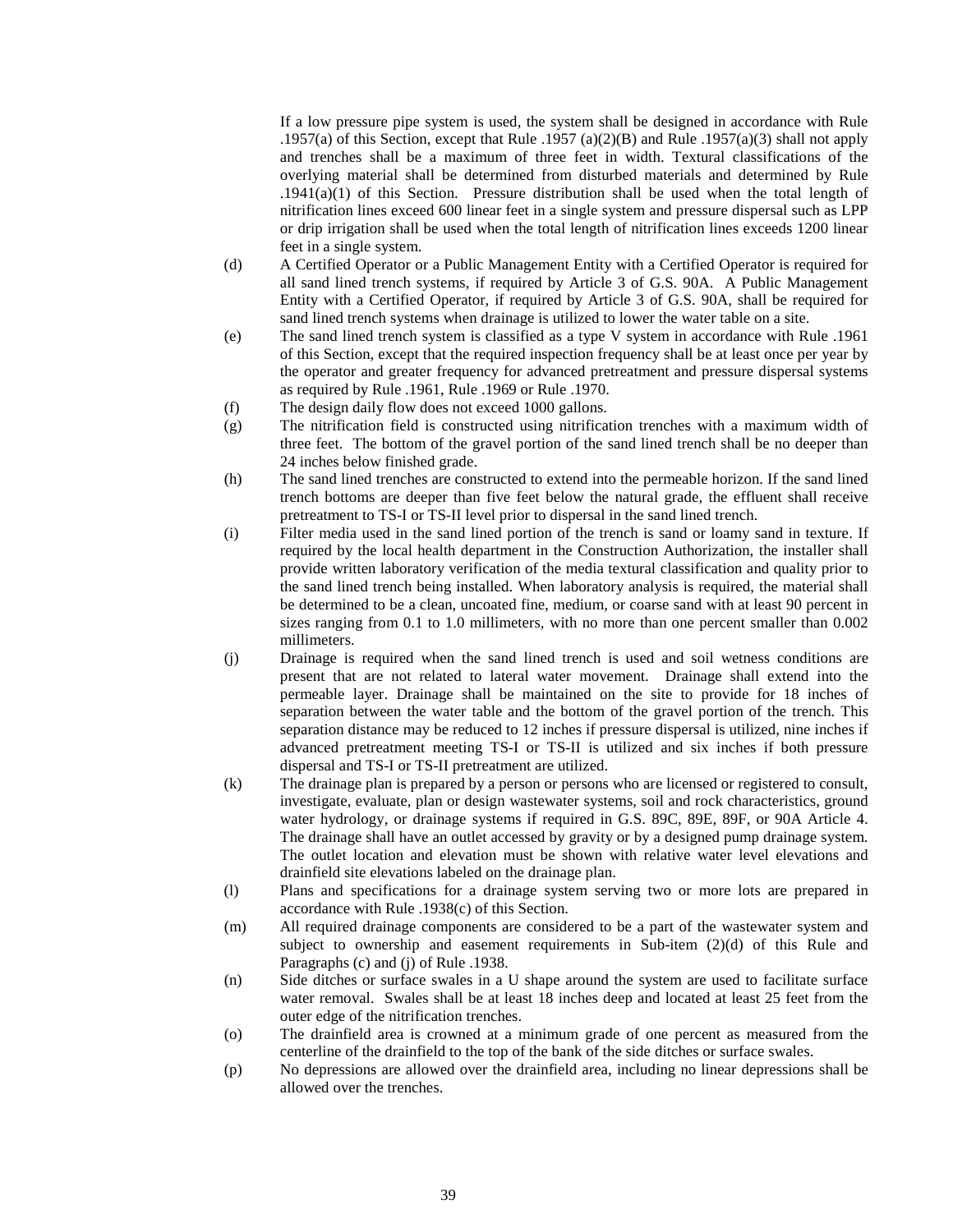If a low pressure pipe system is used, the system shall be designed in accordance with Rule .1957(a) of this Section, except that Rule .1957 (a)(2)(B) and Rule .1957(a)(3) shall not apply and trenches shall be a maximum of three feet in width. Textural classifications of the overlying material shall be determined from disturbed materials and determined by Rule .1941(a)(1) of this Section. Pressure distribution shall be used when the total length of nitrification lines exceed 600 linear feet in a single system and pressure dispersal such as LPP or drip irrigation shall be used when the total length of nitrification lines exceeds 1200 linear feet in a single system.

(d) A Certified Operator or a Public Management Entity with a Certified Operator is required for all sand lined trench systems, if required by Article 3 of G.S. 90A. A Public Management Entity with a Certified Operator, if required by Article 3 of G.S. 90A, shall be required for sand lined trench systems when drainage is utilized to lower the water table on a site.

(e) The sand lined trench system is classified as a type V system in accordance with Rule .1961 of this Section, except that the required inspection frequency shall be at least once per year by the operator and greater frequency for advanced pretreatment and pressure dispersal systems as required by Rule .1961, Rule .1969 or Rule .1970.

(f) The design daily flow does not exceed 1000 gallons.

(g) The nitrification field is constructed using nitrification trenches with a maximum width of three feet. The bottom of the gravel portion of the sand lined trench shall be no deeper than 24 inches below finished grade.

(h) The sand lined trenches are constructed to extend into the permeable horizon. If the sand lined trench bottoms are deeper than five feet below the natural grade, the effluent shall receive pretreatment to TS-I or TS-II level prior to dispersal in the sand lined trench.

(i) Filter media used in the sand lined portion of the trench is sand or loamy sand in texture. If required by the local health department in the Construction Authorization, the installer shall provide written laboratory verification of the media textural classification and quality prior to the sand lined trench being installed. When laboratory analysis is required, the material shall be determined to be a clean, uncoated fine, medium, or coarse sand with at least 90 percent in sizes ranging from 0.1 to 1.0 millimeters, with no more than one percent smaller than 0.002 millimeters.

(j) Drainage is required when the sand lined trench is used and soil wetness conditions are present that are not related to lateral water movement. Drainage shall extend into the permeable layer. Drainage shall be maintained on the site to provide for 18 inches of separation between the water table and the bottom of the gravel portion of the trench. This separation distance may be reduced to 12 inches if pressure dispersal is utilized, nine inches if advanced pretreatment meeting TS-I or TS-II is utilized and six inches if both pressure dispersal and TS-I or TS-II pretreatment are utilized.

(k) The drainage plan is prepared by a person or persons who are licensed or registered to consult, investigate, evaluate, plan or design wastewater systems, soil and rock characteristics, ground water hydrology, or drainage systems if required in G.S. 89C, 89E, 89F, or 90A Article 4. The drainage shall have an outlet accessed by gravity or by a designed pump drainage system. The outlet location and elevation must be shown with relative water level elevations and drainfield site elevations labeled on the drainage plan.

(l) Plans and specifications for a drainage system serving two or more lots are prepared in accordance with Rule .1938(c) of this Section.

(m) All required drainage components are considered to be a part of the wastewater system and subject to ownership and easement requirements in Sub-item (2)(d) of this Rule and Paragraphs (c) and (j) of Rule .1938.

(n) Side ditches or surface swales in a U shape around the system are used to facilitate surface water removal. Swales shall be at least 18 inches deep and located at least 25 feet from the outer edge of the nitrification trenches.

(o) The drainfield area is crowned at a minimum grade of one percent as measured from the centerline of the drainfield to the top of the bank of the side ditches or surface swales.

(p) No depressions are allowed over the drainfield area, including no linear depressions shall be allowed over the trenches.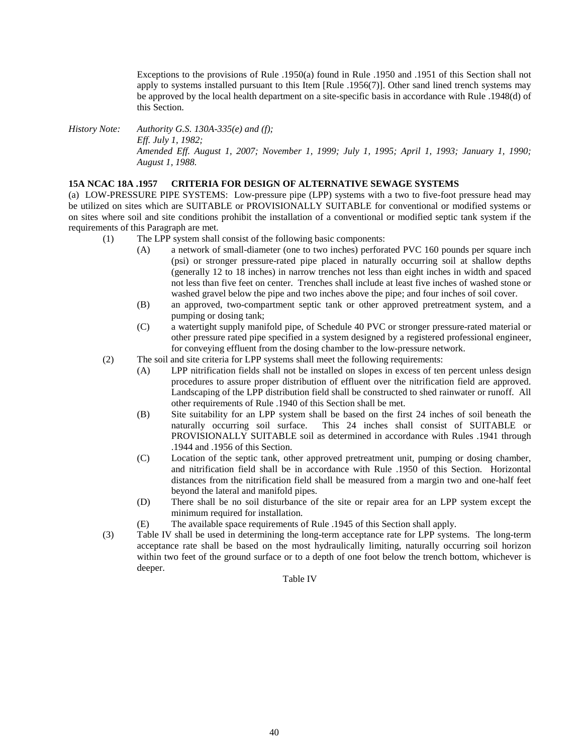Exceptions to the provisions of Rule .1950(a) found in Rule .1950 and .1951 of this Section shall not apply to systems installed pursuant to this Item [Rule .1956(7)]. Other sand lined trench systems may be approved by the local health department on a site-specific basis in accordance with Rule .1948(d) of this Section.

*History Note: Authority G.S. 130A-335(e) and (f);*
*Eff. July 1, 1982;*
*Amended Eff. August 1, 2007; November 1, 1999; July 1, 1995; April 1, 1993; January 1, 1990; August 1, 1988.*

**15A NCAC 18A .1957 CRITERIA FOR DESIGN OF ALTERNATIVE SEWAGE SYSTEMS**

(a) LOW-PRESSURE PIPE SYSTEMS: Low-pressure pipe (LPP) systems with a two to five-foot pressure head may be utilized on sites which are SUITABLE or PROVISIONALLY SUITABLE for conventional or modified systems or on sites where soil and site conditions prohibit the installation of a conventional or modified septic tank system if the requirements of this Paragraph are met.

(1) The LPP system shall consist of the following basic components:

(A) a network of small-diameter (one to two inches) perforated PVC 160 pounds per square inch (psi) or stronger pressure-rated pipe placed in naturally occurring soil at shallow depths (generally 12 to 18 inches) in narrow trenches not less than eight inches in width and spaced not less than five feet on center. Trenches shall include at least five inches of washed stone or washed gravel below the pipe and two inches above the pipe; and four inches of soil cover.

(B) an approved, two-compartment septic tank or other approved pretreatment system, and a pumping or dosing tank;

(C) a watertight supply manifold pipe, of Schedule 40 PVC or stronger pressure-rated material or other pressure rated pipe specified in a system designed by a registered professional engineer, for conveying effluent from the dosing chamber to the low-pressure network.

(2) The soil and site criteria for LPP systems shall meet the following requirements:

(A) LPP nitrification fields shall not be installed on slopes in excess of ten percent unless design procedures to assure proper distribution of effluent over the nitrification field are approved. Landscaping of the LPP distribution field shall be constructed to shed rainwater or runoff. All other requirements of Rule .1940 of this Section shall be met.

(B) Site suitability for an LPP system shall be based on the first 24 inches of soil beneath the naturally occurring soil surface. This 24 inches shall consist of SUITABLE or PROVISIONALLY SUITABLE soil as determined in accordance with Rules .1941 through .1944 and .1956 of this Section.

(C) Location of the septic tank, other approved pretreatment unit, pumping or dosing chamber, and nitrification field shall be in accordance with Rule .1950 of this Section. Horizontal distances from the nitrification field shall be measured from a margin two and one-half feet beyond the lateral and manifold pipes.

(D) There shall be no soil disturbance of the site or repair area for an LPP system except the minimum required for installation.

(E) The available space requirements of Rule .1945 of this Section shall apply.

(3) Table IV shall be used in determining the long-term acceptance rate for LPP systems. The long-term acceptance rate shall be based on the most hydraulically limiting, naturally occurring soil horizon within two feet of the ground surface or to a depth of one foot below the trench bottom, whichever is deeper.

Table IV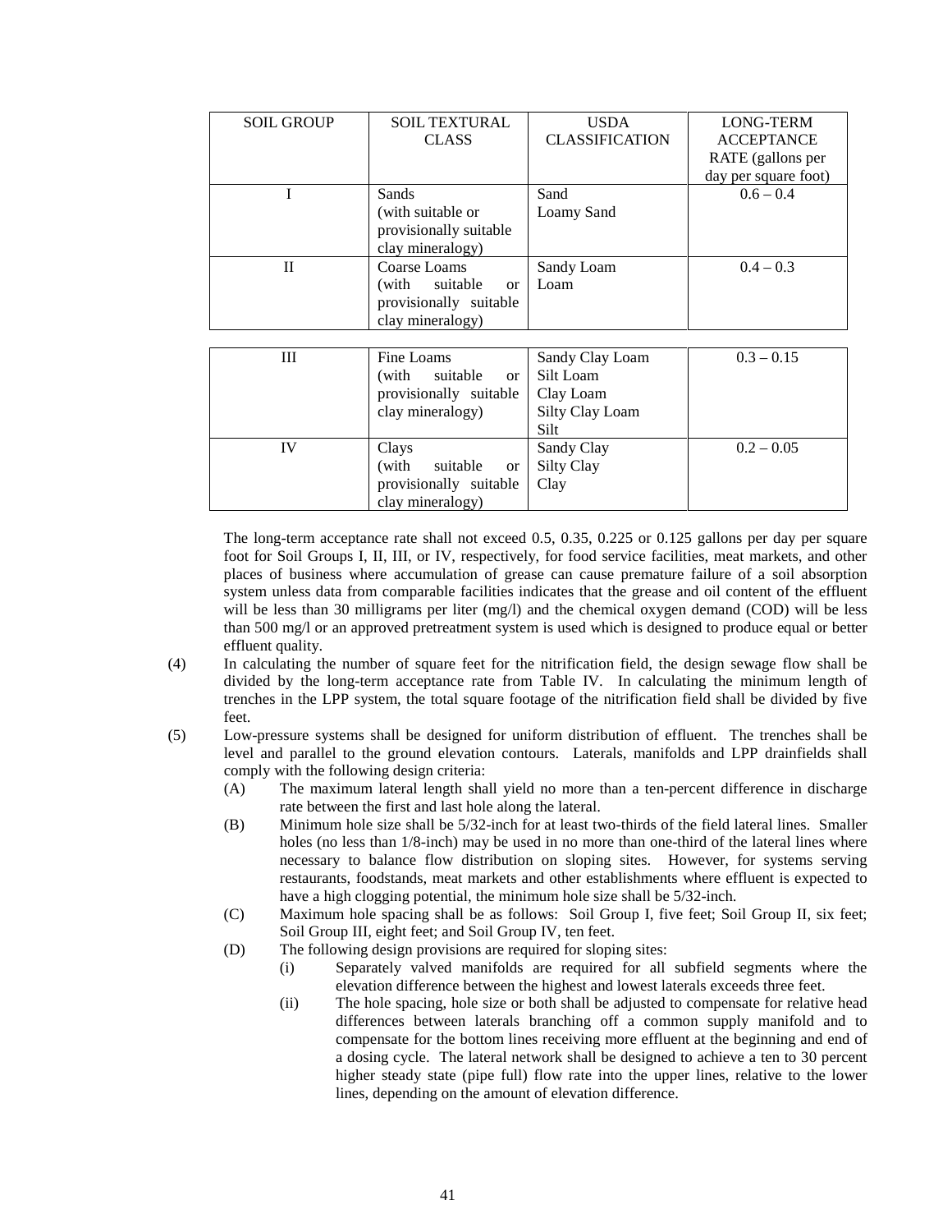| SOIL GROUP | SOIL TEXTURAL CLASS | USDA CLASSIFICATION | LONG-TERM ACCEPTANCE RATE (gallons per day per square foot) |
|---|---|---|---|
| I | Sands (with suitable or provisionally suitable clay mineralogy) | Sand<br>Loamy Sand | 0.6 – 0.4 |
| II | Coarse Loams (with suitable or provisionally suitable clay mineralogy) | Sandy Loam<br>Loam | 0.4 – 0.3 |
| III | Fine Loams (with suitable or provisionally suitable clay mineralogy) | Sandy Clay Loam<br>Silt Loam<br>Clay Loam<br>Silty Clay Loam<br>Silt | 0.3 – 0.15 |
| IV | Clays (with suitable or provisionally suitable clay mineralogy) | Sandy Clay<br>Silty Clay<br>Clay | 0.2 – 0.05 |

The long-term acceptance rate shall not exceed 0.5, 0.35, 0.225 or 0.125 gallons per day per square foot for Soil Groups I, II, III, or IV, respectively, for food service facilities, meat markets, and other places of business where accumulation of grease can cause premature failure of a soil absorption system unless data from comparable facilities indicates that the grease and oil content of the effluent will be less than 30 milligrams per liter (mg/l) and the chemical oxygen demand (COD) will be less than 500 mg/l or an approved pretreatment system is used which is designed to produce equal or better effluent quality.

(4) In calculating the number of square feet for the nitrification field, the design sewage flow shall be divided by the long-term acceptance rate from Table IV. In calculating the minimum length of trenches in the LPP system, the total square footage of the nitrification field shall be divided by five feet.

(5) Low-pressure systems shall be designed for uniform distribution of effluent. The trenches shall be level and parallel to the ground elevation contours. Laterals, manifolds and LPP drainfields shall comply with the following design criteria:

- (A) The maximum lateral length shall yield no more than a ten-percent difference in discharge rate between the first and last hole along the lateral.
- (B) Minimum hole size shall be 5/32-inch for at least two-thirds of the field lateral lines. Smaller holes (no less than 1/8-inch) may be used in no more than one-third of the lateral lines where necessary to balance flow distribution on sloping sites. However, for systems serving restaurants, foodstands, meat markets and other establishments where effluent is expected to have a high clogging potential, the minimum hole size shall be 5/32-inch.
- (C) Maximum hole spacing shall be as follows: Soil Group I, five feet; Soil Group II, six feet; Soil Group III, eight feet; and Soil Group IV, ten feet.
- (D) The following design provisions are required for sloping sites:
  - (i) Separately valved manifolds are required for all subfield segments where the elevation difference between the highest and lowest laterals exceeds three feet.
  - (ii) The hole spacing, hole size or both shall be adjusted to compensate for relative head differences between laterals branching off a common supply manifold and to compensate for the bottom lines receiving more effluent at the beginning and end of a dosing cycle. The lateral network shall be designed to achieve a ten to 30 percent higher steady state (pipe full) flow rate into the upper lines, relative to the lower lines, depending on the amount of elevation difference.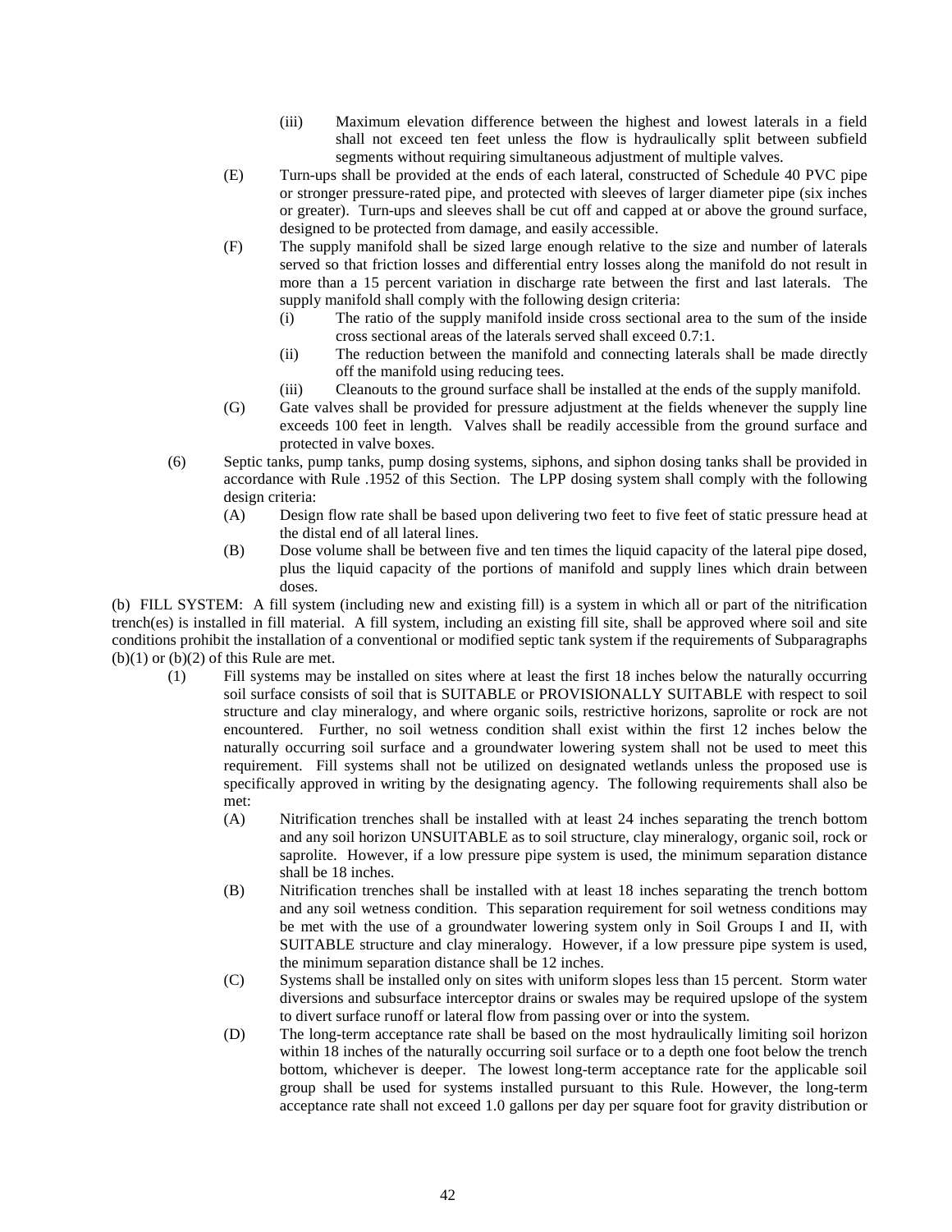(iii) Maximum elevation difference between the highest and lowest laterals in a field shall not exceed ten feet unless the flow is hydraulically split between subfield segments without requiring simultaneous adjustment of multiple valves.

(E) Turn-ups shall be provided at the ends of each lateral, constructed of Schedule 40 PVC pipe or stronger pressure-rated pipe, and protected with sleeves of larger diameter pipe (six inches or greater). Turn-ups and sleeves shall be cut off and capped at or above the ground surface, designed to be protected from damage, and easily accessible.

(F) The supply manifold shall be sized large enough relative to the size and number of laterals served so that friction losses and differential entry losses along the manifold do not result in more than a 15 percent variation in discharge rate between the first and last laterals. The supply manifold shall comply with the following design criteria:

(i) The ratio of the supply manifold inside cross sectional area to the sum of the inside cross sectional areas of the laterals served shall exceed 0.7:1.

(ii) The reduction between the manifold and connecting laterals shall be made directly off the manifold using reducing tees.

(iii) Cleanouts to the ground surface shall be installed at the ends of the supply manifold.

(G) Gate valves shall be provided for pressure adjustment at the fields whenever the supply line exceeds 100 feet in length. Valves shall be readily accessible from the ground surface and protected in valve boxes.

(6) Septic tanks, pump tanks, pump dosing systems, siphons, and siphon dosing tanks shall be provided in accordance with Rule .1952 of this Section. The LPP dosing system shall comply with the following design criteria:

(A) Design flow rate shall be based upon delivering two feet to five feet of static pressure head at the distal end of all lateral lines.

(B) Dose volume shall be between five and ten times the liquid capacity of the lateral pipe dosed, plus the liquid capacity of the portions of manifold and supply lines which drain between doses.

(b) FILL SYSTEM: A fill system (including new and existing fill) is a system in which all or part of the nitrification trench(es) is installed in fill material. A fill system, including an existing fill site, shall be approved where soil and site conditions prohibit the installation of a conventional or modified septic tank system if the requirements of Subparagraphs (b)(1) or (b)(2) of this Rule are met.

(1) Fill systems may be installed on sites where at least the first 18 inches below the naturally occurring soil surface consists of soil that is SUITABLE or PROVISIONALLY SUITABLE with respect to soil structure and clay mineralogy, and where organic soils, restrictive horizons, saprolite or rock are not encountered. Further, no soil wetness condition shall exist within the first 12 inches below the naturally occurring soil surface and a groundwater lowering system shall not be used to meet this requirement. Fill systems shall not be utilized on designated wetlands unless the proposed use is specifically approved in writing by the designating agency. The following requirements shall also be met:

(A) Nitrification trenches shall be installed with at least 24 inches separating the trench bottom and any soil horizon UNSUITABLE as to soil structure, clay mineralogy, organic soil, rock or saprolite. However, if a low pressure pipe system is used, the minimum separation distance shall be 18 inches.

(B) Nitrification trenches shall be installed with at least 18 inches separating the trench bottom and any soil wetness condition. This separation requirement for soil wetness conditions may be met with the use of a groundwater lowering system only in Soil Groups I and II, with SUITABLE structure and clay mineralogy. However, if a low pressure pipe system is used, the minimum separation distance shall be 12 inches.

(C) Systems shall be installed only on sites with uniform slopes less than 15 percent. Storm water diversions and subsurface interceptor drains or swales may be required upslope of the system to divert surface runoff or lateral flow from passing over or into the system.

(D) The long-term acceptance rate shall be based on the most hydraulically limiting soil horizon within 18 inches of the naturally occurring soil surface or to a depth one foot below the trench bottom, whichever is deeper. The lowest long-term acceptance rate for the applicable soil group shall be used for systems installed pursuant to this Rule. However, the long-term acceptance rate shall not exceed 1.0 gallons per day per square foot for gravity distribution or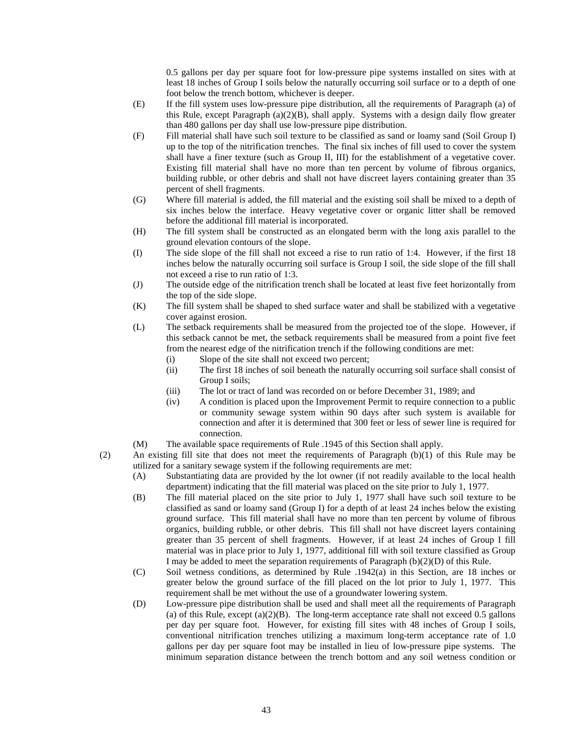0.5 gallons per day per square foot for low-pressure pipe systems installed on sites with at least 18 inches of Group I soils below the naturally occurring soil surface or to a depth of one foot below the trench bottom, whichever is deeper.

- (E) If the fill system uses low-pressure pipe distribution, all the requirements of Paragraph (a) of this Rule, except Paragraph (a)(2)(B), shall apply. Systems with a design daily flow greater than 480 gallons per day shall use low-pressure pipe distribution.
- (F) Fill material shall have such soil texture to be classified as sand or loamy sand (Soil Group I) up to the top of the nitrification trenches. The final six inches of fill used to cover the system shall have a finer texture (such as Group II, III) for the establishment of a vegetative cover. Existing fill material shall have no more than ten percent by volume of fibrous organics, building rubble, or other debris and shall not have discreet layers containing greater than 35 percent of shell fragments.
- (G) Where fill material is added, the fill material and the existing soil shall be mixed to a depth of six inches below the interface. Heavy vegetative cover or organic litter shall be removed before the additional fill material is incorporated.
- (H) The fill system shall be constructed as an elongated berm with the long axis parallel to the ground elevation contours of the slope.
- (I) The side slope of the fill shall not exceed a rise to run ratio of 1:4. However, if the first 18 inches below the naturally occurring soil surface is Group I soil, the side slope of the fill shall not exceed a rise to run ratio of 1:3.
- (J) The outside edge of the nitrification trench shall be located at least five feet horizontally from the top of the side slope.
- (K) The fill system shall be shaped to shed surface water and shall be stabilized with a vegetative cover against erosion.
- (L) The setback requirements shall be measured from the projected toe of the slope. However, if this setback cannot be met, the setback requirements shall be measured from a point five feet from the nearest edge of the nitrification trench if the following conditions are met:
  - (i) Slope of the site shall not exceed two percent;
  - (ii) The first 18 inches of soil beneath the naturally occurring soil surface shall consist of Group I soils;
  - (iii) The lot or tract of land was recorded on or before December 31, 1989; and
  - (iv) A condition is placed upon the Improvement Permit to require connection to a public or community sewage system within 90 days after such system is available for connection and after it is determined that 300 feet or less of sewer line is required for connection.
- (M) The available space requirements of Rule .1945 of this Section shall apply.

(2) An existing fill site that does not meet the requirements of Paragraph (b)(1) of this Rule may be utilized for a sanitary sewage system if the following requirements are met:

- (A) Substantiating data are provided by the lot owner (if not readily available to the local health department) indicating that the fill material was placed on the site prior to July 1, 1977.
- (B) The fill material placed on the site prior to July 1, 1977 shall have such soil texture to be classified as sand or loamy sand (Group I) for a depth of at least 24 inches below the existing ground surface. This fill material shall have no more than ten percent by volume of fibrous organics, building rubble, or other debris. This fill shall not have discreet layers containing greater than 35 percent of shell fragments. However, if at least 24 inches of Group I fill material was in place prior to July 1, 1977, additional fill with soil texture classified as Group I may be added to meet the separation requirements of Paragraph (b)(2)(D) of this Rule.
- (C) Soil wetness conditions, as determined by Rule .1942(a) in this Section, are 18 inches or greater below the ground surface of the fill placed on the lot prior to July 1, 1977. This requirement shall be met without the use of a groundwater lowering system.
- (D) Low-pressure pipe distribution shall be used and shall meet all the requirements of Paragraph (a) of this Rule, except (a)(2)(B). The long-term acceptance rate shall not exceed 0.5 gallons per day per square foot. However, for existing fill sites with 48 inches of Group I soils, conventional nitrification trenches utilizing a maximum long-term acceptance rate of 1.0 gallons per day per square foot may be installed in lieu of low-pressure pipe systems. The minimum separation distance between the trench bottom and any soil wetness condition or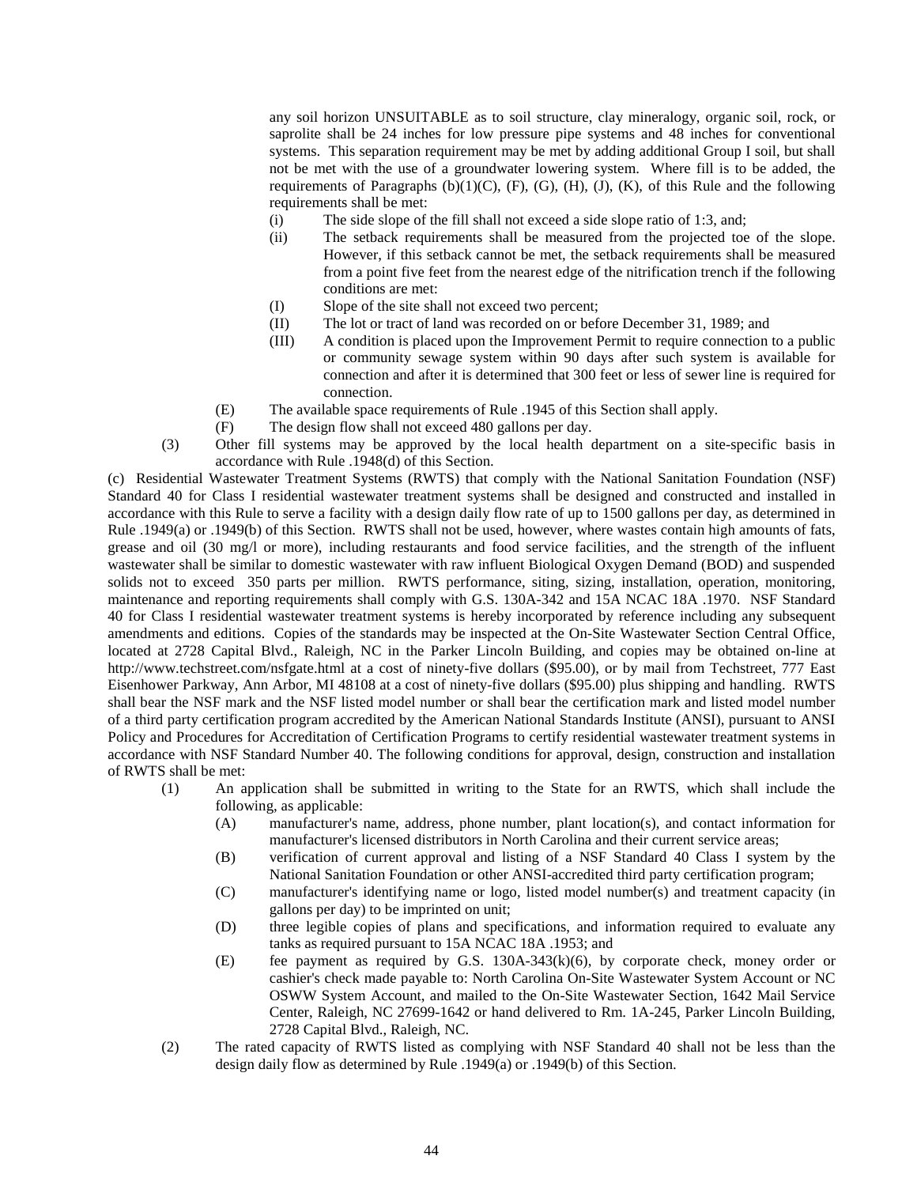any soil horizon UNSUITABLE as to soil structure, clay mineralogy, organic soil, rock, or saprolite shall be 24 inches for low pressure pipe systems and 48 inches for conventional systems. This separation requirement may be met by adding additional Group I soil, but shall not be met with the use of a groundwater lowering system. Where fill is to be added, the requirements of Paragraphs (b)(1)(C), (F), (G), (H), (J), (K), of this Rule and the following requirements shall be met:

- (i) The side slope of the fill shall not exceed a side slope ratio of 1:3, and;
- (ii) The setback requirements shall be measured from the projected toe of the slope. However, if this setback cannot be met, the setback requirements shall be measured from a point five feet from the nearest edge of the nitrification trench if the following conditions are met:
- (I) Slope of the site shall not exceed two percent;
- (II) The lot or tract of land was recorded on or before December 31, 1989; and
- (III) A condition is placed upon the Improvement Permit to require connection to a public or community sewage system within 90 days after such system is available for connection and after it is determined that 300 feet or less of sewer line is required for connection.

- (E) The available space requirements of Rule .1945 of this Section shall apply.
- (F) The design flow shall not exceed 480 gallons per day.

(3) Other fill systems may be approved by the local health department on a site-specific basis in accordance with Rule .1948(d) of this Section.

(c) Residential Wastewater Treatment Systems (RWTS) that comply with the National Sanitation Foundation (NSF) Standard 40 for Class I residential wastewater treatment systems shall be designed and constructed and installed in accordance with this Rule to serve a facility with a design daily flow rate of up to 1500 gallons per day, as determined in Rule .1949(a) or .1949(b) of this Section. RWTS shall not be used, however, where wastes contain high amounts of fats, grease and oil (30 mg/l or more), including restaurants and food service facilities, and the strength of the influent wastewater shall be similar to domestic wastewater with raw influent Biological Oxygen Demand (BOD) and suspended solids not to exceed 350 parts per million. RWTS performance, siting, sizing, installation, operation, monitoring, maintenance and reporting requirements shall comply with G.S. 130A-342 and 15A NCAC 18A .1970. NSF Standard 40 for Class I residential wastewater treatment systems is hereby incorporated by reference including any subsequent amendments and editions. Copies of the standards may be inspected at the On-Site Wastewater Section Central Office, located at 2728 Capital Blvd., Raleigh, NC in the Parker Lincoln Building, and copies may be obtained on-line at http://www.techstreet.com/nsfgate.html at a cost of ninety-five dollars ($95.00), or by mail from Techstreet, 777 East Eisenhower Parkway, Ann Arbor, MI 48108 at a cost of ninety-five dollars ($95.00) plus shipping and handling. RWTS shall bear the NSF mark and the NSF listed model number or shall bear the certification mark and listed model number of a third party certification program accredited by the American National Standards Institute (ANSI), pursuant to ANSI Policy and Procedures for Accreditation of Certification Programs to certify residential wastewater treatment systems in accordance with NSF Standard Number 40. The following conditions for approval, design, construction and installation of RWTS shall be met:

(1) An application shall be submitted in writing to the State for an RWTS, which shall include the following, as applicable:

- (A) manufacturer's name, address, phone number, plant location(s), and contact information for manufacturer's licensed distributors in North Carolina and their current service areas;
- (B) verification of current approval and listing of a NSF Standard 40 Class I system by the National Sanitation Foundation or other ANSI-accredited third party certification program;
- (C) manufacturer's identifying name or logo, listed model number(s) and treatment capacity (in gallons per day) to be imprinted on unit;
- (D) three legible copies of plans and specifications, and information required to evaluate any tanks as required pursuant to 15A NCAC 18A .1953; and
- (E) fee payment as required by G.S. 130A-343(k)(6), by corporate check, money order or cashier's check made payable to: North Carolina On-Site Wastewater System Account or NC OSWW System Account, and mailed to the On-Site Wastewater Section, 1642 Mail Service Center, Raleigh, NC 27699-1642 or hand delivered to Rm. 1A-245, Parker Lincoln Building, 2728 Capital Blvd., Raleigh, NC.

(2) The rated capacity of RWTS listed as complying with NSF Standard 40 shall not be less than the design daily flow as determined by Rule .1949(a) or .1949(b) of this Section.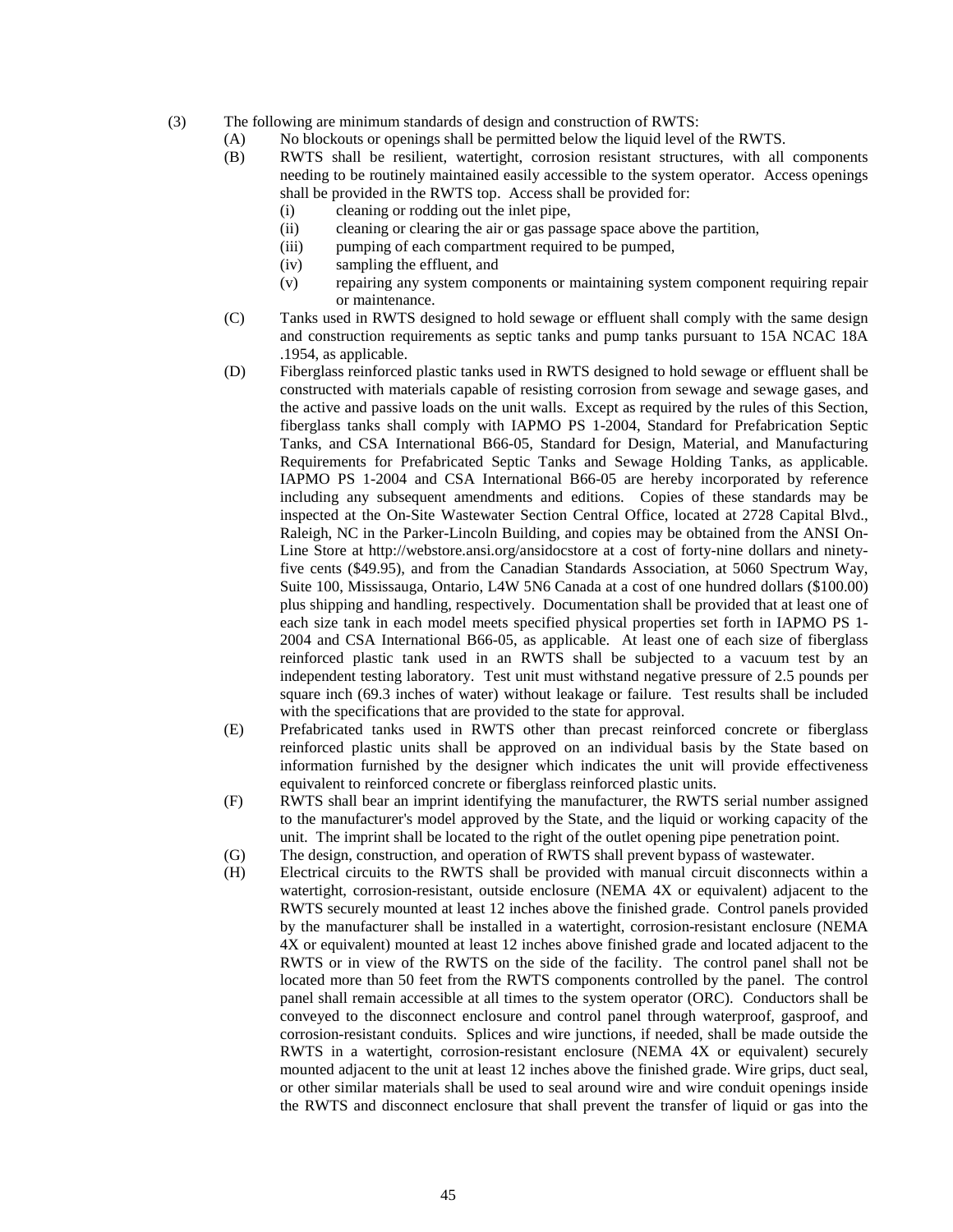(3) The following are minimum standards of design and construction of RWTS:

(A) No blockouts or openings shall be permitted below the liquid level of the RWTS.

(B) RWTS shall be resilient, watertight, corrosion resistant structures, with all components needing to be routinely maintained easily accessible to the system operator. Access openings shall be provided in the RWTS top. Access shall be provided for:

(i) cleaning or rodding out the inlet pipe,

(ii) cleaning or clearing the air or gas passage space above the partition,

(iii) pumping of each compartment required to be pumped,

(iv) sampling the effluent, and

(v) repairing any system components or maintaining system component requiring repair or maintenance.

(C) Tanks used in RWTS designed to hold sewage or effluent shall comply with the same design and construction requirements as septic tanks and pump tanks pursuant to 15A NCAC 18A .1954, as applicable.

(D) Fiberglass reinforced plastic tanks used in RWTS designed to hold sewage or effluent shall be constructed with materials capable of resisting corrosion from sewage and sewage gases, and the active and passive loads on the unit walls. Except as required by the rules of this Section, fiberglass tanks shall comply with IAPMO PS 1-2004, Standard for Prefabrication Septic Tanks, and CSA International B66-05, Standard for Design, Material, and Manufacturing Requirements for Prefabricated Septic Tanks and Sewage Holding Tanks, as applicable. IAPMO PS 1-2004 and CSA International B66-05 are hereby incorporated by reference including any subsequent amendments and editions. Copies of these standards may be inspected at the On-Site Wastewater Section Central Office, located at 2728 Capital Blvd., Raleigh, NC in the Parker-Lincoln Building, and copies may be obtained from the ANSI On-Line Store at http://webstore.ansi.org/ansidocstore at a cost of forty-nine dollars and ninety-five cents ($49.95), and from the Canadian Standards Association, at 5060 Spectrum Way, Suite 100, Mississauga, Ontario, L4W 5N6 Canada at a cost of one hundred dollars ($100.00) plus shipping and handling, respectively. Documentation shall be provided that at least one of each size tank in each model meets specified physical properties set forth in IAPMO PS 1-2004 and CSA International B66-05, as applicable. At least one of each size of fiberglass reinforced plastic tank used in an RWTS shall be subjected to a vacuum test by an independent testing laboratory. Test unit must withstand negative pressure of 2.5 pounds per square inch (69.3 inches of water) without leakage or failure. Test results shall be included with the specifications that are provided to the state for approval.

(E) Prefabricated tanks used in RWTS other than precast reinforced concrete or fiberglass reinforced plastic units shall be approved on an individual basis by the State based on information furnished by the designer which indicates the unit will provide effectiveness equivalent to reinforced concrete or fiberglass reinforced plastic units.

(F) RWTS shall bear an imprint identifying the manufacturer, the RWTS serial number assigned to the manufacturer's model approved by the State, and the liquid or working capacity of the unit. The imprint shall be located to the right of the outlet opening pipe penetration point.

(G) The design, construction, and operation of RWTS shall prevent bypass of wastewater.

(H) Electrical circuits to the RWTS shall be provided with manual circuit disconnects within a watertight, corrosion-resistant, outside enclosure (NEMA 4X or equivalent) adjacent to the RWTS securely mounted at least 12 inches above the finished grade. Control panels provided by the manufacturer shall be installed in a watertight, corrosion-resistant enclosure (NEMA 4X or equivalent) mounted at least 12 inches above finished grade and located adjacent to the RWTS or in view of the RWTS on the side of the facility. The control panel shall not be located more than 50 feet from the RWTS components controlled by the panel. The control panel shall remain accessible at all times to the system operator (ORC). Conductors shall be conveyed to the disconnect enclosure and control panel through waterproof, gasproof, and corrosion-resistant conduits. Splices and wire junctions, if needed, shall be made outside the RWTS in a watertight, corrosion-resistant enclosure (NEMA 4X or equivalent) securely mounted adjacent to the unit at least 12 inches above the finished grade. Wire grips, duct seal, or other similar materials shall be used to seal around wire and wire conduit openings inside the RWTS and disconnect enclosure that shall prevent the transfer of liquid or gas into the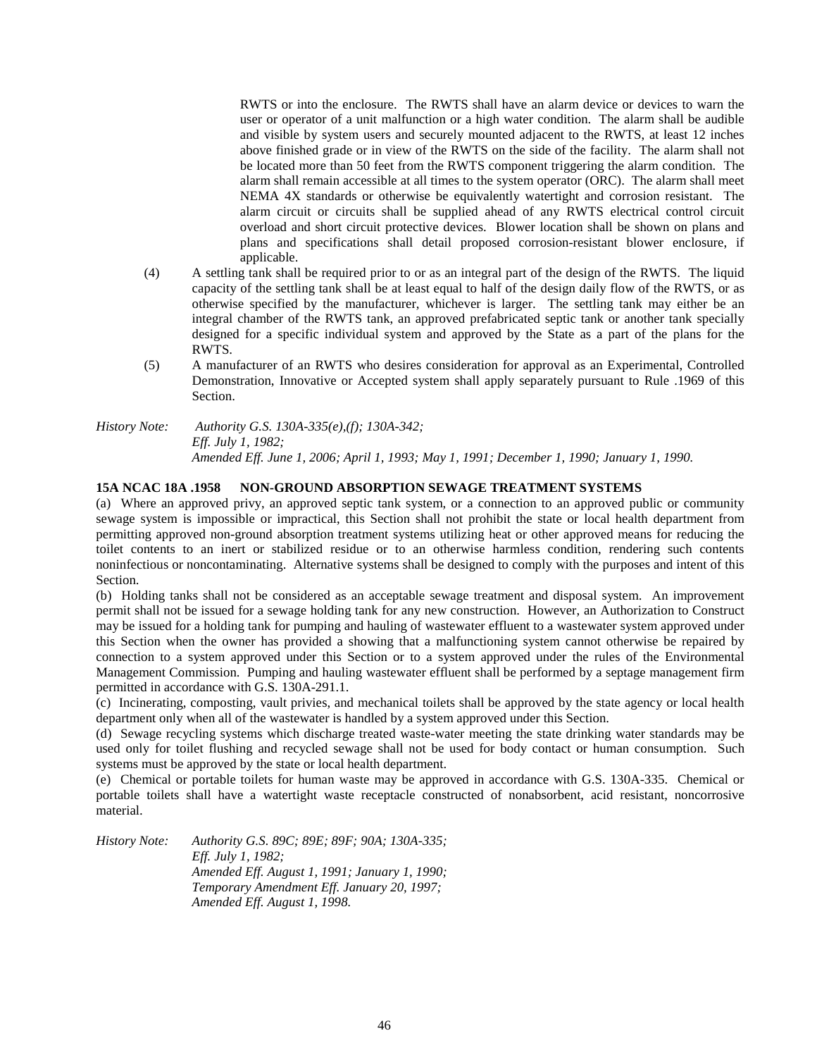RWTS or into the enclosure. The RWTS shall have an alarm device or devices to warn the user or operator of a unit malfunction or a high water condition. The alarm shall be audible and visible by system users and securely mounted adjacent to the RWTS, at least 12 inches above finished grade or in view of the RWTS on the side of the facility. The alarm shall not be located more than 50 feet from the RWTS component triggering the alarm condition. The alarm shall remain accessible at all times to the system operator (ORC). The alarm shall meet NEMA 4X standards or otherwise be equivalently watertight and corrosion resistant. The alarm circuit or circuits shall be supplied ahead of any RWTS electrical control circuit overload and short circuit protective devices. Blower location shall be shown on plans and plans and specifications shall detail proposed corrosion-resistant blower enclosure, if applicable.

(4) A settling tank shall be required prior to or as an integral part of the design of the RWTS. The liquid capacity of the settling tank shall be at least equal to half of the design daily flow of the RWTS, or as otherwise specified by the manufacturer, whichever is larger. The settling tank may either be an integral chamber of the RWTS tank, an approved prefabricated septic tank or another tank specially designed for a specific individual system and approved by the State as a part of the plans for the RWTS.

(5) A manufacturer of an RWTS who desires consideration for approval as an Experimental, Controlled Demonstration, Innovative or Accepted system shall apply separately pursuant to Rule .1969 of this Section.

*History Note:* *Authority G.S. 130A-335(e),(f); 130A-342;*
*Eff. July 1, 1982;*
*Amended Eff. June 1, 2006; April 1, 1993; May 1, 1991; December 1, 1990; January 1, 1990.*

**15A NCAC 18A .1958 NON-GROUND ABSORPTION SEWAGE TREATMENT SYSTEMS**

(a) Where an approved privy, an approved septic tank system, or a connection to an approved public or community sewage system is impossible or impractical, this Section shall not prohibit the state or local health department from permitting approved non-ground absorption treatment systems utilizing heat or other approved means for reducing the toilet contents to an inert or stabilized residue or to an otherwise harmless condition, rendering such contents noninfectious or noncontaminating. Alternative systems shall be designed to comply with the purposes and intent of this Section.

(b) Holding tanks shall not be considered as an acceptable sewage treatment and disposal system. An improvement permit shall not be issued for a sewage holding tank for any new construction. However, an Authorization to Construct may be issued for a holding tank for pumping and hauling of wastewater effluent to a wastewater system approved under this Section when the owner has provided a showing that a malfunctioning system cannot otherwise be repaired by connection to a system approved under this Section or to a system approved under the rules of the Environmental Management Commission. Pumping and hauling wastewater effluent shall be performed by a septage management firm permitted in accordance with G.S. 130A-291.1.

(c) Incinerating, composting, vault privies, and mechanical toilets shall be approved by the state agency or local health department only when all of the wastewater is handled by a system approved under this Section.

(d) Sewage recycling systems which discharge treated waste-water meeting the state drinking water standards may be used only for toilet flushing and recycled sewage shall not be used for body contact or human consumption. Such systems must be approved by the state or local health department.

(e) Chemical or portable toilets for human waste may be approved in accordance with G.S. 130A-335. Chemical or portable toilets shall have a watertight waste receptacle constructed of nonabsorbent, acid resistant, noncorrosive material.

*History Note:* *Authority G.S. 89C; 89E; 89F; 90A; 130A-335;*
*Eff. July 1, 1982;*
*Amended Eff. August 1, 1991; January 1, 1990;*
*Temporary Amendment Eff. January 20, 1997;*
*Amended Eff. August 1, 1998.*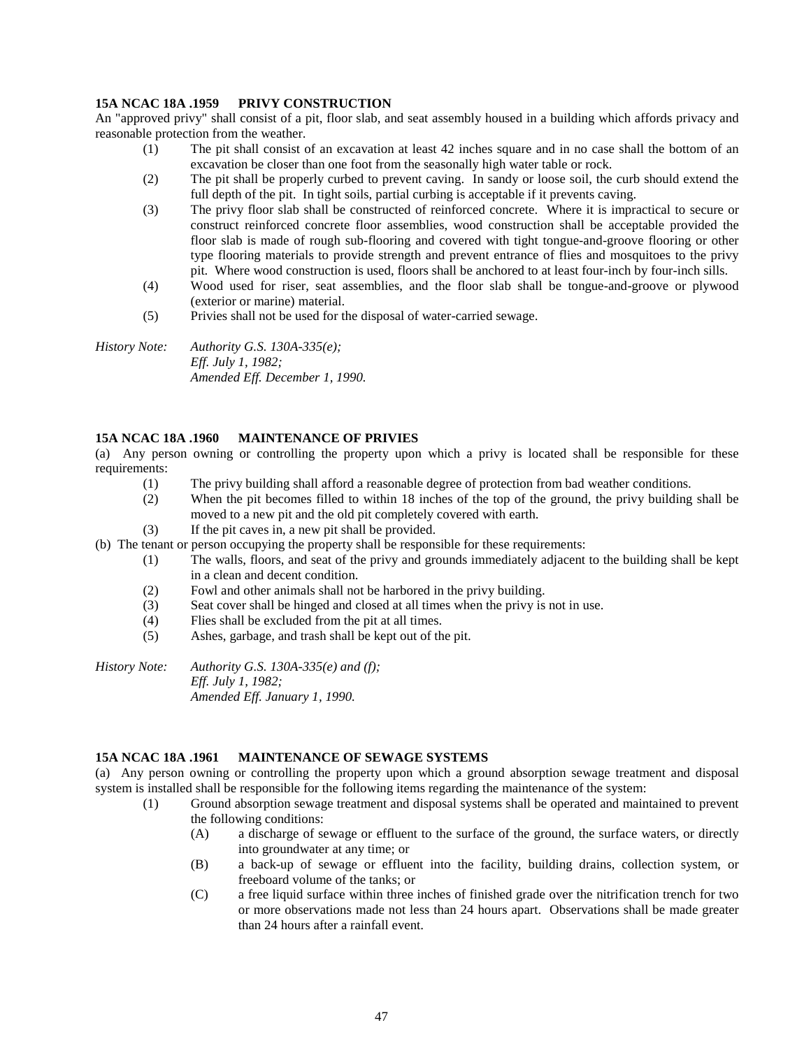### 15A NCAC 18A .1959 PRIVY CONSTRUCTION

An "approved privy" shall consist of a pit, floor slab, and seat assembly housed in a building which affords privacy and reasonable protection from the weather.

(1) The pit shall consist of an excavation at least 42 inches square and in no case shall the bottom of an excavation be closer than one foot from the seasonally high water table or rock.

(2) The pit shall be properly curbed to prevent caving. In sandy or loose soil, the curb should extend the full depth of the pit. In tight soils, partial curbing is acceptable if it prevents caving.

(3) The privy floor slab shall be constructed of reinforced concrete. Where it is impractical to secure or construct reinforced concrete floor assemblies, wood construction shall be acceptable provided the floor slab is made of rough sub-flooring and covered with tight tongue-and-groove flooring or other type flooring materials to provide strength and prevent entrance of flies and mosquitoes to the privy pit. Where wood construction is used, floors shall be anchored to at least four-inch by four-inch sills.

(4) Wood used for riser, seat assemblies, and the floor slab shall be tongue-and-groove or plywood (exterior or marine) material.

(5) Privies shall not be used for the disposal of water-carried sewage.

*History Note: Authority G.S. 130A-335(e);*
*Eff. July 1, 1982;*
*Amended Eff. December 1, 1990.*

### 15A NCAC 18A .1960 MAINTENANCE OF PRIVIES

(a) Any person owning or controlling the property upon which a privy is located shall be responsible for these requirements:

(1) The privy building shall afford a reasonable degree of protection from bad weather conditions.

(2) When the pit becomes filled to within 18 inches of the top of the ground, the privy building shall be moved to a new pit and the old pit completely covered with earth.

(3) If the pit caves in, a new pit shall be provided.

(b) The tenant or person occupying the property shall be responsible for these requirements:

(1) The walls, floors, and seat of the privy and grounds immediately adjacent to the building shall be kept in a clean and decent condition.

(2) Fowl and other animals shall not be harbored in the privy building.

(3) Seat cover shall be hinged and closed at all times when the privy is not in use.

(4) Flies shall be excluded from the pit at all times.

(5) Ashes, garbage, and trash shall be kept out of the pit.

*History Note: Authority G.S. 130A-335(e) and (f);*
*Eff. July 1, 1982;*
*Amended Eff. January 1, 1990.*

### 15A NCAC 18A .1961 MAINTENANCE OF SEWAGE SYSTEMS

(a) Any person owning or controlling the property upon which a ground absorption sewage treatment and disposal system is installed shall be responsible for the following items regarding the maintenance of the system:

(1) Ground absorption sewage treatment and disposal systems shall be operated and maintained to prevent the following conditions:

(A) a discharge of sewage or effluent to the surface of the ground, the surface waters, or directly into groundwater at any time; or

(B) a back-up of sewage or effluent into the facility, building drains, collection system, or freeboard volume of the tanks; or

(C) a free liquid surface within three inches of finished grade over the nitrification trench for two or more observations made not less than 24 hours apart. Observations shall be made greater than 24 hours after a rainfall event.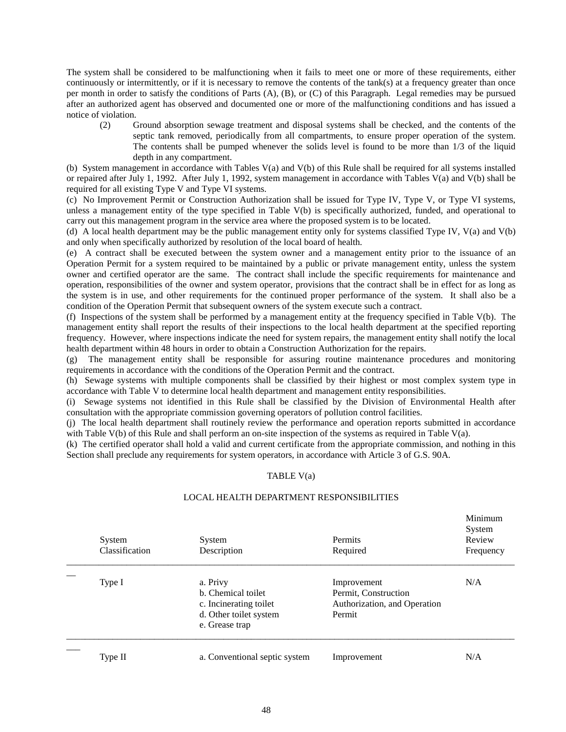The system shall be considered to be malfunctioning when it fails to meet one or more of these requirements, either continuously or intermittently, or if it is necessary to remove the contents of the tank(s) at a frequency greater than once per month in order to satisfy the conditions of Parts (A), (B), or (C) of this Paragraph. Legal remedies may be pursued after an authorized agent has observed and documented one or more of the malfunctioning conditions and has issued a notice of violation.

(2) Ground absorption sewage treatment and disposal systems shall be checked, and the contents of the septic tank removed, periodically from all compartments, to ensure proper operation of the system. The contents shall be pumped whenever the solids level is found to be more than 1/3 of the liquid depth in any compartment.

(b) System management in accordance with Tables V(a) and V(b) of this Rule shall be required for all systems installed or repaired after July 1, 1992. After July 1, 1992, system management in accordance with Tables V(a) and V(b) shall be required for all existing Type V and Type VI systems.

(c) No Improvement Permit or Construction Authorization shall be issued for Type IV, Type V, or Type VI systems, unless a management entity of the type specified in Table V(b) is specifically authorized, funded, and operational to carry out this management program in the service area where the proposed system is to be located.

(d) A local health department may be the public management entity only for systems classified Type IV, V(a) and V(b) and only when specifically authorized by resolution of the local board of health.

(e) A contract shall be executed between the system owner and a management entity prior to the issuance of an Operation Permit for a system required to be maintained by a public or private management entity, unless the system owner and certified operator are the same. The contract shall include the specific requirements for maintenance and operation, responsibilities of the owner and system operator, provisions that the contract shall be in effect for as long as the system is in use, and other requirements for the continued proper performance of the system. It shall also be a condition of the Operation Permit that subsequent owners of the system execute such a contract.

(f) Inspections of the system shall be performed by a management entity at the frequency specified in Table V(b). The management entity shall report the results of their inspections to the local health department at the specified reporting frequency. However, where inspections indicate the need for system repairs, the management entity shall notify the local health department within 48 hours in order to obtain a Construction Authorization for the repairs.

(g) The management entity shall be responsible for assuring routine maintenance procedures and monitoring requirements in accordance with the conditions of the Operation Permit and the contract.

(h) Sewage systems with multiple components shall be classified by their highest or most complex system type in accordance with Table V to determine local health department and management entity responsibilities.

(i) Sewage systems not identified in this Rule shall be classified by the Division of Environmental Health after consultation with the appropriate commission governing operators of pollution control facilities.

(j) The local health department shall routinely review the performance and operation reports submitted in accordance with Table V(b) of this Rule and shall perform an on-site inspection of the systems as required in Table V(a).

(k) The certified operator shall hold a valid and current certificate from the appropriate commission, and nothing in this Section shall preclude any requirements for system operators, in accordance with Article 3 of G.S. 90A.

TABLE V(a)

LOCAL HEALTH DEPARTMENT RESPONSIBILITIES

| System Classification | System Description | Permits Required | Minimum System Review Frequency |
|---|---|---|---|
| Type I | a. Privy<br>b. Chemical toilet<br>c. Incinerating toilet<br>d. Other toilet system<br>e. Grease trap | Improvement Permit, Construction Authorization, and Operation Permit | N/A |
| Type II | a. Conventional septic system | Improvement | N/A |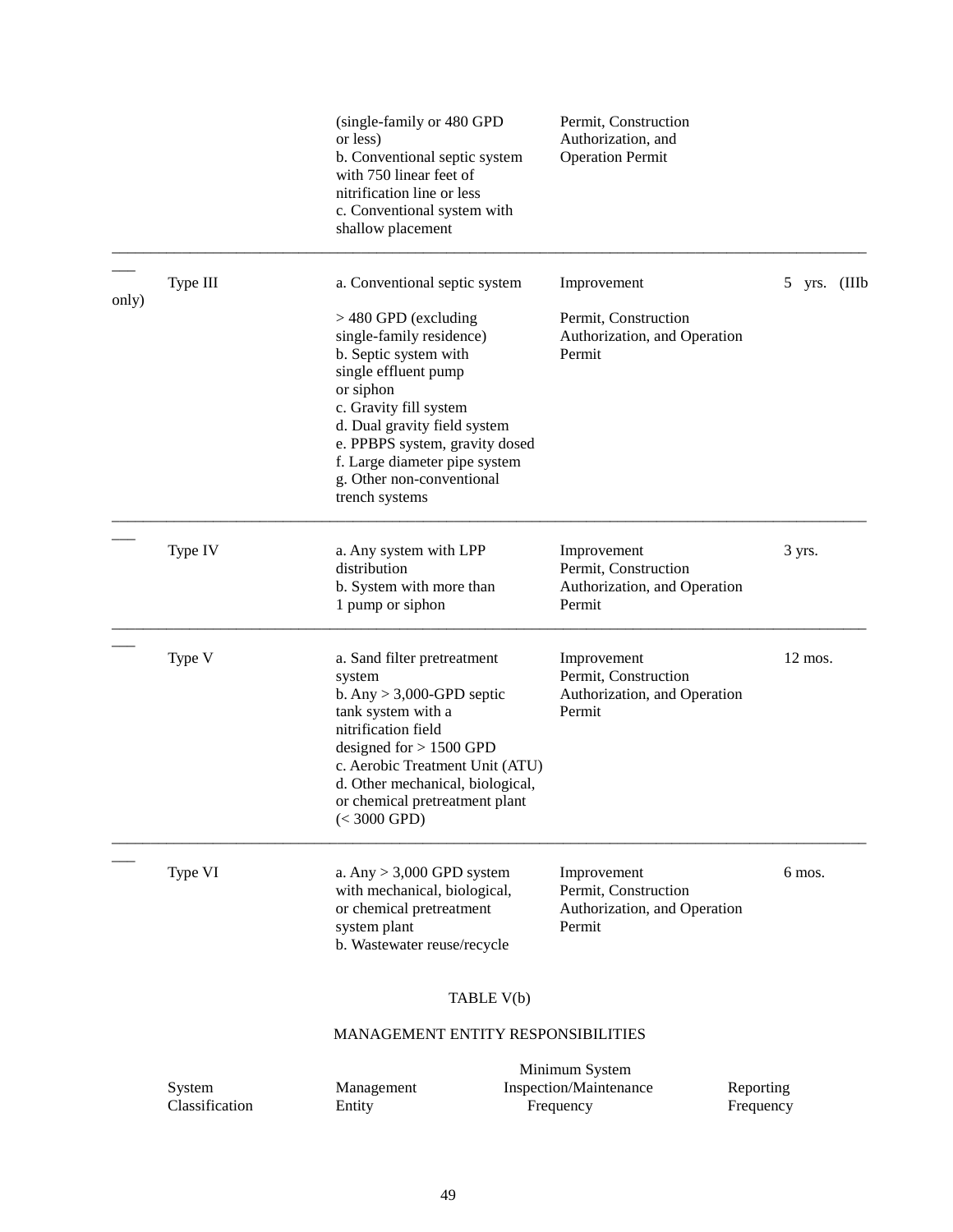| | | | |
|---|---|---|---|
| | (single-family or 480 GPD or less)<br>b. Conventional septic system with 750 linear feet of nitrification line or less<br>c. Conventional system with shallow placement | Permit, Construction Authorization, and Operation Permit | |
| Type III | a. Conventional septic system<br>> 480 GPD (excluding single-family residence)<br>b. Septic system with single effluent pump or siphon<br>c. Gravity fill system<br>d. Dual gravity field system<br>e. PPBPS system, gravity dosed<br>f. Large diameter pipe system<br>g. Other non-conventional trench systems | Improvement<br>Permit, Construction Authorization, and Operation Permit | 5 yrs. (IIIb only) |
| Type IV | a. Any system with LPP distribution<br>b. System with more than 1 pump or siphon | Improvement Permit, Construction Authorization, and Operation Permit | 3 yrs. |
| Type V | a. Sand filter pretreatment system<br>b. Any > 3,000-GPD septic tank system with a nitrification field designed for > 1500 GPD<br>c. Aerobic Treatment Unit (ATU)<br>d. Other mechanical, biological, or chemical pretreatment plant (< 3000 GPD) | Improvement Permit, Construction Authorization, and Operation Permit | 12 mos. |
| Type VI | a. Any > 3,000 GPD system with mechanical, biological, or chemical pretreatment system plant<br>b. Wastewater reuse/recycle | Improvement Permit, Construction Authorization, and Operation Permit | 6 mos. |

TABLE V(b)

MANAGEMENT ENTITY RESPONSIBILITIES

| System Classification | Management Entity | Minimum System Inspection/Maintenance Frequency | Reporting Frequency |
|---|---|---|---|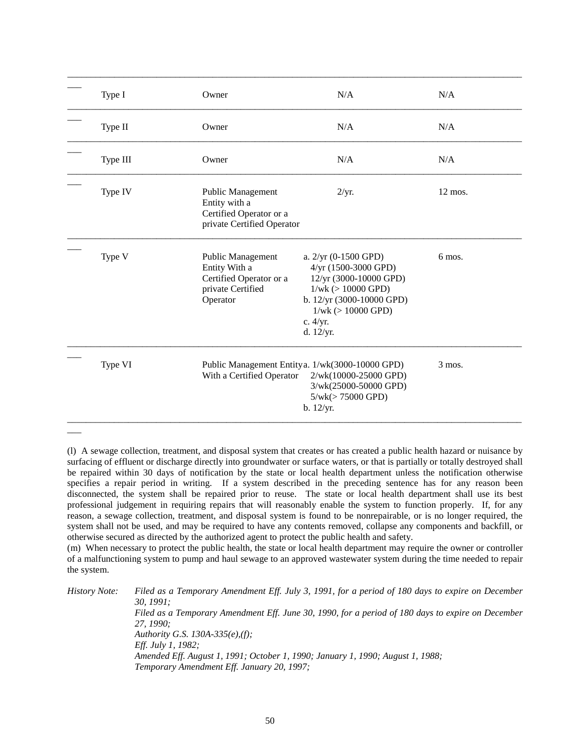| | | | |
|---|---|---|---|
| Type I | Owner | N/A | N/A |
| Type II | Owner | N/A | N/A |
| Type III | Owner | N/A | N/A |
| Type IV | Public Management Entity with a Certified Operator or a private Certified Operator | 2/yr. | 12 mos. |
| Type V | Public Management Entity With a Certified Operator or a private Certified Operator | a. 2/yr (0-1500 GPD)<br>4/yr (1500-3000 GPD)<br>12/yr (3000-10000 GPD)<br>1/wk (> 10000 GPD)<br>b. 12/yr (3000-10000 GPD)<br>1/wk (> 10000 GPD)<br>c. 4/yr.<br>d. 12/yr. | 6 mos. |
| Type VI | Public Management Entity With a Certified Operator | a. 1/wk(3000-10000 GPD)<br>2/wk(10000-25000 GPD)<br>3/wk(25000-50000 GPD)<br>5/wk(> 75000 GPD)<br>b. 12/yr. | 3 mos. |

(l) A sewage collection, treatment, and disposal system that creates or has created a public health hazard or nuisance by surfacing of effluent or discharge directly into groundwater or surface waters, or that is partially or totally destroyed shall be repaired within 30 days of notification by the state or local health department unless the notification otherwise specifies a repair period in writing. If a system described in the preceding sentence has for any reason been disconnected, the system shall be repaired prior to reuse. The state or local health department shall use its best professional judgement in requiring repairs that will reasonably enable the system to function properly. If, for any reason, a sewage collection, treatment, and disposal system is found to be nonrepairable, or is no longer required, the system shall not be used, and may be required to have any contents removed, collapse any components and backfill, or otherwise secured as directed by the authorized agent to protect the public health and safety.

(m) When necessary to protect the public health, the state or local health department may require the owner or controller of a malfunctioning system to pump and haul sewage to an approved wastewater system during the time needed to repair the system.

*History Note:* *Filed as a Temporary Amendment Eff. July 3, 1991, for a period of 180 days to expire on December 30, 1991;*
*Filed as a Temporary Amendment Eff. June 30, 1990, for a period of 180 days to expire on December 27, 1990;*
*Authority G.S. 130A-335(e),(f);*
*Eff. July 1, 1982;*
*Amended Eff. August 1, 1991; October 1, 1990; January 1, 1990; August 1, 1988;*
*Temporary Amendment Eff. January 20, 1997;*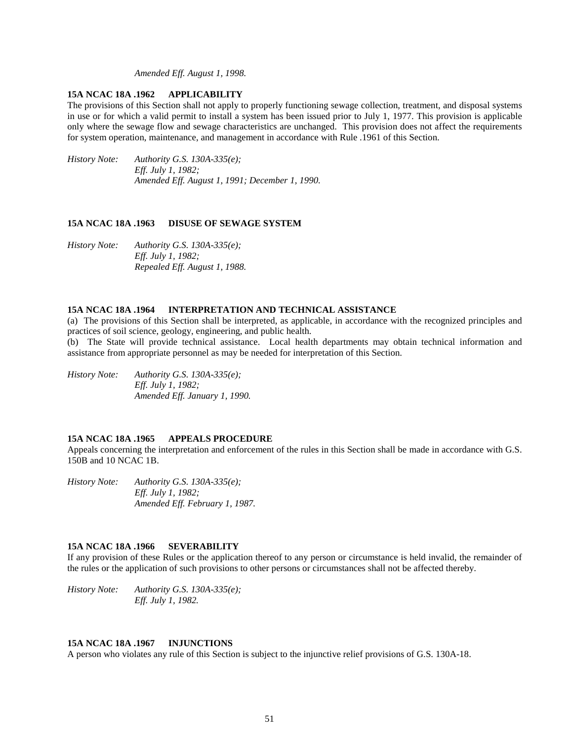*Amended Eff. August 1, 1998.*

**15A NCAC 18A .1962 APPLICABILITY**

The provisions of this Section shall not apply to properly functioning sewage collection, treatment, and disposal systems in use or for which a valid permit to install a system has been issued prior to July 1, 1977. This provision is applicable only where the sewage flow and sewage characteristics are unchanged. This provision does not affect the requirements for system operation, maintenance, and management in accordance with Rule .1961 of this Section.

*History Note: Authority G.S. 130A-335(e);*
*Eff. July 1, 1982;*
*Amended Eff. August 1, 1991; December 1, 1990.*

**15A NCAC 18A .1963 DISUSE OF SEWAGE SYSTEM**

*History Note: Authority G.S. 130A-335(e);*
*Eff. July 1, 1982;*
*Repealed Eff. August 1, 1988.*

**15A NCAC 18A .1964 INTERPRETATION AND TECHNICAL ASSISTANCE**

(a) The provisions of this Section shall be interpreted, as applicable, in accordance with the recognized principles and practices of soil science, geology, engineering, and public health.

(b) The State will provide technical assistance. Local health departments may obtain technical information and assistance from appropriate personnel as may be needed for interpretation of this Section.

*History Note: Authority G.S. 130A-335(e);*
*Eff. July 1, 1982;*
*Amended Eff. January 1, 1990.*

**15A NCAC 18A .1965 APPEALS PROCEDURE**

Appeals concerning the interpretation and enforcement of the rules in this Section shall be made in accordance with G.S. 150B and 10 NCAC 1B.

*History Note: Authority G.S. 130A-335(e);*
*Eff. July 1, 1982;*
*Amended Eff. February 1, 1987.*

**15A NCAC 18A .1966 SEVERABILITY**

If any provision of these Rules or the application thereof to any person or circumstance is held invalid, the remainder of the rules or the application of such provisions to other persons or circumstances shall not be affected thereby.

*History Note: Authority G.S. 130A-335(e);*
*Eff. July 1, 1982.*

**15A NCAC 18A .1967 INJUNCTIONS**

A person who violates any rule of this Section is subject to the injunctive relief provisions of G.S. 130A-18.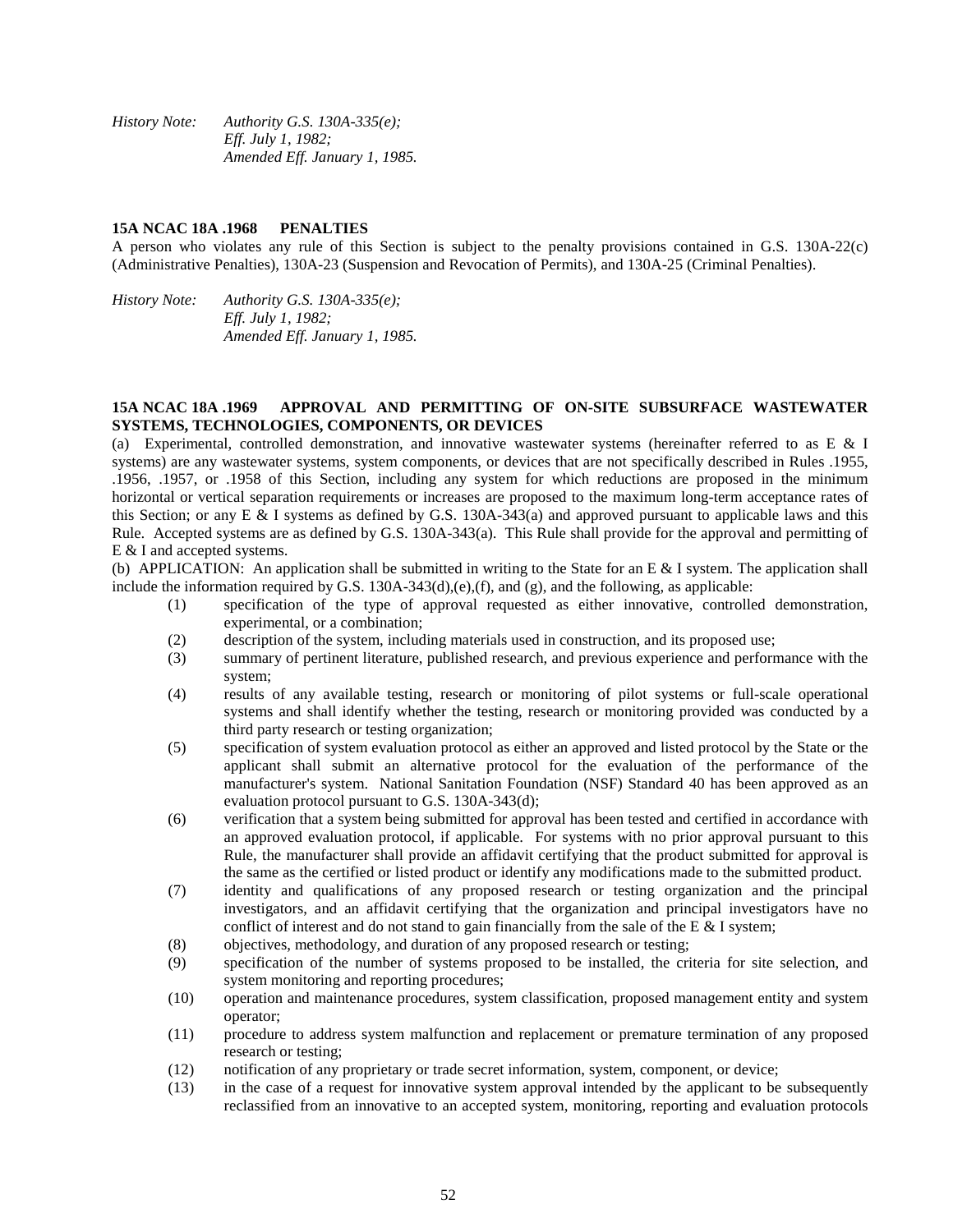*History Note: Authority G.S. 130A-335(e);*
*Eff. July 1, 1982;*
*Amended Eff. January 1, 1985.*

**15A NCAC 18A .1968 PENALTIES**

A person who violates any rule of this Section is subject to the penalty provisions contained in G.S. 130A-22(c) (Administrative Penalties), 130A-23 (Suspension and Revocation of Permits), and 130A-25 (Criminal Penalties).

*History Note: Authority G.S. 130A-335(e);*
*Eff. July 1, 1982;*
*Amended Eff. January 1, 1985.*

**15A NCAC 18A .1969 APPROVAL AND PERMITTING OF ON-SITE SUBSURFACE WASTEWATER SYSTEMS, TECHNOLOGIES, COMPONENTS, OR DEVICES**

(a) Experimental, controlled demonstration, and innovative wastewater systems (hereinafter referred to as E & I systems) are any wastewater systems, system components, or devices that are not specifically described in Rules .1955, .1956, .1957, or .1958 of this Section, including any system for which reductions are proposed in the minimum horizontal or vertical separation requirements or increases are proposed to the maximum long-term acceptance rates of this Section; or any E & I systems as defined by G.S. 130A-343(a) and approved pursuant to applicable laws and this Rule. Accepted systems are as defined by G.S. 130A-343(a). This Rule shall provide for the approval and permitting of E & I and accepted systems.

(b) APPLICATION: An application shall be submitted in writing to the State for an E & I system. The application shall include the information required by G.S. 130A-343(d),(e),(f), and (g), and the following, as applicable:

- (1) specification of the type of approval requested as either innovative, controlled demonstration, experimental, or a combination;
- (2) description of the system, including materials used in construction, and its proposed use;
- (3) summary of pertinent literature, published research, and previous experience and performance with the system;
- (4) results of any available testing, research or monitoring of pilot systems or full-scale operational systems and shall identify whether the testing, research or monitoring provided was conducted by a third party research or testing organization;
- (5) specification of system evaluation protocol as either an approved and listed protocol by the State or the applicant shall submit an alternative protocol for the evaluation of the performance of the manufacturer's system. National Sanitation Foundation (NSF) Standard 40 has been approved as an evaluation protocol pursuant to G.S. 130A-343(d);
- (6) verification that a system being submitted for approval has been tested and certified in accordance with an approved evaluation protocol, if applicable. For systems with no prior approval pursuant to this Rule, the manufacturer shall provide an affidavit certifying that the product submitted for approval is the same as the certified or listed product or identify any modifications made to the submitted product.
- (7) identity and qualifications of any proposed research or testing organization and the principal investigators, and an affidavit certifying that the organization and principal investigators have no conflict of interest and do not stand to gain financially from the sale of the E & I system;
- (8) objectives, methodology, and duration of any proposed research or testing;
- (9) specification of the number of systems proposed to be installed, the criteria for site selection, and system monitoring and reporting procedures;
- (10) operation and maintenance procedures, system classification, proposed management entity and system operator;
- (11) procedure to address system malfunction and replacement or premature termination of any proposed research or testing;
- (12) notification of any proprietary or trade secret information, system, component, or device;
- (13) in the case of a request for innovative system approval intended by the applicant to be subsequently reclassified from an innovative to an accepted system, monitoring, reporting and evaluation protocols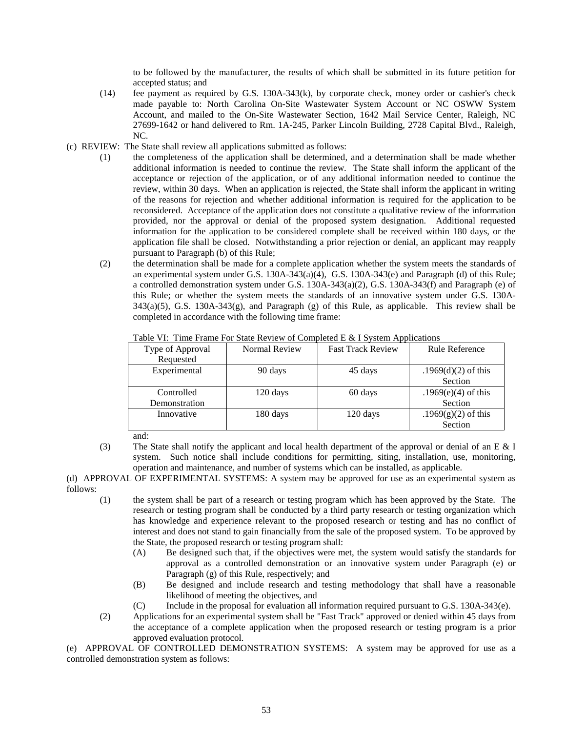to be followed by the manufacturer, the results of which shall be submitted in its future petition for accepted status; and

(14) fee payment as required by G.S. 130A-343(k), by corporate check, money order or cashier's check made payable to: North Carolina On-Site Wastewater System Account or NC OSWW System Account, and mailed to the On-Site Wastewater Section, 1642 Mail Service Center, Raleigh, NC 27699-1642 or hand delivered to Rm. 1A-245, Parker Lincoln Building, 2728 Capital Blvd., Raleigh, NC.

(c) REVIEW: The State shall review all applications submitted as follows:

(1) the completeness of the application shall be determined, and a determination shall be made whether additional information is needed to continue the review. The State shall inform the applicant of the acceptance or rejection of the application, or of any additional information needed to continue the review, within 30 days. When an application is rejected, the State shall inform the applicant in writing of the reasons for rejection and whether additional information is required for the application to be reconsidered. Acceptance of the application does not constitute a qualitative review of the information provided, nor the approval or denial of the proposed system designation. Additional requested information for the application to be considered complete shall be received within 180 days, or the application file shall be closed. Notwithstanding a prior rejection or denial, an applicant may reapply pursuant to Paragraph (b) of this Rule;

(2) the determination shall be made for a complete application whether the system meets the standards of an experimental system under G.S. 130A-343(a)(4), G.S. 130A-343(e) and Paragraph (d) of this Rule; a controlled demonstration system under G.S. 130A-343(a)(2), G.S. 130A-343(f) and Paragraph (e) of this Rule; or whether the system meets the standards of an innovative system under G.S. 130A-343(a)(5), G.S. 130A-343(g), and Paragraph (g) of this Rule, as applicable. This review shall be completed in accordance with the following time frame:

Table VI: Time Frame For State Review of Completed E & I System Applications

| Type of Approval Requested | Normal Review | Fast Track Review | Rule Reference |
|---|---|---|---|
| Experimental | 90 days | 45 days | .1969(d)(2) of this Section |
| Controlled Demonstration | 120 days | 60 days | .1969(e)(4) of this Section |
| Innovative | 180 days | 120 days | .1969(g)(2) of this Section |

and:

(3) The State shall notify the applicant and local health department of the approval or denial of an E & I system. Such notice shall include conditions for permitting, siting, installation, use, monitoring, operation and maintenance, and number of systems which can be installed, as applicable.

(d) APPROVAL OF EXPERIMENTAL SYSTEMS: A system may be approved for use as an experimental system as follows:

(1) the system shall be part of a research or testing program which has been approved by the State. The research or testing program shall be conducted by a third party research or testing organization which has knowledge and experience relevant to the proposed research or testing and has no conflict of interest and does not stand to gain financially from the sale of the proposed system. To be approved by the State, the proposed research or testing program shall:

   (A) Be designed such that, if the objectives were met, the system would satisfy the standards for approval as a controlled demonstration or an innovative system under Paragraph (e) or Paragraph (g) of this Rule, respectively; and

   (B) Be designed and include research and testing methodology that shall have a reasonable likelihood of meeting the objectives, and

   (C) Include in the proposal for evaluation all information required pursuant to G.S. 130A-343(e).

(2) Applications for an experimental system shall be "Fast Track" approved or denied within 45 days from the acceptance of a complete application when the proposed research or testing program is a prior approved evaluation protocol.

(e) APPROVAL OF CONTROLLED DEMONSTRATION SYSTEMS: A system may be approved for use as a controlled demonstration system as follows: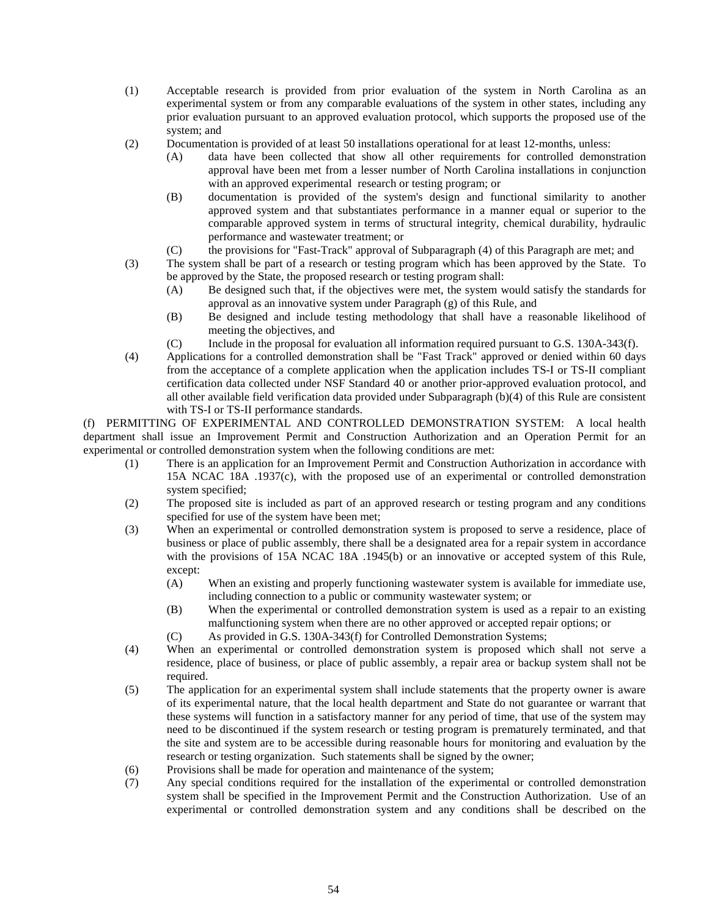(1) Acceptable research is provided from prior evaluation of the system in North Carolina as an experimental system or from any comparable evaluations of the system in other states, including any prior evaluation pursuant to an approved evaluation protocol, which supports the proposed use of the system; and

(2) Documentation is provided of at least 50 installations operational for at least 12-months, unless:

  (A) data have been collected that show all other requirements for controlled demonstration approval have been met from a lesser number of North Carolina installations in conjunction with an approved experimental research or testing program; or

  (B) documentation is provided of the system's design and functional similarity to another approved system and that substantiates performance in a manner equal or superior to the comparable approved system in terms of structural integrity, chemical durability, hydraulic performance and wastewater treatment; or

  (C) the provisions for "Fast-Track" approval of Subparagraph (4) of this Paragraph are met; and

(3) The system shall be part of a research or testing program which has been approved by the State. To be approved by the State, the proposed research or testing program shall:

  (A) Be designed such that, if the objectives were met, the system would satisfy the standards for approval as an innovative system under Paragraph (g) of this Rule, and

  (B) Be designed and include testing methodology that shall have a reasonable likelihood of meeting the objectives, and

  (C) Include in the proposal for evaluation all information required pursuant to G.S. 130A-343(f).

(4) Applications for a controlled demonstration shall be "Fast Track" approved or denied within 60 days from the acceptance of a complete application when the application includes TS-I or TS-II compliant certification data collected under NSF Standard 40 or another prior-approved evaluation protocol, and all other available field verification data provided under Subparagraph (b)(4) of this Rule are consistent with TS-I or TS-II performance standards.

(f) PERMITTING OF EXPERIMENTAL AND CONTROLLED DEMONSTRATION SYSTEM: A local health department shall issue an Improvement Permit and Construction Authorization and an Operation Permit for an experimental or controlled demonstration system when the following conditions are met:

(1) There is an application for an Improvement Permit and Construction Authorization in accordance with 15A NCAC 18A .1937(c), with the proposed use of an experimental or controlled demonstration system specified;

(2) The proposed site is included as part of an approved research or testing program and any conditions specified for use of the system have been met;

(3) When an experimental or controlled demonstration system is proposed to serve a residence, place of business or place of public assembly, there shall be a designated area for a repair system in accordance with the provisions of 15A NCAC 18A .1945(b) or an innovative or accepted system of this Rule, except:

  (A) When an existing and properly functioning wastewater system is available for immediate use, including connection to a public or community wastewater system; or

  (B) When the experimental or controlled demonstration system is used as a repair to an existing malfunctioning system when there are no other approved or accepted repair options; or

  (C) As provided in G.S. 130A-343(f) for Controlled Demonstration Systems;

(4) When an experimental or controlled demonstration system is proposed which shall not serve a residence, place of business, or place of public assembly, a repair area or backup system shall not be required.

(5) The application for an experimental system shall include statements that the property owner is aware of its experimental nature, that the local health department and State do not guarantee or warrant that these systems will function in a satisfactory manner for any period of time, that use of the system may need to be discontinued if the system research or testing program is prematurely terminated, and that the site and system are to be accessible during reasonable hours for monitoring and evaluation by the research or testing organization. Such statements shall be signed by the owner;

(6) Provisions shall be made for operation and maintenance of the system;

(7) Any special conditions required for the installation of the experimental or controlled demonstration system shall be specified in the Improvement Permit and the Construction Authorization. Use of an experimental or controlled demonstration system and any conditions shall be described on the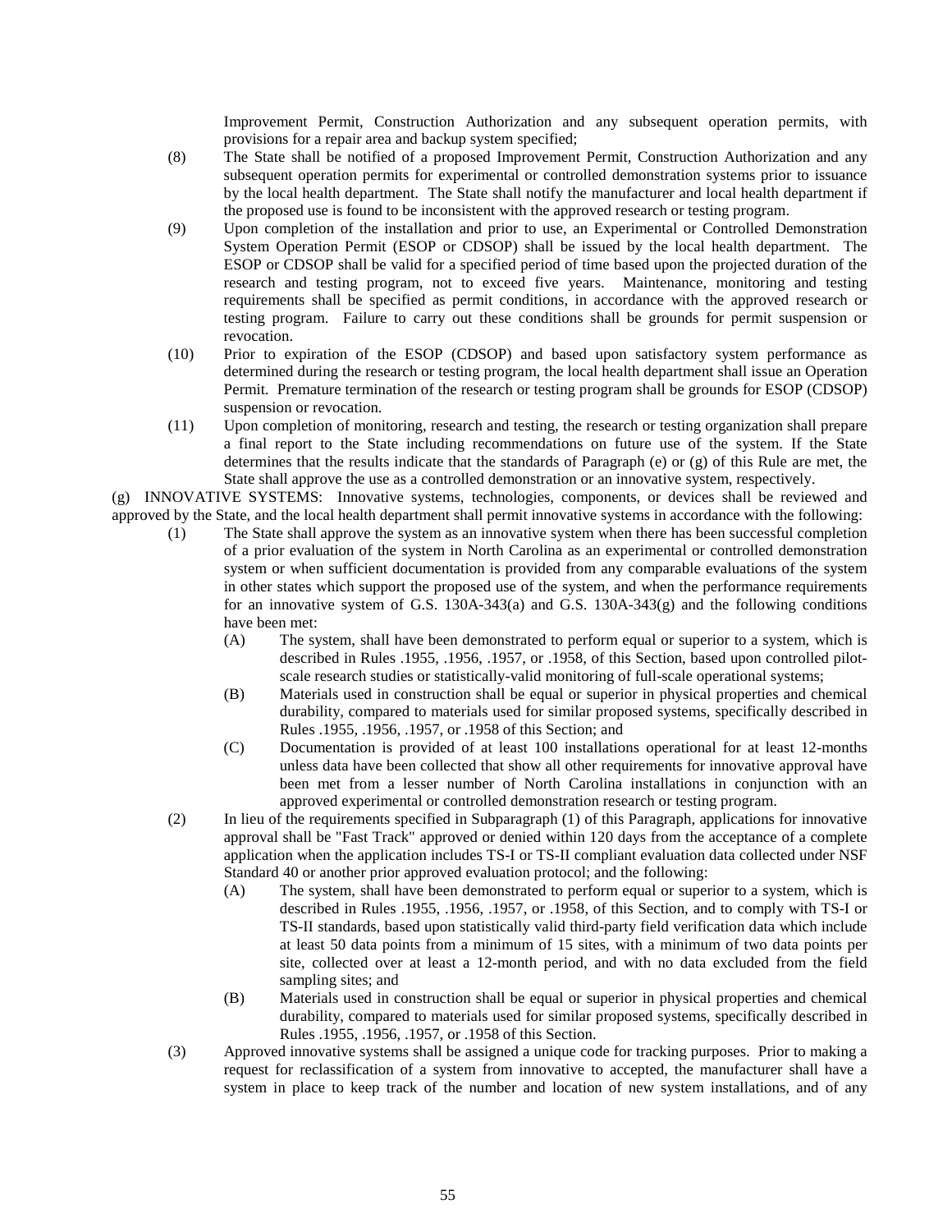Improvement Permit, Construction Authorization and any subsequent operation permits, with provisions for a repair area and backup system specified;

(8) The State shall be notified of a proposed Improvement Permit, Construction Authorization and any subsequent operation permits for experimental or controlled demonstration systems prior to issuance by the local health department. The State shall notify the manufacturer and local health department if the proposed use is found to be inconsistent with the approved research or testing program.

(9) Upon completion of the installation and prior to use, an Experimental or Controlled Demonstration System Operation Permit (ESOP or CDSOP) shall be issued by the local health department. The ESOP or CDSOP shall be valid for a specified period of time based upon the projected duration of the research and testing program, not to exceed five years. Maintenance, monitoring and testing requirements shall be specified as permit conditions, in accordance with the approved research or testing program. Failure to carry out these conditions shall be grounds for permit suspension or revocation.

(10) Prior to expiration of the ESOP (CDSOP) and based upon satisfactory system performance as determined during the research or testing program, the local health department shall issue an Operation Permit. Premature termination of the research or testing program shall be grounds for ESOP (CDSOP) suspension or revocation.

(11) Upon completion of monitoring, research and testing, the research or testing organization shall prepare a final report to the State including recommendations on future use of the system. If the State determines that the results indicate that the standards of Paragraph (e) or (g) of this Rule are met, the State shall approve the use as a controlled demonstration or an innovative system, respectively.

(g) INNOVATIVE SYSTEMS: Innovative systems, technologies, components, or devices shall be reviewed and approved by the State, and the local health department shall permit innovative systems in accordance with the following:

(1) The State shall approve the system as an innovative system when there has been successful completion of a prior evaluation of the system in North Carolina as an experimental or controlled demonstration system or when sufficient documentation is provided from any comparable evaluations of the system in other states which support the proposed use of the system, and when the performance requirements for an innovative system of G.S. 130A-343(a) and G.S. 130A-343(g) and the following conditions have been met:

  (A) The system, shall have been demonstrated to perform equal or superior to a system, which is described in Rules .1955, .1956, .1957, or .1958, of this Section, based upon controlled pilot-scale research studies or statistically-valid monitoring of full-scale operational systems;

  (B) Materials used in construction shall be equal or superior in physical properties and chemical durability, compared to materials used for similar proposed systems, specifically described in Rules .1955, .1956, .1957, or .1958 of this Section; and

  (C) Documentation is provided of at least 100 installations operational for at least 12-months unless data have been collected that show all other requirements for innovative approval have been met from a lesser number of North Carolina installations in conjunction with an approved experimental or controlled demonstration research or testing program.

(2) In lieu of the requirements specified in Subparagraph (1) of this Paragraph, applications for innovative approval shall be "Fast Track" approved or denied within 120 days from the acceptance of a complete application when the application includes TS-I or TS-II compliant evaluation data collected under NSF Standard 40 or another prior approved evaluation protocol; and the following:

  (A) The system, shall have been demonstrated to perform equal or superior to a system, which is described in Rules .1955, .1956, .1957, or .1958, of this Section, and to comply with TS-I or TS-II standards, based upon statistically valid third-party field verification data which include at least 50 data points from a minimum of 15 sites, with a minimum of two data points per site, collected over at least a 12-month period, and with no data excluded from the field sampling sites; and

  (B) Materials used in construction shall be equal or superior in physical properties and chemical durability, compared to materials used for similar proposed systems, specifically described in Rules .1955, .1956, .1957, or .1958 of this Section.

(3) Approved innovative systems shall be assigned a unique code for tracking purposes. Prior to making a request for reclassification of a system from innovative to accepted, the manufacturer shall have a system in place to keep track of the number and location of new system installations, and of any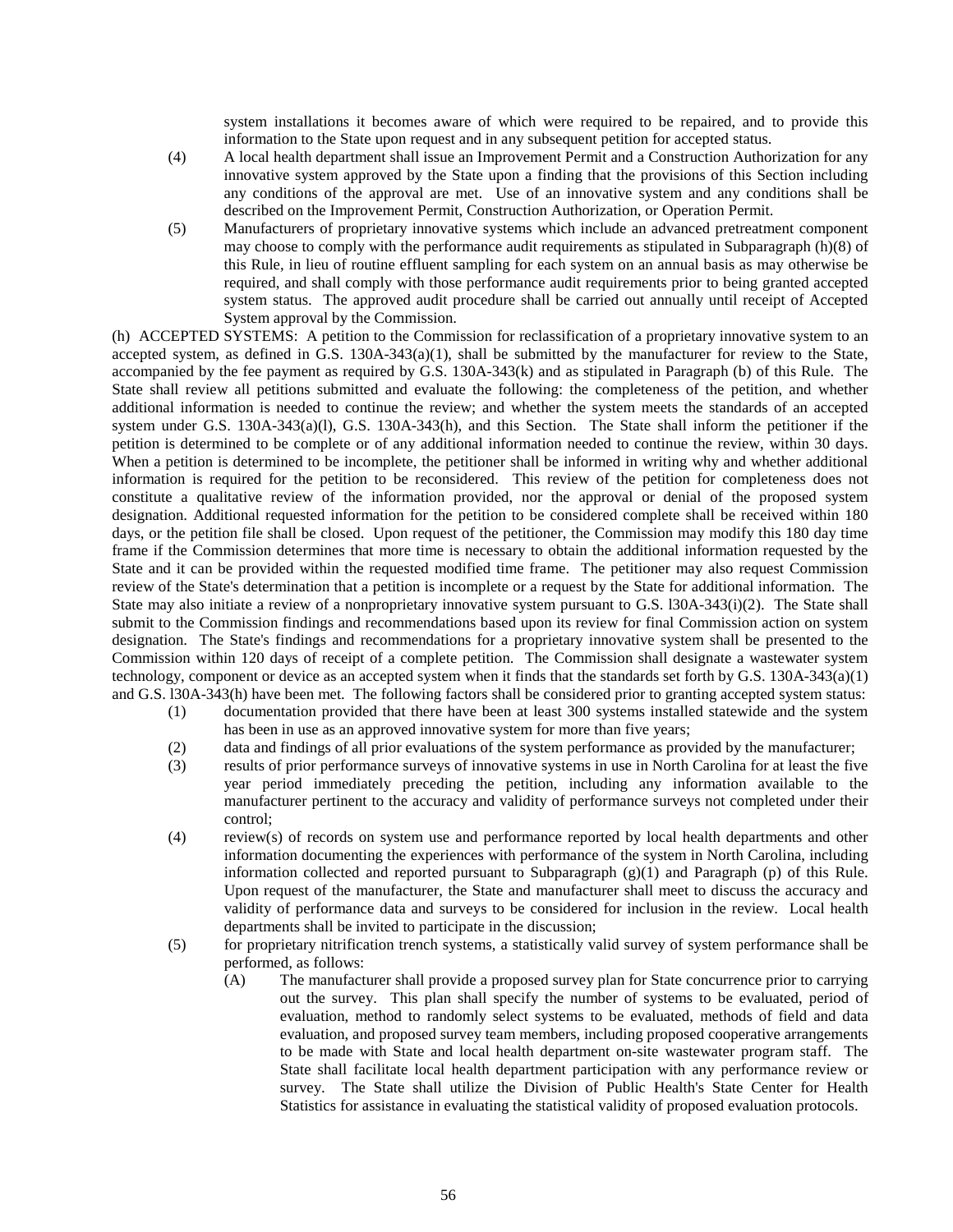system installations it becomes aware of which were required to be repaired, and to provide this information to the State upon request and in any subsequent petition for accepted status.

(4) A local health department shall issue an Improvement Permit and a Construction Authorization for any innovative system approved by the State upon a finding that the provisions of this Section including any conditions of the approval are met. Use of an innovative system and any conditions shall be described on the Improvement Permit, Construction Authorization, or Operation Permit.

(5) Manufacturers of proprietary innovative systems which include an advanced pretreatment component may choose to comply with the performance audit requirements as stipulated in Subparagraph (h)(8) of this Rule, in lieu of routine effluent sampling for each system on an annual basis as may otherwise be required, and shall comply with those performance audit requirements prior to being granted accepted system status. The approved audit procedure shall be carried out annually until receipt of Accepted System approval by the Commission.

(h) ACCEPTED SYSTEMS: A petition to the Commission for reclassification of a proprietary innovative system to an accepted system, as defined in G.S. 130A-343(a)(1), shall be submitted by the manufacturer for review to the State, accompanied by the fee payment as required by G.S. 130A-343(k) and as stipulated in Paragraph (b) of this Rule. The State shall review all petitions submitted and evaluate the following: the completeness of the petition, and whether additional information is needed to continue the review; and whether the system meets the standards of an accepted system under G.S. 130A-343(a)(l), G.S. 130A-343(h), and this Section. The State shall inform the petitioner if the petition is determined to be complete or of any additional information needed to continue the review, within 30 days. When a petition is determined to be incomplete, the petitioner shall be informed in writing why and whether additional information is required for the petition to be reconsidered. This review of the petition for completeness does not constitute a qualitative review of the information provided, nor the approval or denial of the proposed system designation. Additional requested information for the petition to be considered complete shall be received within 180 days, or the petition file shall be closed. Upon request of the petitioner, the Commission may modify this 180 day time frame if the Commission determines that more time is necessary to obtain the additional information requested by the State and it can be provided within the requested modified time frame. The petitioner may also request Commission review of the State's determination that a petition is incomplete or a request by the State for additional information. The State may also initiate a review of a nonproprietary innovative system pursuant to G.S. l30A-343(i)(2). The State shall submit to the Commission findings and recommendations based upon its review for final Commission action on system designation. The State's findings and recommendations for a proprietary innovative system shall be presented to the Commission within 120 days of receipt of a complete petition. The Commission shall designate a wastewater system technology, component or device as an accepted system when it finds that the standards set forth by G.S. 130A-343(a)(1) and G.S. l30A-343(h) have been met. The following factors shall be considered prior to granting accepted system status:

(1) documentation provided that there have been at least 300 systems installed statewide and the system has been in use as an approved innovative system for more than five years;

(2) data and findings of all prior evaluations of the system performance as provided by the manufacturer;

(3) results of prior performance surveys of innovative systems in use in North Carolina for at least the five year period immediately preceding the petition, including any information available to the manufacturer pertinent to the accuracy and validity of performance surveys not completed under their control;

(4) review(s) of records on system use and performance reported by local health departments and other information documenting the experiences with performance of the system in North Carolina, including information collected and reported pursuant to Subparagraph (g)(1) and Paragraph (p) of this Rule. Upon request of the manufacturer, the State and manufacturer shall meet to discuss the accuracy and validity of performance data and surveys to be considered for inclusion in the review. Local health departments shall be invited to participate in the discussion;

(5) for proprietary nitrification trench systems, a statistically valid survey of system performance shall be performed, as follows:

   (A) The manufacturer shall provide a proposed survey plan for State concurrence prior to carrying out the survey. This plan shall specify the number of systems to be evaluated, period of evaluation, method to randomly select systems to be evaluated, methods of field and data evaluation, and proposed survey team members, including proposed cooperative arrangements to be made with State and local health department on-site wastewater program staff. The State shall facilitate local health department participation with any performance review or survey. The State shall utilize the Division of Public Health's State Center for Health Statistics for assistance in evaluating the statistical validity of proposed evaluation protocols.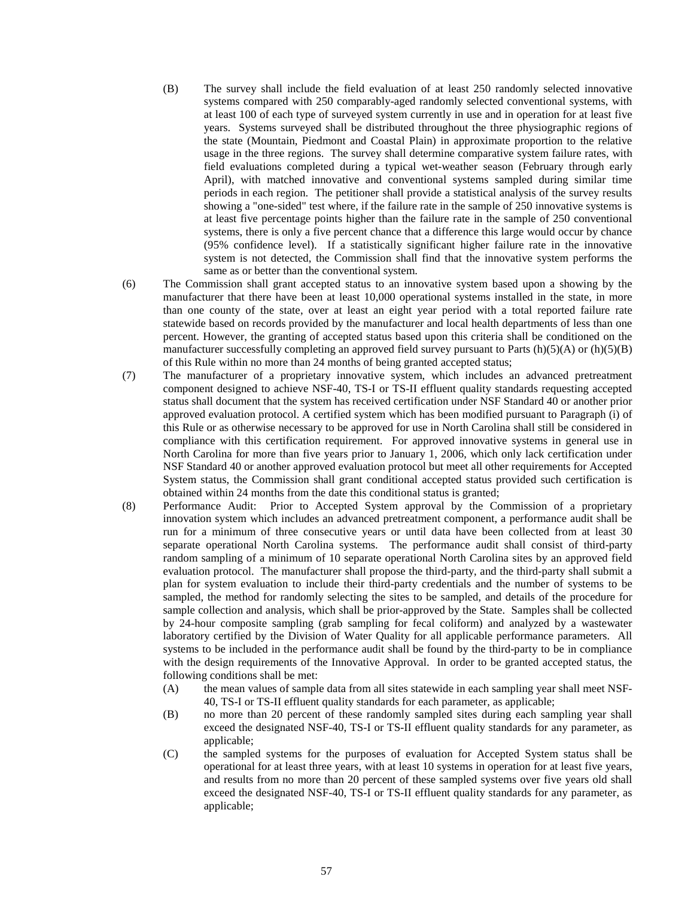(B) The survey shall include the field evaluation of at least 250 randomly selected innovative systems compared with 250 comparably-aged randomly selected conventional systems, with at least 100 of each type of surveyed system currently in use and in operation for at least five years. Systems surveyed shall be distributed throughout the three physiographic regions of the state (Mountain, Piedmont and Coastal Plain) in approximate proportion to the relative usage in the three regions. The survey shall determine comparative system failure rates, with field evaluations completed during a typical wet-weather season (February through early April), with matched innovative and conventional systems sampled during similar time periods in each region. The petitioner shall provide a statistical analysis of the survey results showing a "one-sided" test where, if the failure rate in the sample of 250 innovative systems is at least five percentage points higher than the failure rate in the sample of 250 conventional systems, there is only a five percent chance that a difference this large would occur by chance (95% confidence level). If a statistically significant higher failure rate in the innovative system is not detected, the Commission shall find that the innovative system performs the same as or better than the conventional system.

(6) The Commission shall grant accepted status to an innovative system based upon a showing by the manufacturer that there have been at least 10,000 operational systems installed in the state, in more than one county of the state, over at least an eight year period with a total reported failure rate statewide based on records provided by the manufacturer and local health departments of less than one percent. However, the granting of accepted status based upon this criteria shall be conditioned on the manufacturer successfully completing an approved field survey pursuant to Parts (h)(5)(A) or (h)(5)(B) of this Rule within no more than 24 months of being granted accepted status;

(7) The manufacturer of a proprietary innovative system, which includes an advanced pretreatment component designed to achieve NSF-40, TS-I or TS-II effluent quality standards requesting accepted status shall document that the system has received certification under NSF Standard 40 or another prior approved evaluation protocol. A certified system which has been modified pursuant to Paragraph (i) of this Rule or as otherwise necessary to be approved for use in North Carolina shall still be considered in compliance with this certification requirement. For approved innovative systems in general use in North Carolina for more than five years prior to January 1, 2006, which only lack certification under NSF Standard 40 or another approved evaluation protocol but meet all other requirements for Accepted System status, the Commission shall grant conditional accepted status provided such certification is obtained within 24 months from the date this conditional status is granted;

(8) Performance Audit: Prior to Accepted System approval by the Commission of a proprietary innovation system which includes an advanced pretreatment component, a performance audit shall be run for a minimum of three consecutive years or until data have been collected from at least 30 separate operational North Carolina systems. The performance audit shall consist of third-party random sampling of a minimum of 10 separate operational North Carolina sites by an approved field evaluation protocol. The manufacturer shall propose the third-party, and the third-party shall submit a plan for system evaluation to include their third-party credentials and the number of systems to be sampled, the method for randomly selecting the sites to be sampled, and details of the procedure for sample collection and analysis, which shall be prior-approved by the State. Samples shall be collected by 24-hour composite sampling (grab sampling for fecal coliform) and analyzed by a wastewater laboratory certified by the Division of Water Quality for all applicable performance parameters. All systems to be included in the performance audit shall be found by the third-party to be in compliance with the design requirements of the Innovative Approval. In order to be granted accepted status, the following conditions shall be met:

(A) the mean values of sample data from all sites statewide in each sampling year shall meet NSF-40, TS-I or TS-II effluent quality standards for each parameter, as applicable;

(B) no more than 20 percent of these randomly sampled sites during each sampling year shall exceed the designated NSF-40, TS-I or TS-II effluent quality standards for any parameter, as applicable;

(C) the sampled systems for the purposes of evaluation for Accepted System status shall be operational for at least three years, with at least 10 systems in operation for at least five years, and results from no more than 20 percent of these sampled systems over five years old shall exceed the designated NSF-40, TS-I or TS-II effluent quality standards for any parameter, as applicable;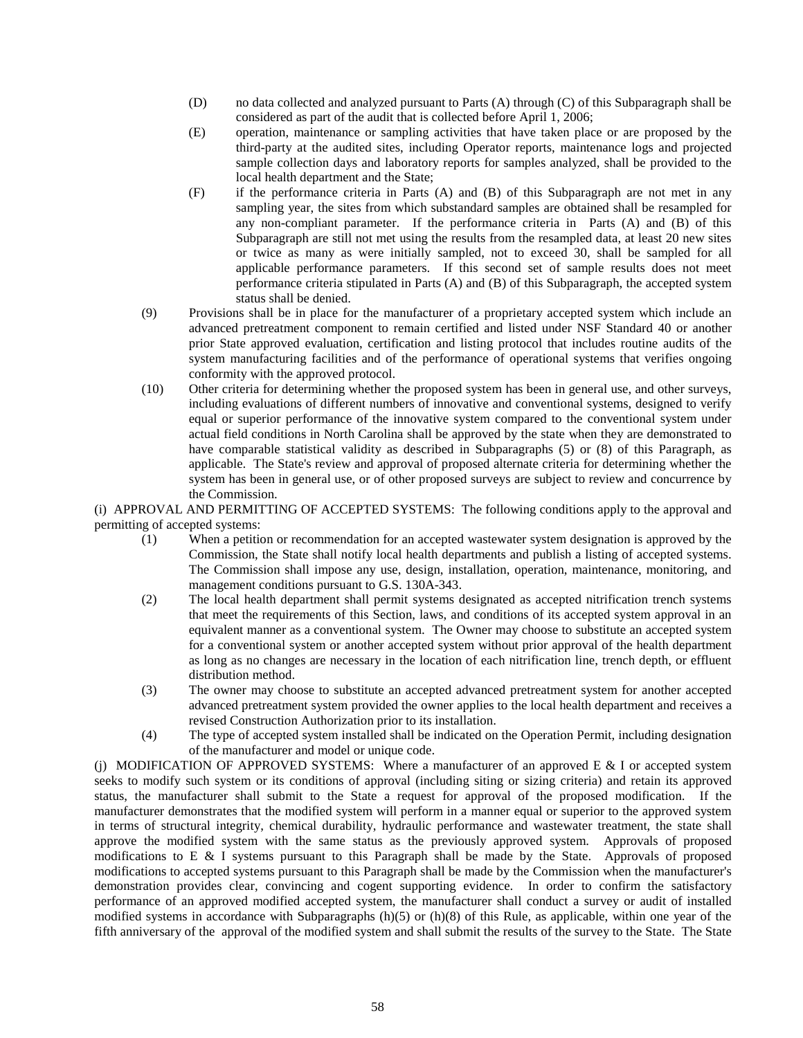(D) no data collected and analyzed pursuant to Parts (A) through (C) of this Subparagraph shall be considered as part of the audit that is collected before April 1, 2006;

(E) operation, maintenance or sampling activities that have taken place or are proposed by the third-party at the audited sites, including Operator reports, maintenance logs and projected sample collection days and laboratory reports for samples analyzed, shall be provided to the local health department and the State;

(F) if the performance criteria in Parts (A) and (B) of this Subparagraph are not met in any sampling year, the sites from which substandard samples are obtained shall be resampled for any non-compliant parameter. If the performance criteria in Parts (A) and (B) of this Subparagraph are still not met using the results from the resampled data, at least 20 new sites or twice as many as were initially sampled, not to exceed 30, shall be sampled for all applicable performance parameters. If this second set of sample results does not meet performance criteria stipulated in Parts (A) and (B) of this Subparagraph, the accepted system status shall be denied.

(9) Provisions shall be in place for the manufacturer of a proprietary accepted system which include an advanced pretreatment component to remain certified and listed under NSF Standard 40 or another prior State approved evaluation, certification and listing protocol that includes routine audits of the system manufacturing facilities and of the performance of operational systems that verifies ongoing conformity with the approved protocol.

(10) Other criteria for determining whether the proposed system has been in general use, and other surveys, including evaluations of different numbers of innovative and conventional systems, designed to verify equal or superior performance of the innovative system compared to the conventional system under actual field conditions in North Carolina shall be approved by the state when they are demonstrated to have comparable statistical validity as described in Subparagraphs (5) or (8) of this Paragraph, as applicable. The State's review and approval of proposed alternate criteria for determining whether the system has been in general use, or of other proposed surveys are subject to review and concurrence by the Commission.

(i) APPROVAL AND PERMITTING OF ACCEPTED SYSTEMS: The following conditions apply to the approval and permitting of accepted systems:

(1) When a petition or recommendation for an accepted wastewater system designation is approved by the Commission, the State shall notify local health departments and publish a listing of accepted systems. The Commission shall impose any use, design, installation, operation, maintenance, monitoring, and management conditions pursuant to G.S. 130A-343.

(2) The local health department shall permit systems designated as accepted nitrification trench systems that meet the requirements of this Section, laws, and conditions of its accepted system approval in an equivalent manner as a conventional system. The Owner may choose to substitute an accepted system for a conventional system or another accepted system without prior approval of the health department as long as no changes are necessary in the location of each nitrification line, trench depth, or effluent distribution method.

(3) The owner may choose to substitute an accepted advanced pretreatment system for another accepted advanced pretreatment system provided the owner applies to the local health department and receives a revised Construction Authorization prior to its installation.

(4) The type of accepted system installed shall be indicated on the Operation Permit, including designation of the manufacturer and model or unique code.

(j) MODIFICATION OF APPROVED SYSTEMS: Where a manufacturer of an approved E & I or accepted system seeks to modify such system or its conditions of approval (including siting or sizing criteria) and retain its approved status, the manufacturer shall submit to the State a request for approval of the proposed modification. If the manufacturer demonstrates that the modified system will perform in a manner equal or superior to the approved system in terms of structural integrity, chemical durability, hydraulic performance and wastewater treatment, the state shall approve the modified system with the same status as the previously approved system. Approvals of proposed modifications to E & I systems pursuant to this Paragraph shall be made by the State. Approvals of proposed modifications to accepted systems pursuant to this Paragraph shall be made by the Commission when the manufacturer's demonstration provides clear, convincing and cogent supporting evidence. In order to confirm the satisfactory performance of an approved modified accepted system, the manufacturer shall conduct a survey or audit of installed modified systems in accordance with Subparagraphs (h)(5) or (h)(8) of this Rule, as applicable, within one year of the fifth anniversary of the approval of the modified system and shall submit the results of the survey to the State. The State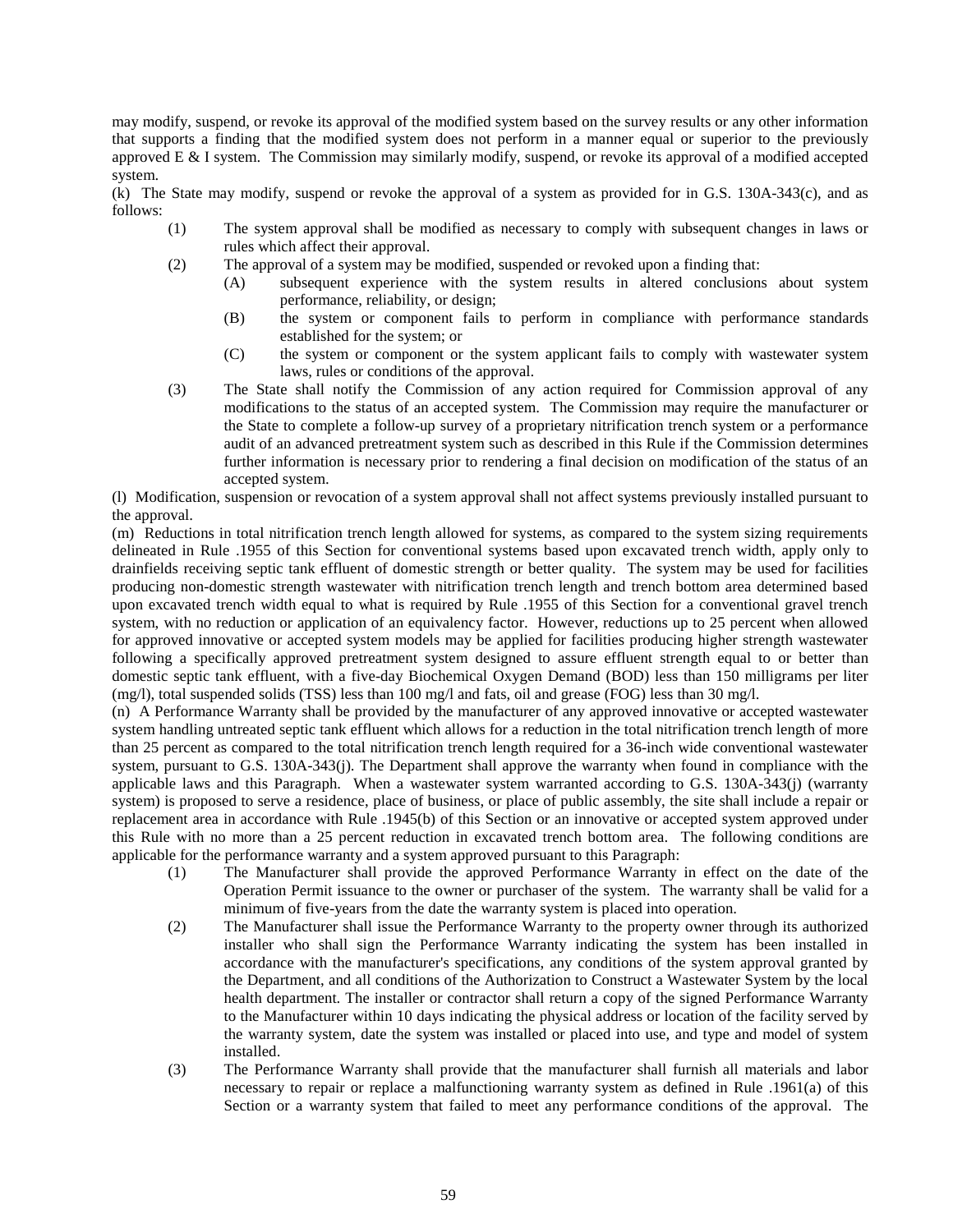may modify, suspend, or revoke its approval of the modified system based on the survey results or any other information that supports a finding that the modified system does not perform in a manner equal or superior to the previously approved E & I system. The Commission may similarly modify, suspend, or revoke its approval of a modified accepted system.

(k) The State may modify, suspend or revoke the approval of a system as provided for in G.S. 130A-343(c), and as follows:

- (1) The system approval shall be modified as necessary to comply with subsequent changes in laws or rules which affect their approval.
- (2) The approval of a system may be modified, suspended or revoked upon a finding that:
  - (A) subsequent experience with the system results in altered conclusions about system performance, reliability, or design;
  - (B) the system or component fails to perform in compliance with performance standards established for the system; or
  - (C) the system or component or the system applicant fails to comply with wastewater system laws, rules or conditions of the approval.
- (3) The State shall notify the Commission of any action required for Commission approval of any modifications to the status of an accepted system. The Commission may require the manufacturer or the State to complete a follow-up survey of a proprietary nitrification trench system or a performance audit of an advanced pretreatment system such as described in this Rule if the Commission determines further information is necessary prior to rendering a final decision on modification of the status of an accepted system.

(l) Modification, suspension or revocation of a system approval shall not affect systems previously installed pursuant to the approval.

(m) Reductions in total nitrification trench length allowed for systems, as compared to the system sizing requirements delineated in Rule .1955 of this Section for conventional systems based upon excavated trench width, apply only to drainfields receiving septic tank effluent of domestic strength or better quality. The system may be used for facilities producing non-domestic strength wastewater with nitrification trench length and trench bottom area determined based upon excavated trench width equal to what is required by Rule .1955 of this Section for a conventional gravel trench system, with no reduction or application of an equivalency factor. However, reductions up to 25 percent when allowed for approved innovative or accepted system models may be applied for facilities producing higher strength wastewater following a specifically approved pretreatment system designed to assure effluent strength equal to or better than domestic septic tank effluent, with a five-day Biochemical Oxygen Demand (BOD) less than 150 milligrams per liter (mg/l), total suspended solids (TSS) less than 100 mg/l and fats, oil and grease (FOG) less than 30 mg/l.

(n) A Performance Warranty shall be provided by the manufacturer of any approved innovative or accepted wastewater system handling untreated septic tank effluent which allows for a reduction in the total nitrification trench length of more than 25 percent as compared to the total nitrification trench length required for a 36-inch wide conventional wastewater system, pursuant to G.S. 130A-343(j). The Department shall approve the warranty when found in compliance with the applicable laws and this Paragraph. When a wastewater system warranted according to G.S. 130A-343(j) (warranty system) is proposed to serve a residence, place of business, or place of public assembly, the site shall include a repair or replacement area in accordance with Rule .1945(b) of this Section or an innovative or accepted system approved under this Rule with no more than a 25 percent reduction in excavated trench bottom area. The following conditions are applicable for the performance warranty and a system approved pursuant to this Paragraph:

- (1) The Manufacturer shall provide the approved Performance Warranty in effect on the date of the Operation Permit issuance to the owner or purchaser of the system. The warranty shall be valid for a minimum of five-years from the date the warranty system is placed into operation.
- (2) The Manufacturer shall issue the Performance Warranty to the property owner through its authorized installer who shall sign the Performance Warranty indicating the system has been installed in accordance with the manufacturer's specifications, any conditions of the system approval granted by the Department, and all conditions of the Authorization to Construct a Wastewater System by the local health department. The installer or contractor shall return a copy of the signed Performance Warranty to the Manufacturer within 10 days indicating the physical address or location of the facility served by the warranty system, date the system was installed or placed into use, and type and model of system installed.
- (3) The Performance Warranty shall provide that the manufacturer shall furnish all materials and labor necessary to repair or replace a malfunctioning warranty system as defined in Rule .1961(a) of this Section or a warranty system that failed to meet any performance conditions of the approval. The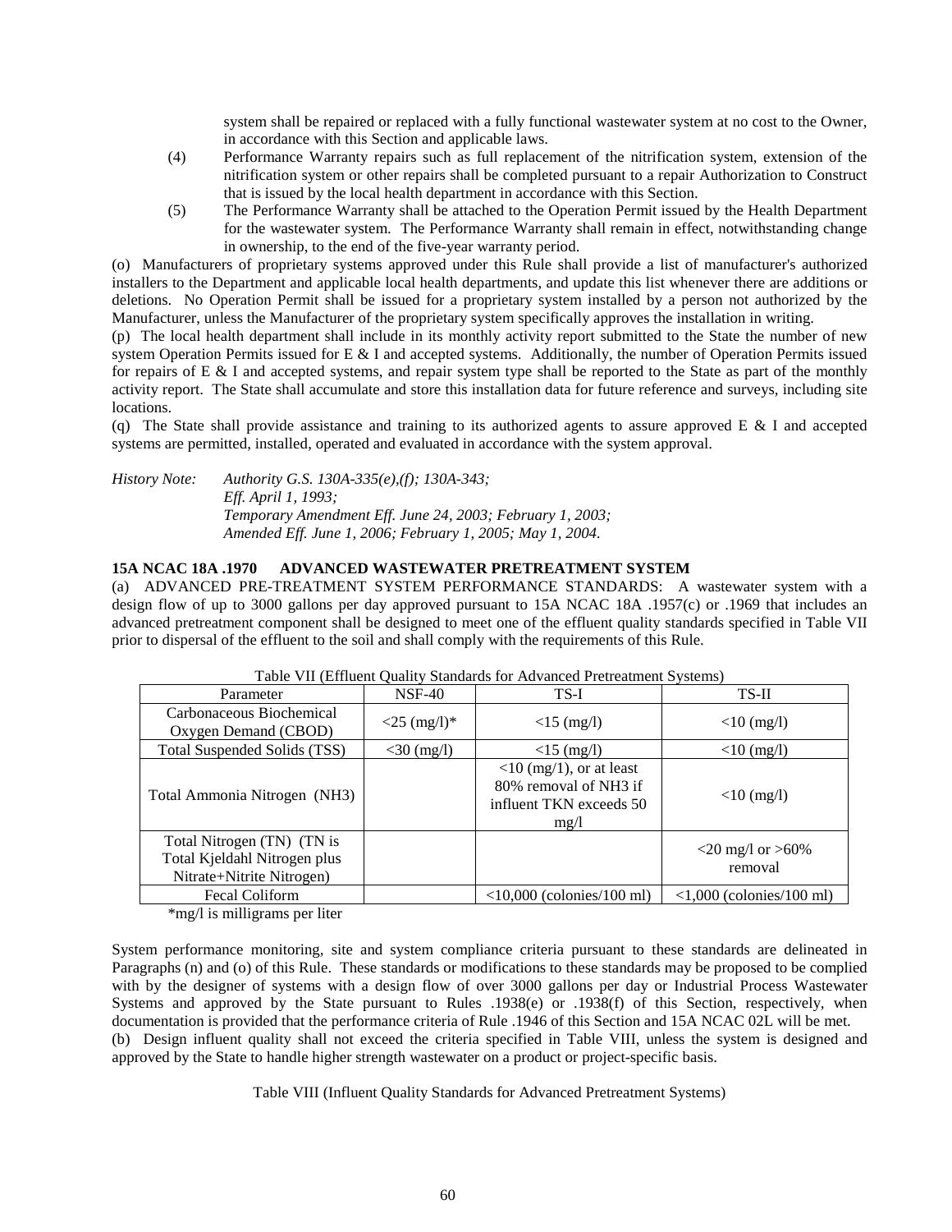system shall be repaired or replaced with a fully functional wastewater system at no cost to the Owner, in accordance with this Section and applicable laws.

(4) Performance Warranty repairs such as full replacement of the nitrification system, extension of the nitrification system or other repairs shall be completed pursuant to a repair Authorization to Construct that is issued by the local health department in accordance with this Section.

(5) The Performance Warranty shall be attached to the Operation Permit issued by the Health Department for the wastewater system. The Performance Warranty shall remain in effect, notwithstanding change in ownership, to the end of the five-year warranty period.

(o) Manufacturers of proprietary systems approved under this Rule shall provide a list of manufacturer's authorized installers to the Department and applicable local health departments, and update this list whenever there are additions or deletions. No Operation Permit shall be issued for a proprietary system installed by a person not authorized by the Manufacturer, unless the Manufacturer of the proprietary system specifically approves the installation in writing.

(p) The local health department shall include in its monthly activity report submitted to the State the number of new system Operation Permits issued for E & I and accepted systems. Additionally, the number of Operation Permits issued for repairs of E & I and accepted systems, and repair system type shall be reported to the State as part of the monthly activity report. The State shall accumulate and store this installation data for future reference and surveys, including site locations.

(q) The State shall provide assistance and training to its authorized agents to assure approved E & I and accepted systems are permitted, installed, operated and evaluated in accordance with the system approval.

*History Note: Authority G.S. 130A-335(e),(f); 130A-343;*
*Eff. April 1, 1993;*
*Temporary Amendment Eff. June 24, 2003; February 1, 2003;*
*Amended Eff. June 1, 2006; February 1, 2005; May 1, 2004.*

**15A NCAC 18A .1970 ADVANCED WASTEWATER PRETREATMENT SYSTEM**

(a) ADVANCED PRE-TREATMENT SYSTEM PERFORMANCE STANDARDS: A wastewater system with a design flow of up to 3000 gallons per day approved pursuant to 15A NCAC 18A .1957(c) or .1969 that includes an advanced pretreatment component shall be designed to meet one of the effluent quality standards specified in Table VII prior to dispersal of the effluent to the soil and shall comply with the requirements of this Rule.

Table VII (Effluent Quality Standards for Advanced Pretreatment Systems)

| Parameter | NSF-40 | TS-I | TS-II |
|---|---|---|---|
| Carbonaceous Biochemical Oxygen Demand (CBOD) | <25 (mg/l)* | <15 (mg/l) | <10 (mg/l) |
| Total Suspended Solids (TSS) | <30 (mg/l) | <15 (mg/l) | <10 (mg/l) |
| Total Ammonia Nitrogen (NH3) | | <10 (mg/1), or at least 80% removal of NH3 if influent TKN exceeds 50 mg/l | <10 (mg/l) |
| Total Nitrogen (TN) (TN is Total Kjeldahl Nitrogen plus Nitrate+Nitrite Nitrogen) | | | <20 mg/l or >60% removal |
| Fecal Coliform | | <10,000 (colonies/100 ml) | <1,000 (colonies/100 ml) |

*mg/l is milligrams per liter

System performance monitoring, site and system compliance criteria pursuant to these standards are delineated in Paragraphs (n) and (o) of this Rule. These standards or modifications to these standards may be proposed to be complied with by the designer of systems with a design flow of over 3000 gallons per day or Industrial Process Wastewater Systems and approved by the State pursuant to Rules .1938(e) or .1938(f) of this Section, respectively, when documentation is provided that the performance criteria of Rule .1946 of this Section and 15A NCAC 02L will be met.

(b) Design influent quality shall not exceed the criteria specified in Table VIII, unless the system is designed and approved by the State to handle higher strength wastewater on a product or project-specific basis.

Table VIII (Influent Quality Standards for Advanced Pretreatment Systems)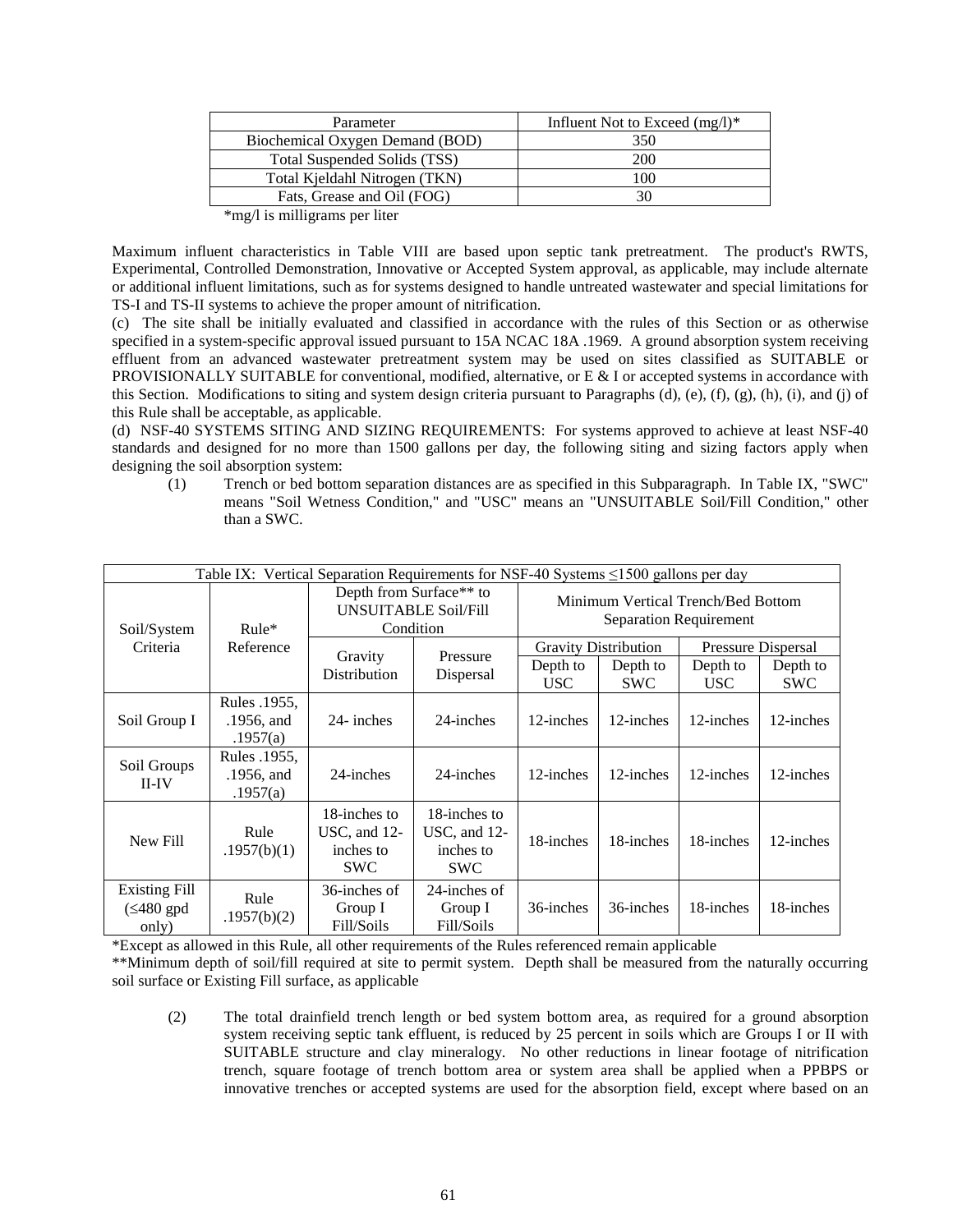| Parameter | Influent Not to Exceed (mg/l)* |
|---|---|
| Biochemical Oxygen Demand (BOD) | 350 |
| Total Suspended Solids (TSS) | 200 |
| Total Kjeldahl Nitrogen (TKN) | 100 |
| Fats, Grease and Oil (FOG) | 30 |

*mg/l is milligrams per liter

Maximum influent characteristics in Table VIII are based upon septic tank pretreatment. The product's RWTS, Experimental, Controlled Demonstration, Innovative or Accepted System approval, as applicable, may include alternate or additional influent limitations, such as for systems designed to handle untreated wastewater and special limitations for TS-I and TS-II systems to achieve the proper amount of nitrification.

(c) The site shall be initially evaluated and classified in accordance with the rules of this Section or as otherwise specified in a system-specific approval issued pursuant to 15A NCAC 18A .1969. A ground absorption system receiving effluent from an advanced wastewater pretreatment system may be used on sites classified as SUITABLE or PROVISIONALLY SUITABLE for conventional, modified, alternative, or E & I or accepted systems in accordance with this Section. Modifications to siting and system design criteria pursuant to Paragraphs (d), (e), (f), (g), (h), (i), and (j) of this Rule shall be acceptable, as applicable.

(d) NSF-40 SYSTEMS SITING AND SIZING REQUIREMENTS: For systems approved to achieve at least NSF-40 standards and designed for no more than 1500 gallons per day, the following siting and sizing factors apply when designing the soil absorption system:

(1) Trench or bed bottom separation distances are as specified in this Subparagraph. In Table IX, "SWC" means "Soil Wetness Condition," and "USC" means an "UNSUITABLE Soil/Fill Condition," other than a SWC.

Table IX: Vertical Separation Requirements for NSF-40 Systems ≤1500 gallons per day

| Soil/System Criteria | Rule* Reference | Depth from Surface** to UNSUITABLE Soil/Fill Condition | | Minimum Vertical Trench/Bed Bottom Separation Requirement | | | |
|---|---|---|---|---|---|---|---|
| | | Gravity Distribution | Pressure Dispersal | Gravity Distribution | | Pressure Dispersal | |
| | | | | Depth to USC | Depth to SWC | Depth to USC | Depth to SWC |
| Soil Group I | Rules .1955, .1956, and .1957(a) | 24- inches | 24-inches | 12-inches | 12-inches | 12-inches | 12-inches |
| Soil Groups II-IV | Rules .1955, .1956, and .1957(a) | 24-inches | 24-inches | 12-inches | 12-inches | 12-inches | 12-inches |
| New Fill | Rule .1957(b)(1) | 18-inches to USC, and 12-inches to SWC | 18-inches to USC, and 12-inches to SWC | 18-inches | 18-inches | 18-inches | 12-inches |
| Existing Fill (≤480 gpd only) | Rule .1957(b)(2) | 36-inches of Group I Fill/Soils | 24-inches of Group I Fill/Soils | 36-inches | 36-inches | 18-inches | 18-inches |

*Except as allowed in this Rule, all other requirements of the Rules referenced remain applicable

**Minimum depth of soil/fill required at site to permit system. Depth shall be measured from the naturally occurring soil surface or Existing Fill surface, as applicable

(2) The total drainfield trench length or bed system bottom area, as required for a ground absorption system receiving septic tank effluent, is reduced by 25 percent in soils which are Groups I or II with SUITABLE structure and clay mineralogy. No other reductions in linear footage of nitrification trench, square footage of trench bottom area or system area shall be applied when a PPBPS or innovative trenches or accepted systems are used for the absorption field, except where based on an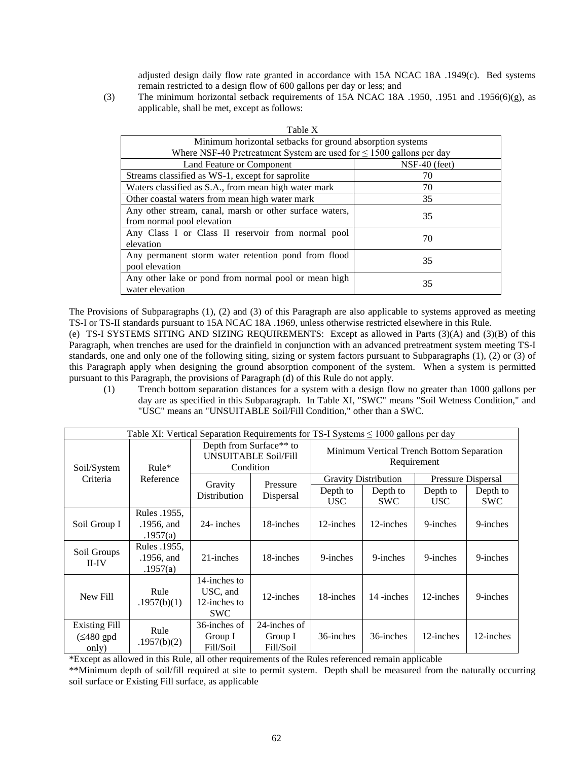adjusted design daily flow rate granted in accordance with 15A NCAC 18A .1949(c). Bed systems remain restricted to a design flow of 600 gallons per day or less; and

(3) The minimum horizontal setback requirements of 15A NCAC 18A .1950, .1951 and .1956(6)(g), as applicable, shall be met, except as follows:

Table X

| Minimum horizontal setbacks for ground absorption systems Where NSF-40 Pretreatment System are used for ≤ 1500 gallons per day | |
|---|---|
| Land Feature or Component | NSF-40 (feet) |
| Streams classified as WS-1, except for saprolite | 70 |
| Waters classified as S.A., from mean high water mark | 70 |
| Other coastal waters from mean high water mark | 35 |
| Any other stream, canal, marsh or other surface waters, from normal pool elevation | 35 |
| Any Class I or Class II reservoir from normal pool elevation | 70 |
| Any permanent storm water retention pond from flood pool elevation | 35 |
| Any other lake or pond from normal pool or mean high water elevation | 35 |

The Provisions of Subparagraphs (1), (2) and (3) of this Paragraph are also applicable to systems approved as meeting TS-I or TS-II standards pursuant to 15A NCAC 18A .1969, unless otherwise restricted elsewhere in this Rule.

(e) TS-I SYSTEMS SITING AND SIZING REQUIREMENTS: Except as allowed in Parts (3)(A) and (3)(B) of this Paragraph, when trenches are used for the drainfield in conjunction with an advanced pretreatment system meeting TS-I standards, one and only one of the following siting, sizing or system factors pursuant to Subparagraphs (1), (2) or (3) of this Paragraph apply when designing the ground absorption component of the system. When a system is permitted pursuant to this Paragraph, the provisions of Paragraph (d) of this Rule do not apply.

(1) Trench bottom separation distances for a system with a design flow no greater than 1000 gallons per day are as specified in this Subparagraph. In Table XI, "SWC" means "Soil Wetness Condition," and "USC" means an "UNSUITABLE Soil/Fill Condition," other than a SWC.

| Table XI: Vertical Separation Requirements for TS-I Systems ≤ 1000 gallons per day | | | | | | | |
|---|---|---|---|---|---|---|---|
| Soil/System Criteria | Rule* Reference | Depth from Surface** to UNSUITABLE Soil/Fill Condition | | Minimum Vertical Trench Bottom Separation Requirement | | | |
| | | Gravity Distribution | Pressure Dispersal | Gravity Distribution | | Pressure Dispersal | |
| | | | | Depth to USC | Depth to SWC | Depth to USC | Depth to SWC |
| Soil Group I | Rules .1955, .1956, and .1957(a) | 24- inches | 18-inches | 12-inches | 12-inches | 9-inches | 9-inches |
| Soil Groups II-IV | Rules .1955, .1956, and .1957(a) | 21-inches | 18-inches | 9-inches | 9-inches | 9-inches | 9-inches |
| New Fill | Rule .1957(b)(1) | 14-inches to USC, and 12-inches to SWC | 12-inches | 18-inches | 14 -inches | 12-inches | 9-inches |
| Existing Fill (≤480 gpd only) | Rule .1957(b)(2) | 36-inches of Group I Fill/Soil | 24-inches of Group I Fill/Soil | 36-inches | 36-inches | 12-inches | 12-inches |

*Except as allowed in this Rule, all other requirements of the Rules referenced remain applicable

**Minimum depth of soil/fill required at site to permit system. Depth shall be measured from the naturally occurring soil surface or Existing Fill surface, as applicable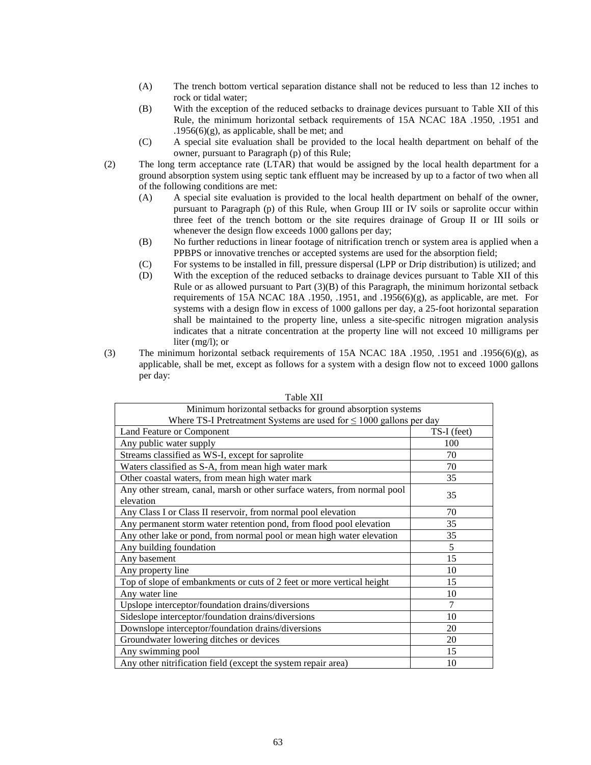(A) The trench bottom vertical separation distance shall not be reduced to less than 12 inches to rock or tidal water;

(B) With the exception of the reduced setbacks to drainage devices pursuant to Table XII of this Rule, the minimum horizontal setback requirements of 15A NCAC 18A .1950, .1951 and .1956(6)(g), as applicable, shall be met; and

(C) A special site evaluation shall be provided to the local health department on behalf of the owner, pursuant to Paragraph (p) of this Rule;

(2) The long term acceptance rate (LTAR) that would be assigned by the local health department for a ground absorption system using septic tank effluent may be increased by up to a factor of two when all of the following conditions are met:

(A) A special site evaluation is provided to the local health department on behalf of the owner, pursuant to Paragraph (p) of this Rule, when Group III or IV soils or saprolite occur within three feet of the trench bottom or the site requires drainage of Group II or III soils or whenever the design flow exceeds 1000 gallons per day;

(B) No further reductions in linear footage of nitrification trench or system area is applied when a PPBPS or innovative trenches or accepted systems are used for the absorption field;

(C) For systems to be installed in fill, pressure dispersal (LPP or Drip distribution) is utilized; and

(D) With the exception of the reduced setbacks to drainage devices pursuant to Table XII of this Rule or as allowed pursuant to Part (3)(B) of this Paragraph, the minimum horizontal setback requirements of 15A NCAC 18A .1950, .1951, and .1956(6)(g), as applicable, are met. For systems with a design flow in excess of 1000 gallons per day, a 25-foot horizontal separation shall be maintained to the property line, unless a site-specific nitrogen migration analysis indicates that a nitrate concentration at the property line will not exceed 10 milligrams per liter (mg/l); or

(3) The minimum horizontal setback requirements of 15A NCAC 18A .1950, .1951 and .1956(6)(g), as applicable, shall be met, except as follows for a system with a design flow not to exceed 1000 gallons per day:

Table XII

| Minimum horizontal setbacks for ground absorption systems Where TS-I Pretreatment Systems are used for ≤ 1000 gallons per day | |
|---|---|
| Land Feature or Component | TS-I (feet) |
| Any public water supply | 100 |
| Streams classified as WS-I, except for saprolite | 70 |
| Waters classified as S-A, from mean high water mark | 70 |
| Other coastal waters, from mean high water mark | 35 |
| Any other stream, canal, marsh or other surface waters, from normal pool elevation | 35 |
| Any Class I or Class II reservoir, from normal pool elevation | 70 |
| Any permanent storm water retention pond, from flood pool elevation | 35 |
| Any other lake or pond, from normal pool or mean high water elevation | 35 |
| Any building foundation | 5 |
| Any basement | 15 |
| Any property line | 10 |
| Top of slope of embankments or cuts of 2 feet or more vertical height | 15 |
| Any water line | 10 |
| Upslope interceptor/foundation drains/diversions | 7 |
| Sideslope interceptor/foundation drains/diversions | 10 |
| Downslope interceptor/foundation drains/diversions | 20 |
| Groundwater lowering ditches or devices | 20 |
| Any swimming pool | 15 |
| Any other nitrification field (except the system repair area) | 10 |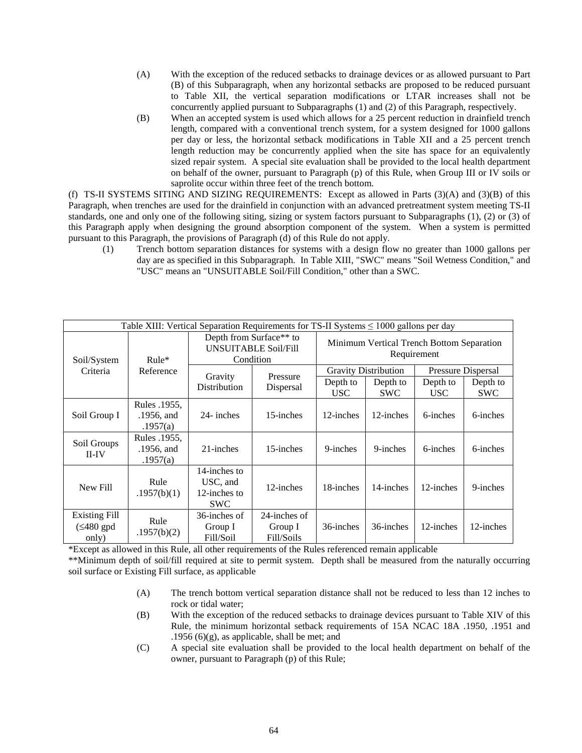(A) With the exception of the reduced setbacks to drainage devices or as allowed pursuant to Part (B) of this Subparagraph, when any horizontal setbacks are proposed to be reduced pursuant to Table XII, the vertical separation modifications or LTAR increases shall not be concurrently applied pursuant to Subparagraphs (1) and (2) of this Paragraph, respectively.

(B) When an accepted system is used which allows for a 25 percent reduction in drainfield trench length, compared with a conventional trench system, for a system designed for 1000 gallons per day or less, the horizontal setback modifications in Table XII and a 25 percent trench length reduction may be concurrently applied when the site has space for an equivalently sized repair system. A special site evaluation shall be provided to the local health department on behalf of the owner, pursuant to Paragraph (p) of this Rule, when Group III or IV soils or saprolite occur within three feet of the trench bottom.

(f) TS-II SYSTEMS SITING AND SIZING REQUIREMENTS: Except as allowed in Parts (3)(A) and (3)(B) of this Paragraph, when trenches are used for the drainfield in conjunction with an advanced pretreatment system meeting TS-II standards, one and only one of the following siting, sizing or system factors pursuant to Subparagraphs (1), (2) or (3) of this Paragraph apply when designing the ground absorption component of the system. When a system is permitted pursuant to this Paragraph, the provisions of Paragraph (d) of this Rule do not apply.

(1) Trench bottom separation distances for systems with a design flow no greater than 1000 gallons per day are as specified in this Subparagraph. In Table XIII, "SWC" means "Soil Wetness Condition," and "USC" means an "UNSUITABLE Soil/Fill Condition," other than a SWC.

| Table XIII: Vertical Separation Requirements for TS-II Systems ≤ 1000 gallons per day | | | | | | | |
|---|---|---|---|---|---|---|---|
| Soil/System Criteria | Rule* Reference | Depth from Surface** to UNSUITABLE Soil/Fill Condition | | Minimum Vertical Trench Bottom Separation Requirement | | | |
| | | Gravity Distribution | Pressure Dispersal | Gravity Distribution | | Pressure Dispersal | |
| | | | | Depth to USC | Depth to SWC | Depth to USC | Depth to SWC |
| Soil Group I | Rules .1955, .1956, and .1957(a) | 24- inches | 15-inches | 12-inches | 12-inches | 6-inches | 6-inches |
| Soil Groups II-IV | Rules .1955, .1956, and .1957(a) | 21-inches | 15-inches | 9-inches | 9-inches | 6-inches | 6-inches |
| New Fill | Rule .1957(b)(1) | 14-inches to USC, and 12-inches to SWC | 12-inches | 18-inches | 14-inches | 12-inches | 9-inches |
| Existing Fill (≤480 gpd only) | Rule .1957(b)(2) | 36-inches of Group I Fill/Soil | 24-inches of Group I Fill/Soils | 36-inches | 36-inches | 12-inches | 12-inches |

*Except as allowed in this Rule, all other requirements of the Rules referenced remain applicable

**Minimum depth of soil/fill required at site to permit system. Depth shall be measured from the naturally occurring soil surface or Existing Fill surface, as applicable

(A) The trench bottom vertical separation distance shall not be reduced to less than 12 inches to rock or tidal water;

(B) With the exception of the reduced setbacks to drainage devices pursuant to Table XIV of this Rule, the minimum horizontal setback requirements of 15A NCAC 18A .1950, .1951 and .1956 (6)(g), as applicable, shall be met; and

(C) A special site evaluation shall be provided to the local health department on behalf of the owner, pursuant to Paragraph (p) of this Rule;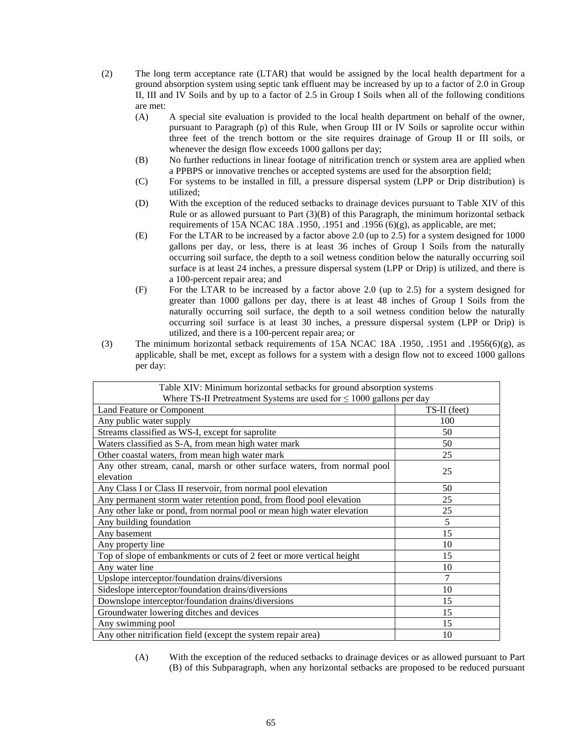(2) The long term acceptance rate (LTAR) that would be assigned by the local health department for a ground absorption system using septic tank effluent may be increased by up to a factor of 2.0 in Group II, III and IV Soils and by up to a factor of 2.5 in Group I Soils when all of the following conditions are met:

   (A) A special site evaluation is provided to the local health department on behalf of the owner, pursuant to Paragraph (p) of this Rule, when Group III or IV Soils or saprolite occur within three feet of the trench bottom or the site requires drainage of Group II or III soils, or whenever the design flow exceeds 1000 gallons per day;

   (B) No further reductions in linear footage of nitrification trench or system area are applied when a PPBPS or innovative trenches or accepted systems are used for the absorption field;

   (C) For systems to be installed in fill, a pressure dispersal system (LPP or Drip distribution) is utilized;

   (D) With the exception of the reduced setbacks to drainage devices pursuant to Table XIV of this Rule or as allowed pursuant to Part (3)(B) of this Paragraph, the minimum horizontal setback requirements of 15A NCAC 18A .1950, .1951 and .1956 (6)(g), as applicable, are met;

   (E) For the LTAR to be increased by a factor above 2.0 (up to 2.5) for a system designed for 1000 gallons per day, or less, there is at least 36 inches of Group I Soils from the naturally occurring soil surface, the depth to a soil wetness condition below the naturally occurring soil surface is at least 24 inches, a pressure dispersal system (LPP or Drip) is utilized, and there is a 100-percent repair area; and

   (F) For the LTAR to be increased by a factor above 2.0 (up to 2.5) for a system designed for greater than 1000 gallons per day, there is at least 48 inches of Group I Soils from the naturally occurring soil surface, the depth to a soil wetness condition below the naturally occurring soil surface is at least 30 inches, a pressure dispersal system (LPP or Drip) is utilized, and there is a 100-percent repair area; or

(3) The minimum horizontal setback requirements of 15A NCAC 18A .1950, .1951 and .1956(6)(g), as applicable, shall be met, except as follows for a system with a design flow not to exceed 1000 gallons per day:

| Table XIV: Minimum horizontal setbacks for ground absorption systems Where TS-II Pretreatment Systems are used for ≤ 1000 gallons per day | |
|---|---|
| Land Feature or Component | TS-II (feet) |
| Any public water supply | 100 |
| Streams classified as WS-I, except for saprolite | 50 |
| Waters classified as S-A, from mean high water mark | 50 |
| Other coastal waters, from mean high water mark | 25 |
| Any other stream, canal, marsh or other surface waters, from normal pool elevation | 25 |
| Any Class I or Class II reservoir, from normal pool elevation | 50 |
| Any permanent storm water retention pond, from flood pool elevation | 25 |
| Any other lake or pond, from normal pool or mean high water elevation | 25 |
| Any building foundation | 5 |
| Any basement | 15 |
| Any property line | 10 |
| Top of slope of embankments or cuts of 2 feet or more vertical height | 15 |
| Any water line | 10 |
| Upslope interceptor/foundation drains/diversions | 7 |
| Sideslope interceptor/foundation drains/diversions | 10 |
| Downslope interceptor/foundation drains/diversions | 15 |
| Groundwater lowering ditches and devices | 15 |
| Any swimming pool | 15 |
| Any other nitrification field (except the system repair area) | 10 |

   (A) With the exception of the reduced setbacks to drainage devices or as allowed pursuant to Part (B) of this Subparagraph, when any horizontal setbacks are proposed to be reduced pursuant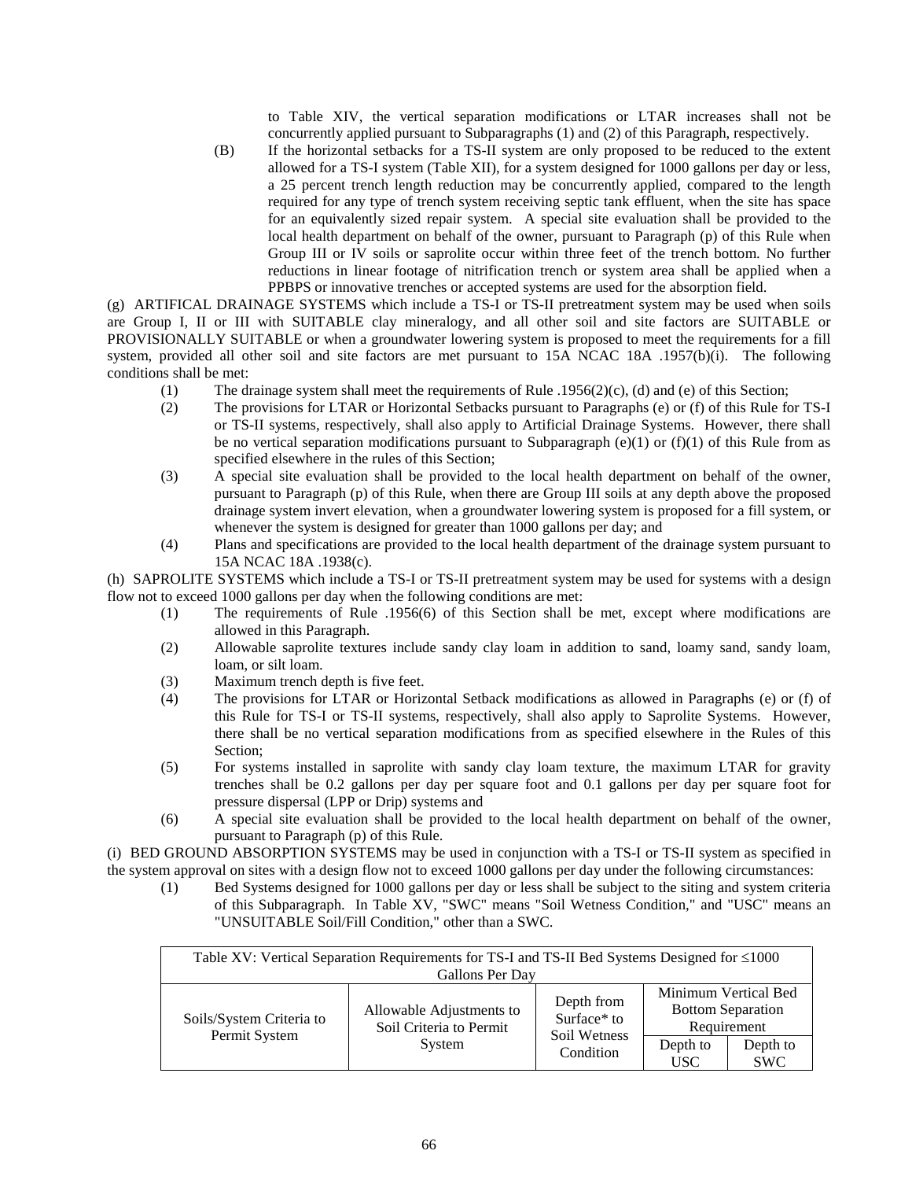to Table XIV, the vertical separation modifications or LTAR increases shall not be concurrently applied pursuant to Subparagraphs (1) and (2) of this Paragraph, respectively.

(B) If the horizontal setbacks for a TS-II system are only proposed to be reduced to the extent allowed for a TS-I system (Table XII), for a system designed for 1000 gallons per day or less, a 25 percent trench length reduction may be concurrently applied, compared to the length required for any type of trench system receiving septic tank effluent, when the site has space for an equivalently sized repair system. A special site evaluation shall be provided to the local health department on behalf of the owner, pursuant to Paragraph (p) of this Rule when Group III or IV soils or saprolite occur within three feet of the trench bottom. No further reductions in linear footage of nitrification trench or system area shall be applied when a PPBPS or innovative trenches or accepted systems are used for the absorption field.

(g) ARTIFICAL DRAINAGE SYSTEMS which include a TS-I or TS-II pretreatment system may be used when soils are Group I, II or III with SUITABLE clay mineralogy, and all other soil and site factors are SUITABLE or PROVISIONALLY SUITABLE or when a groundwater lowering system is proposed to meet the requirements for a fill system, provided all other soil and site factors are met pursuant to 15A NCAC 18A .1957(b)(i). The following conditions shall be met:

(1) The drainage system shall meet the requirements of Rule .1956(2)(c), (d) and (e) of this Section;
(2) The provisions for LTAR or Horizontal Setbacks pursuant to Paragraphs (e) or (f) of this Rule for TS-I or TS-II systems, respectively, shall also apply to Artificial Drainage Systems. However, there shall be no vertical separation modifications pursuant to Subparagraph (e)(1) or (f)(1) of this Rule from as specified elsewhere in the rules of this Section;
(3) A special site evaluation shall be provided to the local health department on behalf of the owner, pursuant to Paragraph (p) of this Rule, when there are Group III soils at any depth above the proposed drainage system invert elevation, when a groundwater lowering system is proposed for a fill system, or whenever the system is designed for greater than 1000 gallons per day; and
(4) Plans and specifications are provided to the local health department of the drainage system pursuant to 15A NCAC 18A .1938(c).

(h) SAPROLITE SYSTEMS which include a TS-I or TS-II pretreatment system may be used for systems with a design flow not to exceed 1000 gallons per day when the following conditions are met:

(1) The requirements of Rule .1956(6) of this Section shall be met, except where modifications are allowed in this Paragraph.
(2) Allowable saprolite textures include sandy clay loam in addition to sand, loamy sand, sandy loam, loam, or silt loam.
(3) Maximum trench depth is five feet.
(4) The provisions for LTAR or Horizontal Setback modifications as allowed in Paragraphs (e) or (f) of this Rule for TS-I or TS-II systems, respectively, shall also apply to Saprolite Systems. However, there shall be no vertical separation modifications from as specified elsewhere in the Rules of this Section;
(5) For systems installed in saprolite with sandy clay loam texture, the maximum LTAR for gravity trenches shall be 0.2 gallons per day per square foot and 0.1 gallons per day per square foot for pressure dispersal (LPP or Drip) systems and
(6) A special site evaluation shall be provided to the local health department on behalf of the owner, pursuant to Paragraph (p) of this Rule.

(i) BED GROUND ABSORPTION SYSTEMS may be used in conjunction with a TS-I or TS-II system as specified in the system approval on sites with a design flow not to exceed 1000 gallons per day under the following circumstances:

(1) Bed Systems designed for 1000 gallons per day or less shall be subject to the siting and system criteria of this Subparagraph. In Table XV, "SWC" means "Soil Wetness Condition," and "USC" means an "UNSUITABLE Soil/Fill Condition," other than a SWC.

Table XV: Vertical Separation Requirements for TS-I and TS-II Bed Systems Designed for ≤1000 Gallons Per Day

| Soils/System Criteria to Permit System | Allowable Adjustments to Soil Criteria to Permit System | Depth from Surface* to Soil Wetness Condition | Minimum Vertical Bed Bottom Separation Requirement | |
|---|---|---|---|---|
| | | | Depth to USC | Depth to SWC |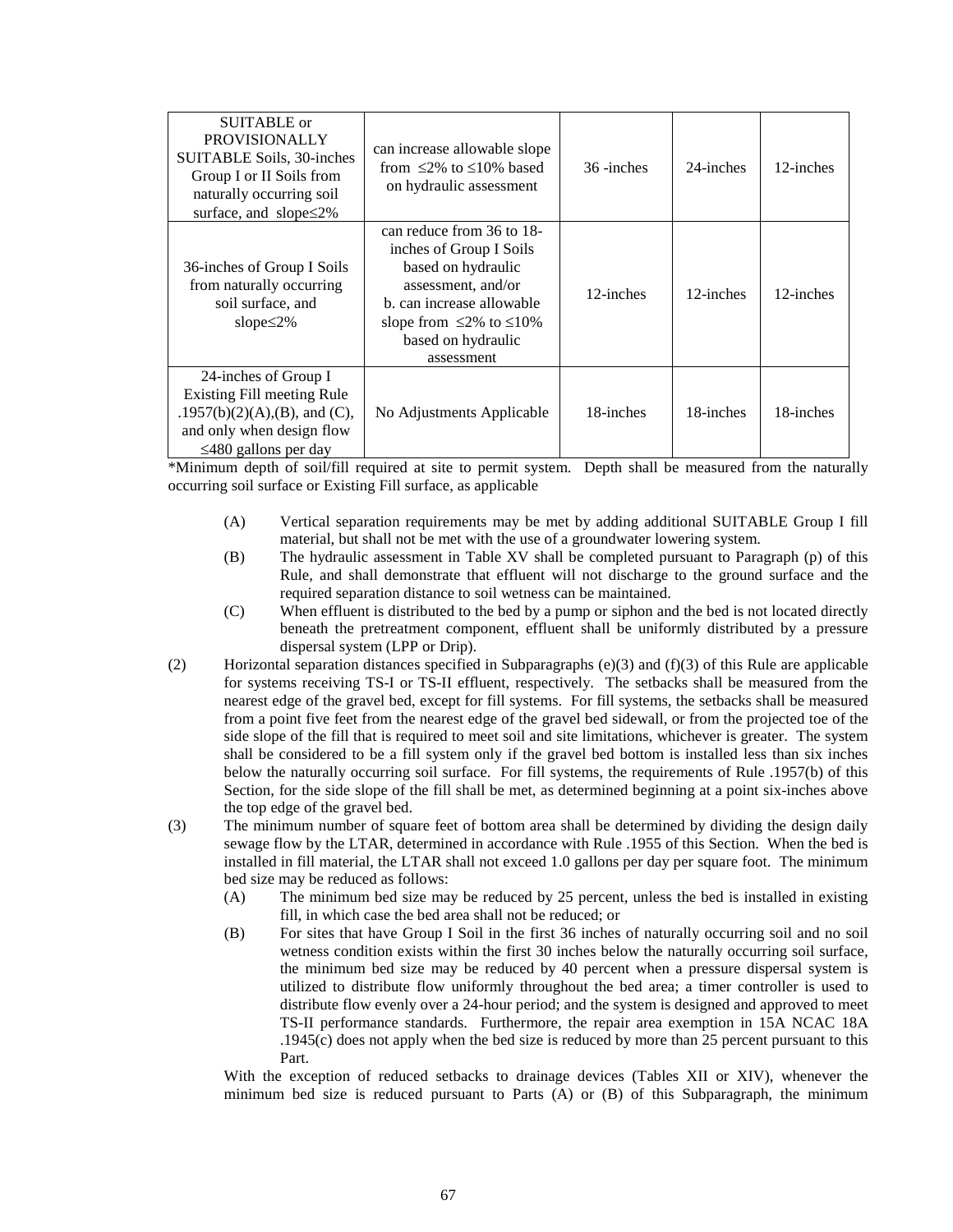| | | | | |
|---|---|---|---|---|
| SUITABLE or PROVISIONALLY SUITABLE Soils, 30-inches Group I or II Soils from naturally occurring soil surface, and slope≤2% | can increase allowable slope from ≤2% to ≤10% based on hydraulic assessment | 36 -inches | 24-inches | 12-inches |
| 36-inches of Group I Soils from naturally occurring soil surface, and slope≤2% | can reduce from 36 to 18-inches of Group I Soils based on hydraulic assessment, and/or b. can increase allowable slope from ≤2% to ≤10% based on hydraulic assessment | 12-inches | 12-inches | 12-inches |
| 24-inches of Group I Existing Fill meeting Rule .1957(b)(2)(A),(B), and (C), and only when design flow ≤480 gallons per day | No Adjustments Applicable | 18-inches | 18-inches | 18-inches |

*Minimum depth of soil/fill required at site to permit system. Depth shall be measured from the naturally occurring soil surface or Existing Fill surface, as applicable

(A) Vertical separation requirements may be met by adding additional SUITABLE Group I fill material, but shall not be met with the use of a groundwater lowering system.

(B) The hydraulic assessment in Table XV shall be completed pursuant to Paragraph (p) of this Rule, and shall demonstrate that effluent will not discharge to the ground surface and the required separation distance to soil wetness can be maintained.

(C) When effluent is distributed to the bed by a pump or siphon and the bed is not located directly beneath the pretreatment component, effluent shall be uniformly distributed by a pressure dispersal system (LPP or Drip).

(2) Horizontal separation distances specified in Subparagraphs (e)(3) and (f)(3) of this Rule are applicable for systems receiving TS-I or TS-II effluent, respectively. The setbacks shall be measured from the nearest edge of the gravel bed, except for fill systems. For fill systems, the setbacks shall be measured from a point five feet from the nearest edge of the gravel bed sidewall, or from the projected toe of the side slope of the fill that is required to meet soil and site limitations, whichever is greater. The system shall be considered to be a fill system only if the gravel bed bottom is installed less than six inches below the naturally occurring soil surface. For fill systems, the requirements of Rule .1957(b) of this Section, for the side slope of the fill shall be met, as determined beginning at a point six-inches above the top edge of the gravel bed.

(3) The minimum number of square feet of bottom area shall be determined by dividing the design daily sewage flow by the LTAR, determined in accordance with Rule .1955 of this Section. When the bed is installed in fill material, the LTAR shall not exceed 1.0 gallons per day per square foot. The minimum bed size may be reduced as follows:

(A) The minimum bed size may be reduced by 25 percent, unless the bed is installed in existing fill, in which case the bed area shall not be reduced; or

(B) For sites that have Group I Soil in the first 36 inches of naturally occurring soil and no soil wetness condition exists within the first 30 inches below the naturally occurring soil surface, the minimum bed size may be reduced by 40 percent when a pressure dispersal system is utilized to distribute flow uniformly throughout the bed area; a timer controller is used to distribute flow evenly over a 24-hour period; and the system is designed and approved to meet TS-II performance standards. Furthermore, the repair area exemption in 15A NCAC 18A .1945(c) does not apply when the bed size is reduced by more than 25 percent pursuant to this Part.

With the exception of reduced setbacks to drainage devices (Tables XII or XIV), whenever the minimum bed size is reduced pursuant to Parts (A) or (B) of this Subparagraph, the minimum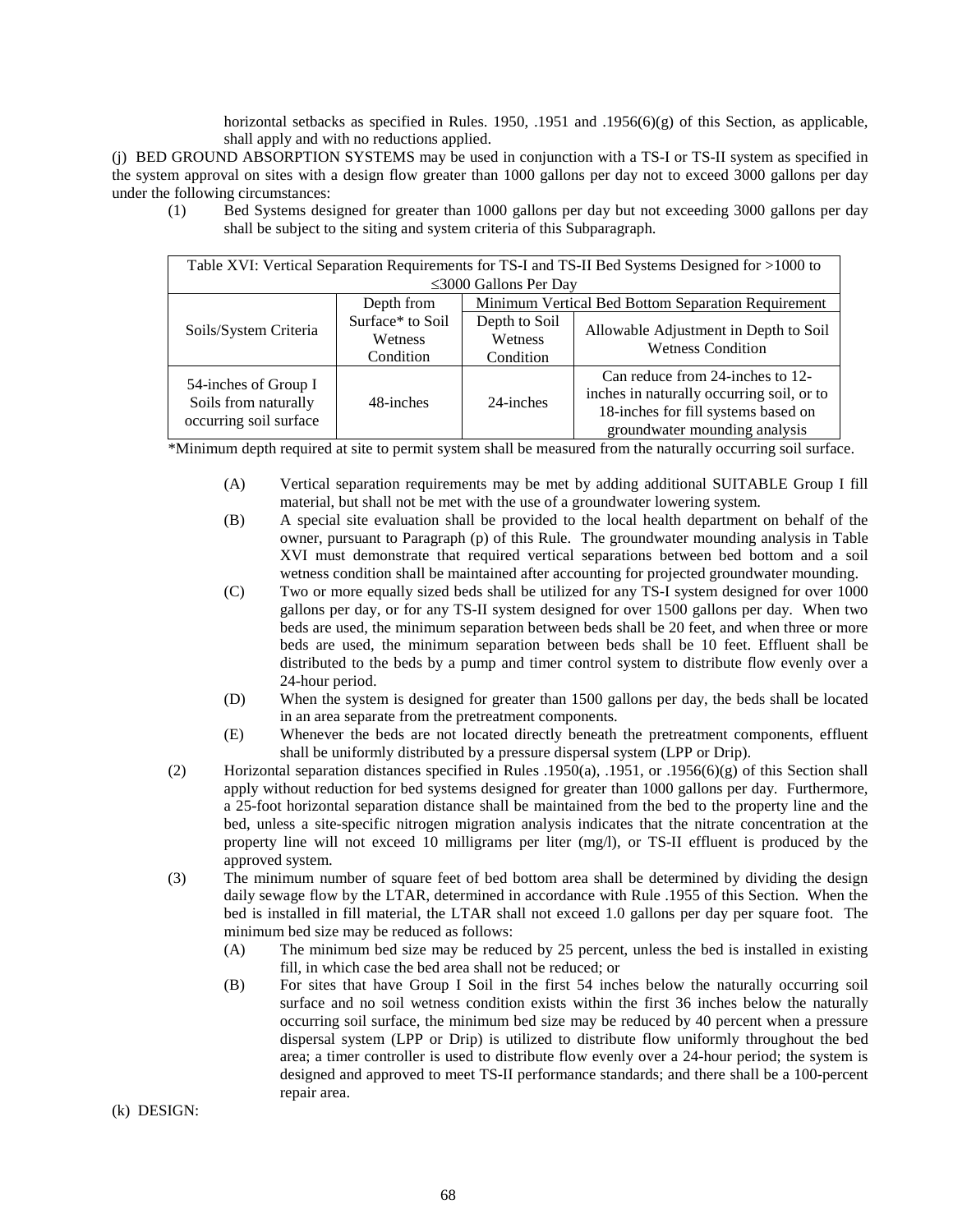horizontal setbacks as specified in Rules. 1950, .1951 and .1956(6)(g) of this Section, as applicable, shall apply and with no reductions applied.

(j) BED GROUND ABSORPTION SYSTEMS may be used in conjunction with a TS-I or TS-II system as specified in the system approval on sites with a design flow greater than 1000 gallons per day not to exceed 3000 gallons per day under the following circumstances:

(1) Bed Systems designed for greater than 1000 gallons per day but not exceeding 3000 gallons per day shall be subject to the siting and system criteria of this Subparagraph.

| Table XVI: Vertical Separation Requirements for TS-I and TS-II Bed Systems Designed for >1000 to ≤3000 Gallons Per Day | | | |
|---|---|---|---|
| Soils/System Criteria | Depth from Surface* to Soil Wetness Condition | Minimum Vertical Bed Bottom Separation Requirement | |
| | | Depth to Soil Wetness Condition | Allowable Adjustment in Depth to Soil Wetness Condition |
| 54-inches of Group I Soils from naturally occurring soil surface | 48-inches | 24-inches | Can reduce from 24-inches to 12-inches in naturally occurring soil, or to 18-inches for fill systems based on groundwater mounding analysis |

*Minimum depth required at site to permit system shall be measured from the naturally occurring soil surface.

(A) Vertical separation requirements may be met by adding additional SUITABLE Group I fill material, but shall not be met with the use of a groundwater lowering system.

(B) A special site evaluation shall be provided to the local health department on behalf of the owner, pursuant to Paragraph (p) of this Rule. The groundwater mounding analysis in Table XVI must demonstrate that required vertical separations between bed bottom and a soil wetness condition shall be maintained after accounting for projected groundwater mounding.

(C) Two or more equally sized beds shall be utilized for any TS-I system designed for over 1000 gallons per day, or for any TS-II system designed for over 1500 gallons per day. When two beds are used, the minimum separation between beds shall be 20 feet, and when three or more beds are used, the minimum separation between beds shall be 10 feet. Effluent shall be distributed to the beds by a pump and timer control system to distribute flow evenly over a 24-hour period.

(D) When the system is designed for greater than 1500 gallons per day, the beds shall be located in an area separate from the pretreatment components.

(E) Whenever the beds are not located directly beneath the pretreatment components, effluent shall be uniformly distributed by a pressure dispersal system (LPP or Drip).

(2) Horizontal separation distances specified in Rules .1950(a), .1951, or .1956(6)(g) of this Section shall apply without reduction for bed systems designed for greater than 1000 gallons per day. Furthermore, a 25-foot horizontal separation distance shall be maintained from the bed to the property line and the bed, unless a site-specific nitrogen migration analysis indicates that the nitrate concentration at the property line will not exceed 10 milligrams per liter (mg/l), or TS-II effluent is produced by the approved system.

(3) The minimum number of square feet of bed bottom area shall be determined by dividing the design daily sewage flow by the LTAR, determined in accordance with Rule .1955 of this Section. When the bed is installed in fill material, the LTAR shall not exceed 1.0 gallons per day per square foot. The minimum bed size may be reduced as follows:

(A) The minimum bed size may be reduced by 25 percent, unless the bed is installed in existing fill, in which case the bed area shall not be reduced; or

(B) For sites that have Group I Soil in the first 54 inches below the naturally occurring soil surface and no soil wetness condition exists within the first 36 inches below the naturally occurring soil surface, the minimum bed size may be reduced by 40 percent when a pressure dispersal system (LPP or Drip) is utilized to distribute flow uniformly throughout the bed area; a timer controller is used to distribute flow evenly over a 24-hour period; the system is designed and approved to meet TS-II performance standards; and there shall be a 100-percent repair area.

(k) DESIGN: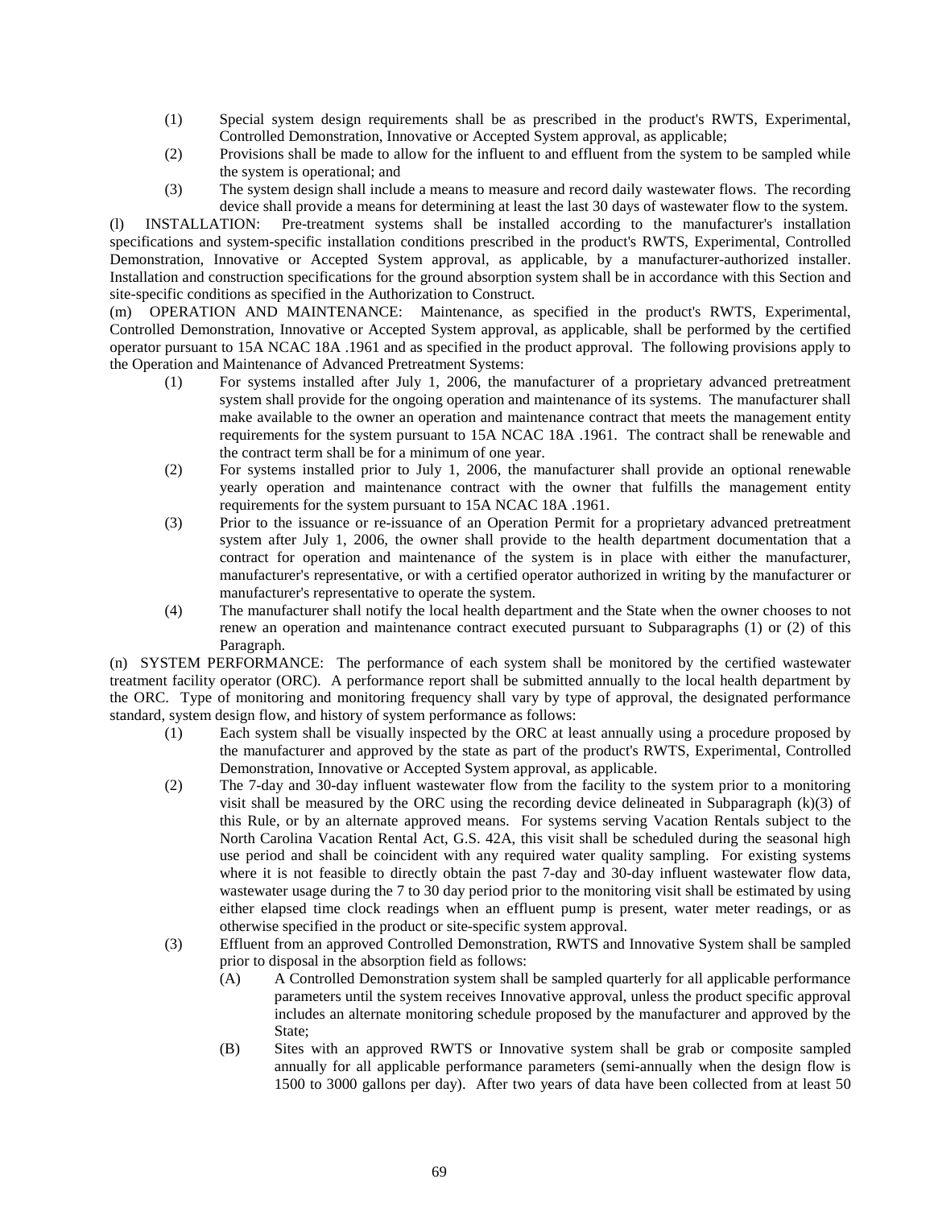(1) Special system design requirements shall be as prescribed in the product's RWTS, Experimental, Controlled Demonstration, Innovative or Accepted System approval, as applicable;

(2) Provisions shall be made to allow for the influent to and effluent from the system to be sampled while the system is operational; and

(3) The system design shall include a means to measure and record daily wastewater flows. The recording device shall provide a means for determining at least the last 30 days of wastewater flow to the system.

(l) INSTALLATION: Pre-treatment systems shall be installed according to the manufacturer's installation specifications and system-specific installation conditions prescribed in the product's RWTS, Experimental, Controlled Demonstration, Innovative or Accepted System approval, as applicable, by a manufacturer-authorized installer. Installation and construction specifications for the ground absorption system shall be in accordance with this Section and site-specific conditions as specified in the Authorization to Construct.

(m) OPERATION AND MAINTENANCE: Maintenance, as specified in the product's RWTS, Experimental, Controlled Demonstration, Innovative or Accepted System approval, as applicable, shall be performed by the certified operator pursuant to 15A NCAC 18A .1961 and as specified in the product approval. The following provisions apply to the Operation and Maintenance of Advanced Pretreatment Systems:

(1) For systems installed after July 1, 2006, the manufacturer of a proprietary advanced pretreatment system shall provide for the ongoing operation and maintenance of its systems. The manufacturer shall make available to the owner an operation and maintenance contract that meets the management entity requirements for the system pursuant to 15A NCAC 18A .1961. The contract shall be renewable and the contract term shall be for a minimum of one year.

(2) For systems installed prior to July 1, 2006, the manufacturer shall provide an optional renewable yearly operation and maintenance contract with the owner that fulfills the management entity requirements for the system pursuant to 15A NCAC 18A .1961.

(3) Prior to the issuance or re-issuance of an Operation Permit for a proprietary advanced pretreatment system after July 1, 2006, the owner shall provide to the health department documentation that a contract for operation and maintenance of the system is in place with either the manufacturer, manufacturer's representative, or with a certified operator authorized in writing by the manufacturer or manufacturer's representative to operate the system.

(4) The manufacturer shall notify the local health department and the State when the owner chooses to not renew an operation and maintenance contract executed pursuant to Subparagraphs (1) or (2) of this Paragraph.

(n) SYSTEM PERFORMANCE: The performance of each system shall be monitored by the certified wastewater treatment facility operator (ORC). A performance report shall be submitted annually to the local health department by the ORC. Type of monitoring and monitoring frequency shall vary by type of approval, the designated performance standard, system design flow, and history of system performance as follows:

(1) Each system shall be visually inspected by the ORC at least annually using a procedure proposed by the manufacturer and approved by the state as part of the product's RWTS, Experimental, Controlled Demonstration, Innovative or Accepted System approval, as applicable.

(2) The 7-day and 30-day influent wastewater flow from the facility to the system prior to a monitoring visit shall be measured by the ORC using the recording device delineated in Subparagraph (k)(3) of this Rule, or by an alternate approved means. For systems serving Vacation Rentals subject to the North Carolina Vacation Rental Act, G.S. 42A, this visit shall be scheduled during the seasonal high use period and shall be coincident with any required water quality sampling. For existing systems where it is not feasible to directly obtain the past 7-day and 30-day influent wastewater flow data, wastewater usage during the 7 to 30 day period prior to the monitoring visit shall be estimated by using either elapsed time clock readings when an effluent pump is present, water meter readings, or as otherwise specified in the product or site-specific system approval.

(3) Effluent from an approved Controlled Demonstration, RWTS and Innovative System shall be sampled prior to disposal in the absorption field as follows:

(A) A Controlled Demonstration system shall be sampled quarterly for all applicable performance parameters until the system receives Innovative approval, unless the product specific approval includes an alternate monitoring schedule proposed by the manufacturer and approved by the State;

(B) Sites with an approved RWTS or Innovative system shall be grab or composite sampled annually for all applicable performance parameters (semi-annually when the design flow is 1500 to 3000 gallons per day). After two years of data have been collected from at least 50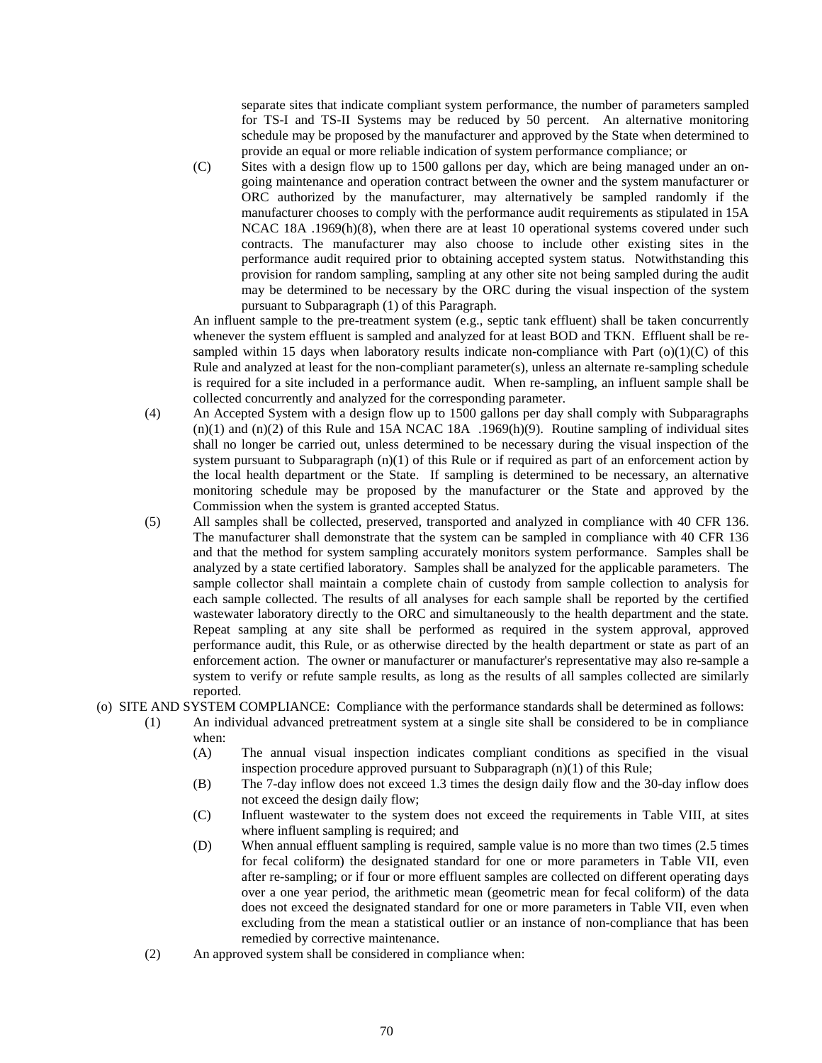separate sites that indicate compliant system performance, the number of parameters sampled for TS-I and TS-II Systems may be reduced by 50 percent. An alternative monitoring schedule may be proposed by the manufacturer and approved by the State when determined to provide an equal or more reliable indication of system performance compliance; or

(C) Sites with a design flow up to 1500 gallons per day, which are being managed under an on-going maintenance and operation contract between the owner and the system manufacturer or ORC authorized by the manufacturer, may alternatively be sampled randomly if the manufacturer chooses to comply with the performance audit requirements as stipulated in 15A NCAC 18A .1969(h)(8), when there are at least 10 operational systems covered under such contracts. The manufacturer may also choose to include other existing sites in the performance audit required prior to obtaining accepted system status. Notwithstanding this provision for random sampling, sampling at any other site not being sampled during the audit may be determined to be necessary by the ORC during the visual inspection of the system pursuant to Subparagraph (1) of this Paragraph.

An influent sample to the pre-treatment system (e.g., septic tank effluent) shall be taken concurrently whenever the system effluent is sampled and analyzed for at least BOD and TKN. Effluent shall be re-sampled within 15 days when laboratory results indicate non-compliance with Part (o)(1)(C) of this Rule and analyzed at least for the non-compliant parameter(s), unless an alternate re-sampling schedule is required for a site included in a performance audit. When re-sampling, an influent sample shall be collected concurrently and analyzed for the corresponding parameter.

(4) An Accepted System with a design flow up to 1500 gallons per day shall comply with Subparagraphs (n)(1) and (n)(2) of this Rule and 15A NCAC 18A .1969(h)(9). Routine sampling of individual sites shall no longer be carried out, unless determined to be necessary during the visual inspection of the system pursuant to Subparagraph (n)(1) of this Rule or if required as part of an enforcement action by the local health department or the State. If sampling is determined to be necessary, an alternative monitoring schedule may be proposed by the manufacturer or the State and approved by the Commission when the system is granted accepted Status.

(5) All samples shall be collected, preserved, transported and analyzed in compliance with 40 CFR 136. The manufacturer shall demonstrate that the system can be sampled in compliance with 40 CFR 136 and that the method for system sampling accurately monitors system performance. Samples shall be analyzed by a state certified laboratory. Samples shall be analyzed for the applicable parameters. The sample collector shall maintain a complete chain of custody from sample collection to analysis for each sample collected. The results of all analyses for each sample shall be reported by the certified wastewater laboratory directly to the ORC and simultaneously to the health department and the state. Repeat sampling at any site shall be performed as required in the system approval, approved performance audit, this Rule, or as otherwise directed by the health department or state as part of an enforcement action. The owner or manufacturer or manufacturer's representative may also re-sample a system to verify or refute sample results, as long as the results of all samples collected are similarly reported.

(o) SITE AND SYSTEM COMPLIANCE: Compliance with the performance standards shall be determined as follows:

(1) An individual advanced pretreatment system at a single site shall be considered to be in compliance when:

(A) The annual visual inspection indicates compliant conditions as specified in the visual inspection procedure approved pursuant to Subparagraph (n)(1) of this Rule;

(B) The 7-day inflow does not exceed 1.3 times the design daily flow and the 30-day inflow does not exceed the design daily flow;

(C) Influent wastewater to the system does not exceed the requirements in Table VIII, at sites where influent sampling is required; and

(D) When annual effluent sampling is required, sample value is no more than two times (2.5 times for fecal coliform) the designated standard for one or more parameters in Table VII, even after re-sampling; or if four or more effluent samples are collected on different operating days over a one year period, the arithmetic mean (geometric mean for fecal coliform) of the data does not exceed the designated standard for one or more parameters in Table VII, even when excluding from the mean a statistical outlier or an instance of non-compliance that has been remedied by corrective maintenance.

(2) An approved system shall be considered in compliance when: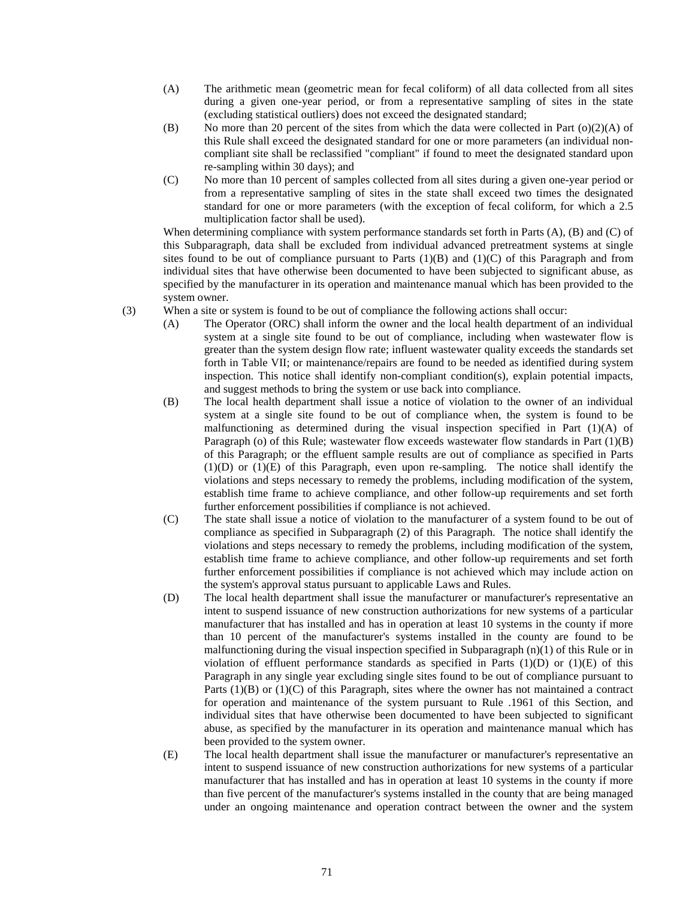(A) The arithmetic mean (geometric mean for fecal coliform) of all data collected from all sites during a given one-year period, or from a representative sampling of sites in the state (excluding statistical outliers) does not exceed the designated standard;

(B) No more than 20 percent of the sites from which the data were collected in Part (o)(2)(A) of this Rule shall exceed the designated standard for one or more parameters (an individual non-compliant site shall be reclassified "compliant" if found to meet the designated standard upon re-sampling within 30 days); and

(C) No more than 10 percent of samples collected from all sites during a given one-year period or from a representative sampling of sites in the state shall exceed two times the designated standard for one or more parameters (with the exception of fecal coliform, for which a 2.5 multiplication factor shall be used).

When determining compliance with system performance standards set forth in Parts (A), (B) and (C) of this Subparagraph, data shall be excluded from individual advanced pretreatment systems at single sites found to be out of compliance pursuant to Parts (1)(B) and (1)(C) of this Paragraph and from individual sites that have otherwise been documented to have been subjected to significant abuse, as specified by the manufacturer in its operation and maintenance manual which has been provided to the system owner.

(3) When a site or system is found to be out of compliance the following actions shall occur:

(A) The Operator (ORC) shall inform the owner and the local health department of an individual system at a single site found to be out of compliance, including when wastewater flow is greater than the system design flow rate; influent wastewater quality exceeds the standards set forth in Table VII; or maintenance/repairs are found to be needed as identified during system inspection. This notice shall identify non-compliant condition(s), explain potential impacts, and suggest methods to bring the system or use back into compliance.

(B) The local health department shall issue a notice of violation to the owner of an individual system at a single site found to be out of compliance when, the system is found to be malfunctioning as determined during the visual inspection specified in Part (1)(A) of Paragraph (o) of this Rule; wastewater flow exceeds wastewater flow standards in Part (1)(B) of this Paragraph; or the effluent sample results are out of compliance as specified in Parts (1)(D) or (1)(E) of this Paragraph, even upon re-sampling. The notice shall identify the violations and steps necessary to remedy the problems, including modification of the system, establish time frame to achieve compliance, and other follow-up requirements and set forth further enforcement possibilities if compliance is not achieved.

(C) The state shall issue a notice of violation to the manufacturer of a system found to be out of compliance as specified in Subparagraph (2) of this Paragraph. The notice shall identify the violations and steps necessary to remedy the problems, including modification of the system, establish time frame to achieve compliance, and other follow-up requirements and set forth further enforcement possibilities if compliance is not achieved which may include action on the system's approval status pursuant to applicable Laws and Rules.

(D) The local health department shall issue the manufacturer or manufacturer's representative an intent to suspend issuance of new construction authorizations for new systems of a particular manufacturer that has installed and has in operation at least 10 systems in the county if more than 10 percent of the manufacturer's systems installed in the county are found to be malfunctioning during the visual inspection specified in Subparagraph (n)(1) of this Rule or in violation of effluent performance standards as specified in Parts (1)(D) or (1)(E) of this Paragraph in any single year excluding single sites found to be out of compliance pursuant to Parts (1)(B) or (1)(C) of this Paragraph, sites where the owner has not maintained a contract for operation and maintenance of the system pursuant to Rule .1961 of this Section, and individual sites that have otherwise been documented to have been subjected to significant abuse, as specified by the manufacturer in its operation and maintenance manual which has been provided to the system owner.

(E) The local health department shall issue the manufacturer or manufacturer's representative an intent to suspend issuance of new construction authorizations for new systems of a particular manufacturer that has installed and has in operation at least 10 systems in the county if more than five percent of the manufacturer's systems installed in the county that are being managed under an ongoing maintenance and operation contract between the owner and the system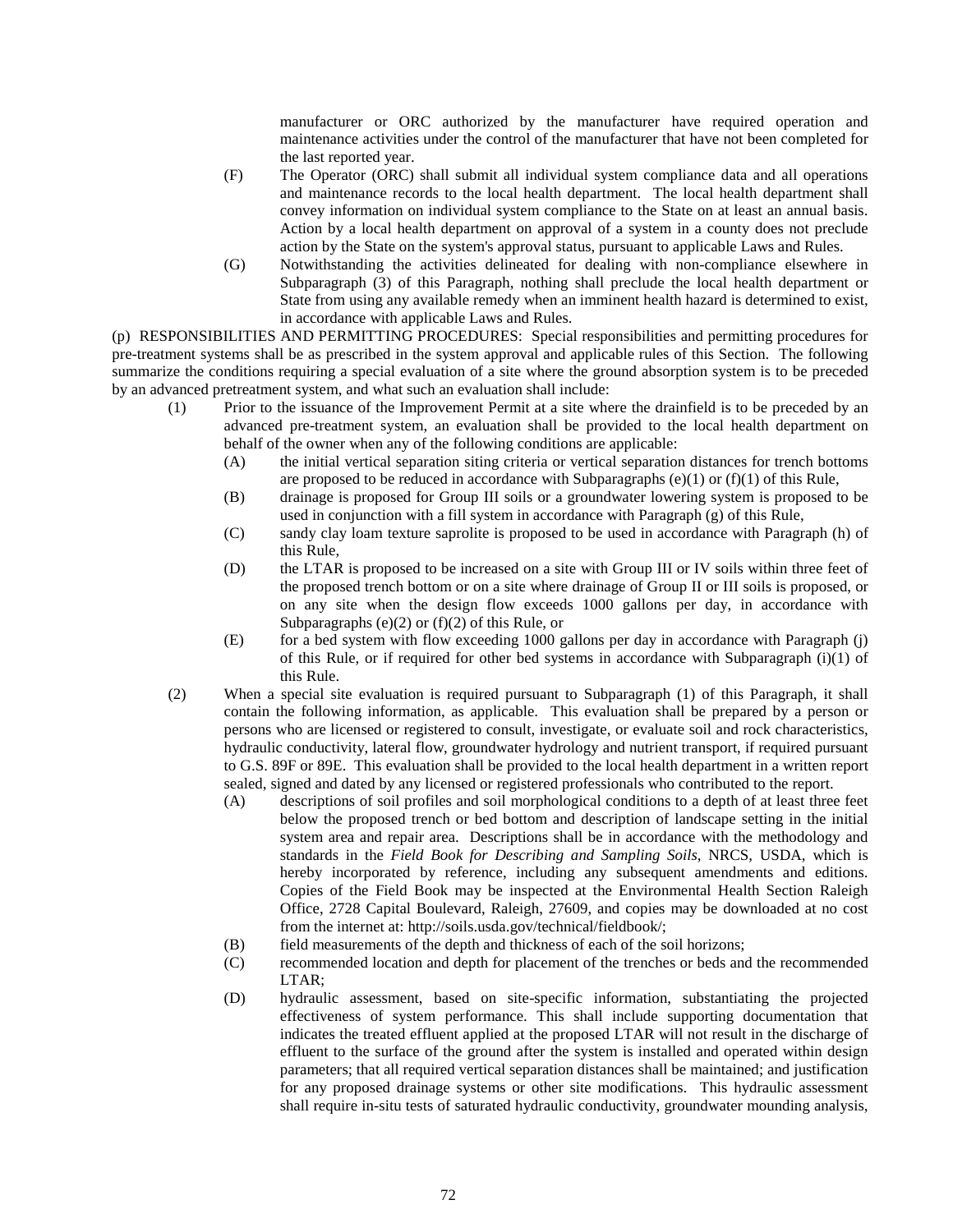manufacturer or ORC authorized by the manufacturer have required operation and maintenance activities under the control of the manufacturer that have not been completed for the last reported year.

- (F) The Operator (ORC) shall submit all individual system compliance data and all operations and maintenance records to the local health department. The local health department shall convey information on individual system compliance to the State on at least an annual basis. Action by a local health department on approval of a system in a county does not preclude action by the State on the system's approval status, pursuant to applicable Laws and Rules.
- (G) Notwithstanding the activities delineated for dealing with non-compliance elsewhere in Subparagraph (3) of this Paragraph, nothing shall preclude the local health department or State from using any available remedy when an imminent health hazard is determined to exist, in accordance with applicable Laws and Rules.

(p) RESPONSIBILITIES AND PERMITTING PROCEDURES: Special responsibilities and permitting procedures for pre-treatment systems shall be as prescribed in the system approval and applicable rules of this Section. The following summarize the conditions requiring a special evaluation of a site where the ground absorption system is to be preceded by an advanced pretreatment system, and what such an evaluation shall include:

- (1) Prior to the issuance of the Improvement Permit at a site where the drainfield is to be preceded by an advanced pre-treatment system, an evaluation shall be provided to the local health department on behalf of the owner when any of the following conditions are applicable:
  - (A) the initial vertical separation siting criteria or vertical separation distances for trench bottoms are proposed to be reduced in accordance with Subparagraphs (e)(1) or (f)(1) of this Rule,
  - (B) drainage is proposed for Group III soils or a groundwater lowering system is proposed to be used in conjunction with a fill system in accordance with Paragraph (g) of this Rule,
  - (C) sandy clay loam texture saprolite is proposed to be used in accordance with Paragraph (h) of this Rule,
  - (D) the LTAR is proposed to be increased on a site with Group III or IV soils within three feet of the proposed trench bottom or on a site where drainage of Group II or III soils is proposed, or on any site when the design flow exceeds 1000 gallons per day, in accordance with Subparagraphs (e)(2) or (f)(2) of this Rule, or
  - (E) for a bed system with flow exceeding 1000 gallons per day in accordance with Paragraph (j) of this Rule, or if required for other bed systems in accordance with Subparagraph (i)(1) of this Rule.
- (2) When a special site evaluation is required pursuant to Subparagraph (1) of this Paragraph, it shall contain the following information, as applicable. This evaluation shall be prepared by a person or persons who are licensed or registered to consult, investigate, or evaluate soil and rock characteristics, hydraulic conductivity, lateral flow, groundwater hydrology and nutrient transport, if required pursuant to G.S. 89F or 89E. This evaluation shall be provided to the local health department in a written report sealed, signed and dated by any licensed or registered professionals who contributed to the report.
  - (A) descriptions of soil profiles and soil morphological conditions to a depth of at least three feet below the proposed trench or bed bottom and description of landscape setting in the initial system area and repair area. Descriptions shall be in accordance with the methodology and standards in the *Field Book for Describing and Sampling Soils*, NRCS, USDA, which is hereby incorporated by reference, including any subsequent amendments and editions. Copies of the Field Book may be inspected at the Environmental Health Section Raleigh Office, 2728 Capital Boulevard, Raleigh, 27609, and copies may be downloaded at no cost from the internet at: http://soils.usda.gov/technical/fieldbook/;
  - (B) field measurements of the depth and thickness of each of the soil horizons;
  - (C) recommended location and depth for placement of the trenches or beds and the recommended LTAR;
  - (D) hydraulic assessment, based on site-specific information, substantiating the projected effectiveness of system performance. This shall include supporting documentation that indicates the treated effluent applied at the proposed LTAR will not result in the discharge of effluent to the surface of the ground after the system is installed and operated within design parameters; that all required vertical separation distances shall be maintained; and justification for any proposed drainage systems or other site modifications. This hydraulic assessment shall require in-situ tests of saturated hydraulic conductivity, groundwater mounding analysis,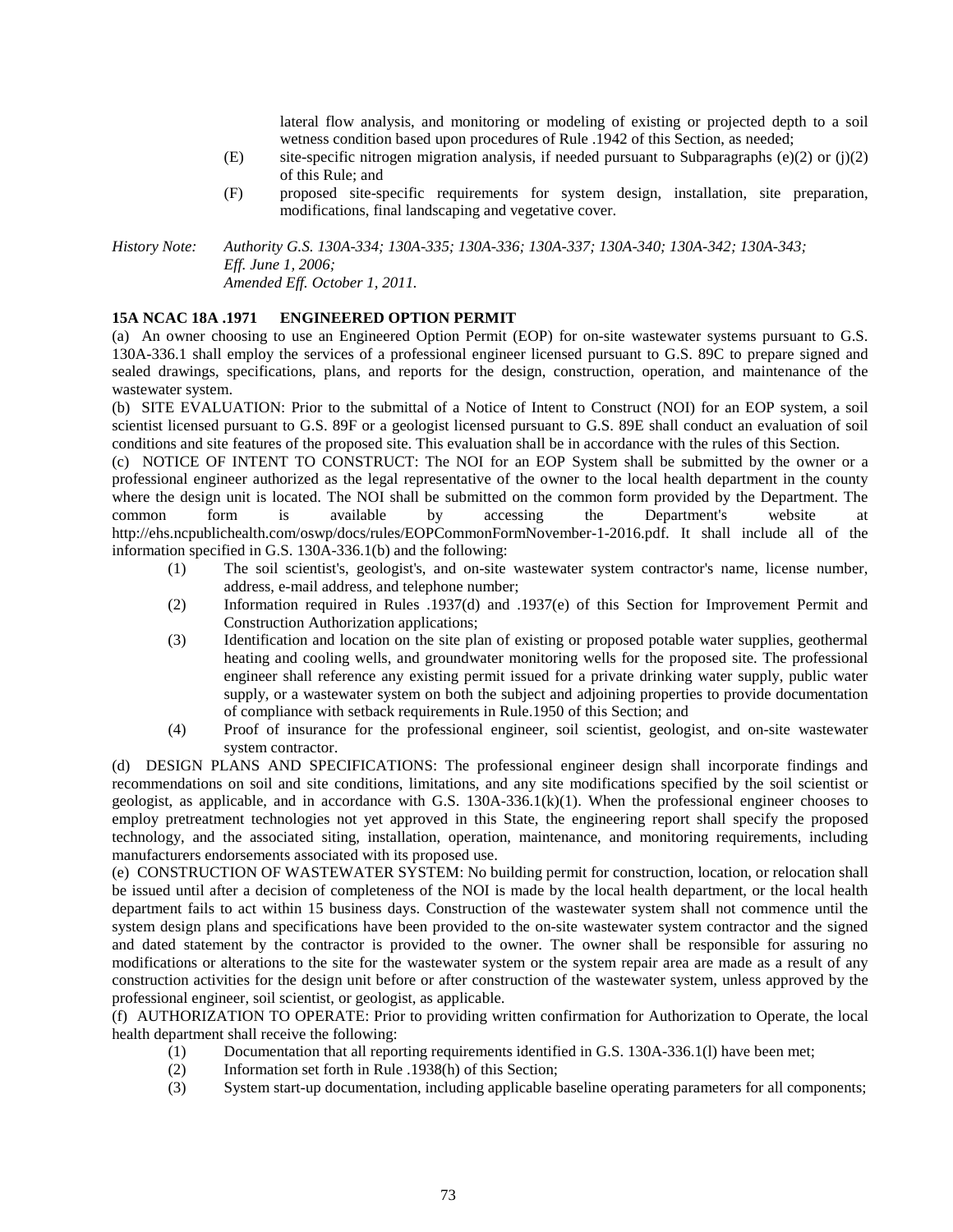lateral flow analysis, and monitoring or modeling of existing or projected depth to a soil wetness condition based upon procedures of Rule .1942 of this Section, as needed;

(E) site-specific nitrogen migration analysis, if needed pursuant to Subparagraphs (e)(2) or (j)(2) of this Rule; and

(F) proposed site-specific requirements for system design, installation, site preparation, modifications, final landscaping and vegetative cover.

*History Note: Authority G.S. 130A-334; 130A-335; 130A-336; 130A-337; 130A-340; 130A-342; 130A-343; Eff. June 1, 2006; Amended Eff. October 1, 2011.*

**15A NCAC 18A .1971 ENGINEERED OPTION PERMIT**

(a) An owner choosing to use an Engineered Option Permit (EOP) for on-site wastewater systems pursuant to G.S. 130A-336.1 shall employ the services of a professional engineer licensed pursuant to G.S. 89C to prepare signed and sealed drawings, specifications, plans, and reports for the design, construction, operation, and maintenance of the wastewater system.

(b) SITE EVALUATION: Prior to the submittal of a Notice of Intent to Construct (NOI) for an EOP system, a soil scientist licensed pursuant to G.S. 89F or a geologist licensed pursuant to G.S. 89E shall conduct an evaluation of soil conditions and site features of the proposed site. This evaluation shall be in accordance with the rules of this Section.

(c) NOTICE OF INTENT TO CONSTRUCT: The NOI for an EOP System shall be submitted by the owner or a professional engineer authorized as the legal representative of the owner to the local health department in the county where the design unit is located. The NOI shall be submitted on the common form provided by the Department. The common form is available by accessing the Department's website at http://ehs.ncpublichealth.com/oswp/docs/rules/EOPCommonFormNovember-1-2016.pdf. It shall include all of the information specified in G.S. 130A-336.1(b) and the following:

(1) The soil scientist's, geologist's, and on-site wastewater system contractor's name, license number, address, e-mail address, and telephone number;

(2) Information required in Rules .1937(d) and .1937(e) of this Section for Improvement Permit and Construction Authorization applications;

(3) Identification and location on the site plan of existing or proposed potable water supplies, geothermal heating and cooling wells, and groundwater monitoring wells for the proposed site. The professional engineer shall reference any existing permit issued for a private drinking water supply, public water supply, or a wastewater system on both the subject and adjoining properties to provide documentation of compliance with setback requirements in Rule.1950 of this Section; and

(4) Proof of insurance for the professional engineer, soil scientist, geologist, and on-site wastewater system contractor.

(d) DESIGN PLANS AND SPECIFICATIONS: The professional engineer design shall incorporate findings and recommendations on soil and site conditions, limitations, and any site modifications specified by the soil scientist or geologist, as applicable, and in accordance with G.S. 130A-336.1(k)(1). When the professional engineer chooses to employ pretreatment technologies not yet approved in this State, the engineering report shall specify the proposed technology, and the associated siting, installation, operation, maintenance, and monitoring requirements, including manufacturers endorsements associated with its proposed use.

(e) CONSTRUCTION OF WASTEWATER SYSTEM: No building permit for construction, location, or relocation shall be issued until after a decision of completeness of the NOI is made by the local health department, or the local health department fails to act within 15 business days. Construction of the wastewater system shall not commence until the system design plans and specifications have been provided to the on-site wastewater system contractor and the signed and dated statement by the contractor is provided to the owner. The owner shall be responsible for assuring no modifications or alterations to the site for the wastewater system or the system repair area are made as a result of any construction activities for the design unit before or after construction of the wastewater system, unless approved by the professional engineer, soil scientist, or geologist, as applicable.

(f) AUTHORIZATION TO OPERATE: Prior to providing written confirmation for Authorization to Operate, the local health department shall receive the following:

(1) Documentation that all reporting requirements identified in G.S. 130A-336.1(l) have been met;

(2) Information set forth in Rule .1938(h) of this Section;

(3) System start-up documentation, including applicable baseline operating parameters for all components;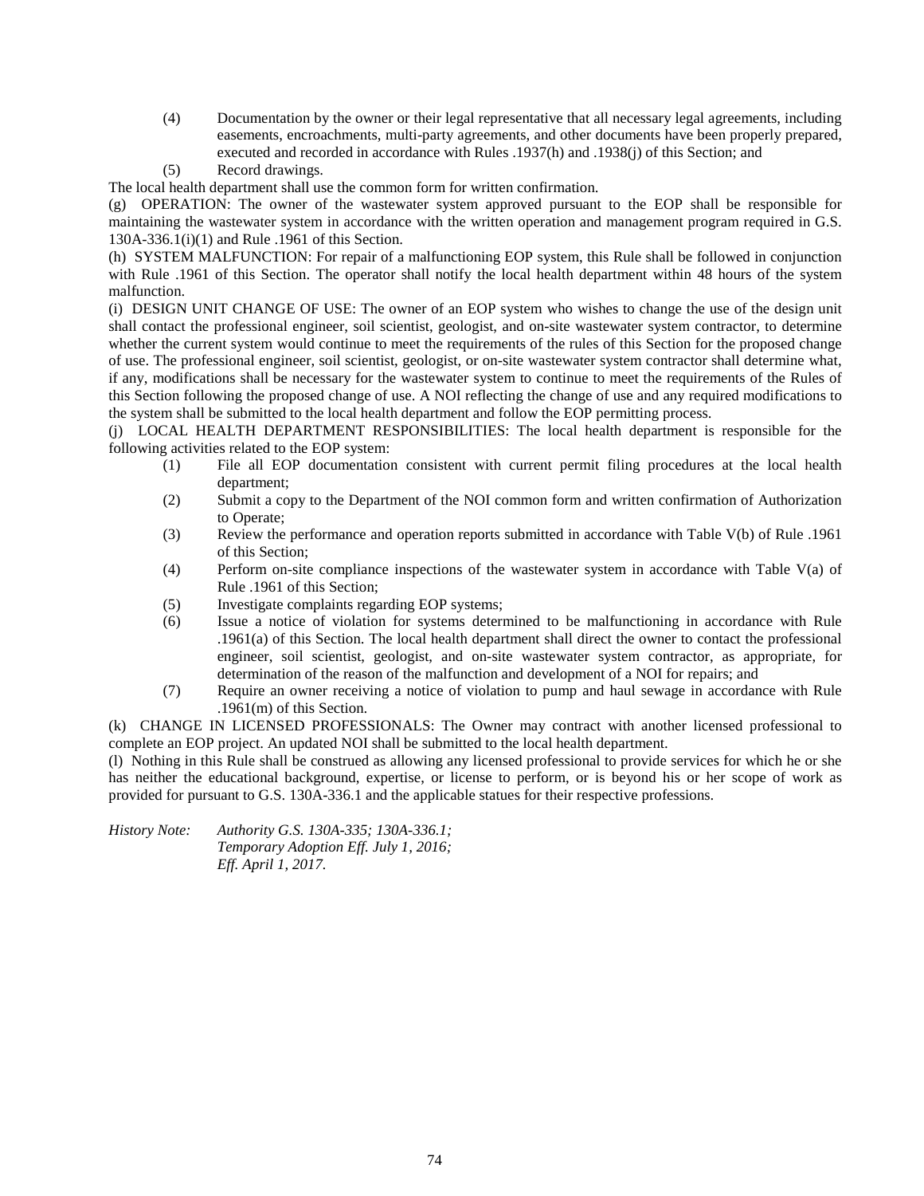(4) Documentation by the owner or their legal representative that all necessary legal agreements, including easements, encroachments, multi-party agreements, and other documents have been properly prepared, executed and recorded in accordance with Rules .1937(h) and .1938(j) of this Section; and

(5) Record drawings.

The local health department shall use the common form for written confirmation.

(g) OPERATION: The owner of the wastewater system approved pursuant to the EOP shall be responsible for maintaining the wastewater system in accordance with the written operation and management program required in G.S. 130A-336.1(i)(1) and Rule .1961 of this Section.

(h) SYSTEM MALFUNCTION: For repair of a malfunctioning EOP system, this Rule shall be followed in conjunction with Rule .1961 of this Section. The operator shall notify the local health department within 48 hours of the system malfunction.

(i) DESIGN UNIT CHANGE OF USE: The owner of an EOP system who wishes to change the use of the design unit shall contact the professional engineer, soil scientist, geologist, and on-site wastewater system contractor, to determine whether the current system would continue to meet the requirements of the rules of this Section for the proposed change of use. The professional engineer, soil scientist, geologist, or on-site wastewater system contractor shall determine what, if any, modifications shall be necessary for the wastewater system to continue to meet the requirements of the Rules of this Section following the proposed change of use. A NOI reflecting the change of use and any required modifications to the system shall be submitted to the local health department and follow the EOP permitting process.

(j) LOCAL HEALTH DEPARTMENT RESPONSIBILITIES: The local health department is responsible for the following activities related to the EOP system:

(1) File all EOP documentation consistent with current permit filing procedures at the local health department;

(2) Submit a copy to the Department of the NOI common form and written confirmation of Authorization to Operate;

(3) Review the performance and operation reports submitted in accordance with Table V(b) of Rule .1961 of this Section;

(4) Perform on-site compliance inspections of the wastewater system in accordance with Table V(a) of Rule .1961 of this Section;

(5) Investigate complaints regarding EOP systems;

(6) Issue a notice of violation for systems determined to be malfunctioning in accordance with Rule .1961(a) of this Section. The local health department shall direct the owner to contact the professional engineer, soil scientist, geologist, and on-site wastewater system contractor, as appropriate, for determination of the reason of the malfunction and development of a NOI for repairs; and

(7) Require an owner receiving a notice of violation to pump and haul sewage in accordance with Rule .1961(m) of this Section.

(k) CHANGE IN LICENSED PROFESSIONALS: The Owner may contract with another licensed professional to complete an EOP project. An updated NOI shall be submitted to the local health department.

(l) Nothing in this Rule shall be construed as allowing any licensed professional to provide services for which he or she has neither the educational background, expertise, or license to perform, or is beyond his or her scope of work as provided for pursuant to G.S. 130A-336.1 and the applicable statues for their respective professions.

*History Note: Authority G.S. 130A-335; 130A-336.1;*
*Temporary Adoption Eff. July 1, 2016;*
*Eff. April 1, 2017.*